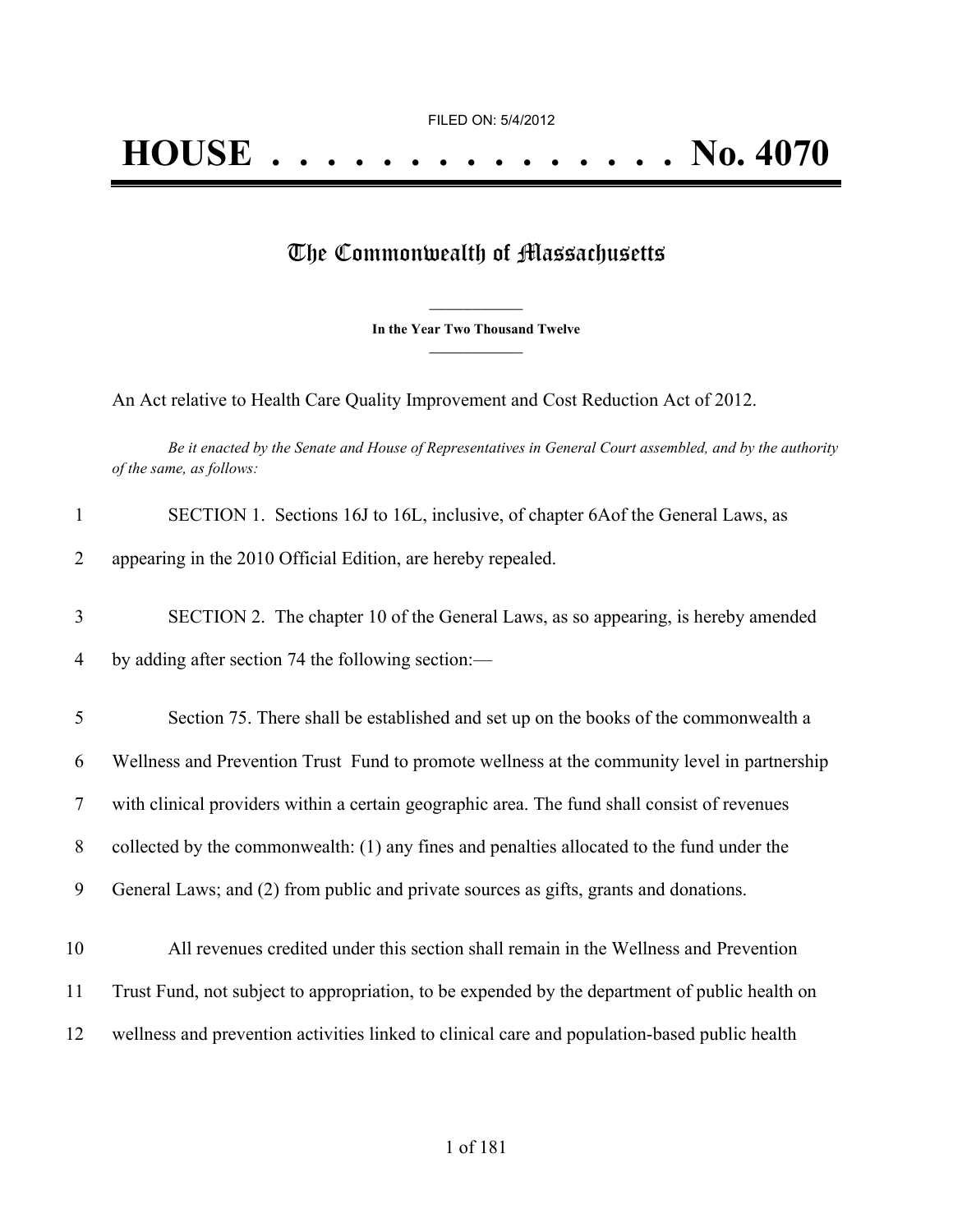FILED ON: 5/4/2012

# HOUSE . . . . . . . . . . . . . . . No. 4070

## The Commonwealth of Massachusetts

**In the Year Two Thousand Twelve**

An Act relative to Health Care Quality Improvement and Cost Reduction Act of 2012.

*Be it enacted by the Senate and House of Representatives in General Court assembled, and by the authority of the same, as follows:*

SECTION 1. Sections 16J to 16L, inclusive, of chapter 6Aof the General Laws, as appearing in the 2010 Official Edition, are hereby repealed.

SECTION 2. The chapter 10 of the General Laws, as so appearing, is hereby amended by adding after section 74 the following section:—

Section 75. There shall be established and set up on the books of the commonwealth a Wellness and Prevention Trust Fund to promote wellness at the community level in partnership with clinical providers within a certain geographic area. The fund shall consist of revenues collected by the commonwealth: (1) any fines and penalties allocated to the fund under the General Laws; and (2) from public and private sources as gifts, grants and donations.

All revenues credited under this section shall remain in the Wellness and Prevention Trust Fund, not subject to appropriation, to be expended by the department of public health on wellness and prevention activities linked to clinical care and population-based public health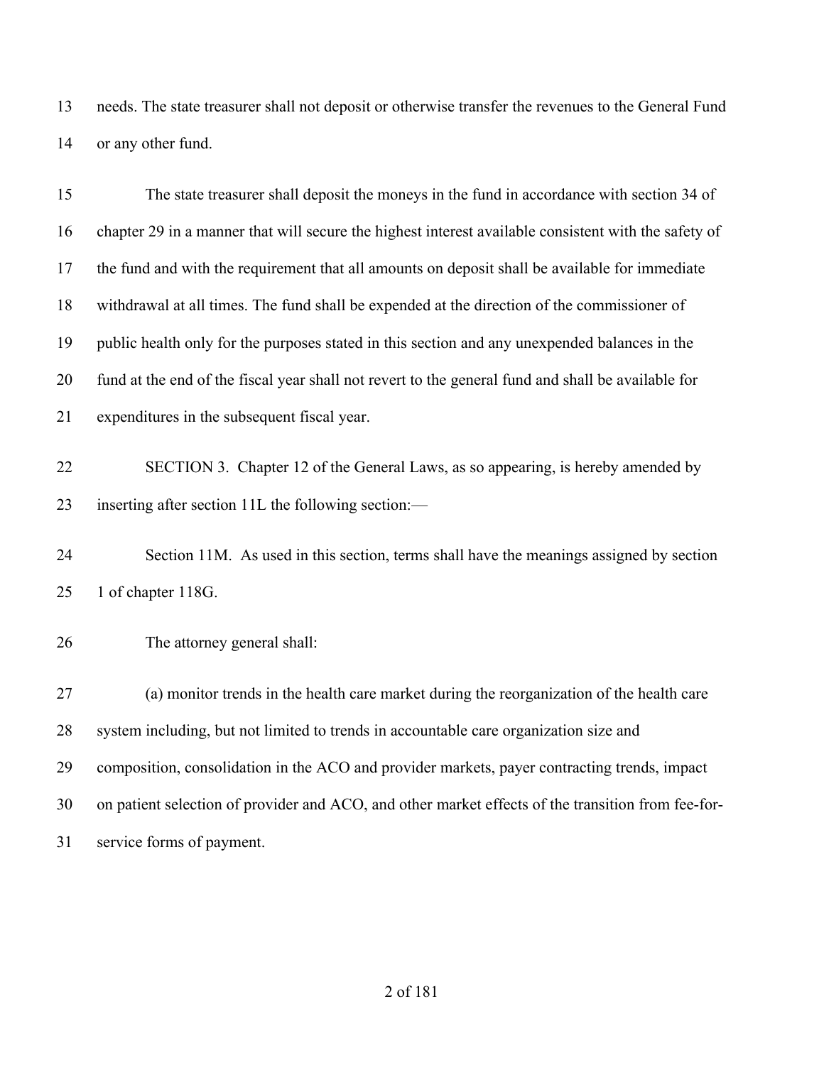needs. The state treasurer shall not deposit or otherwise transfer the revenues to the General Fund or any other fund.

The state treasurer shall deposit the moneys in the fund in accordance with section 34 of chapter 29 in a manner that will secure the highest interest available consistent with the safety of the fund and with the requirement that all amounts on deposit shall be available for immediate withdrawal at all times. The fund shall be expended at the direction of the commissioner of public health only for the purposes stated in this section and any unexpended balances in the fund at the end of the fiscal year shall not revert to the general fund and shall be available for expenditures in the subsequent fiscal year.

SECTION 3. Chapter 12 of the General Laws, as so appearing, is hereby amended by inserting after section 11L the following section:—

Section 11M. As used in this section, terms shall have the meanings assigned by section 1 of chapter 118G.

The attorney general shall:

(a) monitor trends in the health care market during the reorganization of the health care system including, but not limited to trends in accountable care organization size and composition, consolidation in the ACO and provider markets, payer contracting trends, impact on patient selection of provider and ACO, and other market effects of the transition from fee-for-service forms of payment.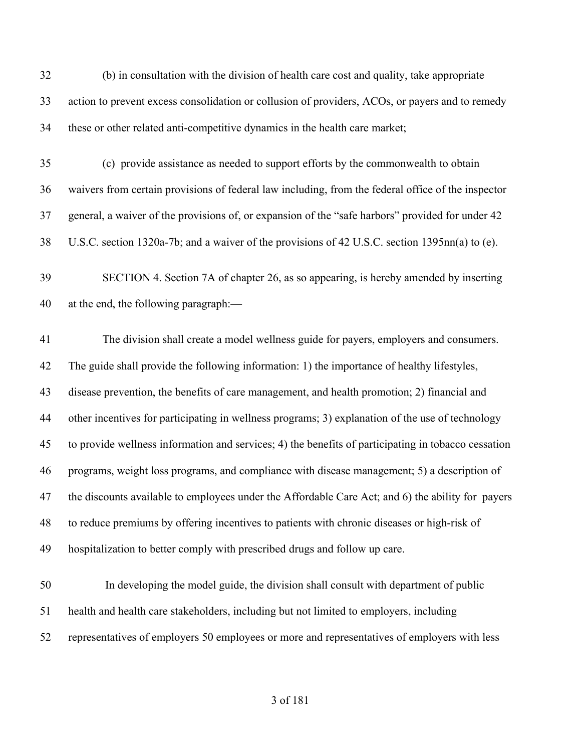32 (b) in consultation with the division of health care cost and quality, take appropriate
33 action to prevent excess consolidation or collusion of providers, ACOs, or payers and to remedy
34 these or other related anti-competitive dynamics in the health care market;

35 (c) provide assistance as needed to support efforts by the commonwealth to obtain
36 waivers from certain provisions of federal law including, from the federal office of the inspector
37 general, a waiver of the provisions of, or expansion of the "safe harbors" provided for under 42
38 U.S.C. section 1320a-7b; and a waiver of the provisions of 42 U.S.C. section 1395nn(a) to (e).

39 SECTION 4. Section 7A of chapter 26, as so appearing, is hereby amended by inserting
40 at the end, the following paragraph:—

41 The division shall create a model wellness guide for payers, employers and consumers.
42 The guide shall provide the following information: 1) the importance of healthy lifestyles,
43 disease prevention, the benefits of care management, and health promotion; 2) financial and
44 other incentives for participating in wellness programs; 3) explanation of the use of technology
45 to provide wellness information and services; 4) the benefits of participating in tobacco cessation
46 programs, weight loss programs, and compliance with disease management; 5) a description of
47 the discounts available to employees under the Affordable Care Act; and 6) the ability for payers
48 to reduce premiums by offering incentives to patients with chronic diseases or high-risk of
49 hospitalization to better comply with prescribed drugs and follow up care.

50 In developing the model guide, the division shall consult with department of public
51 health and health care stakeholders, including but not limited to employers, including
52 representatives of employers 50 employees or more and representatives of employers with less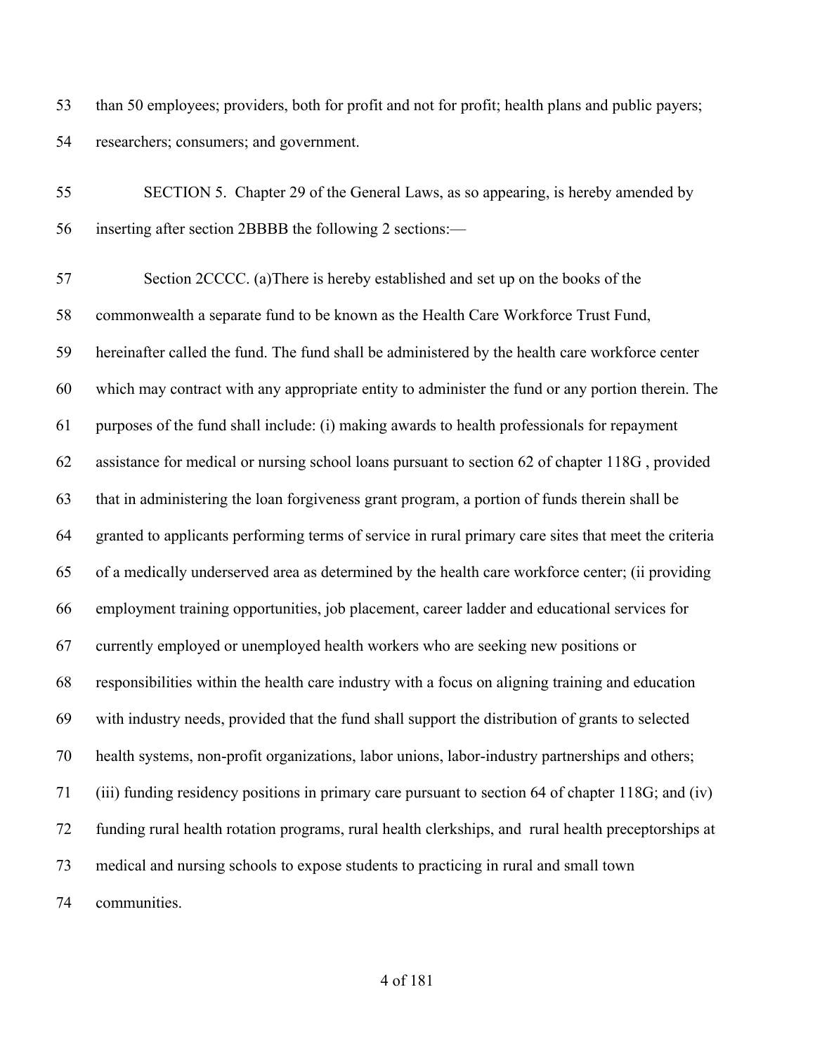than 50 employees; providers, both for profit and not for profit; health plans and public payers; researchers; consumers; and government.

SECTION 5. Chapter 29 of the General Laws, as so appearing, is hereby amended by inserting after section 2BBBB the following 2 sections:—

Section 2CCCC. (a)There is hereby established and set up on the books of the commonwealth a separate fund to be known as the Health Care Workforce Trust Fund, hereinafter called the fund. The fund shall be administered by the health care workforce center which may contract with any appropriate entity to administer the fund or any portion therein. The purposes of the fund shall include: (i) making awards to health professionals for repayment assistance for medical or nursing school loans pursuant to section 62 of chapter 118G , provided that in administering the loan forgiveness grant program, a portion of funds therein shall be granted to applicants performing terms of service in rural primary care sites that meet the criteria of a medically underserved area as determined by the health care workforce center; (ii providing employment training opportunities, job placement, career ladder and educational services for currently employed or unemployed health workers who are seeking new positions or responsibilities within the health care industry with a focus on aligning training and education with industry needs, provided that the fund shall support the distribution of grants to selected health systems, non-profit organizations, labor unions, labor-industry partnerships and others; (iii) funding residency positions in primary care pursuant to section 64 of chapter 118G; and (iv) funding rural health rotation programs, rural health clerkships, and rural health preceptorships at medical and nursing schools to expose students to practicing in rural and small town communities.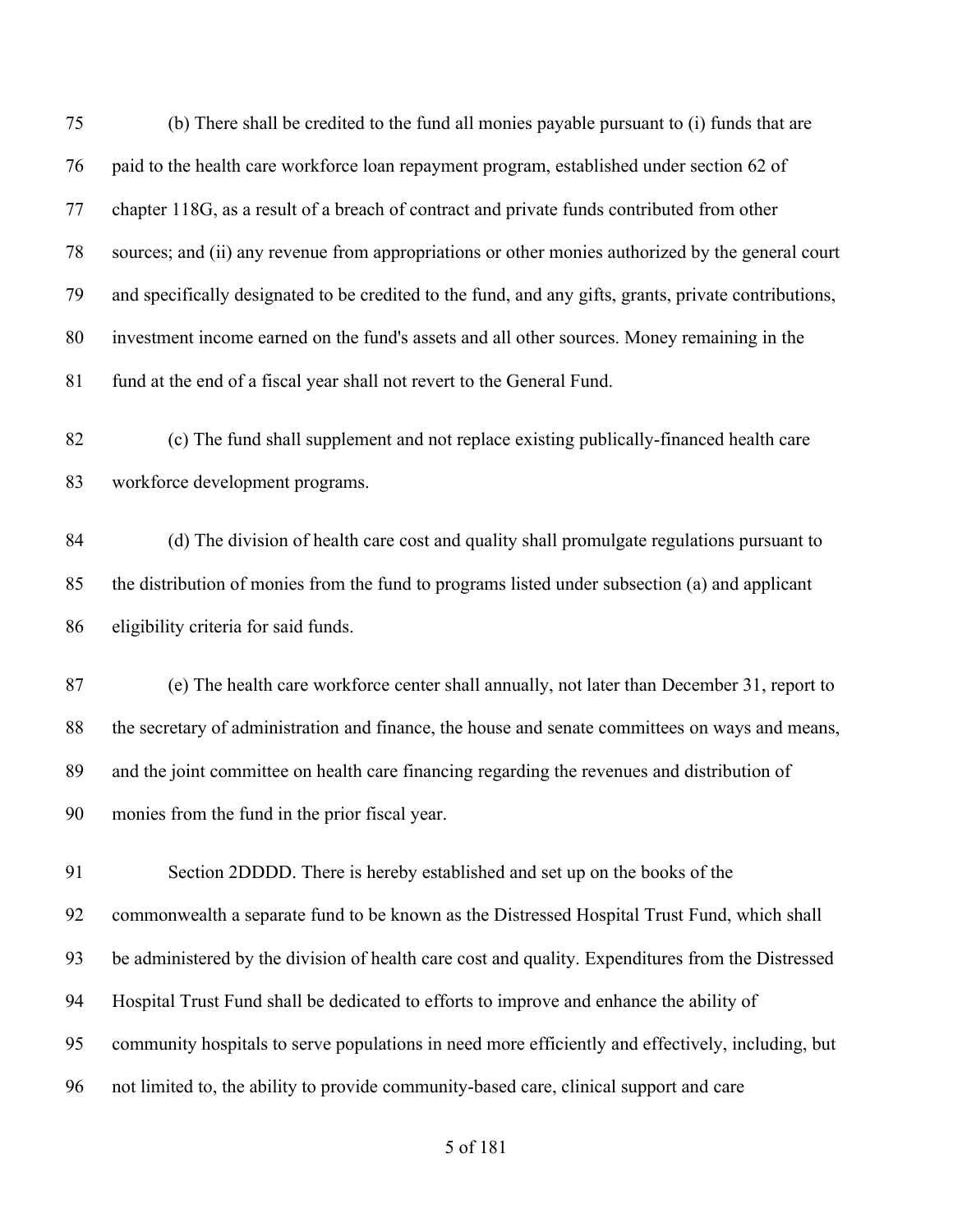(b) There shall be credited to the fund all monies payable pursuant to (i) funds that are paid to the health care workforce loan repayment program, established under section 62 of chapter 118G, as a result of a breach of contract and private funds contributed from other sources; and (ii) any revenue from appropriations or other monies authorized by the general court and specifically designated to be credited to the fund, and any gifts, grants, private contributions, investment income earned on the fund's assets and all other sources. Money remaining in the fund at the end of a fiscal year shall not revert to the General Fund.

(c) The fund shall supplement and not replace existing publically-financed health care workforce development programs.

(d) The division of health care cost and quality shall promulgate regulations pursuant to the distribution of monies from the fund to programs listed under subsection (a) and applicant eligibility criteria for said funds.

(e) The health care workforce center shall annually, not later than December 31, report to the secretary of administration and finance, the house and senate committees on ways and means, and the joint committee on health care financing regarding the revenues and distribution of monies from the fund in the prior fiscal year.

Section 2DDDD. There is hereby established and set up on the books of the commonwealth a separate fund to be known as the Distressed Hospital Trust Fund, which shall be administered by the division of health care cost and quality. Expenditures from the Distressed Hospital Trust Fund shall be dedicated to efforts to improve and enhance the ability of community hospitals to serve populations in need more efficiently and effectively, including, but not limited to, the ability to provide community-based care, clinical support and care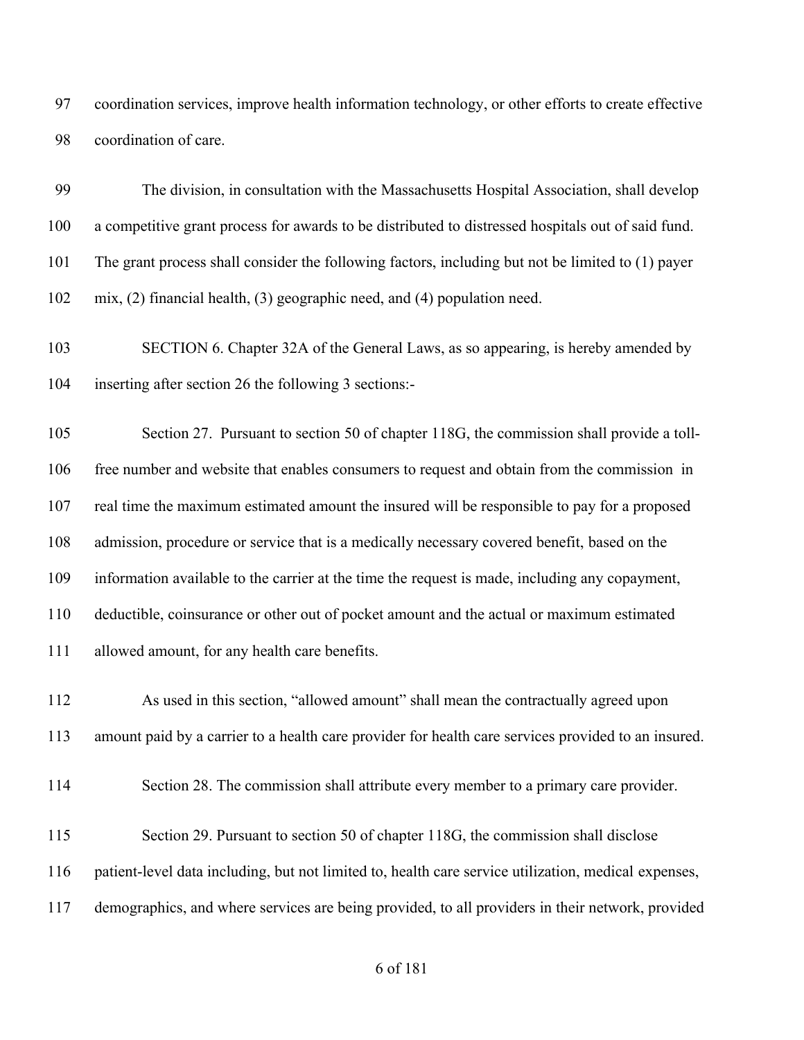coordination services, improve health information technology, or other efforts to create effective coordination of care.

The division, in consultation with the Massachusetts Hospital Association, shall develop a competitive grant process for awards to be distributed to distressed hospitals out of said fund. The grant process shall consider the following factors, including but not be limited to (1) payer mix, (2) financial health, (3) geographic need, and (4) population need.

SECTION 6. Chapter 32A of the General Laws, as so appearing, is hereby amended by inserting after section 26 the following 3 sections:-

Section 27. Pursuant to section 50 of chapter 118G, the commission shall provide a toll-free number and website that enables consumers to request and obtain from the commission in real time the maximum estimated amount the insured will be responsible to pay for a proposed admission, procedure or service that is a medically necessary covered benefit, based on the information available to the carrier at the time the request is made, including any copayment, deductible, coinsurance or other out of pocket amount and the actual or maximum estimated allowed amount, for any health care benefits.

As used in this section, "allowed amount" shall mean the contractually agreed upon amount paid by a carrier to a health care provider for health care services provided to an insured.

Section 28. The commission shall attribute every member to a primary care provider.

Section 29. Pursuant to section 50 of chapter 118G, the commission shall disclose patient-level data including, but not limited to, health care service utilization, medical expenses, demographics, and where services are being provided, to all providers in their network, provided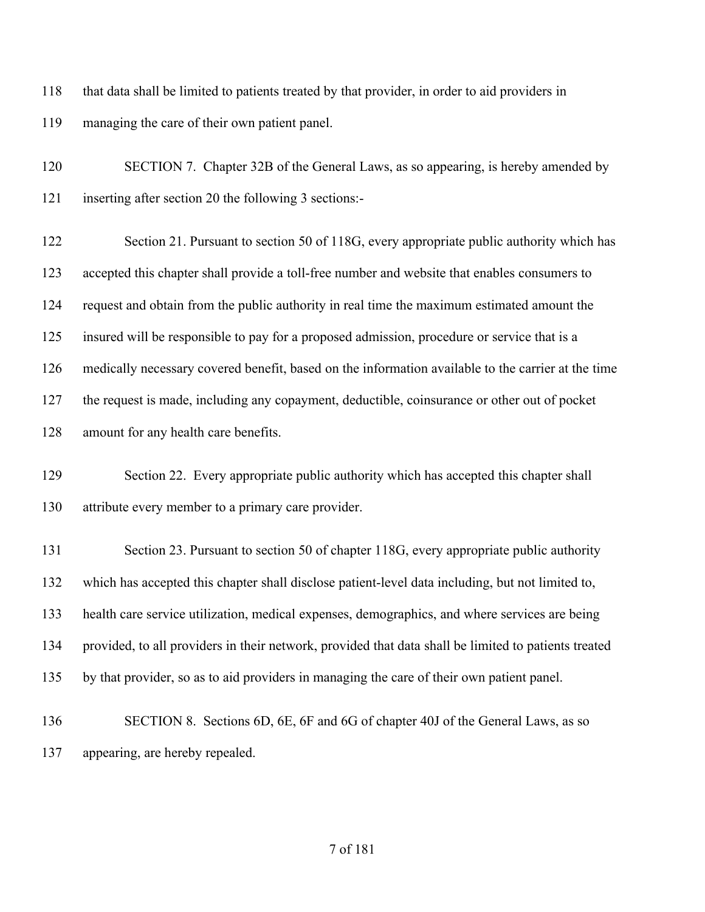that data shall be limited to patients treated by that provider, in order to aid providers in managing the care of their own patient panel.

SECTION 7. Chapter 32B of the General Laws, as so appearing, is hereby amended by inserting after section 20 the following 3 sections:-

Section 21. Pursuant to section 50 of 118G, every appropriate public authority which has accepted this chapter shall provide a toll-free number and website that enables consumers to request and obtain from the public authority in real time the maximum estimated amount the insured will be responsible to pay for a proposed admission, procedure or service that is a medically necessary covered benefit, based on the information available to the carrier at the time the request is made, including any copayment, deductible, coinsurance or other out of pocket amount for any health care benefits.

Section 22. Every appropriate public authority which has accepted this chapter shall attribute every member to a primary care provider.

Section 23. Pursuant to section 50 of chapter 118G, every appropriate public authority which has accepted this chapter shall disclose patient-level data including, but not limited to, health care service utilization, medical expenses, demographics, and where services are being provided, to all providers in their network, provided that data shall be limited to patients treated by that provider, so as to aid providers in managing the care of their own patient panel.

SECTION 8. Sections 6D, 6E, 6F and 6G of chapter 40J of the General Laws, as so appearing, are hereby repealed.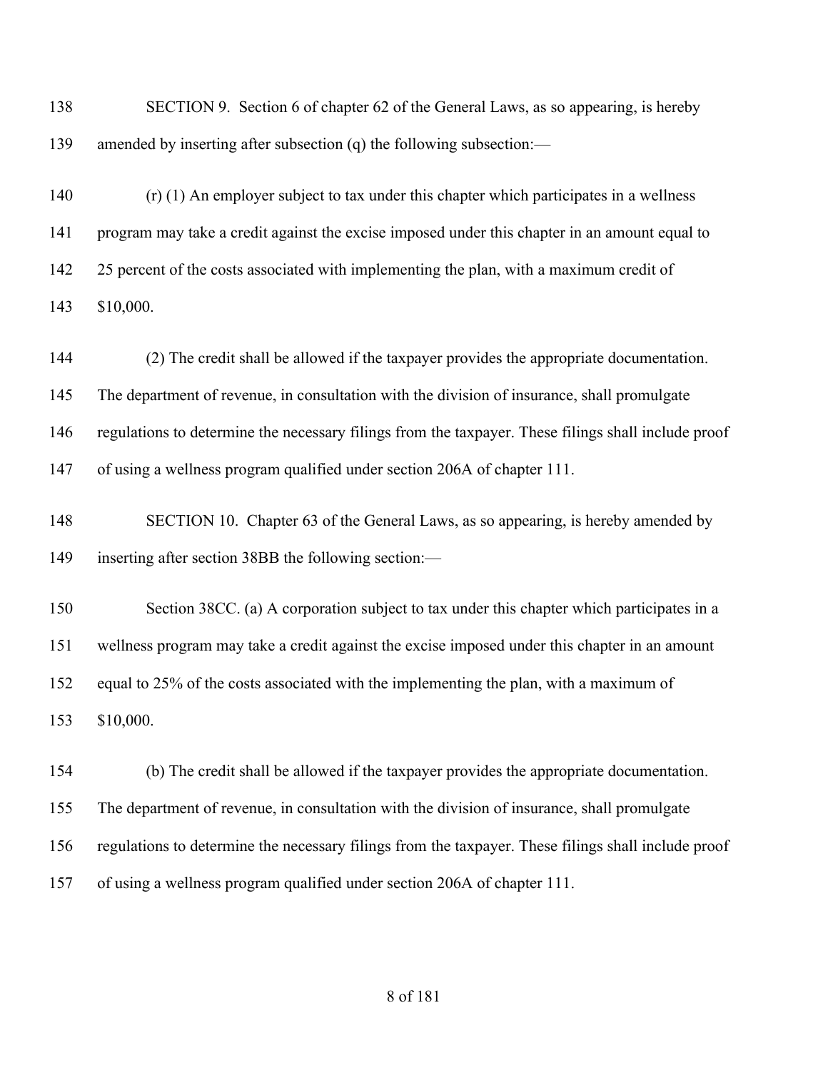SECTION 9. Section 6 of chapter 62 of the General Laws, as so appearing, is hereby amended by inserting after subsection (q) the following subsection:—

(r) (1) An employer subject to tax under this chapter which participates in a wellness program may take a credit against the excise imposed under this chapter in an amount equal to 25 percent of the costs associated with implementing the plan, with a maximum credit of $10,000.

(2) The credit shall be allowed if the taxpayer provides the appropriate documentation. The department of revenue, in consultation with the division of insurance, shall promulgate regulations to determine the necessary filings from the taxpayer. These filings shall include proof of using a wellness program qualified under section 206A of chapter 111.

SECTION 10. Chapter 63 of the General Laws, as so appearing, is hereby amended by inserting after section 38BB the following section:—

Section 38CC. (a) A corporation subject to tax under this chapter which participates in a wellness program may take a credit against the excise imposed under this chapter in an amount equal to 25% of the costs associated with the implementing the plan, with a maximum of $10,000.

(b) The credit shall be allowed if the taxpayer provides the appropriate documentation. The department of revenue, in consultation with the division of insurance, shall promulgate regulations to determine the necessary filings from the taxpayer. These filings shall include proof of using a wellness program qualified under section 206A of chapter 111.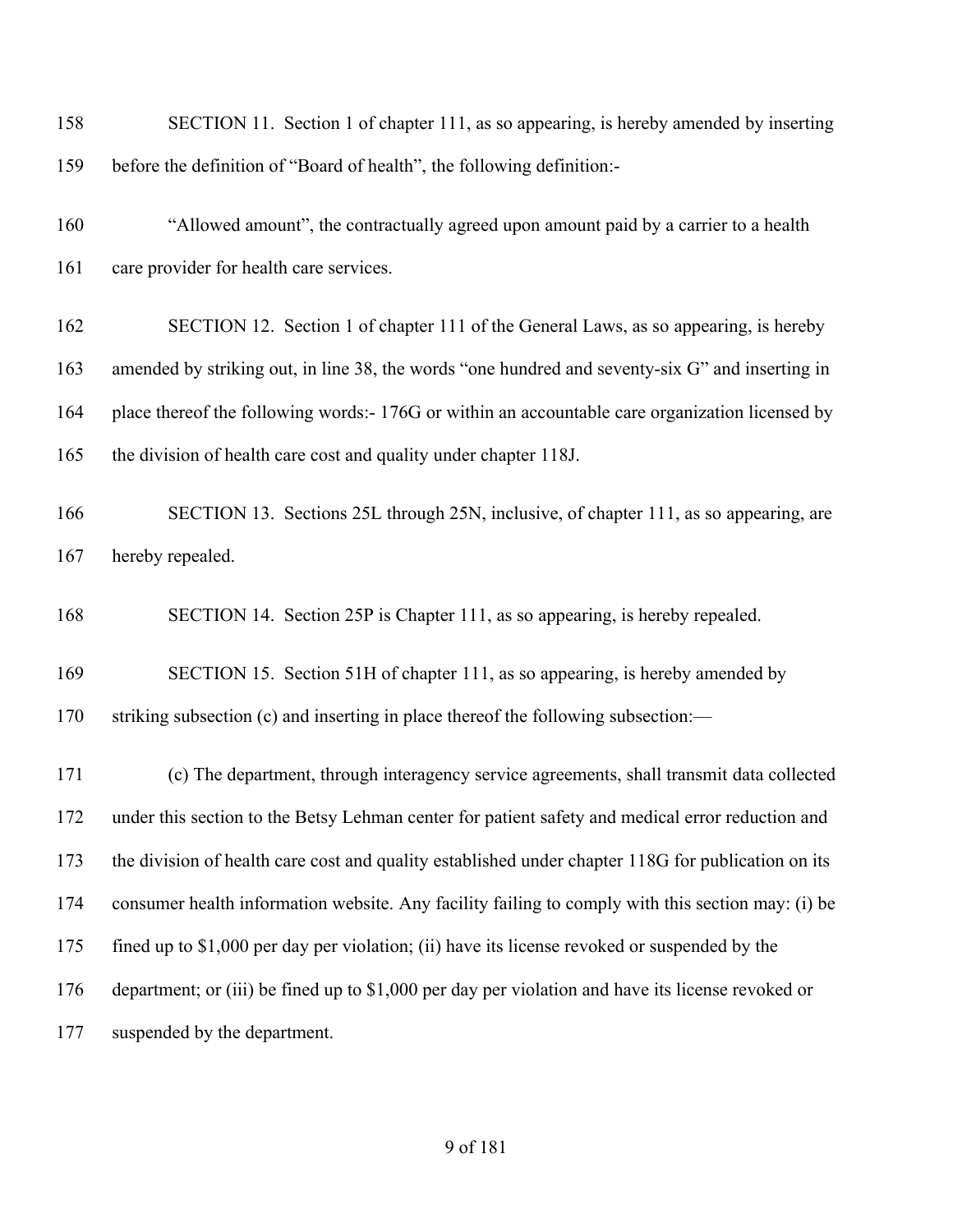158 SECTION 11. Section 1 of chapter 111, as so appearing, is hereby amended by inserting
159 before the definition of "Board of health", the following definition:-

160 "Allowed amount", the contractually agreed upon amount paid by a carrier to a health
161 care provider for health care services.

162 SECTION 12. Section 1 of chapter 111 of the General Laws, as so appearing, is hereby
163 amended by striking out, in line 38, the words "one hundred and seventy-six G" and inserting in
164 place thereof the following words:- 176G or within an accountable care organization licensed by
165 the division of health care cost and quality under chapter 118J.

166 SECTION 13. Sections 25L through 25N, inclusive, of chapter 111, as so appearing, are
167 hereby repealed.

168 SECTION 14. Section 25P is Chapter 111, as so appearing, is hereby repealed.

169 SECTION 15. Section 51H of chapter 111, as so appearing, is hereby amended by
170 striking subsection (c) and inserting in place thereof the following subsection:—

171 (c) The department, through interagency service agreements, shall transmit data collected
172 under this section to the Betsy Lehman center for patient safety and medical error reduction and
173 the division of health care cost and quality established under chapter 118G for publication on its
174 consumer health information website. Any facility failing to comply with this section may: (i) be
175 fined up to $1,000 per day per violation; (ii) have its license revoked or suspended by the
176 department; or (iii) be fined up to $1,000 per day per violation and have its license revoked or
177 suspended by the department.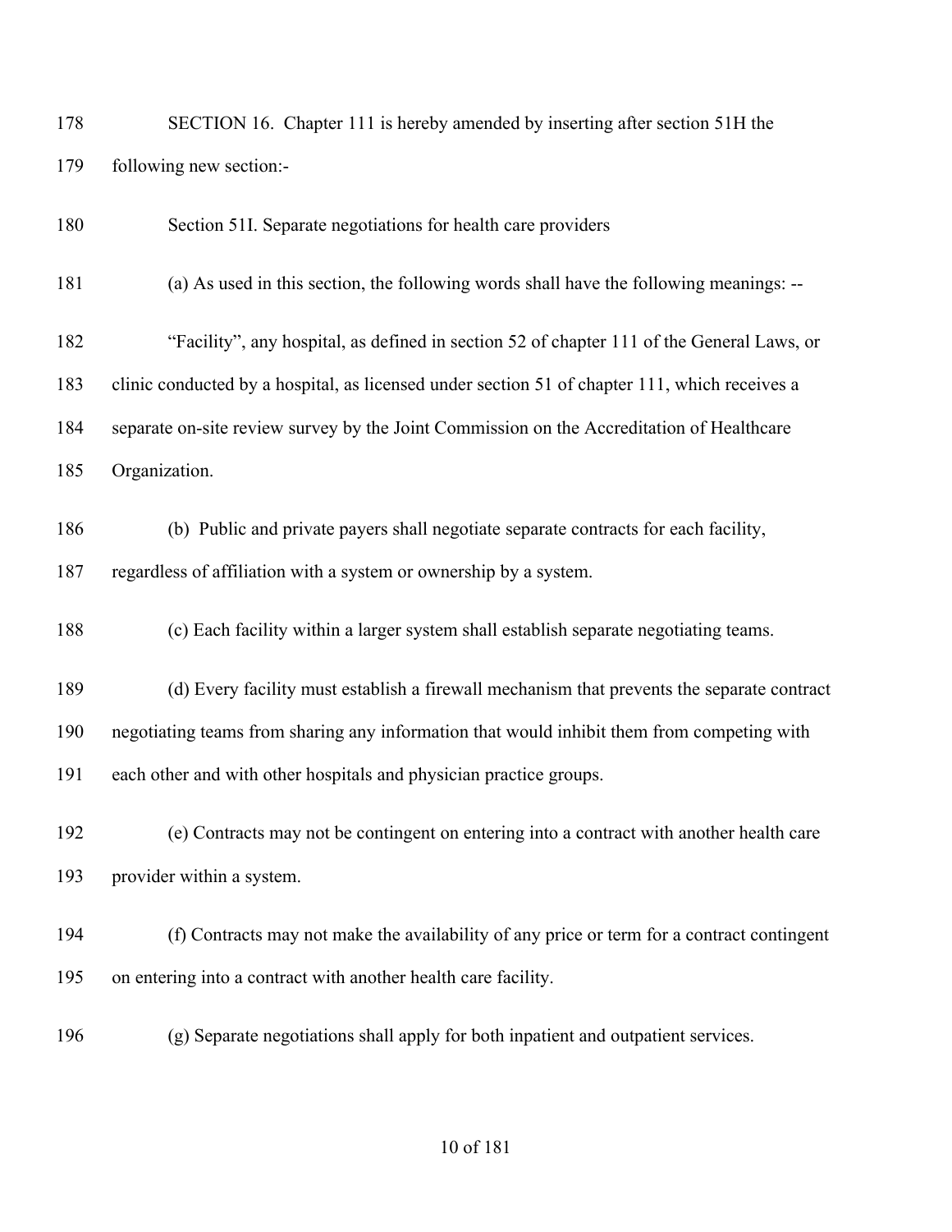SECTION 16. Chapter 111 is hereby amended by inserting after section 51H the following new section:-

Section 51I. Separate negotiations for health care providers

(a) As used in this section, the following words shall have the following meanings: --

"Facility", any hospital, as defined in section 52 of chapter 111 of the General Laws, or clinic conducted by a hospital, as licensed under section 51 of chapter 111, which receives a separate on-site review survey by the Joint Commission on the Accreditation of Healthcare Organization.

(b) Public and private payers shall negotiate separate contracts for each facility, regardless of affiliation with a system or ownership by a system.

(c) Each facility within a larger system shall establish separate negotiating teams.

(d) Every facility must establish a firewall mechanism that prevents the separate contract negotiating teams from sharing any information that would inhibit them from competing with each other and with other hospitals and physician practice groups.

(e) Contracts may not be contingent on entering into a contract with another health care provider within a system.

(f) Contracts may not make the availability of any price or term for a contract contingent on entering into a contract with another health care facility.

(g) Separate negotiations shall apply for both inpatient and outpatient services.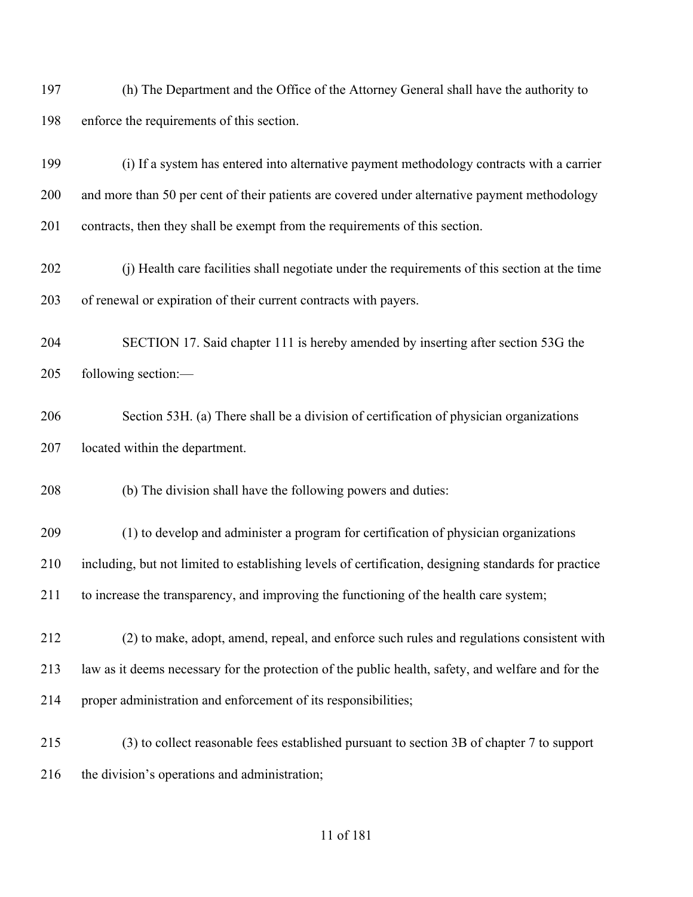(h) The Department and the Office of the Attorney General shall have the authority to enforce the requirements of this section.

(i) If a system has entered into alternative payment methodology contracts with a carrier and more than 50 per cent of their patients are covered under alternative payment methodology contracts, then they shall be exempt from the requirements of this section.

(j) Health care facilities shall negotiate under the requirements of this section at the time of renewal or expiration of their current contracts with payers.

SECTION 17. Said chapter 111 is hereby amended by inserting after section 53G the following section:—

Section 53H. (a) There shall be a division of certification of physician organizations located within the department.

(b) The division shall have the following powers and duties:

(1) to develop and administer a program for certification of physician organizations including, but not limited to establishing levels of certification, designing standards for practice to increase the transparency, and improving the functioning of the health care system;

(2) to make, adopt, amend, repeal, and enforce such rules and regulations consistent with law as it deems necessary for the protection of the public health, safety, and welfare and for the proper administration and enforcement of its responsibilities;

(3) to collect reasonable fees established pursuant to section 3B of chapter 7 to support the division's operations and administration;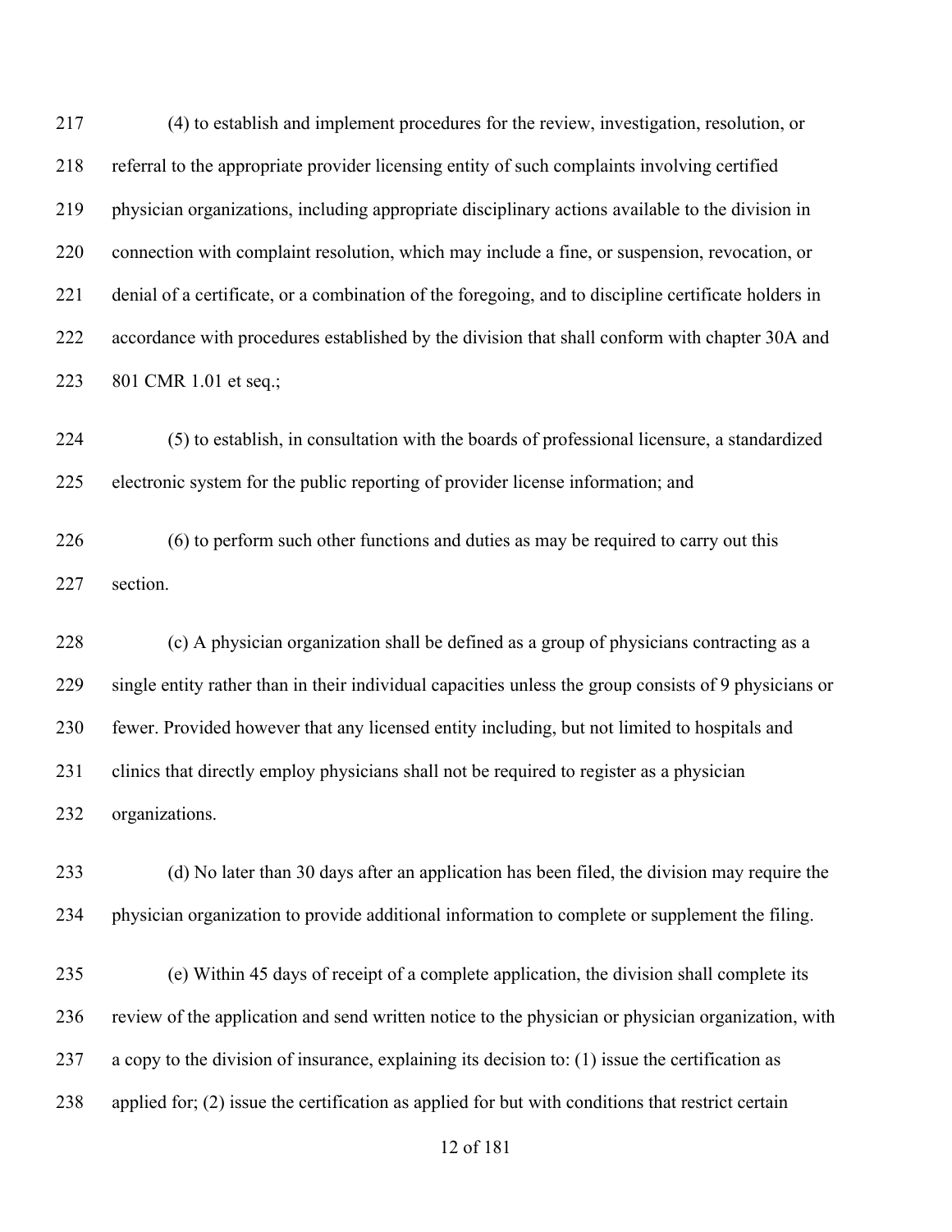(4) to establish and implement procedures for the review, investigation, resolution, or referral to the appropriate provider licensing entity of such complaints involving certified physician organizations, including appropriate disciplinary actions available to the division in connection with complaint resolution, which may include a fine, or suspension, revocation, or denial of a certificate, or a combination of the foregoing, and to discipline certificate holders in accordance with procedures established by the division that shall conform with chapter 30A and 801 CMR 1.01 et seq.;

(5) to establish, in consultation with the boards of professional licensure, a standardized electronic system for the public reporting of provider license information; and

(6) to perform such other functions and duties as may be required to carry out this section.

(c) A physician organization shall be defined as a group of physicians contracting as a single entity rather than in their individual capacities unless the group consists of 9 physicians or fewer. Provided however that any licensed entity including, but not limited to hospitals and clinics that directly employ physicians shall not be required to register as a physician organizations.

(d) No later than 30 days after an application has been filed, the division may require the physician organization to provide additional information to complete or supplement the filing.

(e) Within 45 days of receipt of a complete application, the division shall complete its review of the application and send written notice to the physician or physician organization, with a copy to the division of insurance, explaining its decision to: (1) issue the certification as applied for; (2) issue the certification as applied for but with conditions that restrict certain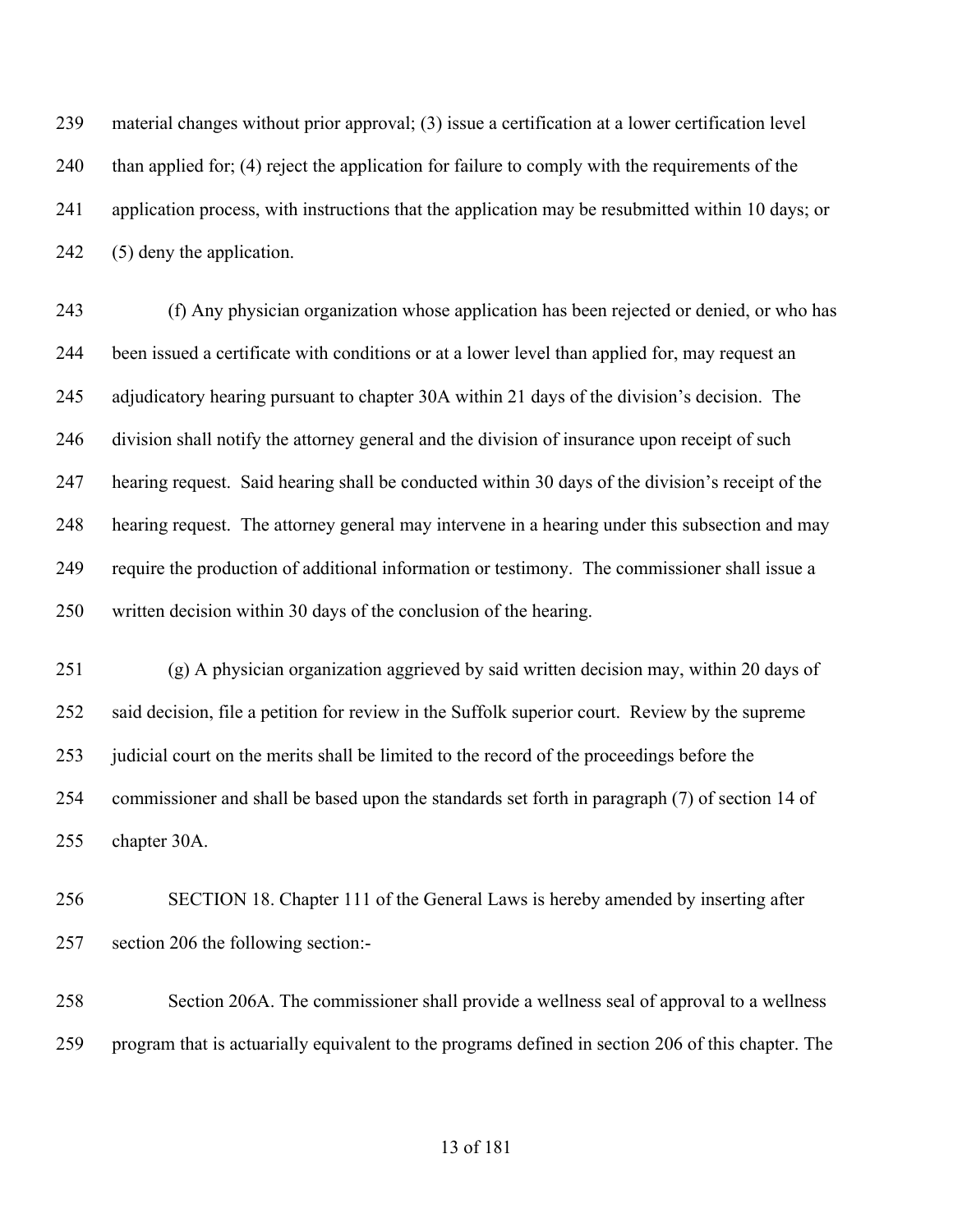material changes without prior approval; (3) issue a certification at a lower certification level than applied for; (4) reject the application for failure to comply with the requirements of the application process, with instructions that the application may be resubmitted within 10 days; or (5) deny the application.

(f) Any physician organization whose application has been rejected or denied, or who has been issued a certificate with conditions or at a lower level than applied for, may request an adjudicatory hearing pursuant to chapter 30A within 21 days of the division's decision. The division shall notify the attorney general and the division of insurance upon receipt of such hearing request. Said hearing shall be conducted within 30 days of the division's receipt of the hearing request. The attorney general may intervene in a hearing under this subsection and may require the production of additional information or testimony. The commissioner shall issue a written decision within 30 days of the conclusion of the hearing.

(g) A physician organization aggrieved by said written decision may, within 20 days of said decision, file a petition for review in the Suffolk superior court. Review by the supreme judicial court on the merits shall be limited to the record of the proceedings before the commissioner and shall be based upon the standards set forth in paragraph (7) of section 14 of chapter 30A.

SECTION 18. Chapter 111 of the General Laws is hereby amended by inserting after section 206 the following section:-

Section 206A. The commissioner shall provide a wellness seal of approval to a wellness program that is actuarially equivalent to the programs defined in section 206 of this chapter. The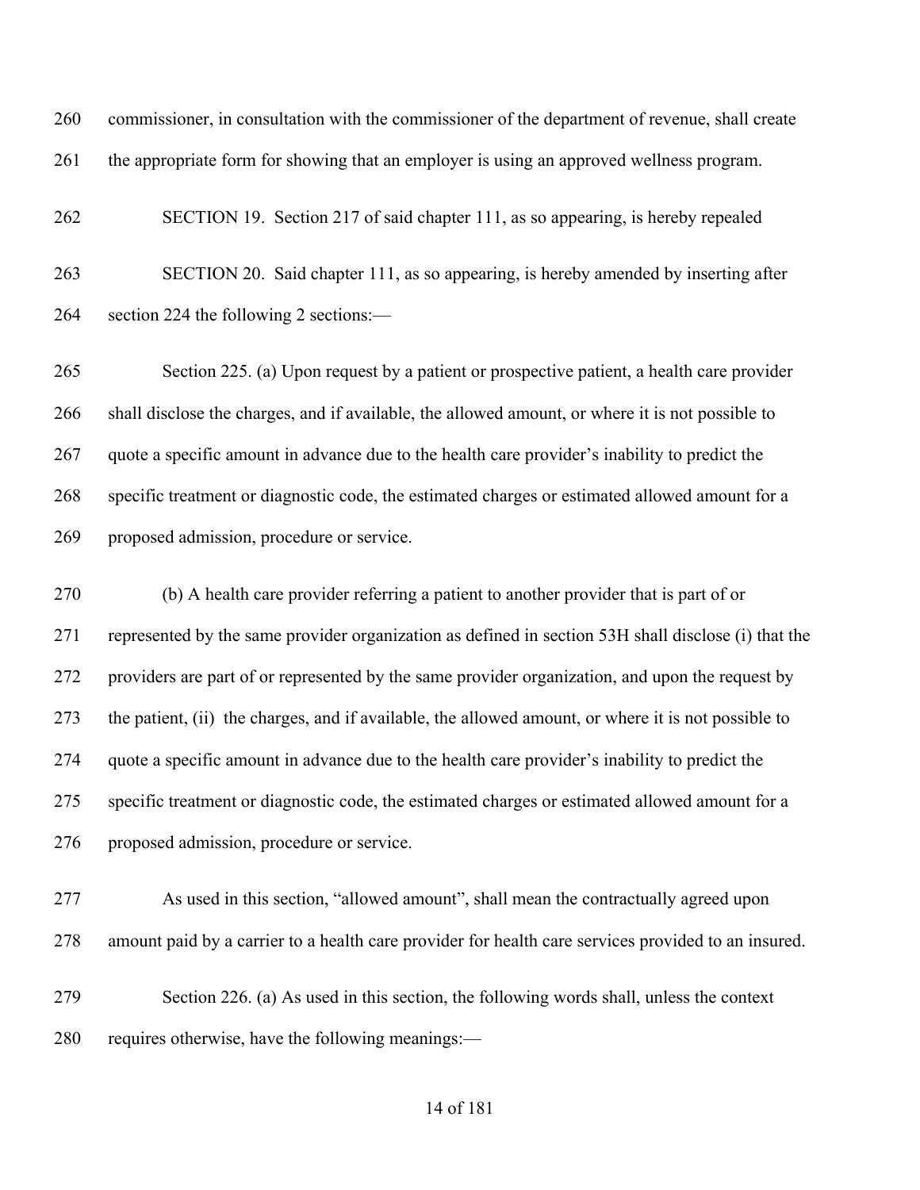commissioner, in consultation with the commissioner of the department of revenue, shall create the appropriate form for showing that an employer is using an approved wellness program.

SECTION 19. Section 217 of said chapter 111, as so appearing, is hereby repealed

SECTION 20. Said chapter 111, as so appearing, is hereby amended by inserting after section 224 the following 2 sections:—

Section 225. (a) Upon request by a patient or prospective patient, a health care provider shall disclose the charges, and if available, the allowed amount, or where it is not possible to quote a specific amount in advance due to the health care provider's inability to predict the specific treatment or diagnostic code, the estimated charges or estimated allowed amount for a proposed admission, procedure or service.

(b) A health care provider referring a patient to another provider that is part of or represented by the same provider organization as defined in section 53H shall disclose (i) that the providers are part of or represented by the same provider organization, and upon the request by the patient, (ii) the charges, and if available, the allowed amount, or where it is not possible to quote a specific amount in advance due to the health care provider's inability to predict the specific treatment or diagnostic code, the estimated charges or estimated allowed amount for a proposed admission, procedure or service.

As used in this section, "allowed amount", shall mean the contractually agreed upon amount paid by a carrier to a health care provider for health care services provided to an insured.

Section 226. (a) As used in this section, the following words shall, unless the context requires otherwise, have the following meanings:—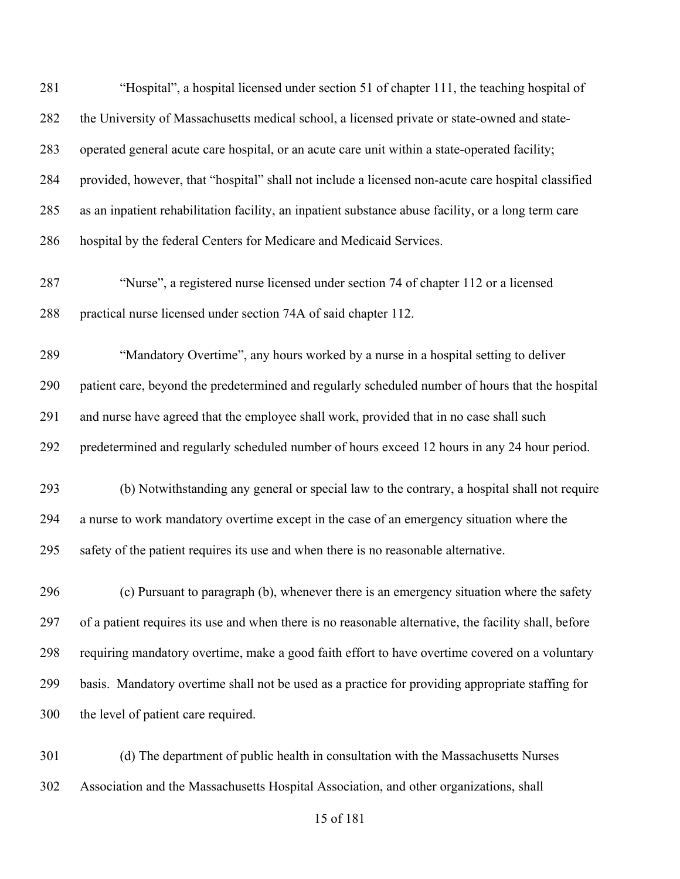"Hospital", a hospital licensed under section 51 of chapter 111, the teaching hospital of the University of Massachusetts medical school, a licensed private or state-owned and state-operated general acute care hospital, or an acute care unit within a state-operated facility; provided, however, that "hospital" shall not include a licensed non-acute care hospital classified as an inpatient rehabilitation facility, an inpatient substance abuse facility, or a long term care hospital by the federal Centers for Medicare and Medicaid Services.

"Nurse", a registered nurse licensed under section 74 of chapter 112 or a licensed practical nurse licensed under section 74A of said chapter 112.

"Mandatory Overtime", any hours worked by a nurse in a hospital setting to deliver patient care, beyond the predetermined and regularly scheduled number of hours that the hospital and nurse have agreed that the employee shall work, provided that in no case shall such predetermined and regularly scheduled number of hours exceed 12 hours in any 24 hour period.

(b) Notwithstanding any general or special law to the contrary, a hospital shall not require a nurse to work mandatory overtime except in the case of an emergency situation where the safety of the patient requires its use and when there is no reasonable alternative.

(c) Pursuant to paragraph (b), whenever there is an emergency situation where the safety of a patient requires its use and when there is no reasonable alternative, the facility shall, before requiring mandatory overtime, make a good faith effort to have overtime covered on a voluntary basis. Mandatory overtime shall not be used as a practice for providing appropriate staffing for the level of patient care required.

(d) The department of public health in consultation with the Massachusetts Nurses Association and the Massachusetts Hospital Association, and other organizations, shall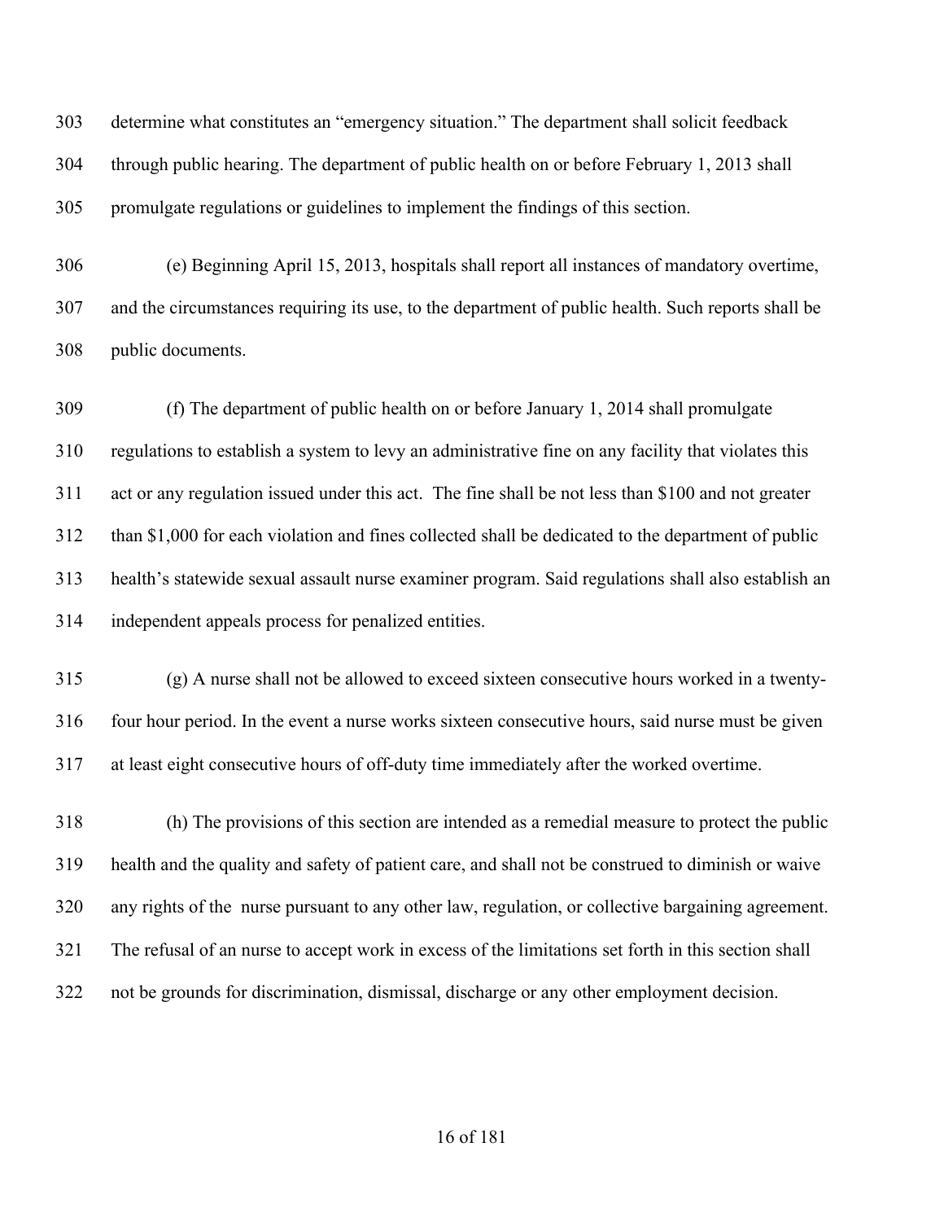determine what constitutes an "emergency situation." The department shall solicit feedback through public hearing. The department of public health on or before February 1, 2013 shall promulgate regulations or guidelines to implement the findings of this section.

(e) Beginning April 15, 2013, hospitals shall report all instances of mandatory overtime, and the circumstances requiring its use, to the department of public health. Such reports shall be public documents.

(f) The department of public health on or before January 1, 2014 shall promulgate regulations to establish a system to levy an administrative fine on any facility that violates this act or any regulation issued under this act. The fine shall be not less than $100 and not greater than $1,000 for each violation and fines collected shall be dedicated to the department of public health's statewide sexual assault nurse examiner program. Said regulations shall also establish an independent appeals process for penalized entities.

(g) A nurse shall not be allowed to exceed sixteen consecutive hours worked in a twenty-four hour period. In the event a nurse works sixteen consecutive hours, said nurse must be given at least eight consecutive hours of off-duty time immediately after the worked overtime.

(h) The provisions of this section are intended as a remedial measure to protect the public health and the quality and safety of patient care, and shall not be construed to diminish or waive any rights of the nurse pursuant to any other law, regulation, or collective bargaining agreement. The refusal of an nurse to accept work in excess of the limitations set forth in this section shall not be grounds for discrimination, dismissal, discharge or any other employment decision.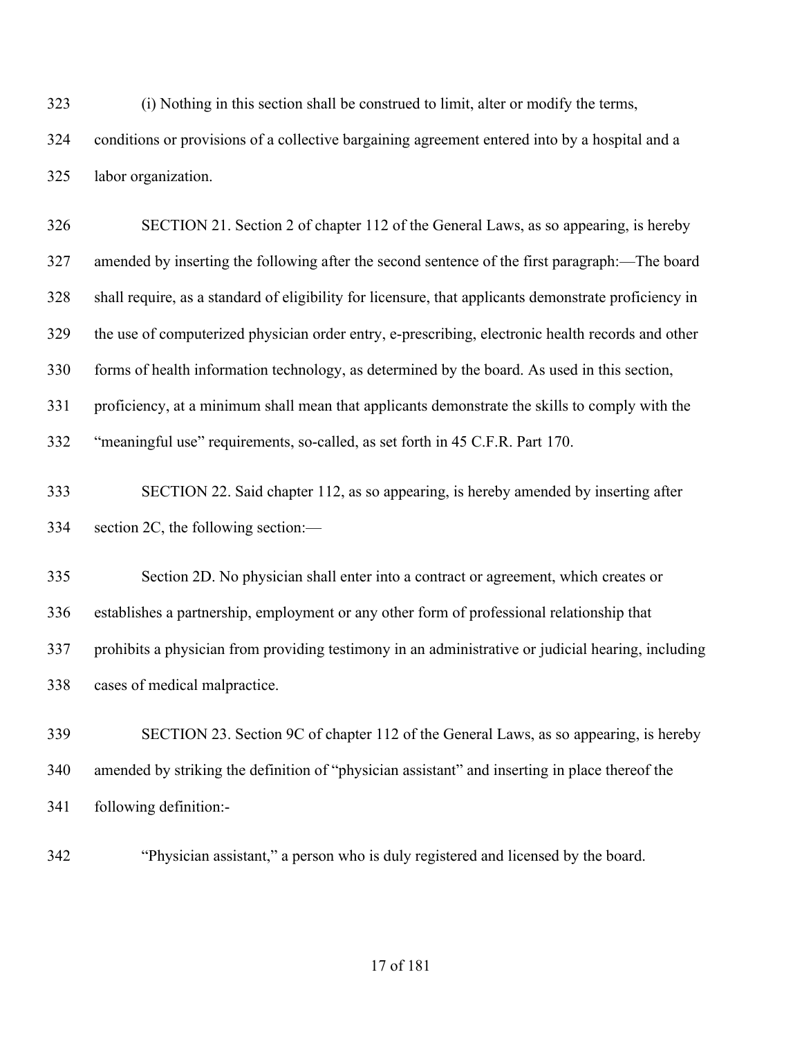(i) Nothing in this section shall be construed to limit, alter or modify the terms, conditions or provisions of a collective bargaining agreement entered into by a hospital and a labor organization.

SECTION 21. Section 2 of chapter 112 of the General Laws, as so appearing, is hereby amended by inserting the following after the second sentence of the first paragraph:—The board shall require, as a standard of eligibility for licensure, that applicants demonstrate proficiency in the use of computerized physician order entry, e-prescribing, electronic health records and other forms of health information technology, as determined by the board. As used in this section, proficiency, at a minimum shall mean that applicants demonstrate the skills to comply with the "meaningful use" requirements, so-called, as set forth in 45 C.F.R. Part 170.

SECTION 22. Said chapter 112, as so appearing, is hereby amended by inserting after section 2C, the following section:—

Section 2D. No physician shall enter into a contract or agreement, which creates or establishes a partnership, employment or any other form of professional relationship that prohibits a physician from providing testimony in an administrative or judicial hearing, including cases of medical malpractice.

SECTION 23. Section 9C of chapter 112 of the General Laws, as so appearing, is hereby amended by striking the definition of "physician assistant" and inserting in place thereof the following definition:-

"Physician assistant," a person who is duly registered and licensed by the board.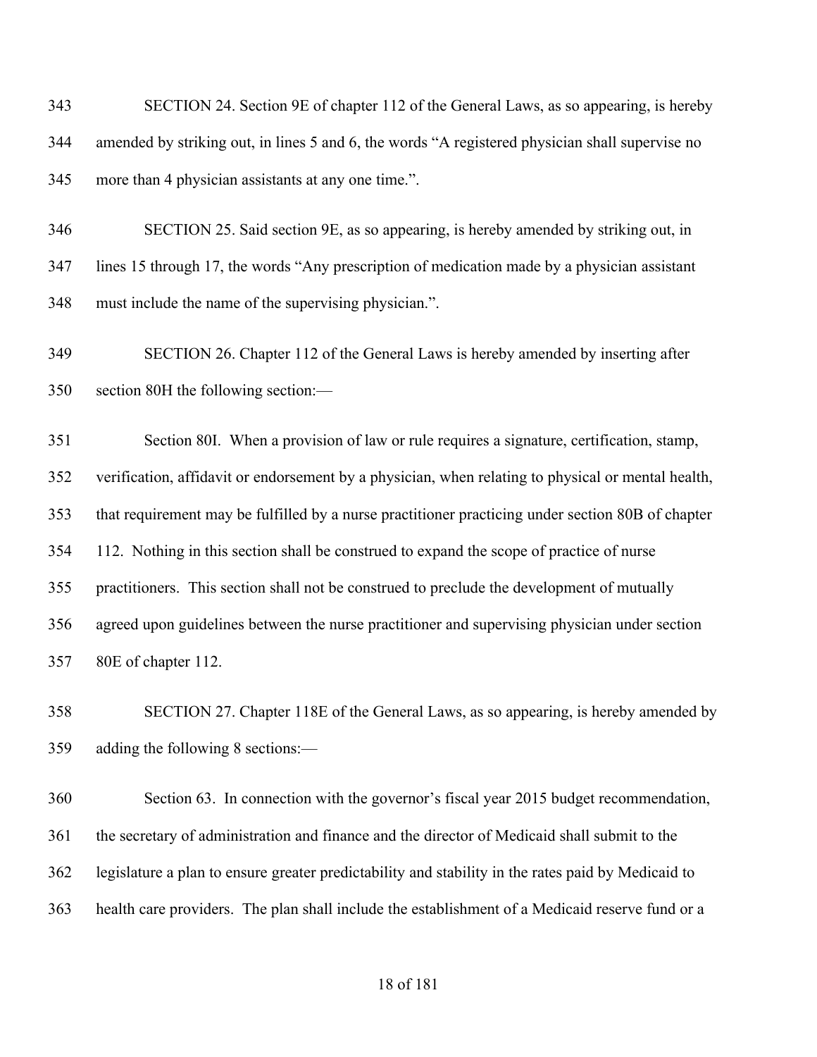SECTION 24. Section 9E of chapter 112 of the General Laws, as so appearing, is hereby amended by striking out, in lines 5 and 6, the words "A registered physician shall supervise no more than 4 physician assistants at any one time.".

SECTION 25. Said section 9E, as so appearing, is hereby amended by striking out, in lines 15 through 17, the words "Any prescription of medication made by a physician assistant must include the name of the supervising physician.".

SECTION 26. Chapter 112 of the General Laws is hereby amended by inserting after section 80H the following section:—

Section 80I. When a provision of law or rule requires a signature, certification, stamp, verification, affidavit or endorsement by a physician, when relating to physical or mental health, that requirement may be fulfilled by a nurse practitioner practicing under section 80B of chapter 112. Nothing in this section shall be construed to expand the scope of practice of nurse practitioners. This section shall not be construed to preclude the development of mutually agreed upon guidelines between the nurse practitioner and supervising physician under section 80E of chapter 112.

SECTION 27. Chapter 118E of the General Laws, as so appearing, is hereby amended by adding the following 8 sections:—

Section 63. In connection with the governor's fiscal year 2015 budget recommendation, the secretary of administration and finance and the director of Medicaid shall submit to the legislature a plan to ensure greater predictability and stability in the rates paid by Medicaid to health care providers. The plan shall include the establishment of a Medicaid reserve fund or a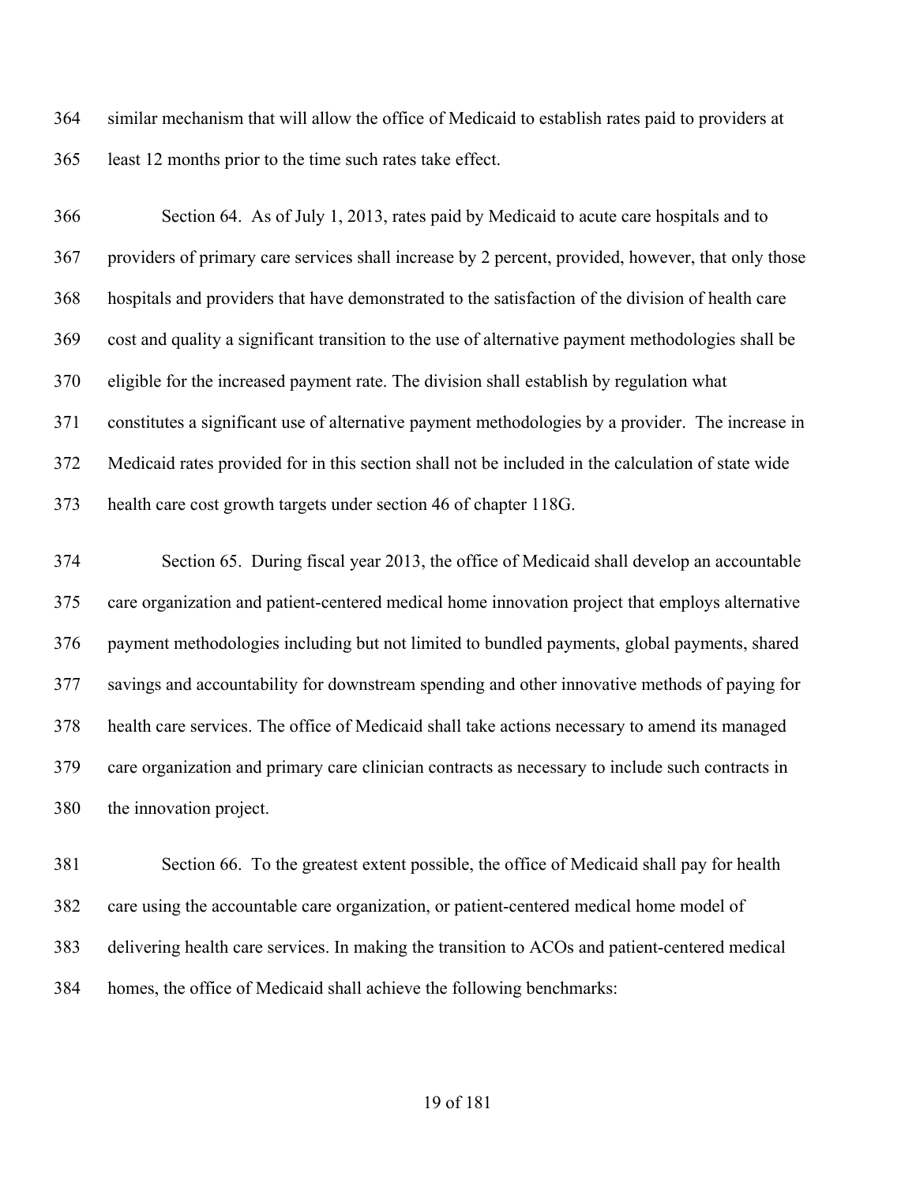similar mechanism that will allow the office of Medicaid to establish rates paid to providers at least 12 months prior to the time such rates take effect.

Section 64. As of July 1, 2013, rates paid by Medicaid to acute care hospitals and to providers of primary care services shall increase by 2 percent, provided, however, that only those hospitals and providers that have demonstrated to the satisfaction of the division of health care cost and quality a significant transition to the use of alternative payment methodologies shall be eligible for the increased payment rate. The division shall establish by regulation what constitutes a significant use of alternative payment methodologies by a provider. The increase in Medicaid rates provided for in this section shall not be included in the calculation of state wide health care cost growth targets under section 46 of chapter 118G.

Section 65. During fiscal year 2013, the office of Medicaid shall develop an accountable care organization and patient-centered medical home innovation project that employs alternative payment methodologies including but not limited to bundled payments, global payments, shared savings and accountability for downstream spending and other innovative methods of paying for health care services. The office of Medicaid shall take actions necessary to amend its managed care organization and primary care clinician contracts as necessary to include such contracts in the innovation project.

Section 66. To the greatest extent possible, the office of Medicaid shall pay for health care using the accountable care organization, or patient-centered medical home model of delivering health care services. In making the transition to ACOs and patient-centered medical homes, the office of Medicaid shall achieve the following benchmarks: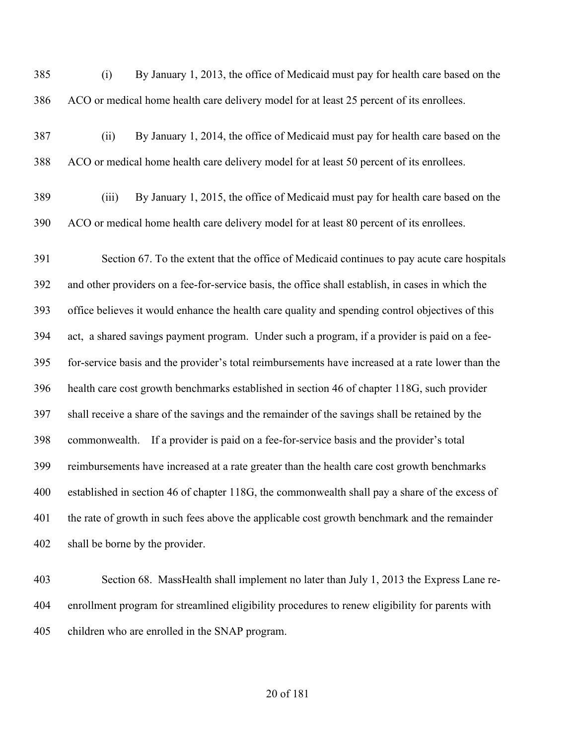(i) By January 1, 2013, the office of Medicaid must pay for health care based on the ACO or medical home health care delivery model for at least 25 percent of its enrollees.

(ii) By January 1, 2014, the office of Medicaid must pay for health care based on the ACO or medical home health care delivery model for at least 50 percent of its enrollees.

(iii) By January 1, 2015, the office of Medicaid must pay for health care based on the ACO or medical home health care delivery model for at least 80 percent of its enrollees.

Section 67. To the extent that the office of Medicaid continues to pay acute care hospitals and other providers on a fee-for-service basis, the office shall establish, in cases in which the office believes it would enhance the health care quality and spending control objectives of this act, a shared savings payment program. Under such a program, if a provider is paid on a fee-for-service basis and the provider's total reimbursements have increased at a rate lower than the health care cost growth benchmarks established in section 46 of chapter 118G, such provider shall receive a share of the savings and the remainder of the savings shall be retained by the commonwealth. If a provider is paid on a fee-for-service basis and the provider's total reimbursements have increased at a rate greater than the health care cost growth benchmarks established in section 46 of chapter 118G, the commonwealth shall pay a share of the excess of the rate of growth in such fees above the applicable cost growth benchmark and the remainder shall be borne by the provider.

Section 68. MassHealth shall implement no later than July 1, 2013 the Express Lane re-enrollment program for streamlined eligibility procedures to renew eligibility for parents with children who are enrolled in the SNAP program.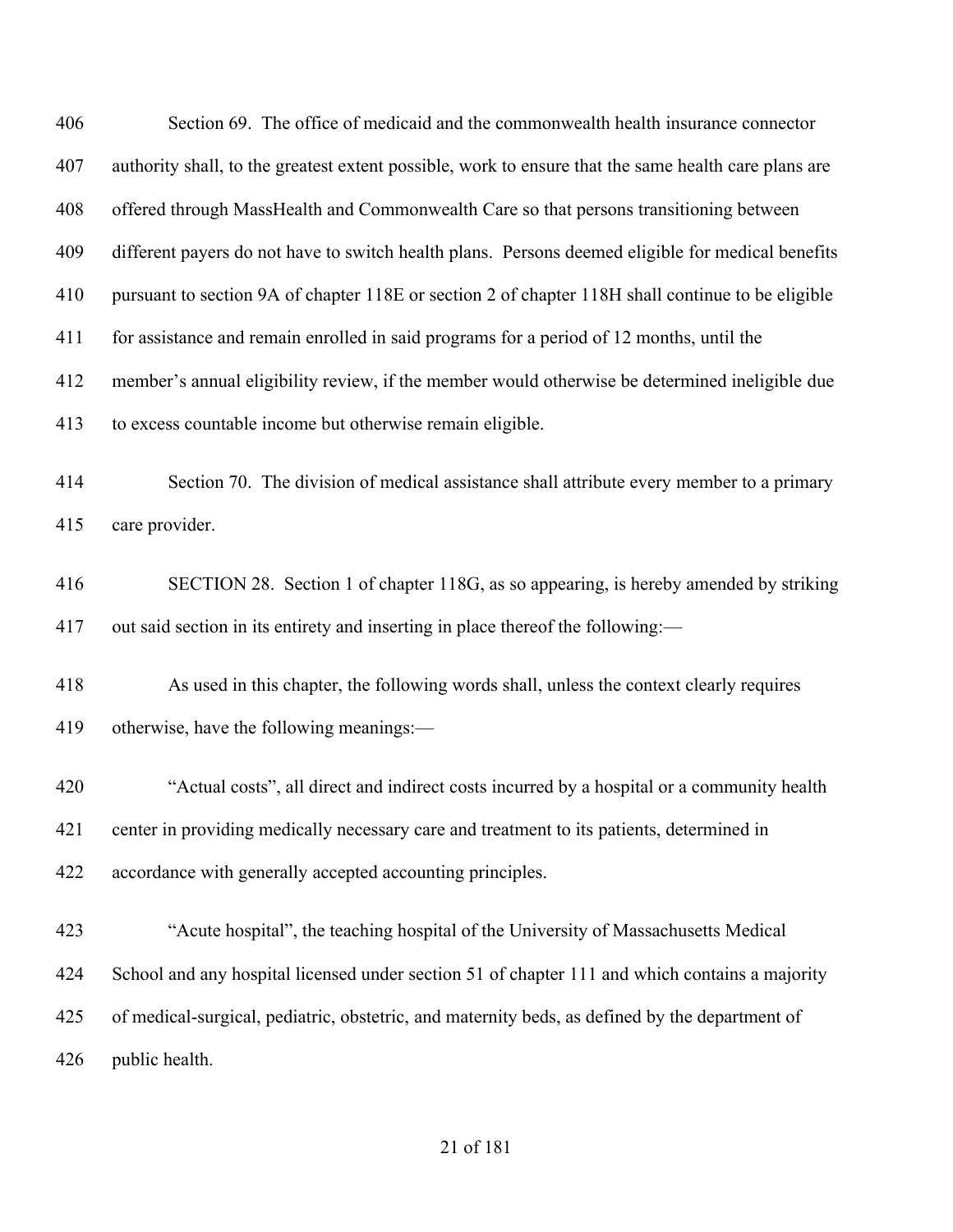Section 69. The office of medicaid and the commonwealth health insurance connector authority shall, to the greatest extent possible, work to ensure that the same health care plans are offered through MassHealth and Commonwealth Care so that persons transitioning between different payers do not have to switch health plans. Persons deemed eligible for medical benefits pursuant to section 9A of chapter 118E or section 2 of chapter 118H shall continue to be eligible for assistance and remain enrolled in said programs for a period of 12 months, until the member's annual eligibility review, if the member would otherwise be determined ineligible due to excess countable income but otherwise remain eligible.

Section 70. The division of medical assistance shall attribute every member to a primary care provider.

SECTION 28. Section 1 of chapter 118G, as so appearing, is hereby amended by striking out said section in its entirety and inserting in place thereof the following:—

As used in this chapter, the following words shall, unless the context clearly requires otherwise, have the following meanings:—

"Actual costs", all direct and indirect costs incurred by a hospital or a community health center in providing medically necessary care and treatment to its patients, determined in accordance with generally accepted accounting principles.

"Acute hospital", the teaching hospital of the University of Massachusetts Medical School and any hospital licensed under section 51 of chapter 111 and which contains a majority of medical-surgical, pediatric, obstetric, and maternity beds, as defined by the department of public health.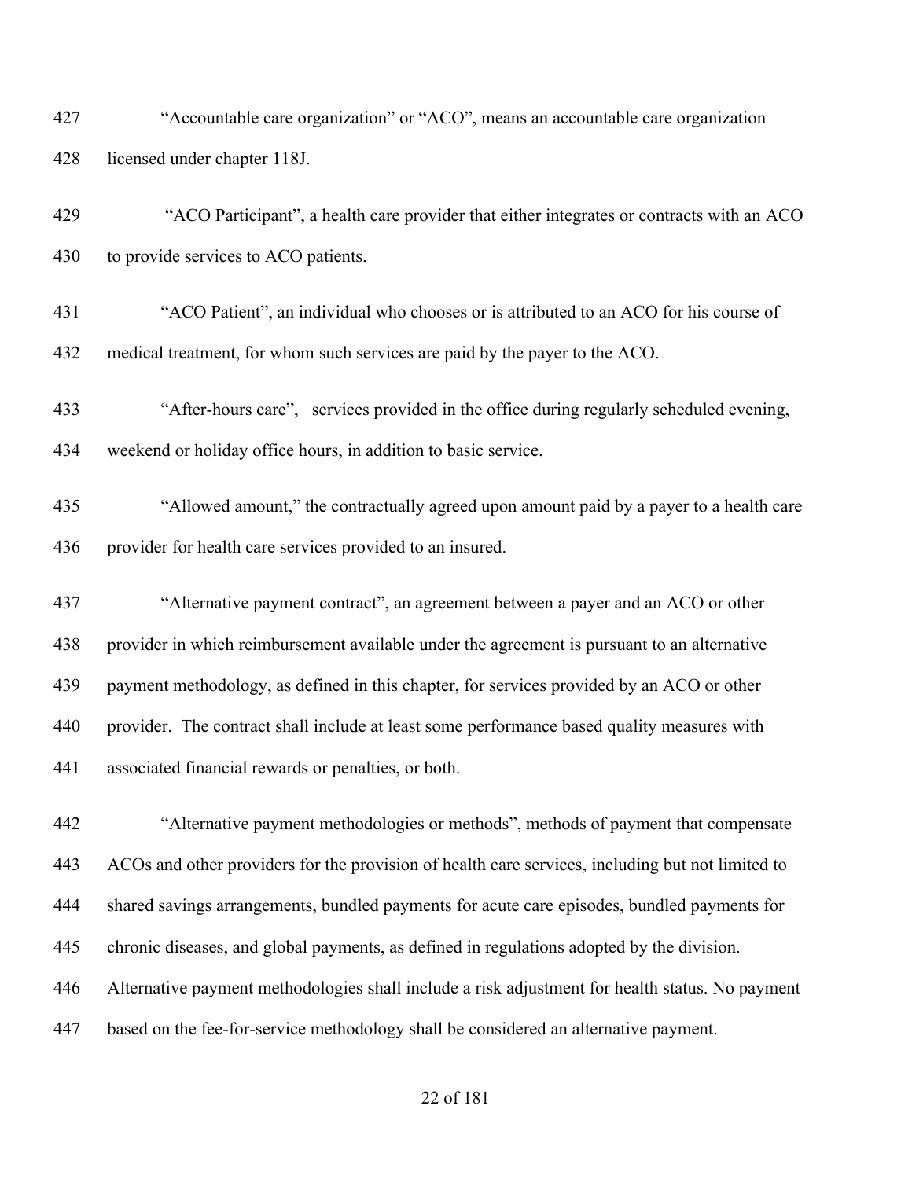"Accountable care organization" or "ACO", means an accountable care organization licensed under chapter 118J.

"ACO Participant", a health care provider that either integrates or contracts with an ACO to provide services to ACO patients.

"ACO Patient", an individual who chooses or is attributed to an ACO for his course of medical treatment, for whom such services are paid by the payer to the ACO.

"After-hours care", services provided in the office during regularly scheduled evening, weekend or holiday office hours, in addition to basic service.

"Allowed amount," the contractually agreed upon amount paid by a payer to a health care provider for health care services provided to an insured.

"Alternative payment contract", an agreement between a payer and an ACO or other provider in which reimbursement available under the agreement is pursuant to an alternative payment methodology, as defined in this chapter, for services provided by an ACO or other provider. The contract shall include at least some performance based quality measures with associated financial rewards or penalties, or both.

"Alternative payment methodologies or methods", methods of payment that compensate ACOs and other providers for the provision of health care services, including but not limited to shared savings arrangements, bundled payments for acute care episodes, bundled payments for chronic diseases, and global payments, as defined in regulations adopted by the division. Alternative payment methodologies shall include a risk adjustment for health status. No payment based on the fee-for-service methodology shall be considered an alternative payment.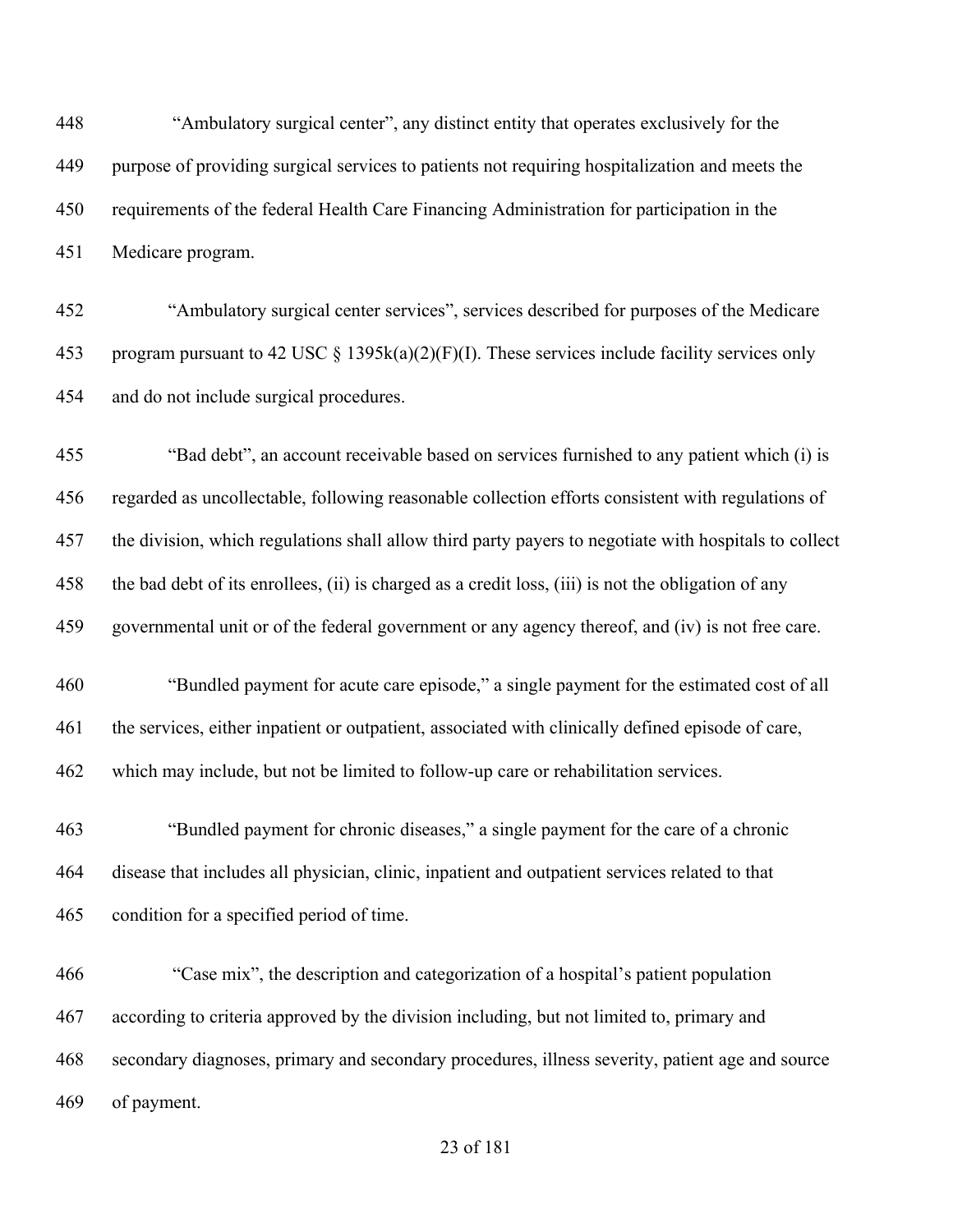"Ambulatory surgical center", any distinct entity that operates exclusively for the purpose of providing surgical services to patients not requiring hospitalization and meets the requirements of the federal Health Care Financing Administration for participation in the Medicare program.

"Ambulatory surgical center services", services described for purposes of the Medicare program pursuant to 42 USC § 1395k(a)(2)(F)(I). These services include facility services only and do not include surgical procedures.

"Bad debt", an account receivable based on services furnished to any patient which (i) is regarded as uncollectable, following reasonable collection efforts consistent with regulations of the division, which regulations shall allow third party payers to negotiate with hospitals to collect the bad debt of its enrollees, (ii) is charged as a credit loss, (iii) is not the obligation of any governmental unit or of the federal government or any agency thereof, and (iv) is not free care.

"Bundled payment for acute care episode," a single payment for the estimated cost of all the services, either inpatient or outpatient, associated with clinically defined episode of care, which may include, but not be limited to follow-up care or rehabilitation services.

"Bundled payment for chronic diseases," a single payment for the care of a chronic disease that includes all physician, clinic, inpatient and outpatient services related to that condition for a specified period of time.

"Case mix", the description and categorization of a hospital's patient population according to criteria approved by the division including, but not limited to, primary and secondary diagnoses, primary and secondary procedures, illness severity, patient age and source of payment.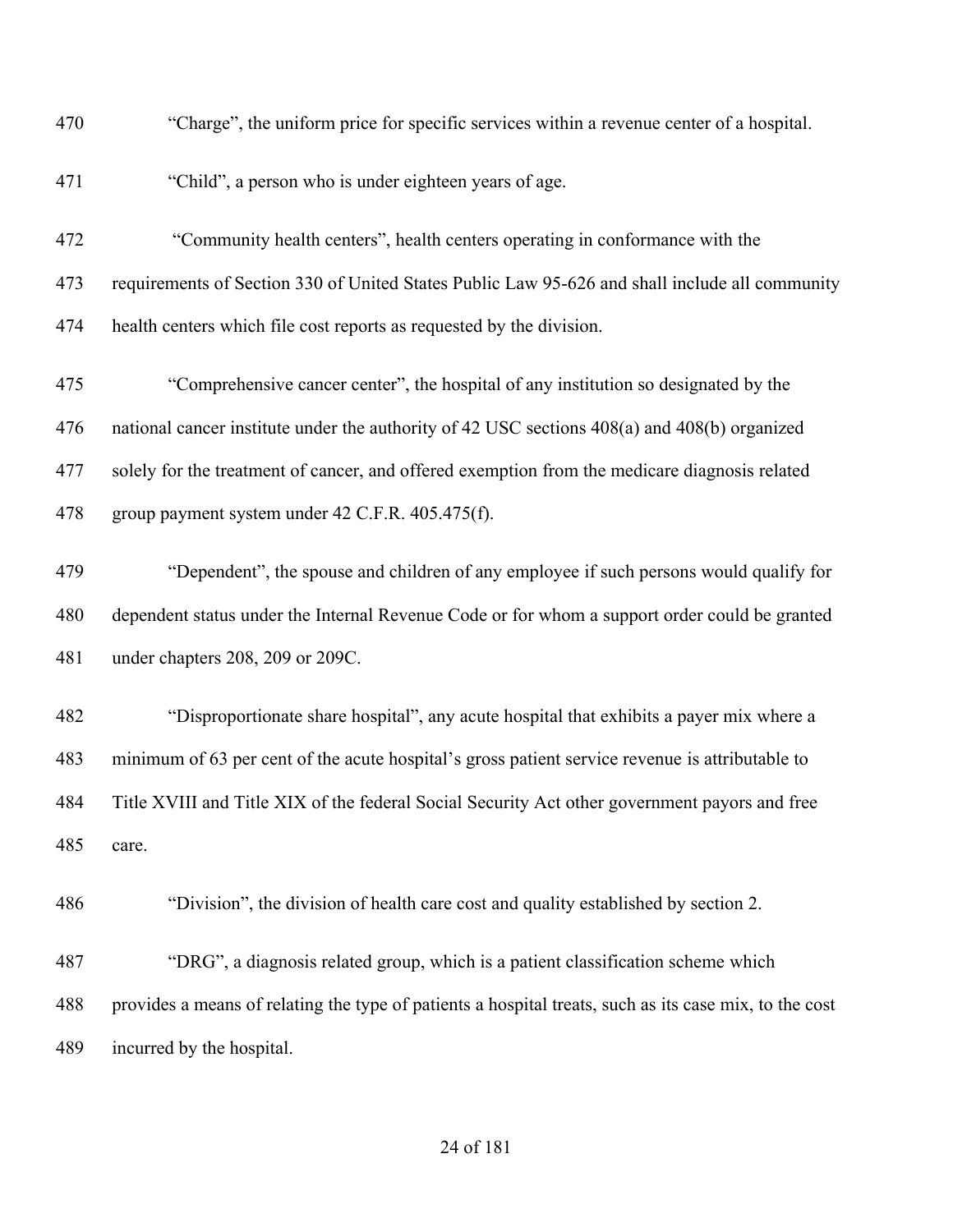470 “Charge”, the uniform price for specific services within a revenue center of a hospital.

471 “Child”, a person who is under eighteen years of age.

472 “Community health centers”, health centers operating in conformance with the
473 requirements of Section 330 of United States Public Law 95-626 and shall include all community
474 health centers which file cost reports as requested by the division.

475 “Comprehensive cancer center”, the hospital of any institution so designated by the
476 national cancer institute under the authority of 42 USC sections 408(a) and 408(b) organized
477 solely for the treatment of cancer, and offered exemption from the medicare diagnosis related
478 group payment system under 42 C.F.R. 405.475(f).

479 “Dependent”, the spouse and children of any employee if such persons would qualify for
480 dependent status under the Internal Revenue Code or for whom a support order could be granted
481 under chapters 208, 209 or 209C.

482 “Disproportionate share hospital”, any acute hospital that exhibits a payer mix where a
483 minimum of 63 per cent of the acute hospital’s gross patient service revenue is attributable to
484 Title XVIII and Title XIX of the federal Social Security Act other government payors and free
485 care.

486 “Division”, the division of health care cost and quality established by section 2.

487 “DRG”, a diagnosis related group, which is a patient classification scheme which
488 provides a means of relating the type of patients a hospital treats, such as its case mix, to the cost
489 incurred by the hospital.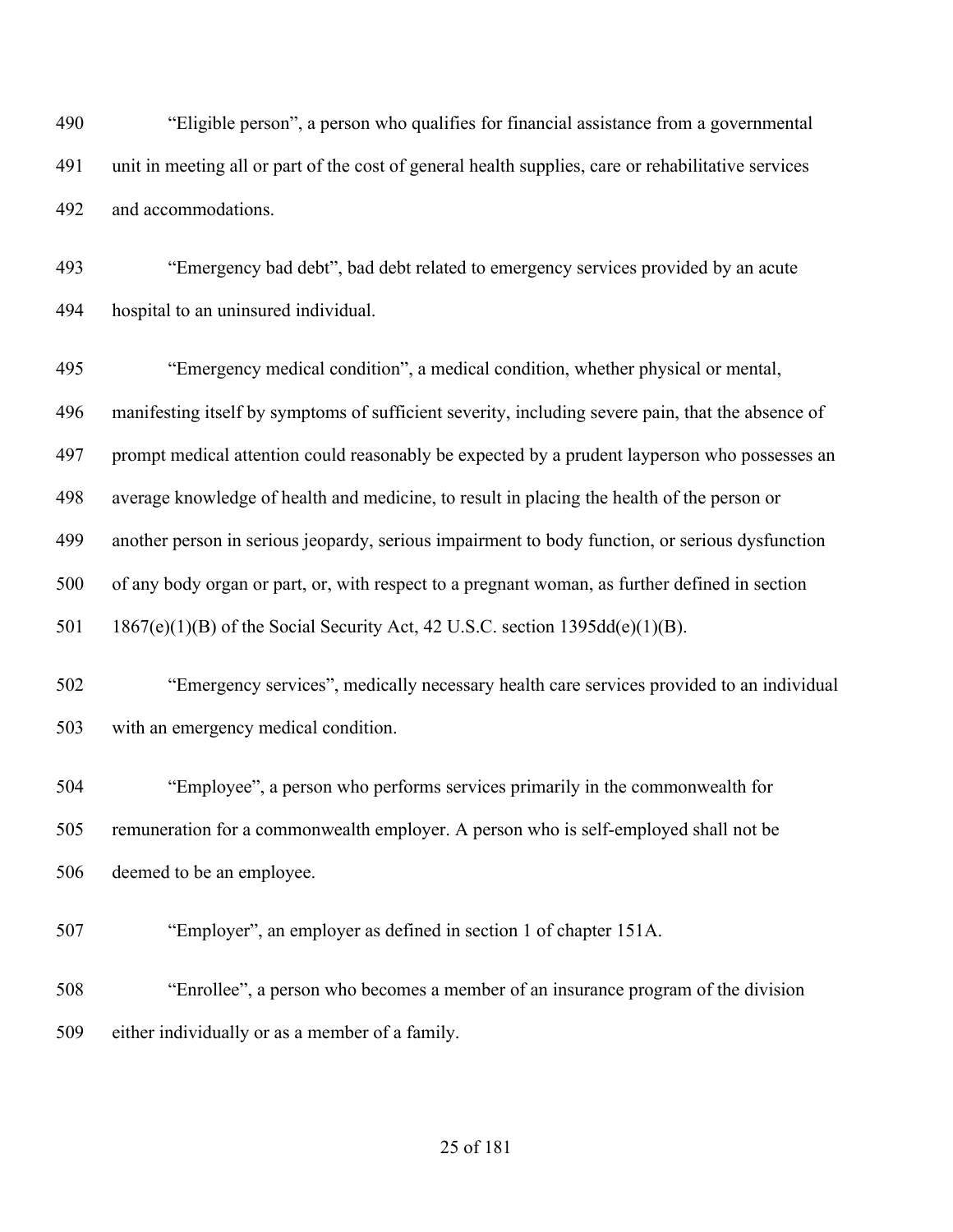“Eligible person”, a person who qualifies for financial assistance from a governmental unit in meeting all or part of the cost of general health supplies, care or rehabilitative services and accommodations.

“Emergency bad debt”, bad debt related to emergency services provided by an acute hospital to an uninsured individual.

“Emergency medical condition”, a medical condition, whether physical or mental, manifesting itself by symptoms of sufficient severity, including severe pain, that the absence of prompt medical attention could reasonably be expected by a prudent layperson who possesses an average knowledge of health and medicine, to result in placing the health of the person or another person in serious jeopardy, serious impairment to body function, or serious dysfunction of any body organ or part, or, with respect to a pregnant woman, as further defined in section 1867(e)(1)(B) of the Social Security Act, 42 U.S.C. section 1395dd(e)(1)(B).

“Emergency services”, medically necessary health care services provided to an individual with an emergency medical condition.

“Employee”, a person who performs services primarily in the commonwealth for remuneration for a commonwealth employer. A person who is self-employed shall not be deemed to be an employee.

“Employer”, an employer as defined in section 1 of chapter 151A.

“Enrollee”, a person who becomes a member of an insurance program of the division either individually or as a member of a family.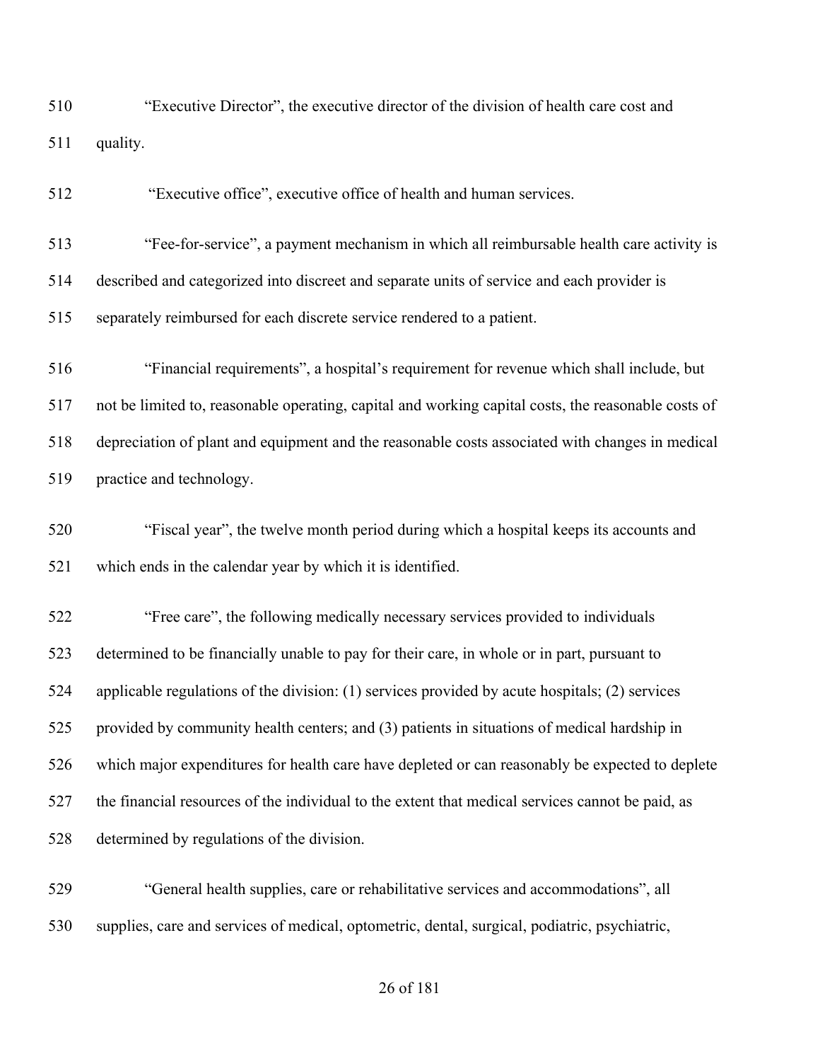"Executive Director", the executive director of the division of health care cost and quality.

"Executive office", executive office of health and human services.

"Fee-for-service", a payment mechanism in which all reimbursable health care activity is described and categorized into discreet and separate units of service and each provider is separately reimbursed for each discrete service rendered to a patient.

"Financial requirements", a hospital's requirement for revenue which shall include, but not be limited to, reasonable operating, capital and working capital costs, the reasonable costs of depreciation of plant and equipment and the reasonable costs associated with changes in medical practice and technology.

"Fiscal year", the twelve month period during which a hospital keeps its accounts and which ends in the calendar year by which it is identified.

"Free care", the following medically necessary services provided to individuals determined to be financially unable to pay for their care, in whole or in part, pursuant to applicable regulations of the division: (1) services provided by acute hospitals; (2) services provided by community health centers; and (3) patients in situations of medical hardship in which major expenditures for health care have depleted or can reasonably be expected to deplete the financial resources of the individual to the extent that medical services cannot be paid, as determined by regulations of the division.

"General health supplies, care or rehabilitative services and accommodations", all supplies, care and services of medical, optometric, dental, surgical, podiatric, psychiatric,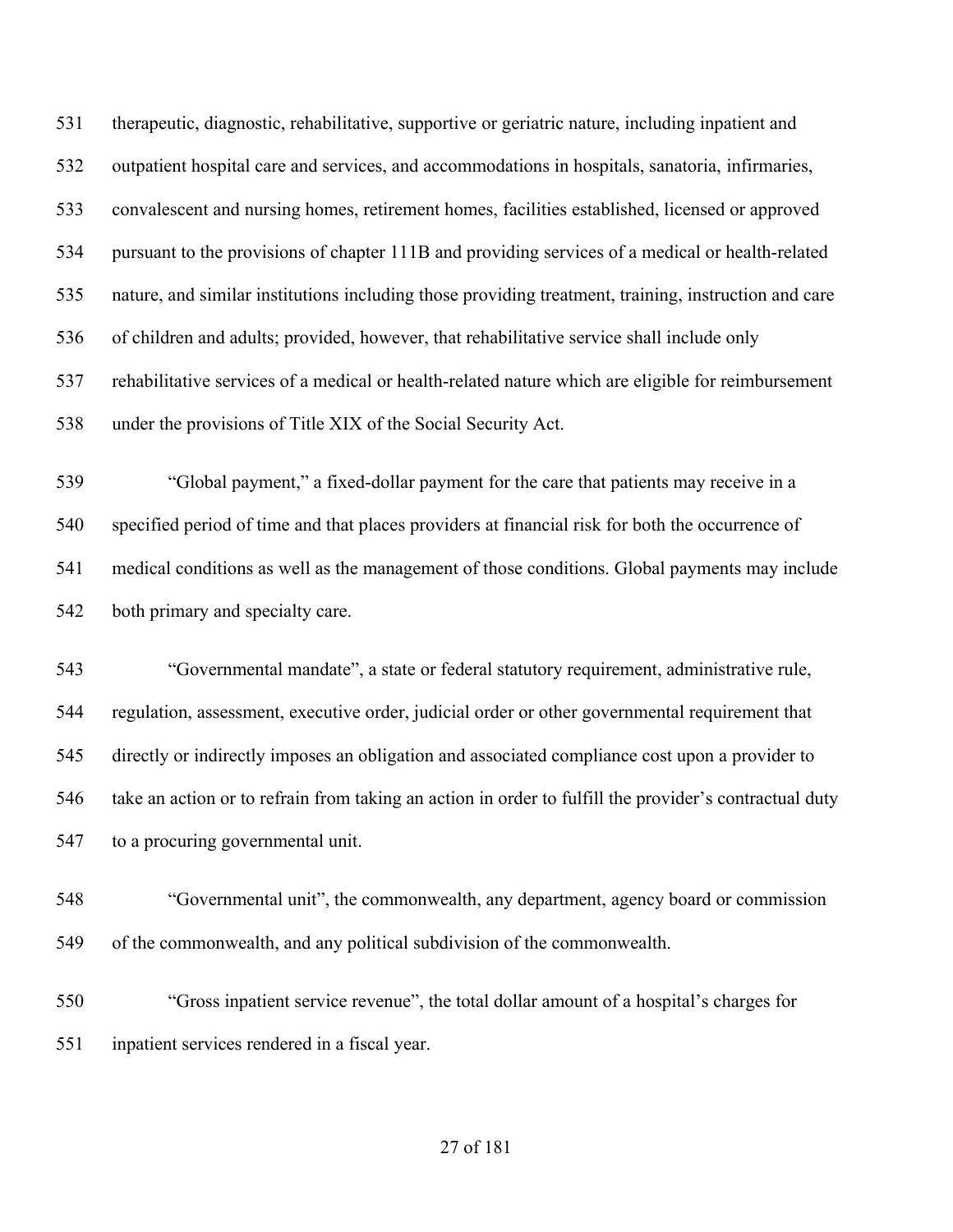531 therapeutic, diagnostic, rehabilitative, supportive or geriatric nature, including inpatient and
532 outpatient hospital care and services, and accommodations in hospitals, sanatoria, infirmaries,
533 convalescent and nursing homes, retirement homes, facilities established, licensed or approved
534 pursuant to the provisions of chapter 111B and providing services of a medical or health-related
535 nature, and similar institutions including those providing treatment, training, instruction and care
536 of children and adults; provided, however, that rehabilitative service shall include only
537 rehabilitative services of a medical or health-related nature which are eligible for reimbursement
538 under the provisions of Title XIX of the Social Security Act.

539 "Global payment," a fixed-dollar payment for the care that patients may receive in a
540 specified period of time and that places providers at financial risk for both the occurrence of
541 medical conditions as well as the management of those conditions. Global payments may include
542 both primary and specialty care.

543 "Governmental mandate", a state or federal statutory requirement, administrative rule,
544 regulation, assessment, executive order, judicial order or other governmental requirement that
545 directly or indirectly imposes an obligation and associated compliance cost upon a provider to
546 take an action or to refrain from taking an action in order to fulfill the provider's contractual duty
547 to a procuring governmental unit.

548 "Governmental unit", the commonwealth, any department, agency board or commission
549 of the commonwealth, and any political subdivision of the commonwealth.

550 "Gross inpatient service revenue", the total dollar amount of a hospital's charges for
551 inpatient services rendered in a fiscal year.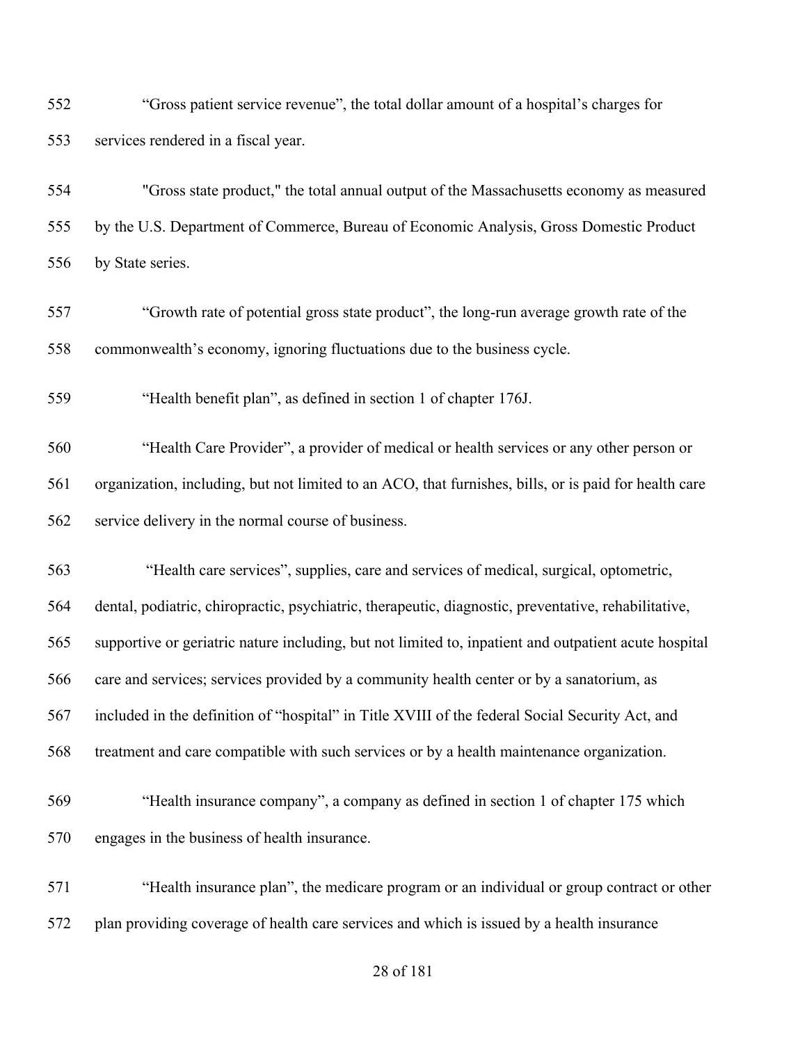"Gross patient service revenue", the total dollar amount of a hospital's charges for services rendered in a fiscal year.

"Gross state product," the total annual output of the Massachusetts economy as measured by the U.S. Department of Commerce, Bureau of Economic Analysis, Gross Domestic Product by State series.

"Growth rate of potential gross state product", the long-run average growth rate of the commonwealth's economy, ignoring fluctuations due to the business cycle.

"Health benefit plan", as defined in section 1 of chapter 176J.

"Health Care Provider", a provider of medical or health services or any other person or organization, including, but not limited to an ACO, that furnishes, bills, or is paid for health care service delivery in the normal course of business.

"Health care services", supplies, care and services of medical, surgical, optometric, dental, podiatric, chiropractic, psychiatric, therapeutic, diagnostic, preventative, rehabilitative, supportive or geriatric nature including, but not limited to, inpatient and outpatient acute hospital care and services; services provided by a community health center or by a sanatorium, as included in the definition of "hospital" in Title XVIII of the federal Social Security Act, and treatment and care compatible with such services or by a health maintenance organization.

"Health insurance company", a company as defined in section 1 of chapter 175 which engages in the business of health insurance.

"Health insurance plan", the medicare program or an individual or group contract or other plan providing coverage of health care services and which is issued by a health insurance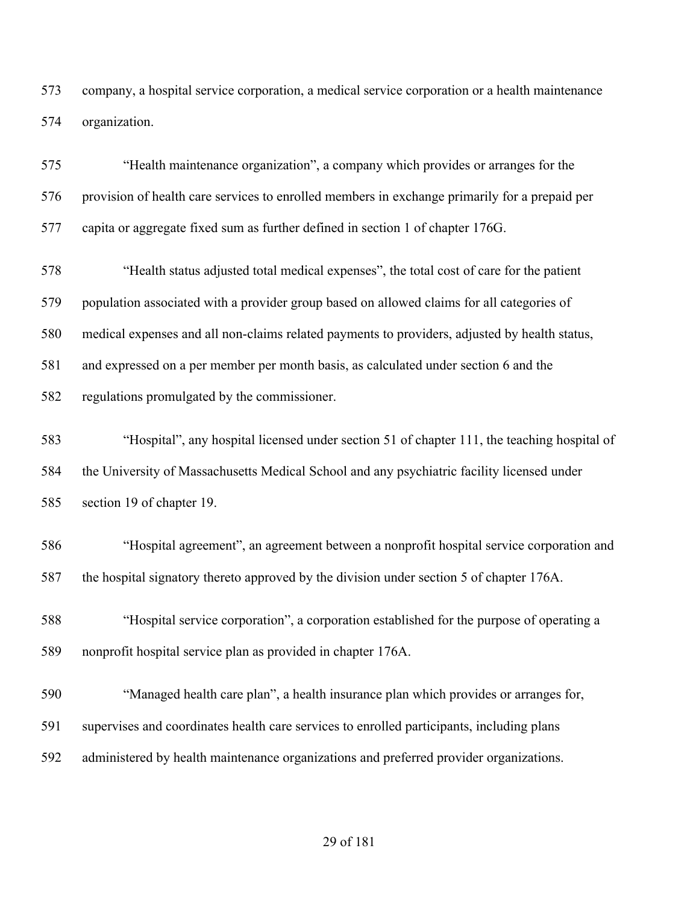company, a hospital service corporation, a medical service corporation or a health maintenance organization.

"Health maintenance organization", a company which provides or arranges for the provision of health care services to enrolled members in exchange primarily for a prepaid per capita or aggregate fixed sum as further defined in section 1 of chapter 176G.

"Health status adjusted total medical expenses", the total cost of care for the patient population associated with a provider group based on allowed claims for all categories of medical expenses and all non-claims related payments to providers, adjusted by health status, and expressed on a per member per month basis, as calculated under section 6 and the regulations promulgated by the commissioner.

"Hospital", any hospital licensed under section 51 of chapter 111, the teaching hospital of the University of Massachusetts Medical School and any psychiatric facility licensed under section 19 of chapter 19.

"Hospital agreement", an agreement between a nonprofit hospital service corporation and the hospital signatory thereto approved by the division under section 5 of chapter 176A.

"Hospital service corporation", a corporation established for the purpose of operating a nonprofit hospital service plan as provided in chapter 176A.

"Managed health care plan", a health insurance plan which provides or arranges for, supervises and coordinates health care services to enrolled participants, including plans administered by health maintenance organizations and preferred provider organizations.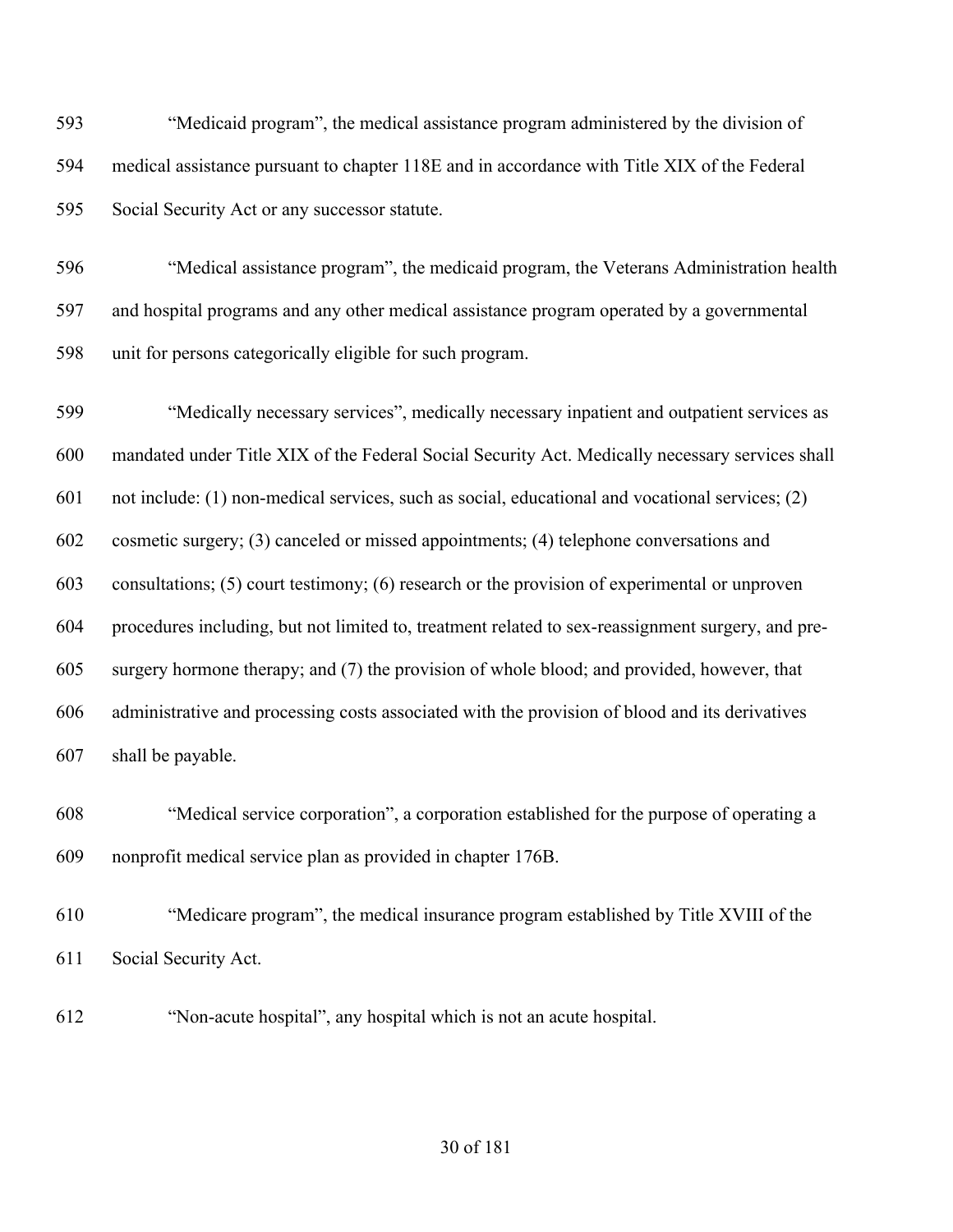593 "Medicaid program", the medical assistance program administered by the division of
594 medical assistance pursuant to chapter 118E and in accordance with Title XIX of the Federal
595 Social Security Act or any successor statute.

596 "Medical assistance program", the medicaid program, the Veterans Administration health
597 and hospital programs and any other medical assistance program operated by a governmental
598 unit for persons categorically eligible for such program.

599 "Medically necessary services", medically necessary inpatient and outpatient services as
600 mandated under Title XIX of the Federal Social Security Act. Medically necessary services shall
601 not include: (1) non-medical services, such as social, educational and vocational services; (2)
602 cosmetic surgery; (3) canceled or missed appointments; (4) telephone conversations and
603 consultations; (5) court testimony; (6) research or the provision of experimental or unproven
604 procedures including, but not limited to, treatment related to sex-reassignment surgery, and pre-
605 surgery hormone therapy; and (7) the provision of whole blood; and provided, however, that
606 administrative and processing costs associated with the provision of blood and its derivatives
607 shall be payable.

608 "Medical service corporation", a corporation established for the purpose of operating a
609 nonprofit medical service plan as provided in chapter 176B.

610 "Medicare program", the medical insurance program established by Title XVIII of the
611 Social Security Act.

612 "Non-acute hospital", any hospital which is not an acute hospital.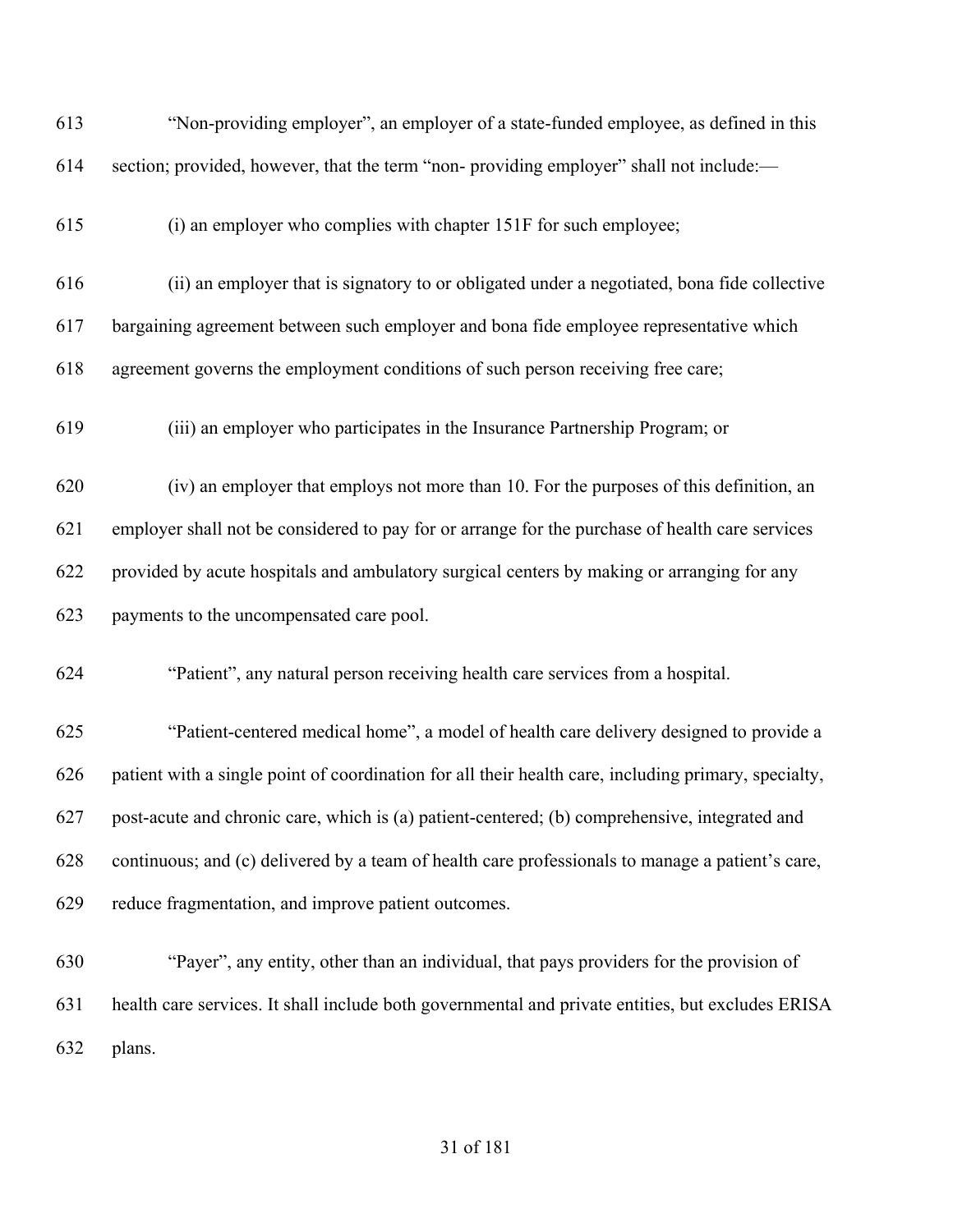"Non-providing employer", an employer of a state-funded employee, as defined in this section; provided, however, that the term "non- providing employer" shall not include:—

(i) an employer who complies with chapter 151F for such employee;

(ii) an employer that is signatory to or obligated under a negotiated, bona fide collective bargaining agreement between such employer and bona fide employee representative which agreement governs the employment conditions of such person receiving free care;

(iii) an employer who participates in the Insurance Partnership Program; or

(iv) an employer that employs not more than 10. For the purposes of this definition, an employer shall not be considered to pay for or arrange for the purchase of health care services provided by acute hospitals and ambulatory surgical centers by making or arranging for any payments to the uncompensated care pool.

"Patient", any natural person receiving health care services from a hospital.

"Patient-centered medical home", a model of health care delivery designed to provide a patient with a single point of coordination for all their health care, including primary, specialty, post-acute and chronic care, which is (a) patient-centered; (b) comprehensive, integrated and continuous; and (c) delivered by a team of health care professionals to manage a patient's care, reduce fragmentation, and improve patient outcomes.

"Payer", any entity, other than an individual, that pays providers for the provision of health care services. It shall include both governmental and private entities, but excludes ERISA plans.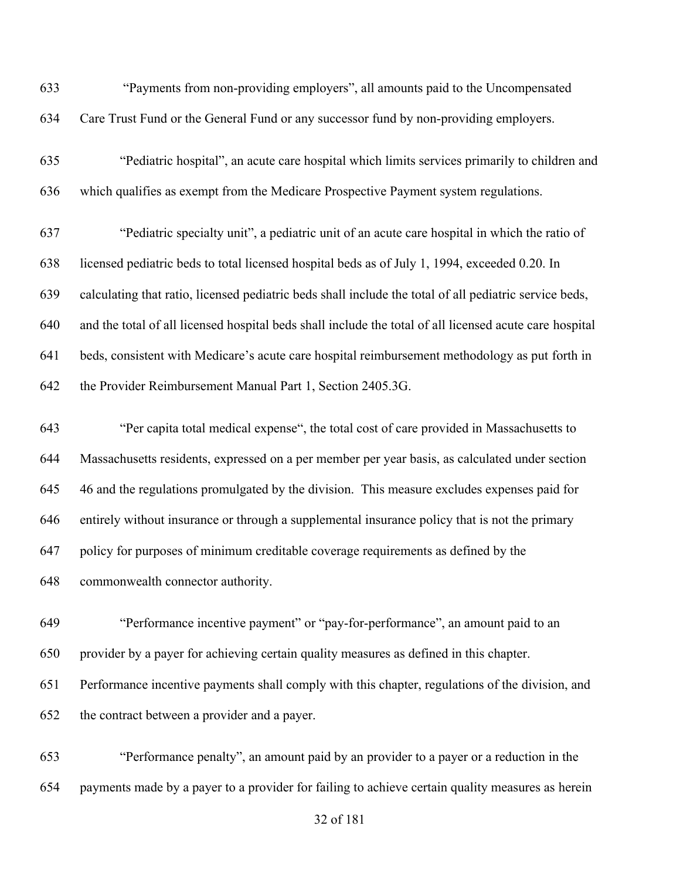"Payments from non-providing employers", all amounts paid to the Uncompensated Care Trust Fund or the General Fund or any successor fund by non-providing employers.

"Pediatric hospital", an acute care hospital which limits services primarily to children and which qualifies as exempt from the Medicare Prospective Payment system regulations.

"Pediatric specialty unit", a pediatric unit of an acute care hospital in which the ratio of licensed pediatric beds to total licensed hospital beds as of July 1, 1994, exceeded 0.20. In calculating that ratio, licensed pediatric beds shall include the total of all pediatric service beds, and the total of all licensed hospital beds shall include the total of all licensed acute care hospital beds, consistent with Medicare's acute care hospital reimbursement methodology as put forth in the Provider Reimbursement Manual Part 1, Section 2405.3G.

"Per capita total medical expense", the total cost of care provided in Massachusetts to Massachusetts residents, expressed on a per member per year basis, as calculated under section 46 and the regulations promulgated by the division. This measure excludes expenses paid for entirely without insurance or through a supplemental insurance policy that is not the primary policy for purposes of minimum creditable coverage requirements as defined by the commonwealth connector authority.

"Performance incentive payment" or "pay-for-performance", an amount paid to an provider by a payer for achieving certain quality measures as defined in this chapter. Performance incentive payments shall comply with this chapter, regulations of the division, and the contract between a provider and a payer.

"Performance penalty", an amount paid by an provider to a payer or a reduction in the payments made by a payer to a provider for failing to achieve certain quality measures as herein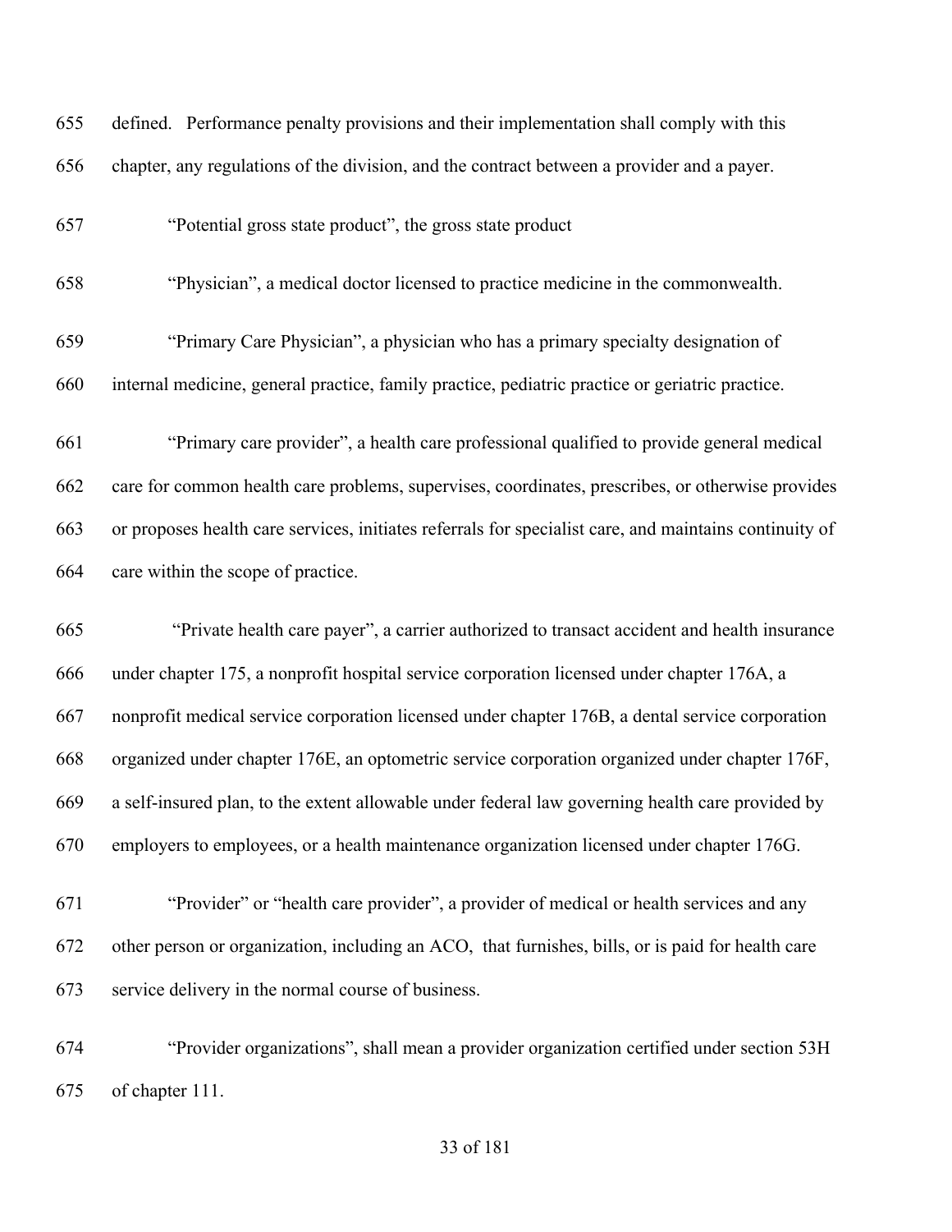defined. Performance penalty provisions and their implementation shall comply with this chapter, any regulations of the division, and the contract between a provider and a payer.

"Potential gross state product", the gross state product

"Physician", a medical doctor licensed to practice medicine in the commonwealth.

"Primary Care Physician", a physician who has a primary specialty designation of internal medicine, general practice, family practice, pediatric practice or geriatric practice.

"Primary care provider", a health care professional qualified to provide general medical care for common health care problems, supervises, coordinates, prescribes, or otherwise provides or proposes health care services, initiates referrals for specialist care, and maintains continuity of care within the scope of practice.

"Private health care payer", a carrier authorized to transact accident and health insurance under chapter 175, a nonprofit hospital service corporation licensed under chapter 176A, a nonprofit medical service corporation licensed under chapter 176B, a dental service corporation organized under chapter 176E, an optometric service corporation organized under chapter 176F, a self-insured plan, to the extent allowable under federal law governing health care provided by employers to employees, or a health maintenance organization licensed under chapter 176G.

"Provider" or "health care provider", a provider of medical or health services and any other person or organization, including an ACO, that furnishes, bills, or is paid for health care service delivery in the normal course of business.

"Provider organizations", shall mean a provider organization certified under section 53H of chapter 111.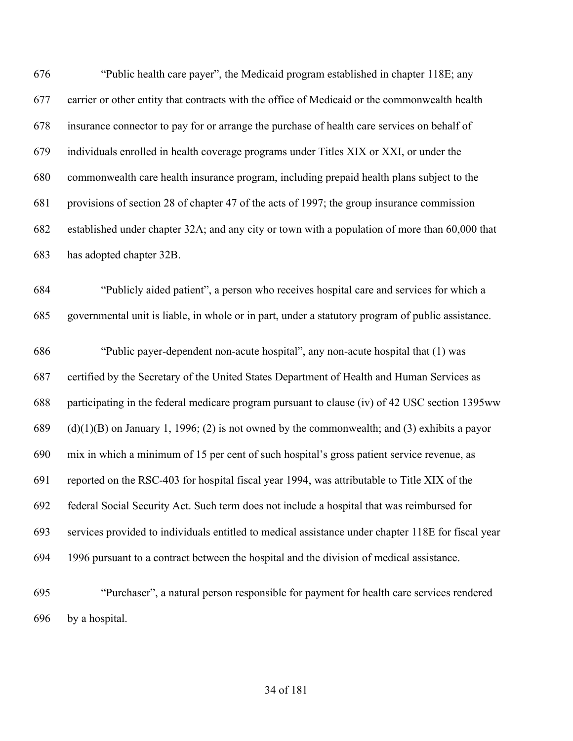"Public health care payer", the Medicaid program established in chapter 118E; any carrier or other entity that contracts with the office of Medicaid or the commonwealth health insurance connector to pay for or arrange the purchase of health care services on behalf of individuals enrolled in health coverage programs under Titles XIX or XXI, or under the commonwealth care health insurance program, including prepaid health plans subject to the provisions of section 28 of chapter 47 of the acts of 1997; the group insurance commission established under chapter 32A; and any city or town with a population of more than 60,000 that has adopted chapter 32B.

"Publicly aided patient", a person who receives hospital care and services for which a governmental unit is liable, in whole or in part, under a statutory program of public assistance.

"Public payer-dependent non-acute hospital", any non-acute hospital that (1) was certified by the Secretary of the United States Department of Health and Human Services as participating in the federal medicare program pursuant to clause (iv) of 42 USC section 1395ww (d)(1)(B) on January 1, 1996; (2) is not owned by the commonwealth; and (3) exhibits a payor mix in which a minimum of 15 per cent of such hospital's gross patient service revenue, as reported on the RSC-403 for hospital fiscal year 1994, was attributable to Title XIX of the federal Social Security Act. Such term does not include a hospital that was reimbursed for services provided to individuals entitled to medical assistance under chapter 118E for fiscal year 1996 pursuant to a contract between the hospital and the division of medical assistance.

"Purchaser", a natural person responsible for payment for health care services rendered by a hospital.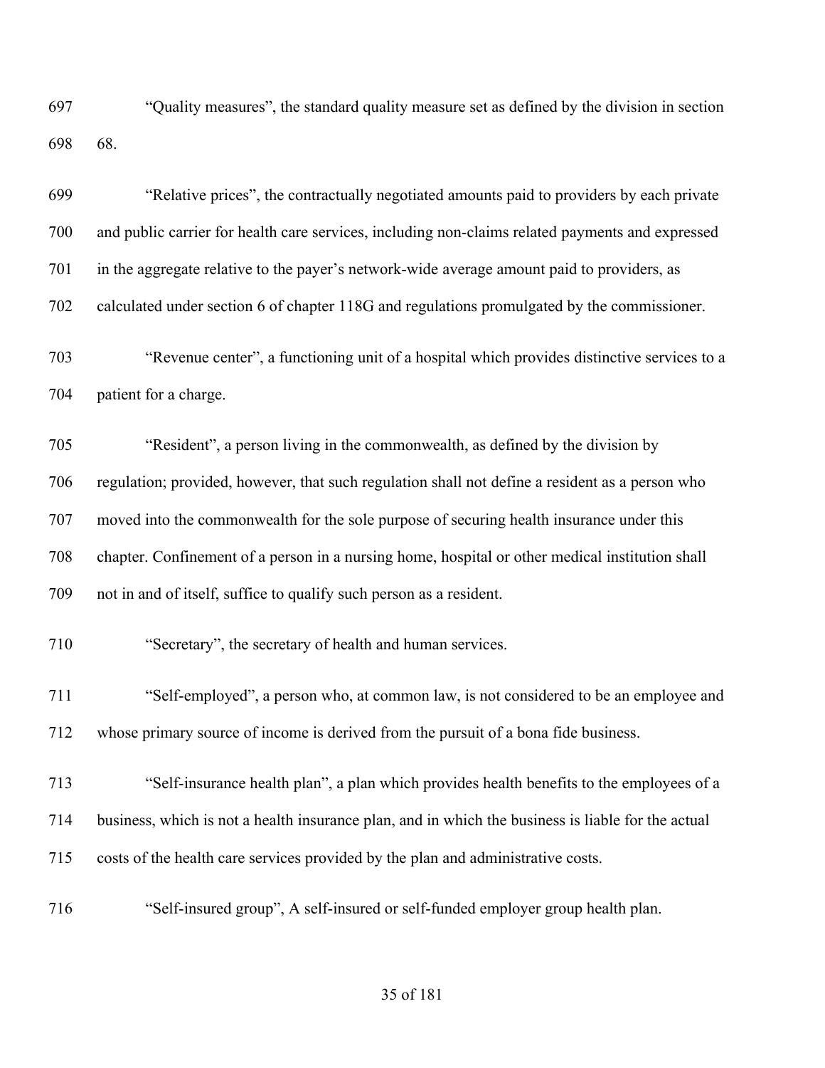"Quality measures", the standard quality measure set as defined by the division in section 68.

"Relative prices", the contractually negotiated amounts paid to providers by each private and public carrier for health care services, including non-claims related payments and expressed in the aggregate relative to the payer's network-wide average amount paid to providers, as calculated under section 6 of chapter 118G and regulations promulgated by the commissioner.

"Revenue center", a functioning unit of a hospital which provides distinctive services to a patient for a charge.

"Resident", a person living in the commonwealth, as defined by the division by regulation; provided, however, that such regulation shall not define a resident as a person who moved into the commonwealth for the sole purpose of securing health insurance under this chapter. Confinement of a person in a nursing home, hospital or other medical institution shall not in and of itself, suffice to qualify such person as a resident.

"Secretary", the secretary of health and human services.

"Self-employed", a person who, at common law, is not considered to be an employee and whose primary source of income is derived from the pursuit of a bona fide business.

"Self-insurance health plan", a plan which provides health benefits to the employees of a business, which is not a health insurance plan, and in which the business is liable for the actual costs of the health care services provided by the plan and administrative costs.

"Self-insured group", A self-insured or self-funded employer group health plan.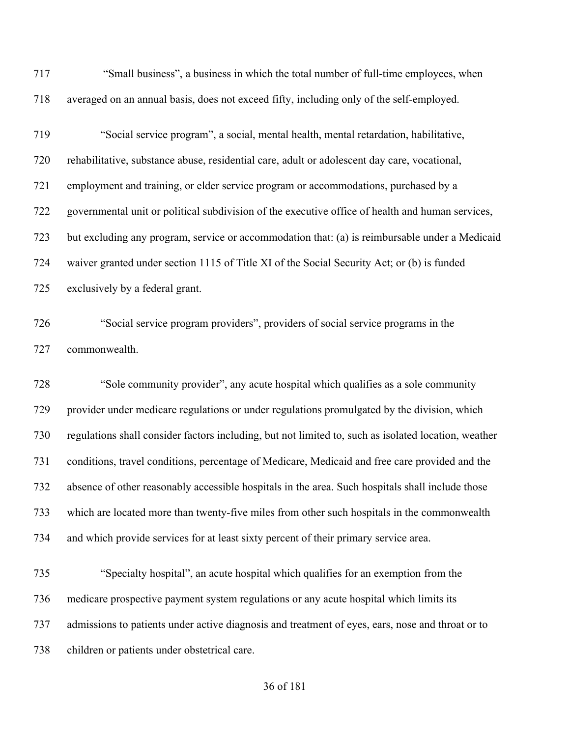"Small business", a business in which the total number of full-time employees, when averaged on an annual basis, does not exceed fifty, including only of the self-employed.

"Social service program", a social, mental health, mental retardation, habilitative, rehabilitative, substance abuse, residential care, adult or adolescent day care, vocational, employment and training, or elder service program or accommodations, purchased by a governmental unit or political subdivision of the executive office of health and human services, but excluding any program, service or accommodation that: (a) is reimbursable under a Medicaid waiver granted under section 1115 of Title XI of the Social Security Act; or (b) is funded exclusively by a federal grant.

"Social service program providers", providers of social service programs in the commonwealth.

"Sole community provider", any acute hospital which qualifies as a sole community provider under medicare regulations or under regulations promulgated by the division, which regulations shall consider factors including, but not limited to, such as isolated location, weather conditions, travel conditions, percentage of Medicare, Medicaid and free care provided and the absence of other reasonably accessible hospitals in the area. Such hospitals shall include those which are located more than twenty-five miles from other such hospitals in the commonwealth and which provide services for at least sixty percent of their primary service area.

"Specialty hospital", an acute hospital which qualifies for an exemption from the medicare prospective payment system regulations or any acute hospital which limits its admissions to patients under active diagnosis and treatment of eyes, ears, nose and throat or to children or patients under obstetrical care.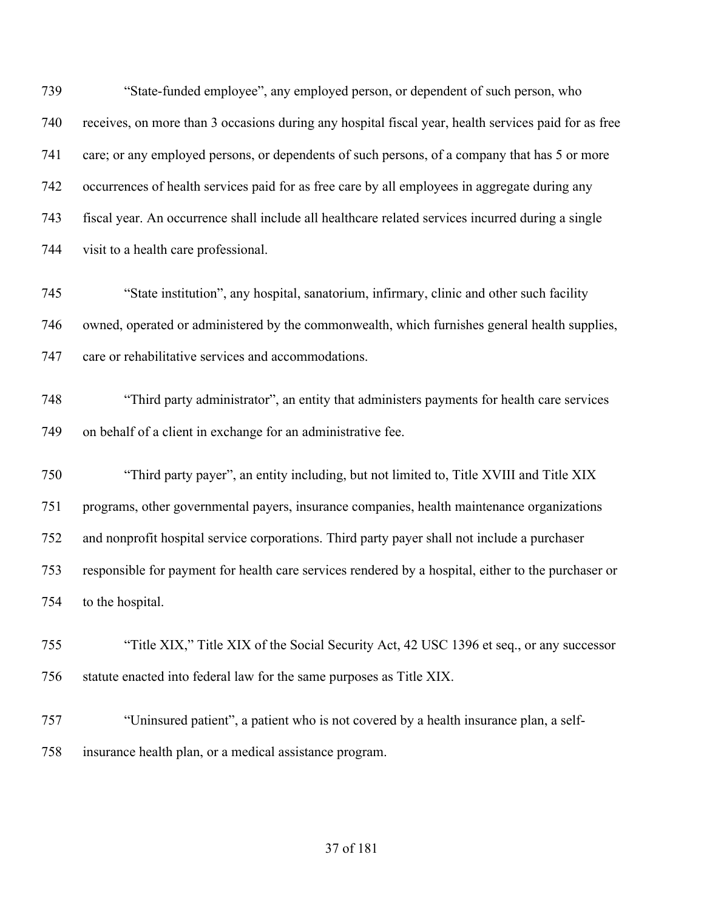"State-funded employee", any employed person, or dependent of such person, who receives, on more than 3 occasions during any hospital fiscal year, health services paid for as free care; or any employed persons, or dependents of such persons, of a company that has 5 or more occurrences of health services paid for as free care by all employees in aggregate during any fiscal year. An occurrence shall include all healthcare related services incurred during a single visit to a health care professional.

"State institution", any hospital, sanatorium, infirmary, clinic and other such facility owned, operated or administered by the commonwealth, which furnishes general health supplies, care or rehabilitative services and accommodations.

"Third party administrator", an entity that administers payments for health care services on behalf of a client in exchange for an administrative fee.

"Third party payer", an entity including, but not limited to, Title XVIII and Title XIX programs, other governmental payers, insurance companies, health maintenance organizations and nonprofit hospital service corporations. Third party payer shall not include a purchaser responsible for payment for health care services rendered by a hospital, either to the purchaser or to the hospital.

"Title XIX," Title XIX of the Social Security Act, 42 USC 1396 et seq., or any successor statute enacted into federal law for the same purposes as Title XIX.

"Uninsured patient", a patient who is not covered by a health insurance plan, a self-insurance health plan, or a medical assistance program.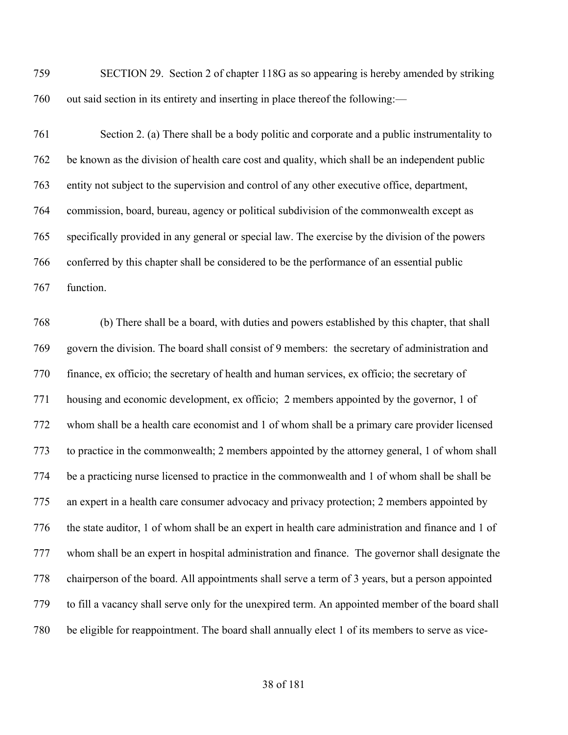759 SECTION 29. Section 2 of chapter 118G as so appearing is hereby amended by striking
760 out said section in its entirety and inserting in place thereof the following:—

761 Section 2. (a) There shall be a body politic and corporate and a public instrumentality to
762 be known as the division of health care cost and quality, which shall be an independent public
763 entity not subject to the supervision and control of any other executive office, department,
764 commission, board, bureau, agency or political subdivision of the commonwealth except as
765 specifically provided in any general or special law. The exercise by the division of the powers
766 conferred by this chapter shall be considered to be the performance of an essential public
767 function.

768 (b) There shall be a board, with duties and powers established by this chapter, that shall
769 govern the division. The board shall consist of 9 members: the secretary of administration and
770 finance, ex officio; the secretary of health and human services, ex officio; the secretary of
771 housing and economic development, ex officio; 2 members appointed by the governor, 1 of
772 whom shall be a health care economist and 1 of whom shall be a primary care provider licensed
773 to practice in the commonwealth; 2 members appointed by the attorney general, 1 of whom shall
774 be a practicing nurse licensed to practice in the commonwealth and 1 of whom shall be shall be
775 an expert in a health care consumer advocacy and privacy protection; 2 members appointed by
776 the state auditor, 1 of whom shall be an expert in health care administration and finance and 1 of
777 whom shall be an expert in hospital administration and finance. The governor shall designate the
778 chairperson of the board. All appointments shall serve a term of 3 years, but a person appointed
779 to fill a vacancy shall serve only for the unexpired term. An appointed member of the board shall
780 be eligible for reappointment. The board shall annually elect 1 of its members to serve as vice-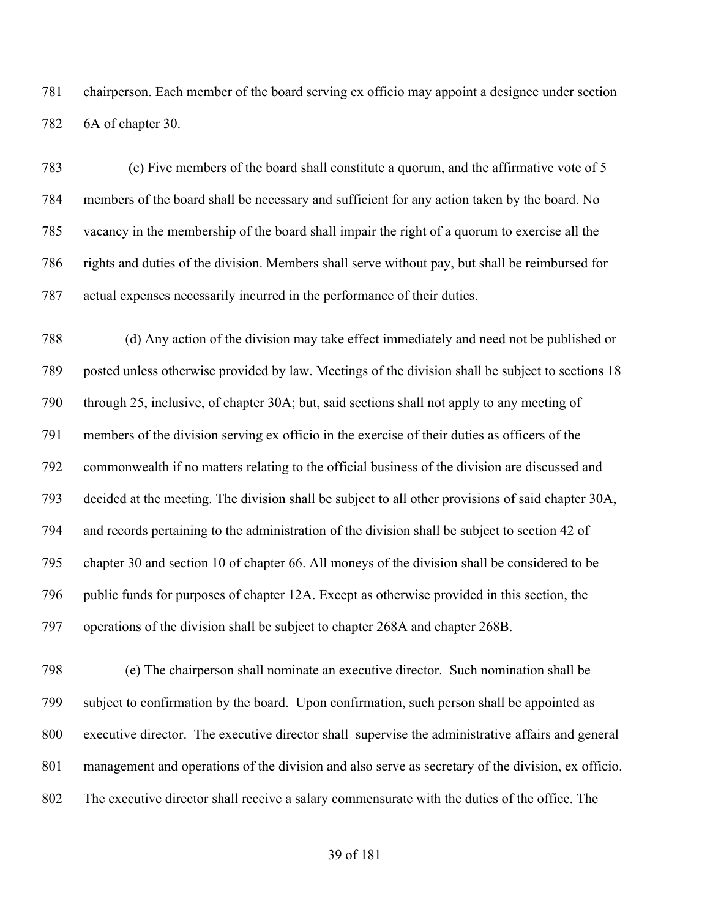chairperson. Each member of the board serving ex officio may appoint a designee under section 6A of chapter 30.

(c) Five members of the board shall constitute a quorum, and the affirmative vote of 5 members of the board shall be necessary and sufficient for any action taken by the board. No vacancy in the membership of the board shall impair the right of a quorum to exercise all the rights and duties of the division. Members shall serve without pay, but shall be reimbursed for actual expenses necessarily incurred in the performance of their duties.

(d) Any action of the division may take effect immediately and need not be published or posted unless otherwise provided by law. Meetings of the division shall be subject to sections 18 through 25, inclusive, of chapter 30A; but, said sections shall not apply to any meeting of members of the division serving ex officio in the exercise of their duties as officers of the commonwealth if no matters relating to the official business of the division are discussed and decided at the meeting. The division shall be subject to all other provisions of said chapter 30A, and records pertaining to the administration of the division shall be subject to section 42 of chapter 30 and section 10 of chapter 66. All moneys of the division shall be considered to be public funds for purposes of chapter 12A. Except as otherwise provided in this section, the operations of the division shall be subject to chapter 268A and chapter 268B.

(e) The chairperson shall nominate an executive director. Such nomination shall be subject to confirmation by the board. Upon confirmation, such person shall be appointed as executive director. The executive director shall supervise the administrative affairs and general management and operations of the division and also serve as secretary of the division, ex officio. The executive director shall receive a salary commensurate with the duties of the office. The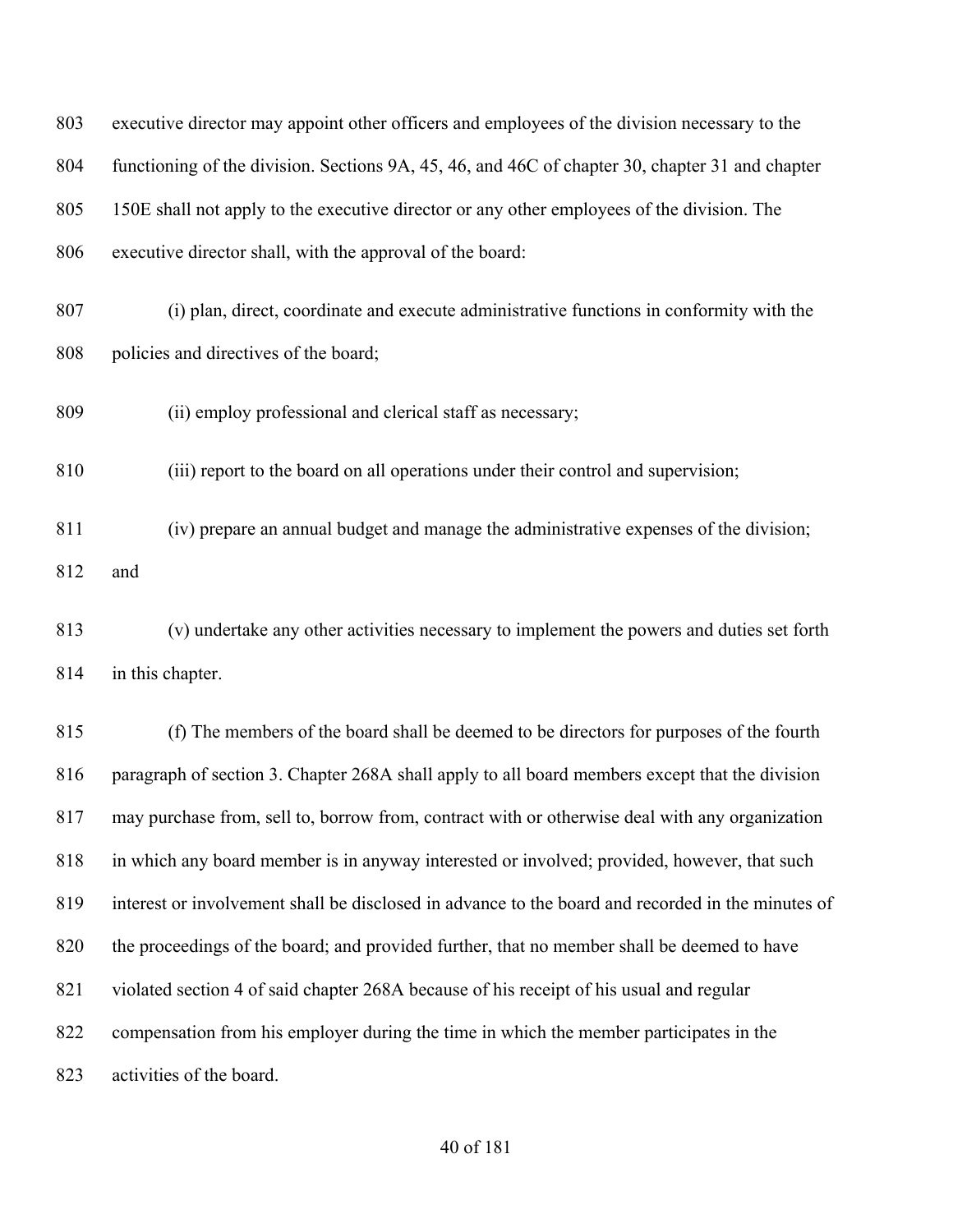executive director may appoint other officers and employees of the division necessary to the functioning of the division. Sections 9A, 45, 46, and 46C of chapter 30, chapter 31 and chapter 150E shall not apply to the executive director or any other employees of the division. The executive director shall, with the approval of the board:

(i) plan, direct, coordinate and execute administrative functions in conformity with the policies and directives of the board;

(ii) employ professional and clerical staff as necessary;

(iii) report to the board on all operations under their control and supervision;

(iv) prepare an annual budget and manage the administrative expenses of the division; and

(v) undertake any other activities necessary to implement the powers and duties set forth in this chapter.

(f) The members of the board shall be deemed to be directors for purposes of the fourth paragraph of section 3. Chapter 268A shall apply to all board members except that the division may purchase from, sell to, borrow from, contract with or otherwise deal with any organization in which any board member is in anyway interested or involved; provided, however, that such interest or involvement shall be disclosed in advance to the board and recorded in the minutes of the proceedings of the board; and provided further, that no member shall be deemed to have violated section 4 of said chapter 268A because of his receipt of his usual and regular compensation from his employer during the time in which the member participates in the activities of the board.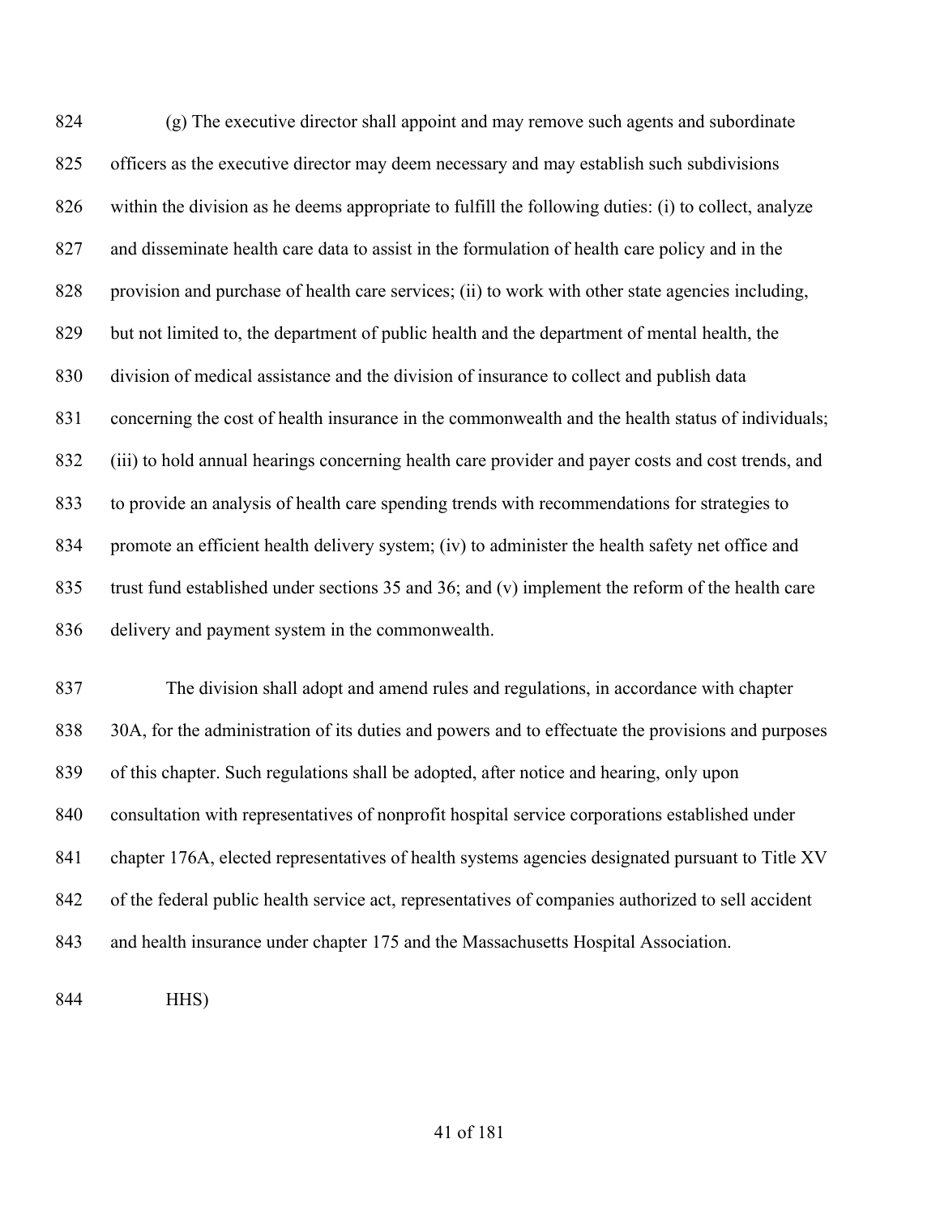(g) The executive director shall appoint and may remove such agents and subordinate officers as the executive director may deem necessary and may establish such subdivisions within the division as he deems appropriate to fulfill the following duties: (i) to collect, analyze and disseminate health care data to assist in the formulation of health care policy and in the provision and purchase of health care services; (ii) to work with other state agencies including, but not limited to, the department of public health and the department of mental health, the division of medical assistance and the division of insurance to collect and publish data concerning the cost of health insurance in the commonwealth and the health status of individuals; (iii) to hold annual hearings concerning health care provider and payer costs and cost trends, and to provide an analysis of health care spending trends with recommendations for strategies to promote an efficient health delivery system; (iv) to administer the health safety net office and trust fund established under sections 35 and 36; and (v) implement the reform of the health care delivery and payment system in the commonwealth.

The division shall adopt and amend rules and regulations, in accordance with chapter 30A, for the administration of its duties and powers and to effectuate the provisions and purposes of this chapter. Such regulations shall be adopted, after notice and hearing, only upon consultation with representatives of nonprofit hospital service corporations established under chapter 176A, elected representatives of health systems agencies designated pursuant to Title XV of the federal public health service act, representatives of companies authorized to sell accident and health insurance under chapter 175 and the Massachusetts Hospital Association.

HHS)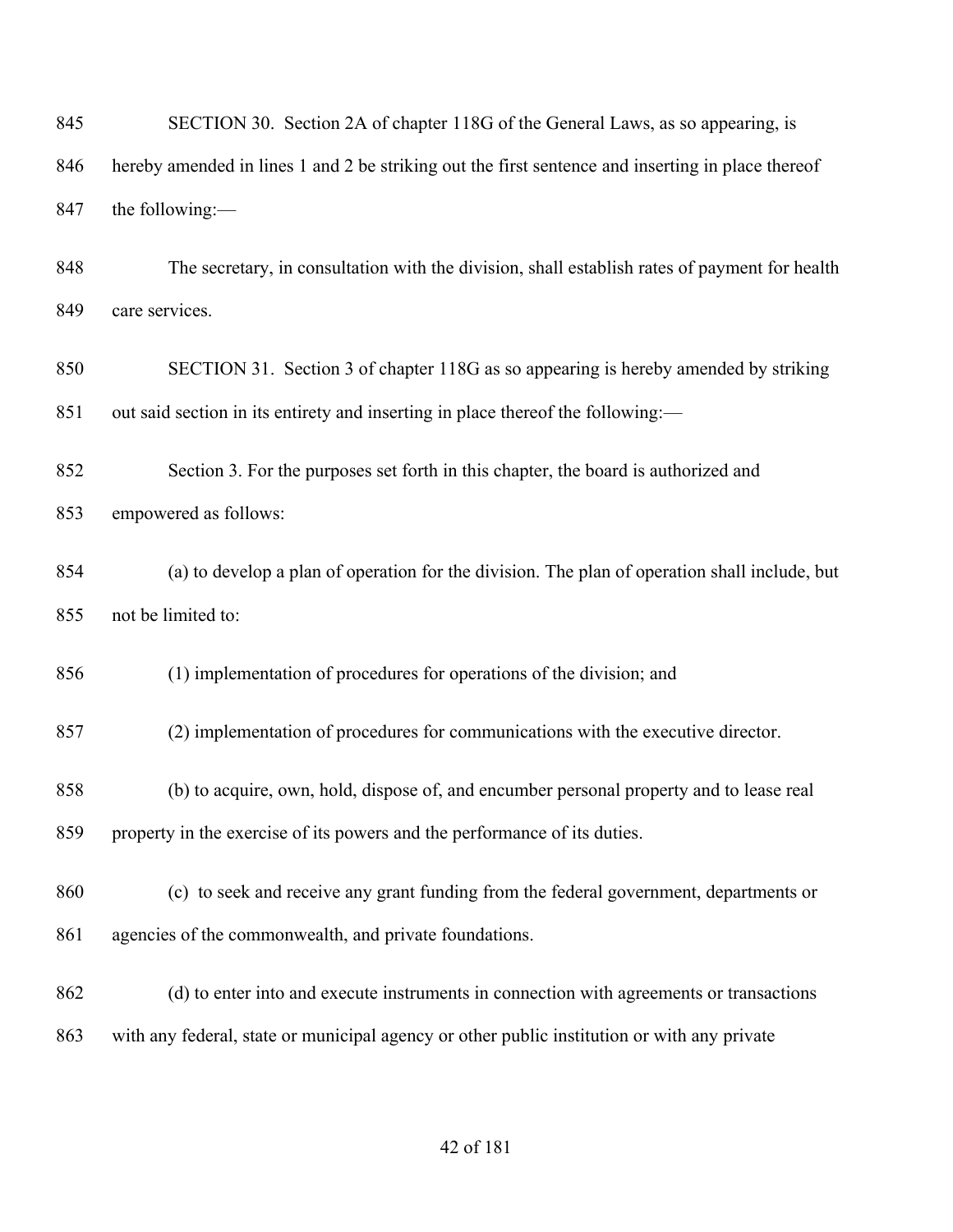SECTION 30. Section 2A of chapter 118G of the General Laws, as so appearing, is hereby amended in lines 1 and 2 be striking out the first sentence and inserting in place thereof the following:—

The secretary, in consultation with the division, shall establish rates of payment for health care services.

SECTION 31. Section 3 of chapter 118G as so appearing is hereby amended by striking out said section in its entirety and inserting in place thereof the following:—

Section 3. For the purposes set forth in this chapter, the board is authorized and empowered as follows:

(a) to develop a plan of operation for the division. The plan of operation shall include, but not be limited to:

(1) implementation of procedures for operations of the division; and

(2) implementation of procedures for communications with the executive director.

(b) to acquire, own, hold, dispose of, and encumber personal property and to lease real property in the exercise of its powers and the performance of its duties.

(c) to seek and receive any grant funding from the federal government, departments or agencies of the commonwealth, and private foundations.

(d) to enter into and execute instruments in connection with agreements or transactions with any federal, state or municipal agency or other public institution or with any private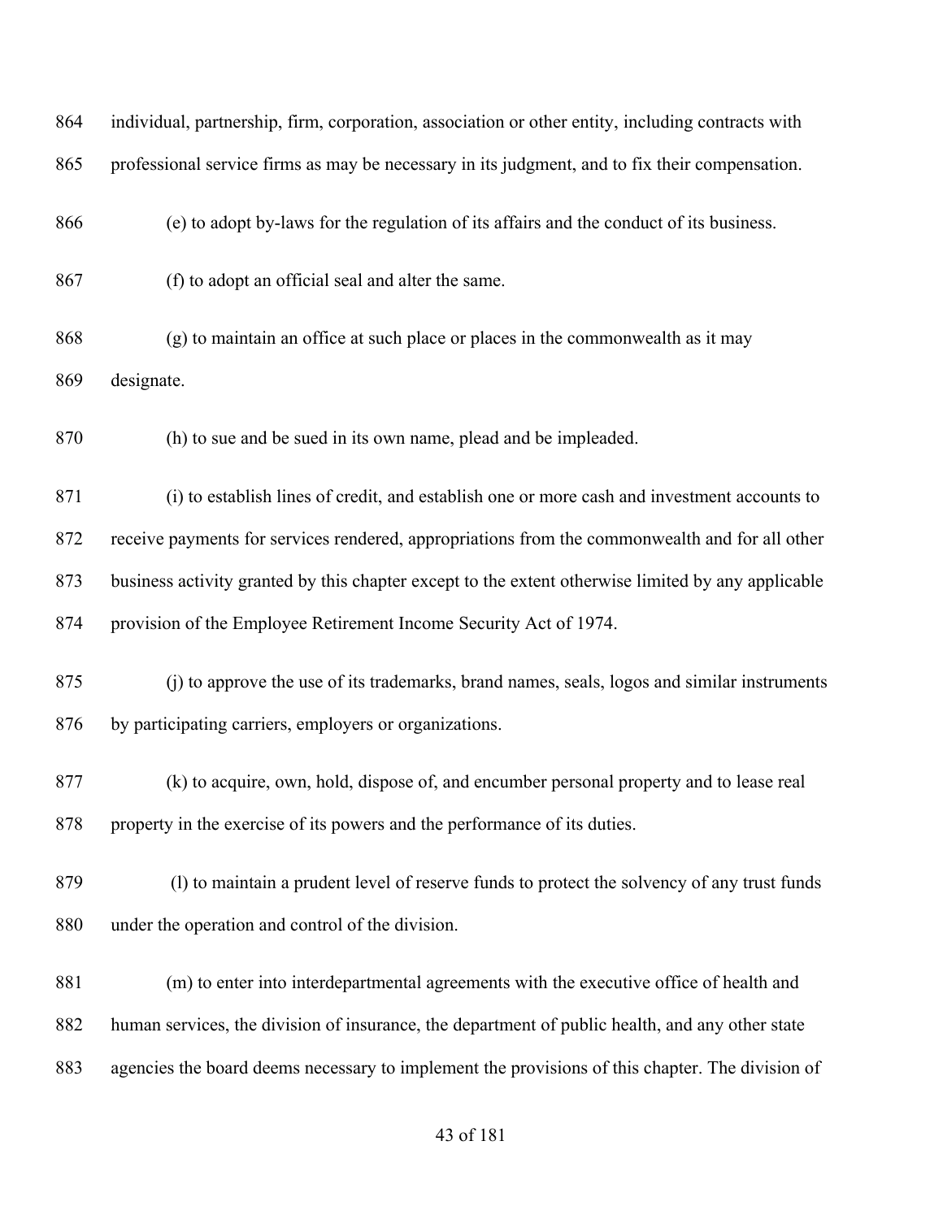individual, partnership, firm, corporation, association or other entity, including contracts with professional service firms as may be necessary in its judgment, and to fix their compensation.

(e) to adopt by-laws for the regulation of its affairs and the conduct of its business.

(f) to adopt an official seal and alter the same.

(g) to maintain an office at such place or places in the commonwealth as it may designate.

(h) to sue and be sued in its own name, plead and be impleaded.

(i) to establish lines of credit, and establish one or more cash and investment accounts to receive payments for services rendered, appropriations from the commonwealth and for all other business activity granted by this chapter except to the extent otherwise limited by any applicable provision of the Employee Retirement Income Security Act of 1974.

(j) to approve the use of its trademarks, brand names, seals, logos and similar instruments by participating carriers, employers or organizations.

(k) to acquire, own, hold, dispose of, and encumber personal property and to lease real property in the exercise of its powers and the performance of its duties.

(l) to maintain a prudent level of reserve funds to protect the solvency of any trust funds under the operation and control of the division.

(m) to enter into interdepartmental agreements with the executive office of health and human services, the division of insurance, the department of public health, and any other state agencies the board deems necessary to implement the provisions of this chapter. The division of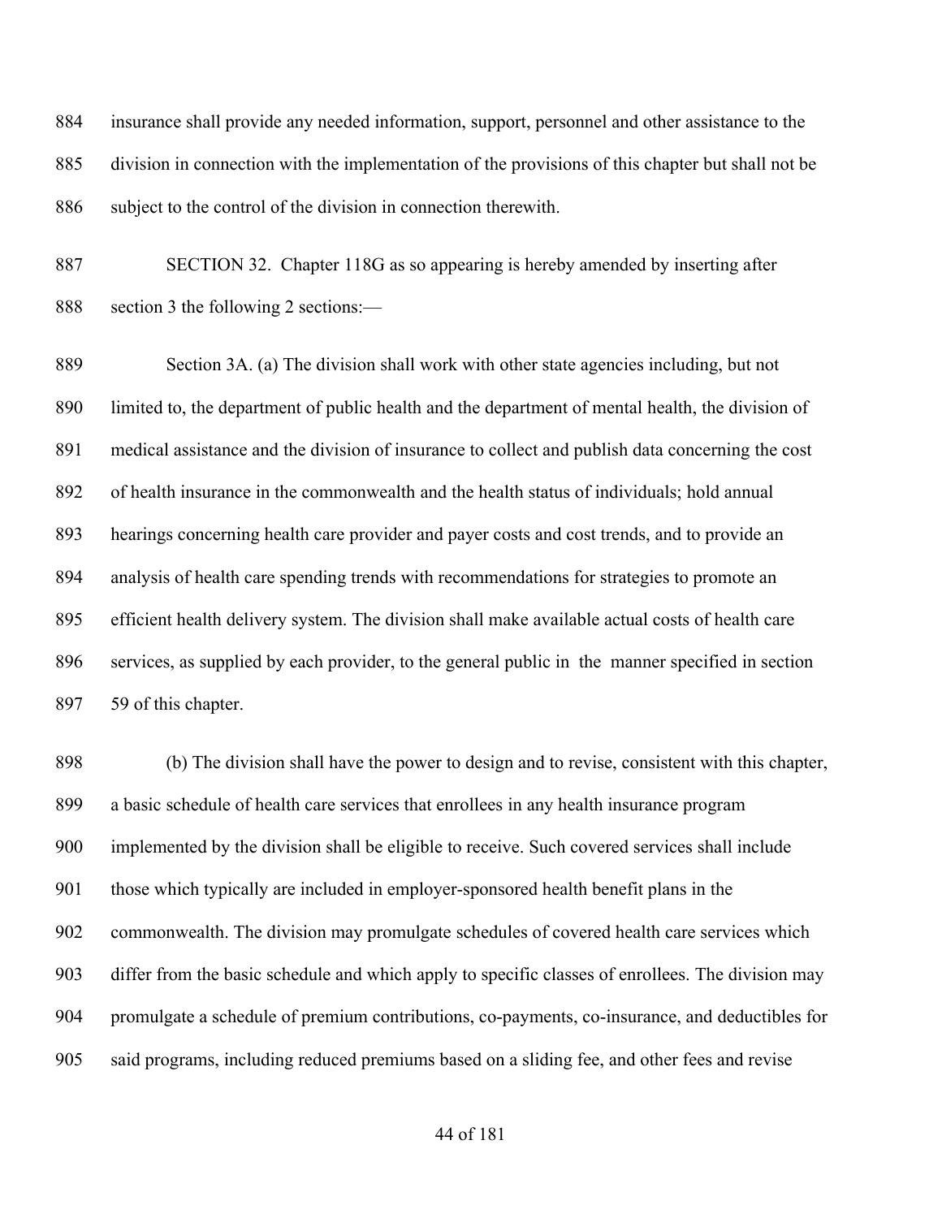insurance shall provide any needed information, support, personnel and other assistance to the division in connection with the implementation of the provisions of this chapter but shall not be subject to the control of the division in connection therewith.

SECTION 32. Chapter 118G as so appearing is hereby amended by inserting after section 3 the following 2 sections:—

Section 3A. (a) The division shall work with other state agencies including, but not limited to, the department of public health and the department of mental health, the division of medical assistance and the division of insurance to collect and publish data concerning the cost of health insurance in the commonwealth and the health status of individuals; hold annual hearings concerning health care provider and payer costs and cost trends, and to provide an analysis of health care spending trends with recommendations for strategies to promote an efficient health delivery system. The division shall make available actual costs of health care services, as supplied by each provider, to the general public in the manner specified in section 59 of this chapter.

(b) The division shall have the power to design and to revise, consistent with this chapter, a basic schedule of health care services that enrollees in any health insurance program implemented by the division shall be eligible to receive. Such covered services shall include those which typically are included in employer-sponsored health benefit plans in the commonwealth. The division may promulgate schedules of covered health care services which differ from the basic schedule and which apply to specific classes of enrollees. The division may promulgate a schedule of premium contributions, co-payments, co-insurance, and deductibles for said programs, including reduced premiums based on a sliding fee, and other fees and revise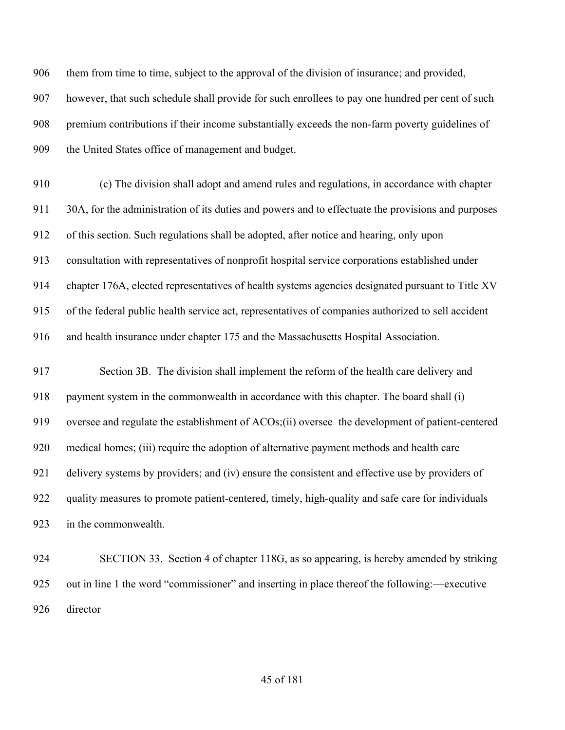them from time to time, subject to the approval of the division of insurance; and provided, however, that such schedule shall provide for such enrollees to pay one hundred per cent of such premium contributions if their income substantially exceeds the non-farm poverty guidelines of the United States office of management and budget.

(c) The division shall adopt and amend rules and regulations, in accordance with chapter 30A, for the administration of its duties and powers and to effectuate the provisions and purposes of this section. Such regulations shall be adopted, after notice and hearing, only upon consultation with representatives of nonprofit hospital service corporations established under chapter 176A, elected representatives of health systems agencies designated pursuant to Title XV of the federal public health service act, representatives of companies authorized to sell accident and health insurance under chapter 175 and the Massachusetts Hospital Association.

Section 3B. The division shall implement the reform of the health care delivery and payment system in the commonwealth in accordance with this chapter. The board shall (i) oversee and regulate the establishment of ACOs;(ii) oversee the development of patient-centered medical homes; (iii) require the adoption of alternative payment methods and health care delivery systems by providers; and (iv) ensure the consistent and effective use by providers of quality measures to promote patient-centered, timely, high-quality and safe care for individuals in the commonwealth.

SECTION 33. Section 4 of chapter 118G, as so appearing, is hereby amended by striking out in line 1 the word "commissioner" and inserting in place thereof the following:—executive director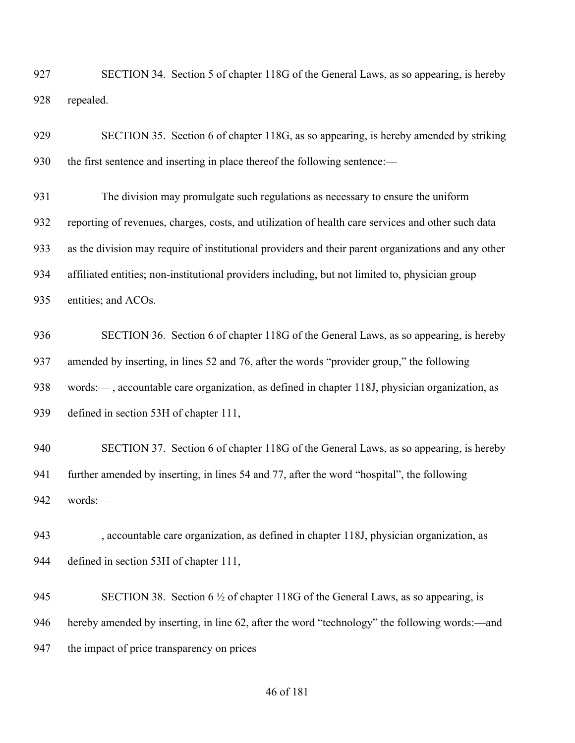SECTION 34. Section 5 of chapter 118G of the General Laws, as so appearing, is hereby repealed.

SECTION 35. Section 6 of chapter 118G, as so appearing, is hereby amended by striking the first sentence and inserting in place thereof the following sentence:—

The division may promulgate such regulations as necessary to ensure the uniform reporting of revenues, charges, costs, and utilization of health care services and other such data as the division may require of institutional providers and their parent organizations and any other affiliated entities; non-institutional providers including, but not limited to, physician group entities; and ACOs.

SECTION 36. Section 6 of chapter 118G of the General Laws, as so appearing, is hereby amended by inserting, in lines 52 and 76, after the words "provider group," the following words:— , accountable care organization, as defined in chapter 118J, physician organization, as defined in section 53H of chapter 111,

SECTION 37. Section 6 of chapter 118G of the General Laws, as so appearing, is hereby further amended by inserting, in lines 54 and 77, after the word "hospital", the following words:—

, accountable care organization, as defined in chapter 118J, physician organization, as defined in section 53H of chapter 111,

SECTION 38. Section 6 ½ of chapter 118G of the General Laws, as so appearing, is hereby amended by inserting, in line 62, after the word "technology" the following words:—and the impact of price transparency on prices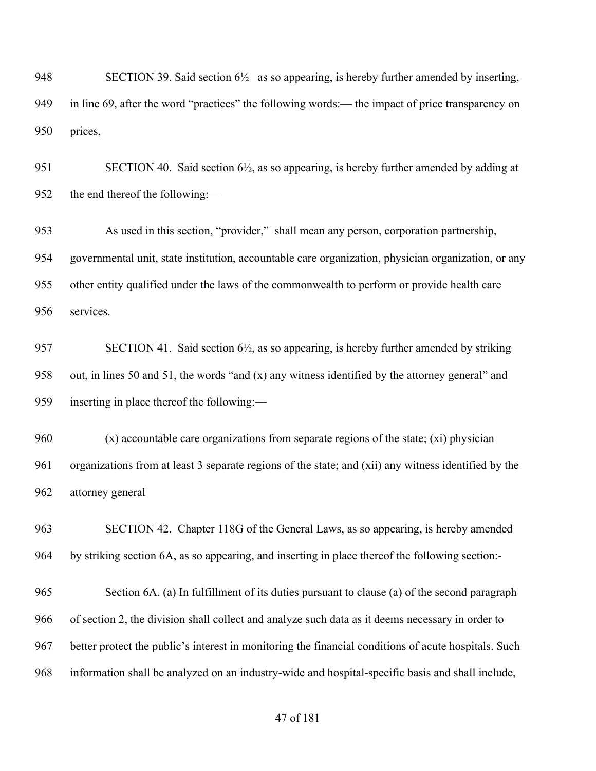SECTION 39. Said section 6½ as so appearing, is hereby further amended by inserting, in line 69, after the word "practices" the following words:— the impact of price transparency on prices,

SECTION 40. Said section 6½, as so appearing, is hereby further amended by adding at the end thereof the following:—

As used in this section, "provider," shall mean any person, corporation partnership, governmental unit, state institution, accountable care organization, physician organization, or any other entity qualified under the laws of the commonwealth to perform or provide health care services.

SECTION 41. Said section 6½, as so appearing, is hereby further amended by striking out, in lines 50 and 51, the words "and (x) any witness identified by the attorney general" and inserting in place thereof the following:—

(x) accountable care organizations from separate regions of the state; (xi) physician organizations from at least 3 separate regions of the state; and (xii) any witness identified by the attorney general

SECTION 42. Chapter 118G of the General Laws, as so appearing, is hereby amended by striking section 6A, as so appearing, and inserting in place thereof the following section:-

Section 6A. (a) In fulfillment of its duties pursuant to clause (a) of the second paragraph of section 2, the division shall collect and analyze such data as it deems necessary in order to better protect the public's interest in monitoring the financial conditions of acute hospitals. Such information shall be analyzed on an industry-wide and hospital-specific basis and shall include,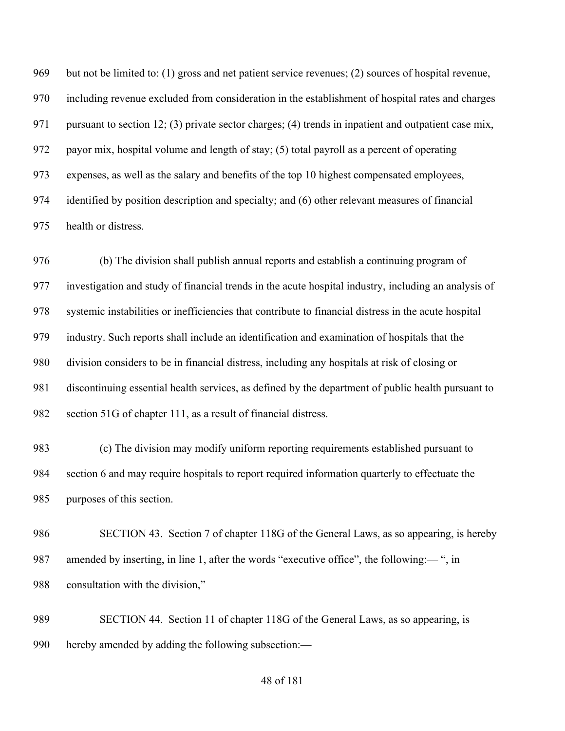but not be limited to: (1) gross and net patient service revenues; (2) sources of hospital revenue, including revenue excluded from consideration in the establishment of hospital rates and charges pursuant to section 12; (3) private sector charges; (4) trends in inpatient and outpatient case mix, payor mix, hospital volume and length of stay; (5) total payroll as a percent of operating expenses, as well as the salary and benefits of the top 10 highest compensated employees, identified by position description and specialty; and (6) other relevant measures of financial health or distress.

(b) The division shall publish annual reports and establish a continuing program of investigation and study of financial trends in the acute hospital industry, including an analysis of systemic instabilities or inefficiencies that contribute to financial distress in the acute hospital industry. Such reports shall include an identification and examination of hospitals that the division considers to be in financial distress, including any hospitals at risk of closing or discontinuing essential health services, as defined by the department of public health pursuant to section 51G of chapter 111, as a result of financial distress.

(c) The division may modify uniform reporting requirements established pursuant to section 6 and may require hospitals to report required information quarterly to effectuate the purposes of this section.

SECTION 43. Section 7 of chapter 118G of the General Laws, as so appearing, is hereby amended by inserting, in line 1, after the words "executive office", the following:— ", in consultation with the division,"

SECTION 44. Section 11 of chapter 118G of the General Laws, as so appearing, is hereby amended by adding the following subsection:—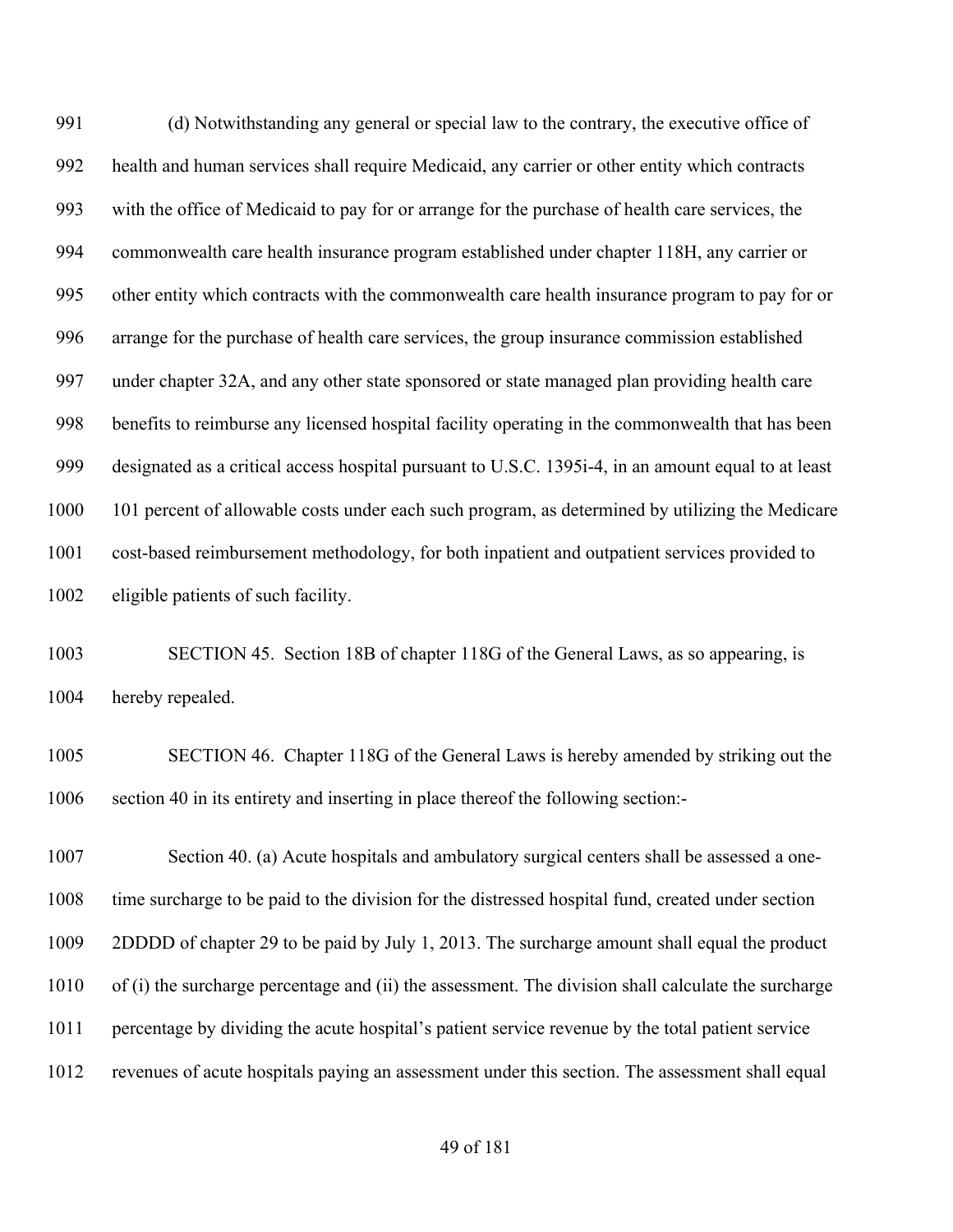(d) Notwithstanding any general or special law to the contrary, the executive office of health and human services shall require Medicaid, any carrier or other entity which contracts with the office of Medicaid to pay for or arrange for the purchase of health care services, the commonwealth care health insurance program established under chapter 118H, any carrier or other entity which contracts with the commonwealth care health insurance program to pay for or arrange for the purchase of health care services, the group insurance commission established under chapter 32A, and any other state sponsored or state managed plan providing health care benefits to reimburse any licensed hospital facility operating in the commonwealth that has been designated as a critical access hospital pursuant to U.S.C. 1395i-4, in an amount equal to at least 101 percent of allowable costs under each such program, as determined by utilizing the Medicare cost-based reimbursement methodology, for both inpatient and outpatient services provided to eligible patients of such facility.

SECTION 45. Section 18B of chapter 118G of the General Laws, as so appearing, is hereby repealed.

SECTION 46. Chapter 118G of the General Laws is hereby amended by striking out the section 40 in its entirety and inserting in place thereof the following section:-

Section 40. (a) Acute hospitals and ambulatory surgical centers shall be assessed a one-time surcharge to be paid to the division for the distressed hospital fund, created under section 2DDDD of chapter 29 to be paid by July 1, 2013. The surcharge amount shall equal the product of (i) the surcharge percentage and (ii) the assessment. The division shall calculate the surcharge percentage by dividing the acute hospital's patient service revenue by the total patient service revenues of acute hospitals paying an assessment under this section. The assessment shall equal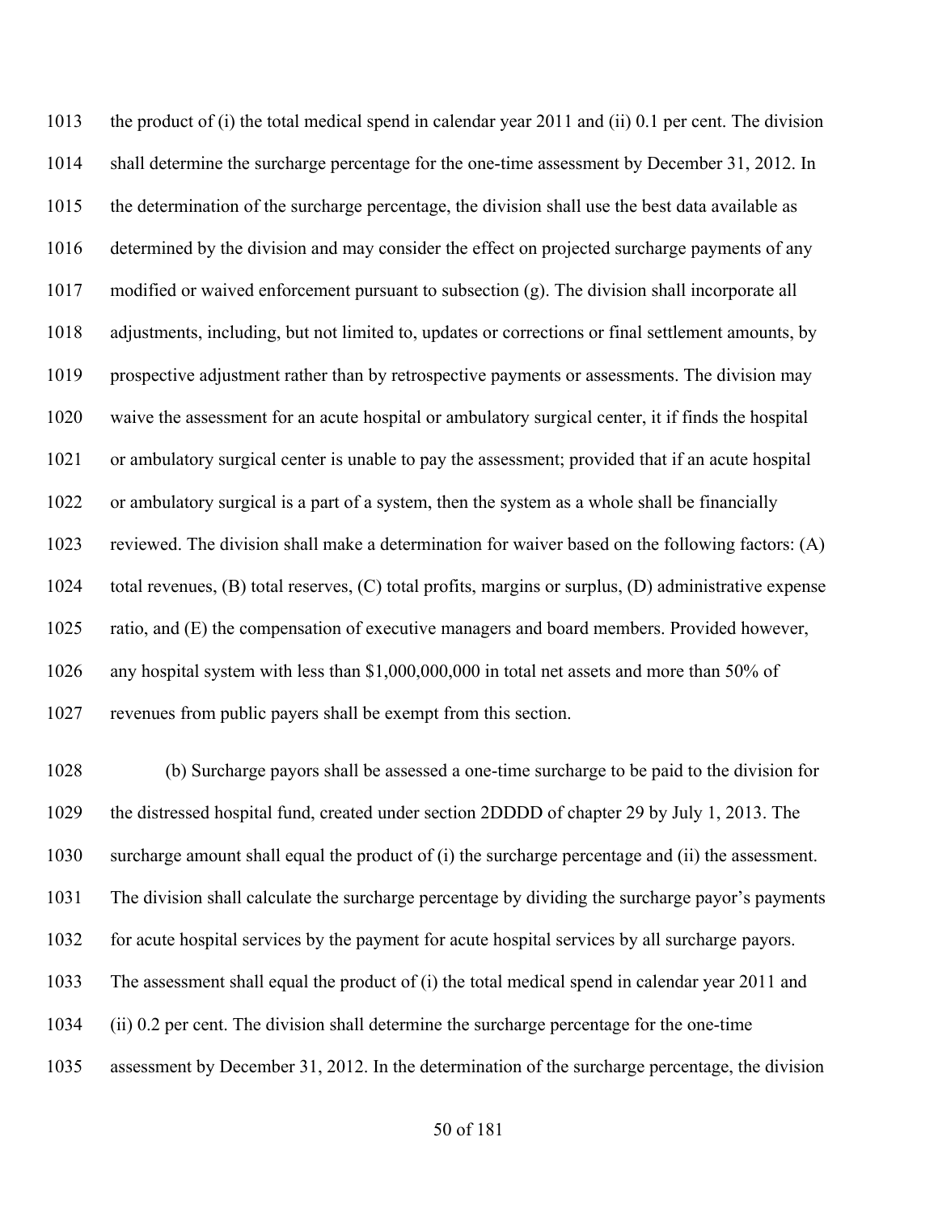1013 the product of (i) the total medical spend in calendar year 2011 and (ii) 0.1 per cent. The division
1014 shall determine the surcharge percentage for the one-time assessment by December 31, 2012. In
1015 the determination of the surcharge percentage, the division shall use the best data available as
1016 determined by the division and may consider the effect on projected surcharge payments of any
1017 modified or waived enforcement pursuant to subsection (g). The division shall incorporate all
1018 adjustments, including, but not limited to, updates or corrections or final settlement amounts, by
1019 prospective adjustment rather than by retrospective payments or assessments. The division may
1020 waive the assessment for an acute hospital or ambulatory surgical center, it if finds the hospital
1021 or ambulatory surgical center is unable to pay the assessment; provided that if an acute hospital
1022 or ambulatory surgical is a part of a system, then the system as a whole shall be financially
1023 reviewed. The division shall make a determination for waiver based on the following factors: (A)
1024 total revenues, (B) total reserves, (C) total profits, margins or surplus, (D) administrative expense
1025 ratio, and (E) the compensation of executive managers and board members. Provided however,
1026 any hospital system with less than $1,000,000,000 in total net assets and more than 50% of
1027 revenues from public payers shall be exempt from this section.

1028 (b) Surcharge payors shall be assessed a one-time surcharge to be paid to the division for
1029 the distressed hospital fund, created under section 2DDDD of chapter 29 by July 1, 2013. The
1030 surcharge amount shall equal the product of (i) the surcharge percentage and (ii) the assessment.
1031 The division shall calculate the surcharge percentage by dividing the surcharge payor's payments
1032 for acute hospital services by the payment for acute hospital services by all surcharge payors.
1033 The assessment shall equal the product of (i) the total medical spend in calendar year 2011 and
1034 (ii) 0.2 per cent. The division shall determine the surcharge percentage for the one-time
1035 assessment by December 31, 2012. In the determination of the surcharge percentage, the division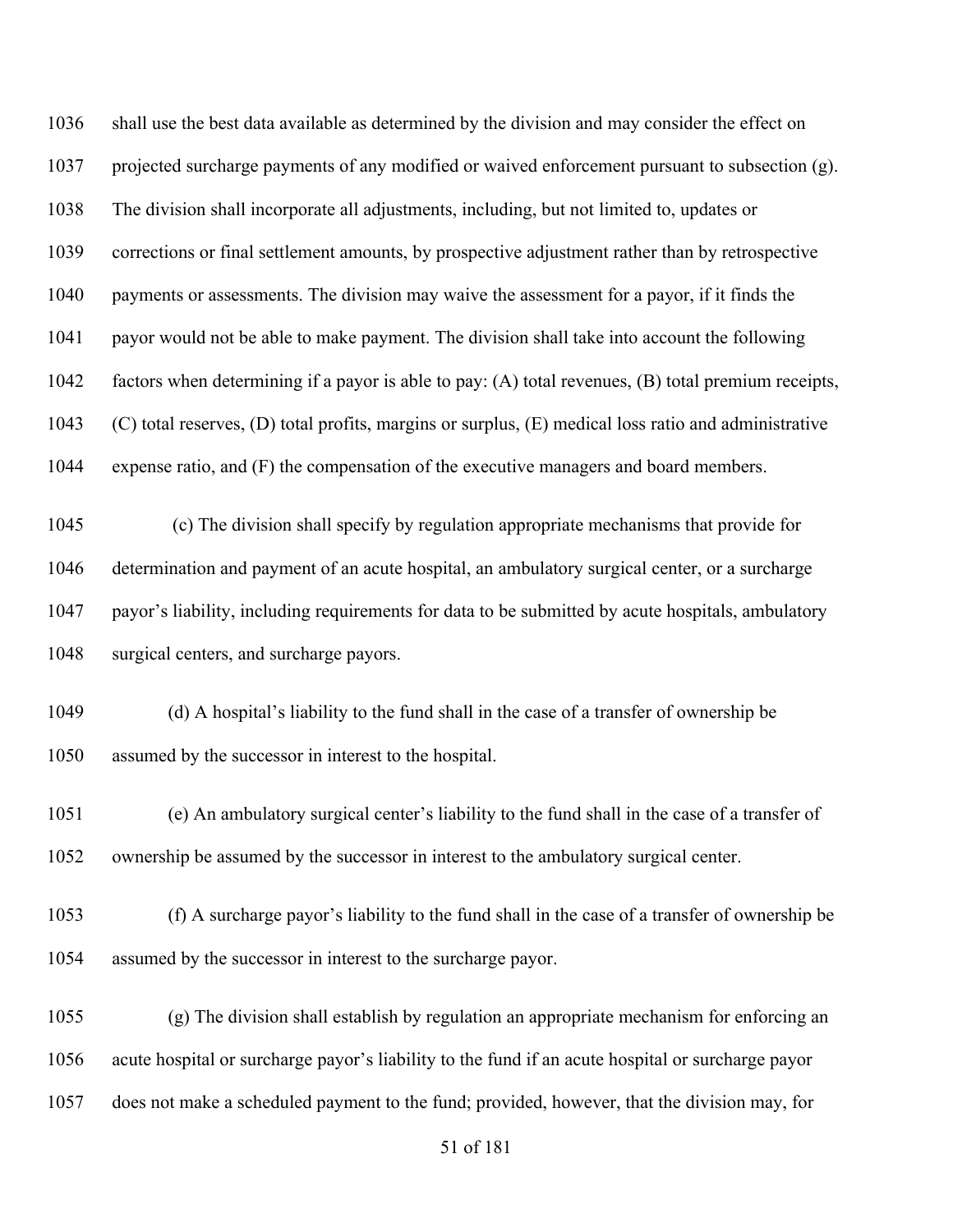shall use the best data available as determined by the division and may consider the effect on projected surcharge payments of any modified or waived enforcement pursuant to subsection (g). The division shall incorporate all adjustments, including, but not limited to, updates or corrections or final settlement amounts, by prospective adjustment rather than by retrospective payments or assessments. The division may waive the assessment for a payor, if it finds the payor would not be able to make payment. The division shall take into account the following factors when determining if a payor is able to pay: (A) total revenues, (B) total premium receipts, (C) total reserves, (D) total profits, margins or surplus, (E) medical loss ratio and administrative expense ratio, and (F) the compensation of the executive managers and board members.

(c) The division shall specify by regulation appropriate mechanisms that provide for determination and payment of an acute hospital, an ambulatory surgical center, or a surcharge payor's liability, including requirements for data to be submitted by acute hospitals, ambulatory surgical centers, and surcharge payors.

(d) A hospital's liability to the fund shall in the case of a transfer of ownership be assumed by the successor in interest to the hospital.

(e) An ambulatory surgical center's liability to the fund shall in the case of a transfer of ownership be assumed by the successor in interest to the ambulatory surgical center.

(f) A surcharge payor's liability to the fund shall in the case of a transfer of ownership be assumed by the successor in interest to the surcharge payor.

(g) The division shall establish by regulation an appropriate mechanism for enforcing an acute hospital or surcharge payor's liability to the fund if an acute hospital or surcharge payor does not make a scheduled payment to the fund; provided, however, that the division may, for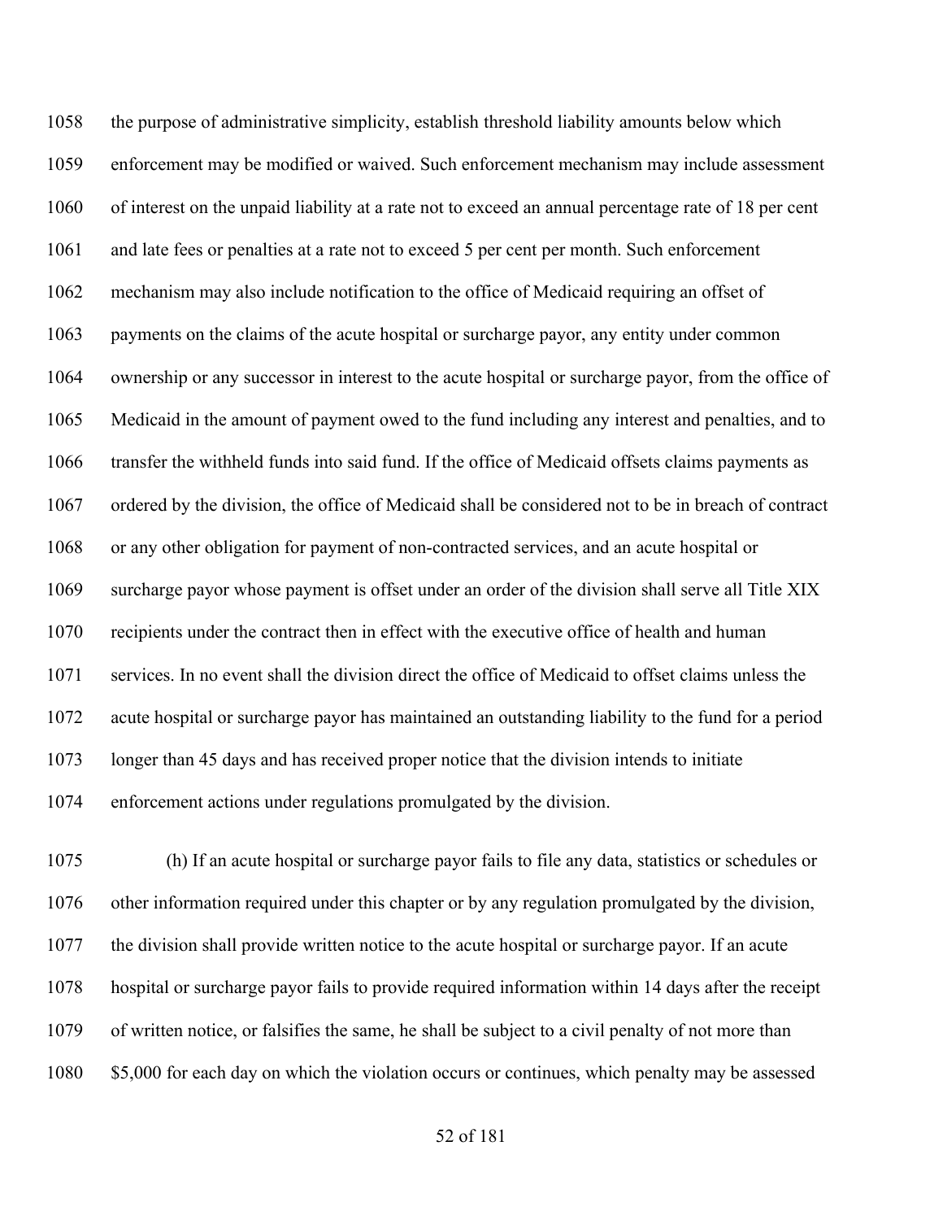the purpose of administrative simplicity, establish threshold liability amounts below which enforcement may be modified or waived. Such enforcement mechanism may include assessment of interest on the unpaid liability at a rate not to exceed an annual percentage rate of 18 per cent and late fees or penalties at a rate not to exceed 5 per cent per month. Such enforcement mechanism may also include notification to the office of Medicaid requiring an offset of payments on the claims of the acute hospital or surcharge payor, any entity under common ownership or any successor in interest to the acute hospital or surcharge payor, from the office of Medicaid in the amount of payment owed to the fund including any interest and penalties, and to transfer the withheld funds into said fund. If the office of Medicaid offsets claims payments as ordered by the division, the office of Medicaid shall be considered not to be in breach of contract or any other obligation for payment of non-contracted services, and an acute hospital or surcharge payor whose payment is offset under an order of the division shall serve all Title XIX recipients under the contract then in effect with the executive office of health and human services. In no event shall the division direct the office of Medicaid to offset claims unless the acute hospital or surcharge payor has maintained an outstanding liability to the fund for a period longer than 45 days and has received proper notice that the division intends to initiate enforcement actions under regulations promulgated by the division.

(h) If an acute hospital or surcharge payor fails to file any data, statistics or schedules or other information required under this chapter or by any regulation promulgated by the division, the division shall provide written notice to the acute hospital or surcharge payor. If an acute hospital or surcharge payor fails to provide required information within 14 days after the receipt of written notice, or falsifies the same, he shall be subject to a civil penalty of not more than $5,000 for each day on which the violation occurs or continues, which penalty may be assessed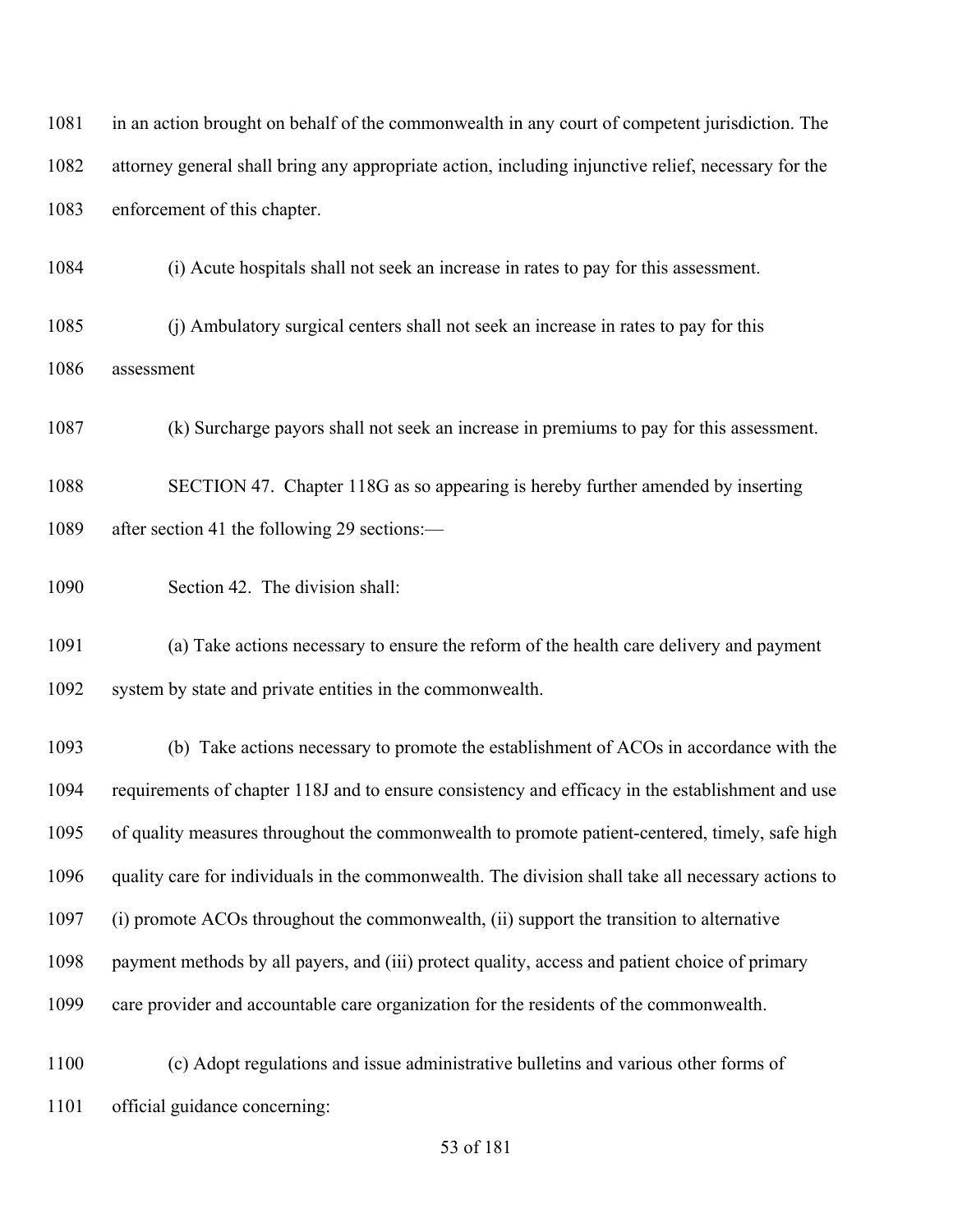in an action brought on behalf of the commonwealth in any court of competent jurisdiction. The attorney general shall bring any appropriate action, including injunctive relief, necessary for the enforcement of this chapter.

(i) Acute hospitals shall not seek an increase in rates to pay for this assessment.

(j) Ambulatory surgical centers shall not seek an increase in rates to pay for this assessment

(k) Surcharge payors shall not seek an increase in premiums to pay for this assessment.

SECTION 47. Chapter 118G as so appearing is hereby further amended by inserting after section 41 the following 29 sections:—

Section 42. The division shall:

(a) Take actions necessary to ensure the reform of the health care delivery and payment system by state and private entities in the commonwealth.

(b) Take actions necessary to promote the establishment of ACOs in accordance with the requirements of chapter 118J and to ensure consistency and efficacy in the establishment and use of quality measures throughout the commonwealth to promote patient-centered, timely, safe high quality care for individuals in the commonwealth. The division shall take all necessary actions to (i) promote ACOs throughout the commonwealth, (ii) support the transition to alternative payment methods by all payers, and (iii) protect quality, access and patient choice of primary care provider and accountable care organization for the residents of the commonwealth.

(c) Adopt regulations and issue administrative bulletins and various other forms of official guidance concerning: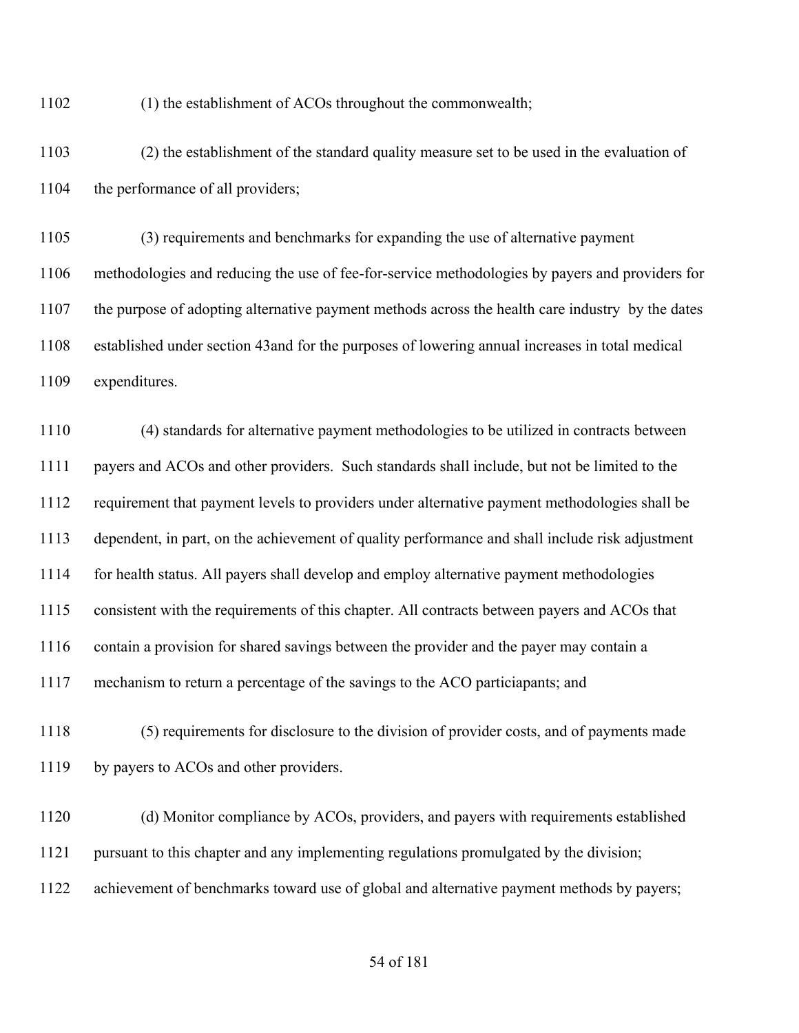(1) the establishment of ACOs throughout the commonwealth;

(2) the establishment of the standard quality measure set to be used in the evaluation of the performance of all providers;

(3) requirements and benchmarks for expanding the use of alternative payment methodologies and reducing the use of fee-for-service methodologies by payers and providers for the purpose of adopting alternative payment methods across the health care industry  by the dates established under section 43and for the purposes of lowering annual increases in total medical expenditures.

(4) standards for alternative payment methodologies to be utilized in contracts between payers and ACOs and other providers.  Such standards shall include, but not be limited to the requirement that payment levels to providers under alternative payment methodologies shall be dependent, in part, on the achievement of quality performance and shall include risk adjustment for health status. All payers shall develop and employ alternative payment methodologies consistent with the requirements of this chapter. All contracts between payers and ACOs that contain a provision for shared savings between the provider and the payer may contain a mechanism to return a percentage of the savings to the ACO particiapants; and

(5) requirements for disclosure to the division of provider costs, and of payments made by payers to ACOs and other providers.

(d) Monitor compliance by ACOs, providers, and payers with requirements established pursuant to this chapter and any implementing regulations promulgated by the division; achievement of benchmarks toward use of global and alternative payment methods by payers;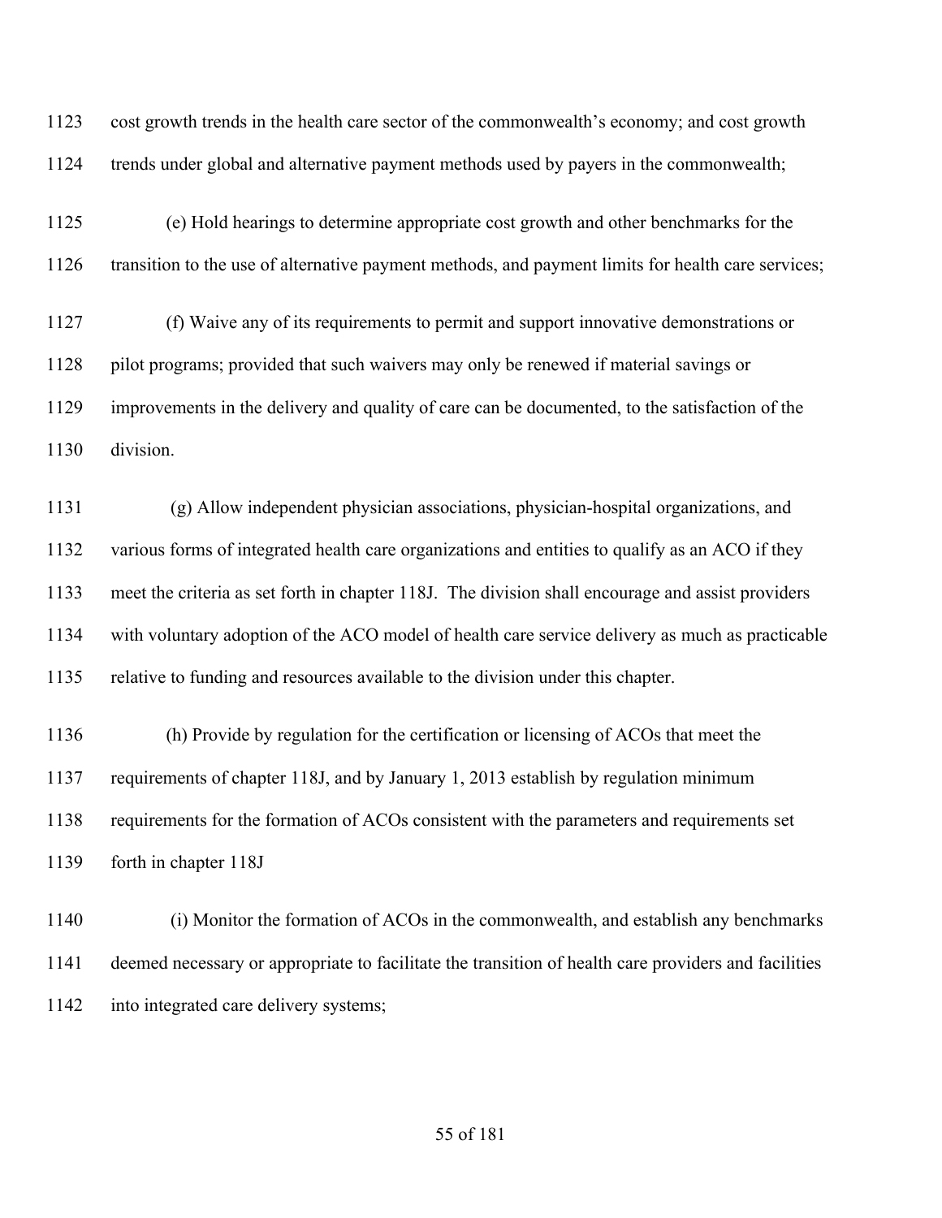cost growth trends in the health care sector of the commonwealth's economy; and cost growth trends under global and alternative payment methods used by payers in the commonwealth;

(e) Hold hearings to determine appropriate cost growth and other benchmarks for the transition to the use of alternative payment methods, and payment limits for health care services;

(f) Waive any of its requirements to permit and support innovative demonstrations or pilot programs; provided that such waivers may only be renewed if material savings or improvements in the delivery and quality of care can be documented, to the satisfaction of the division.

(g) Allow independent physician associations, physician-hospital organizations, and various forms of integrated health care organizations and entities to qualify as an ACO if they meet the criteria as set forth in chapter 118J. The division shall encourage and assist providers with voluntary adoption of the ACO model of health care service delivery as much as practicable relative to funding and resources available to the division under this chapter.

(h) Provide by regulation for the certification or licensing of ACOs that meet the requirements of chapter 118J, and by January 1, 2013 establish by regulation minimum requirements for the formation of ACOs consistent with the parameters and requirements set forth in chapter 118J

(i) Monitor the formation of ACOs in the commonwealth, and establish any benchmarks deemed necessary or appropriate to facilitate the transition of health care providers and facilities into integrated care delivery systems;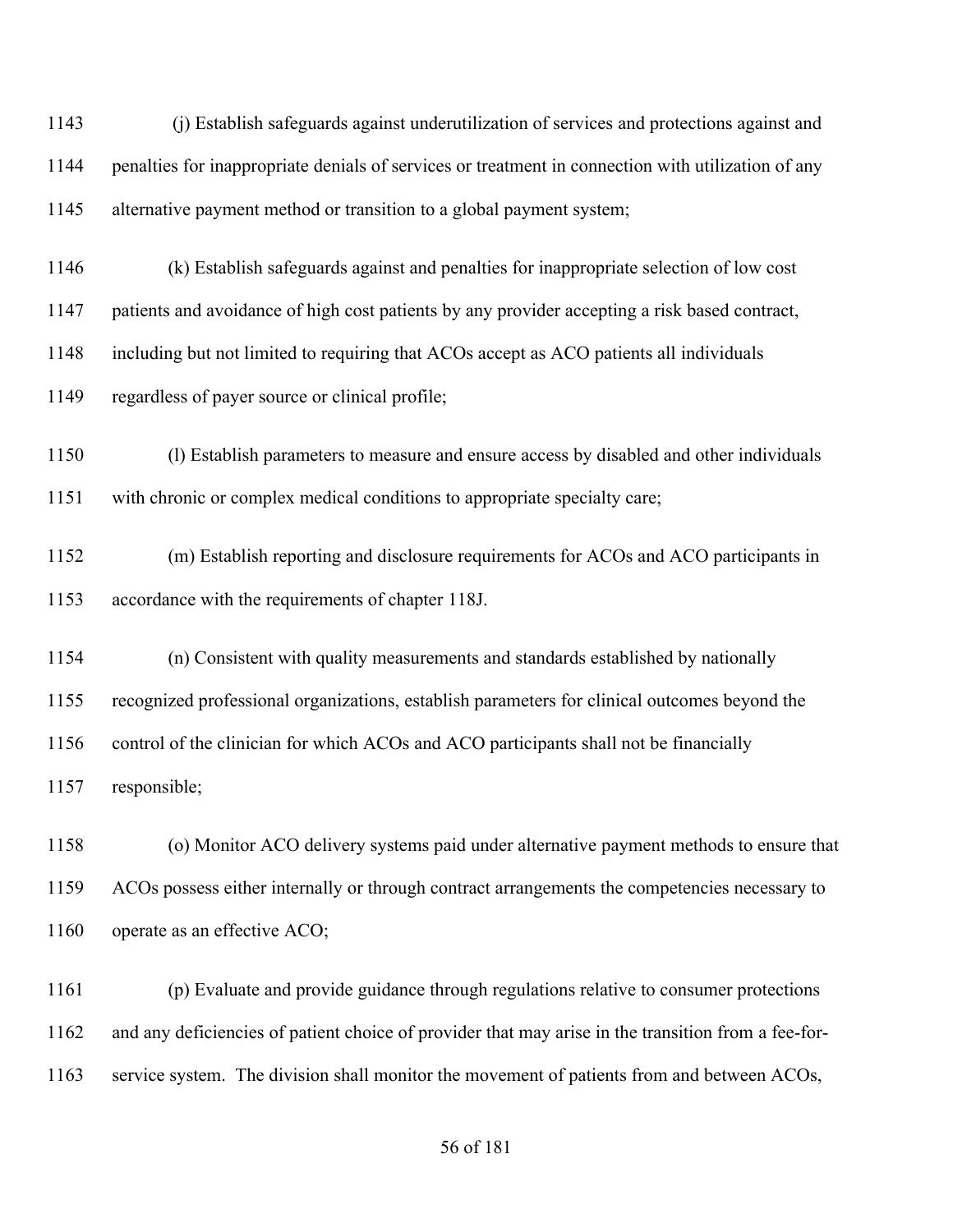(j) Establish safeguards against underutilization of services and protections against and penalties for inappropriate denials of services or treatment in connection with utilization of any alternative payment method or transition to a global payment system;

(k) Establish safeguards against and penalties for inappropriate selection of low cost patients and avoidance of high cost patients by any provider accepting a risk based contract, including but not limited to requiring that ACOs accept as ACO patients all individuals regardless of payer source or clinical profile;

(l) Establish parameters to measure and ensure access by disabled and other individuals with chronic or complex medical conditions to appropriate specialty care;

(m) Establish reporting and disclosure requirements for ACOs and ACO participants in accordance with the requirements of chapter 118J.

(n) Consistent with quality measurements and standards established by nationally recognized professional organizations, establish parameters for clinical outcomes beyond the control of the clinician for which ACOs and ACO participants shall not be financially responsible;

(o) Monitor ACO delivery systems paid under alternative payment methods to ensure that ACOs possess either internally or through contract arrangements the competencies necessary to operate as an effective ACO;

(p) Evaluate and provide guidance through regulations relative to consumer protections and any deficiencies of patient choice of provider that may arise in the transition from a fee-for-service system. The division shall monitor the movement of patients from and between ACOs,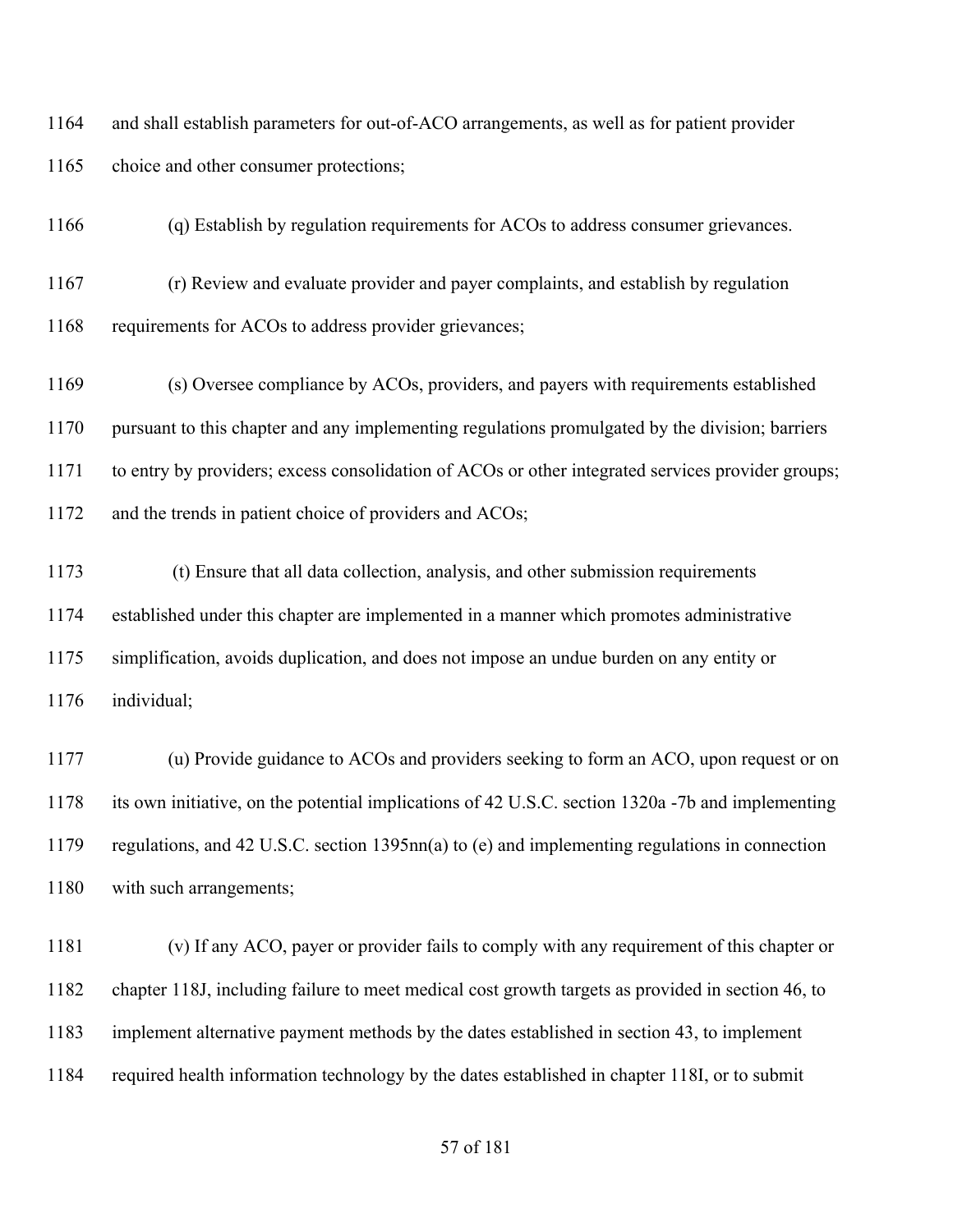and shall establish parameters for out-of-ACO arrangements, as well as for patient provider choice and other consumer protections;

(q) Establish by regulation requirements for ACOs to address consumer grievances.

(r) Review and evaluate provider and payer complaints, and establish by regulation requirements for ACOs to address provider grievances;

(s) Oversee compliance by ACOs, providers, and payers with requirements established pursuant to this chapter and any implementing regulations promulgated by the division; barriers to entry by providers; excess consolidation of ACOs or other integrated services provider groups; and the trends in patient choice of providers and ACOs;

(t) Ensure that all data collection, analysis, and other submission requirements established under this chapter are implemented in a manner which promotes administrative simplification, avoids duplication, and does not impose an undue burden on any entity or individual;

(u) Provide guidance to ACOs and providers seeking to form an ACO, upon request or on its own initiative, on the potential implications of 42 U.S.C. section 1320a -7b and implementing regulations, and 42 U.S.C. section 1395nn(a) to (e) and implementing regulations in connection with such arrangements;

(v) If any ACO, payer or provider fails to comply with any requirement of this chapter or chapter 118J, including failure to meet medical cost growth targets as provided in section 46, to implement alternative payment methods by the dates established in section 43, to implement required health information technology by the dates established in chapter 118I, or to submit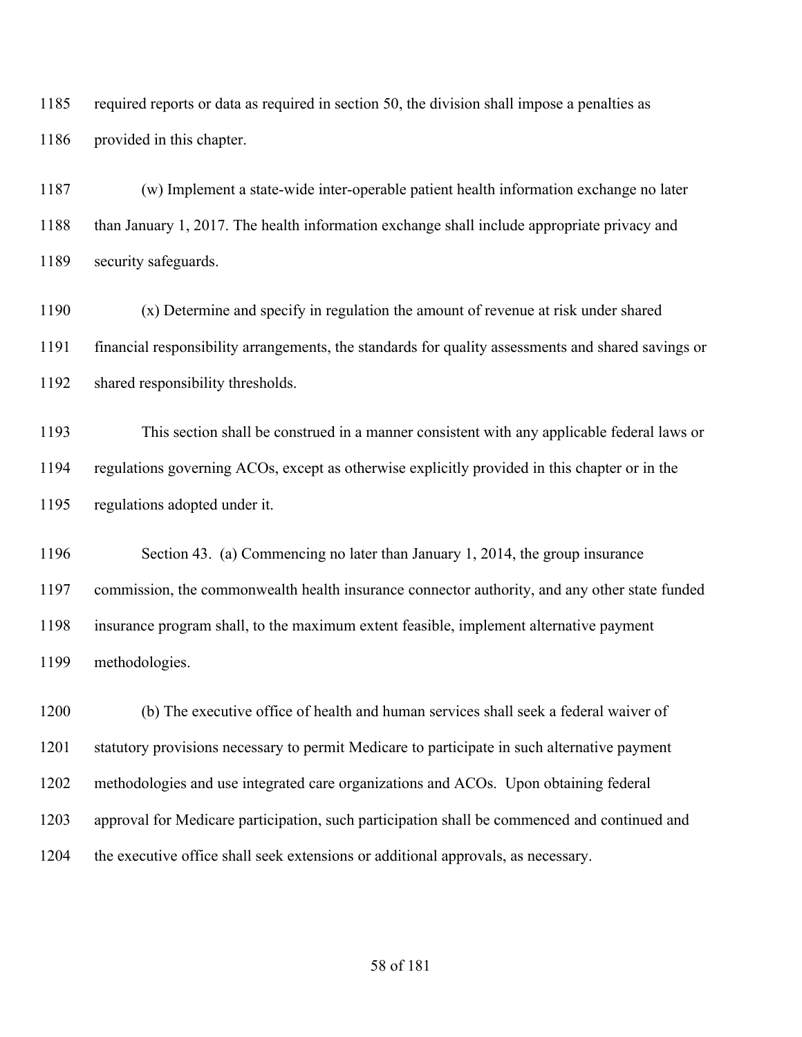required reports or data as required in section 50, the division shall impose a penalties as provided in this chapter.

(w) Implement a state-wide inter-operable patient health information exchange no later than January 1, 2017. The health information exchange shall include appropriate privacy and security safeguards.

(x) Determine and specify in regulation the amount of revenue at risk under shared financial responsibility arrangements, the standards for quality assessments and shared savings or shared responsibility thresholds.

This section shall be construed in a manner consistent with any applicable federal laws or regulations governing ACOs, except as otherwise explicitly provided in this chapter or in the regulations adopted under it.

Section 43. (a) Commencing no later than January 1, 2014, the group insurance commission, the commonwealth health insurance connector authority, and any other state funded insurance program shall, to the maximum extent feasible, implement alternative payment methodologies.

(b) The executive office of health and human services shall seek a federal waiver of statutory provisions necessary to permit Medicare to participate in such alternative payment methodologies and use integrated care organizations and ACOs. Upon obtaining federal approval for Medicare participation, such participation shall be commenced and continued and the executive office shall seek extensions or additional approvals, as necessary.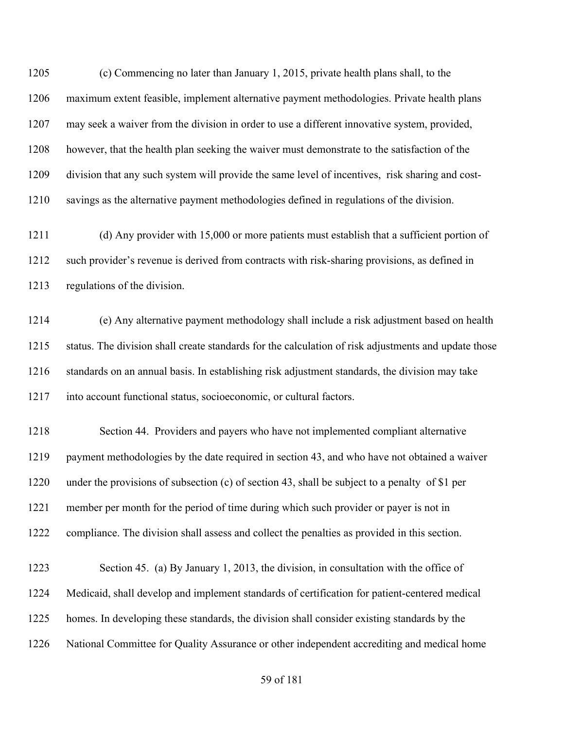1205 (c) Commencing no later than January 1, 2015, private health plans shall, to the
1206 maximum extent feasible, implement alternative payment methodologies. Private health plans
1207 may seek a waiver from the division in order to use a different innovative system, provided,
1208 however, that the health plan seeking the waiver must demonstrate to the satisfaction of the
1209 division that any such system will provide the same level of incentives, risk sharing and cost-
1210 savings as the alternative payment methodologies defined in regulations of the division.

1211 (d) Any provider with 15,000 or more patients must establish that a sufficient portion of
1212 such provider's revenue is derived from contracts with risk-sharing provisions, as defined in
1213 regulations of the division.

1214 (e) Any alternative payment methodology shall include a risk adjustment based on health
1215 status. The division shall create standards for the calculation of risk adjustments and update those
1216 standards on an annual basis. In establishing risk adjustment standards, the division may take
1217 into account functional status, socioeconomic, or cultural factors.

1218 Section 44. Providers and payers who have not implemented compliant alternative
1219 payment methodologies by the date required in section 43, and who have not obtained a waiver
1220 under the provisions of subsection (c) of section 43, shall be subject to a penalty of $1 per
1221 member per month for the period of time during which such provider or payer is not in
1222 compliance. The division shall assess and collect the penalties as provided in this section.

1223 Section 45. (a) By January 1, 2013, the division, in consultation with the office of
1224 Medicaid, shall develop and implement standards of certification for patient-centered medical
1225 homes. In developing these standards, the division shall consider existing standards by the
1226 National Committee for Quality Assurance or other independent accrediting and medical home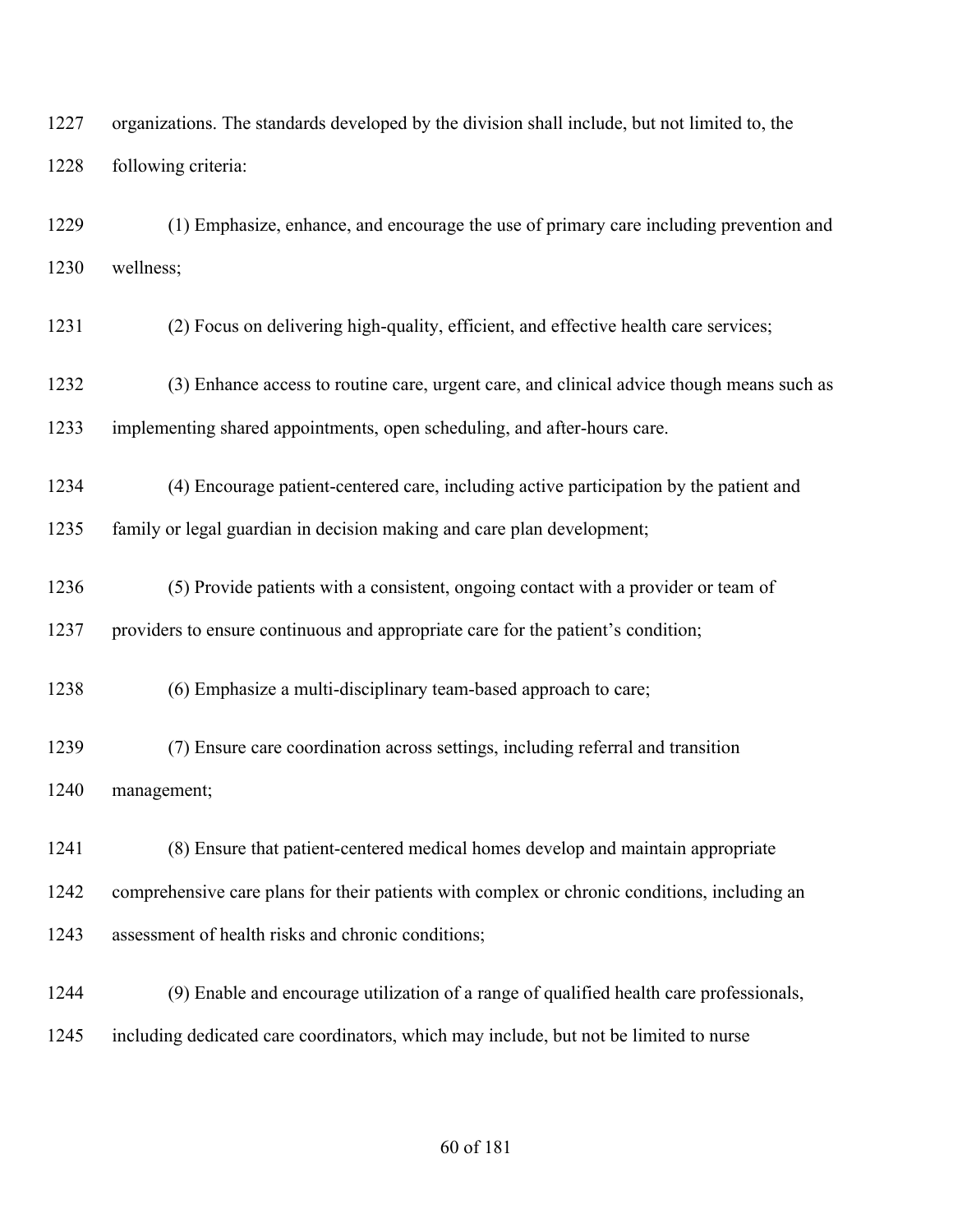organizations. The standards developed by the division shall include, but not limited to, the following criteria:

(1) Emphasize, enhance, and encourage the use of primary care including prevention and wellness;

(2) Focus on delivering high-quality, efficient, and effective health care services;

(3) Enhance access to routine care, urgent care, and clinical advice though means such as implementing shared appointments, open scheduling, and after-hours care.

(4) Encourage patient-centered care, including active participation by the patient and family or legal guardian in decision making and care plan development;

(5) Provide patients with a consistent, ongoing contact with a provider or team of providers to ensure continuous and appropriate care for the patient's condition;

(6) Emphasize a multi-disciplinary team-based approach to care;

(7) Ensure care coordination across settings, including referral and transition management;

(8) Ensure that patient-centered medical homes develop and maintain appropriate comprehensive care plans for their patients with complex or chronic conditions, including an assessment of health risks and chronic conditions;

(9) Enable and encourage utilization of a range of qualified health care professionals, including dedicated care coordinators, which may include, but not be limited to nurse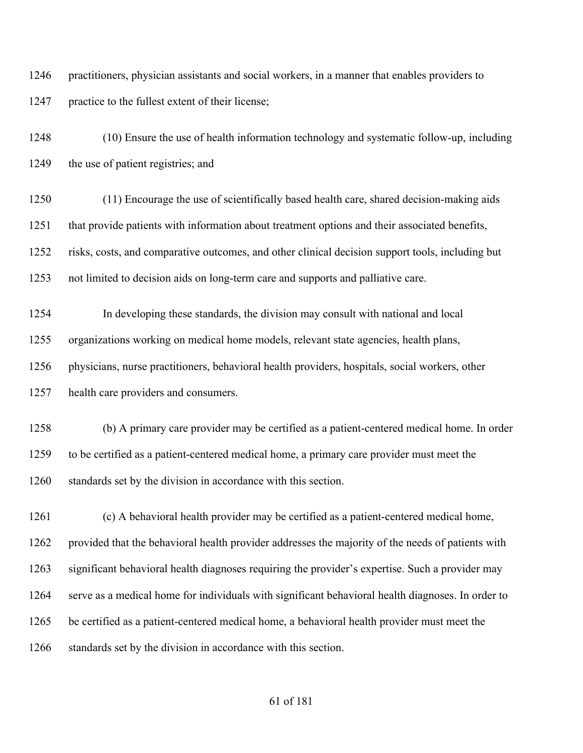practitioners, physician assistants and social workers, in a manner that enables providers to practice to the fullest extent of their license;

(10) Ensure the use of health information technology and systematic follow-up, including the use of patient registries; and

(11) Encourage the use of scientifically based health care, shared decision-making aids that provide patients with information about treatment options and their associated benefits, risks, costs, and comparative outcomes, and other clinical decision support tools, including but not limited to decision aids on long-term care and supports and palliative care.

In developing these standards, the division may consult with national and local organizations working on medical home models, relevant state agencies, health plans, physicians, nurse practitioners, behavioral health providers, hospitals, social workers, other health care providers and consumers.

(b) A primary care provider may be certified as a patient-centered medical home. In order to be certified as a patient-centered medical home, a primary care provider must meet the standards set by the division in accordance with this section.

(c) A behavioral health provider may be certified as a patient-centered medical home, provided that the behavioral health provider addresses the majority of the needs of patients with significant behavioral health diagnoses requiring the provider's expertise. Such a provider may serve as a medical home for individuals with significant behavioral health diagnoses. In order to be certified as a patient-centered medical home, a behavioral health provider must meet the standards set by the division in accordance with this section.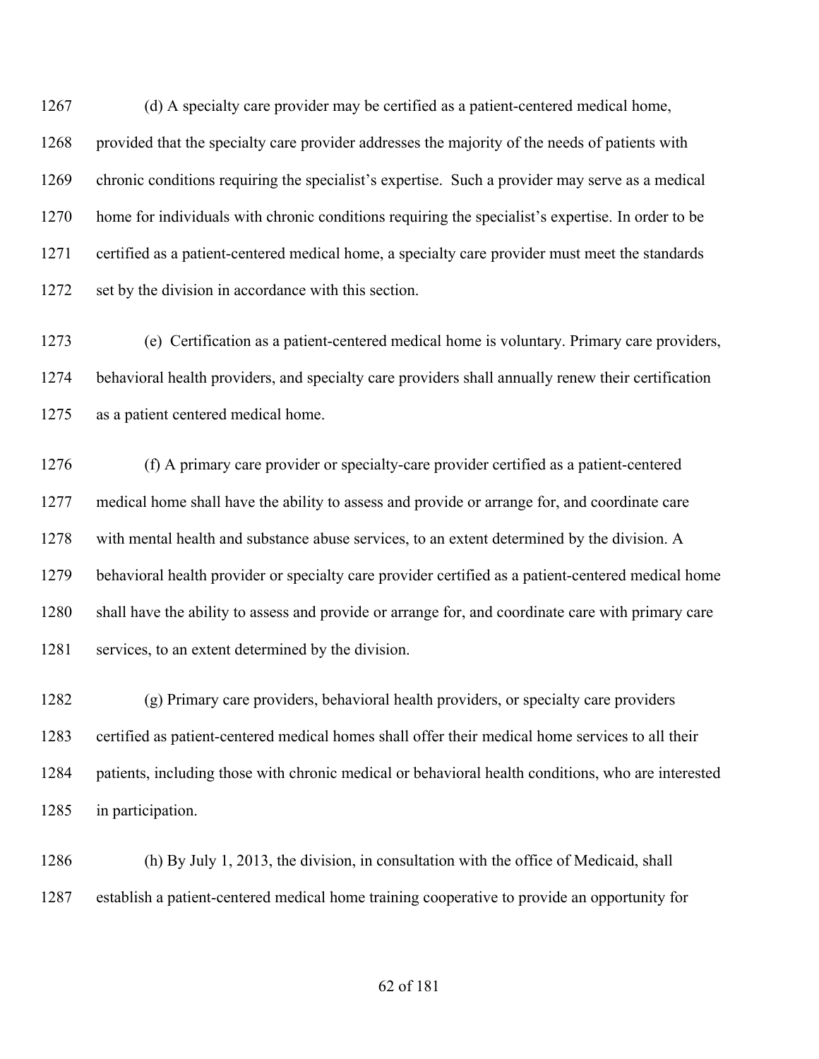(d) A specialty care provider may be certified as a patient-centered medical home, provided that the specialty care provider addresses the majority of the needs of patients with chronic conditions requiring the specialist's expertise. Such a provider may serve as a medical home for individuals with chronic conditions requiring the specialist's expertise. In order to be certified as a patient-centered medical home, a specialty care provider must meet the standards set by the division in accordance with this section.

(e) Certification as a patient-centered medical home is voluntary. Primary care providers, behavioral health providers, and specialty care providers shall annually renew their certification as a patient centered medical home.

(f) A primary care provider or specialty-care provider certified as a patient-centered medical home shall have the ability to assess and provide or arrange for, and coordinate care with mental health and substance abuse services, to an extent determined by the division. A behavioral health provider or specialty care provider certified as a patient-centered medical home shall have the ability to assess and provide or arrange for, and coordinate care with primary care services, to an extent determined by the division.

(g) Primary care providers, behavioral health providers, or specialty care providers certified as patient-centered medical homes shall offer their medical home services to all their patients, including those with chronic medical or behavioral health conditions, who are interested in participation.

(h) By July 1, 2013, the division, in consultation with the office of Medicaid, shall establish a patient-centered medical home training cooperative to provide an opportunity for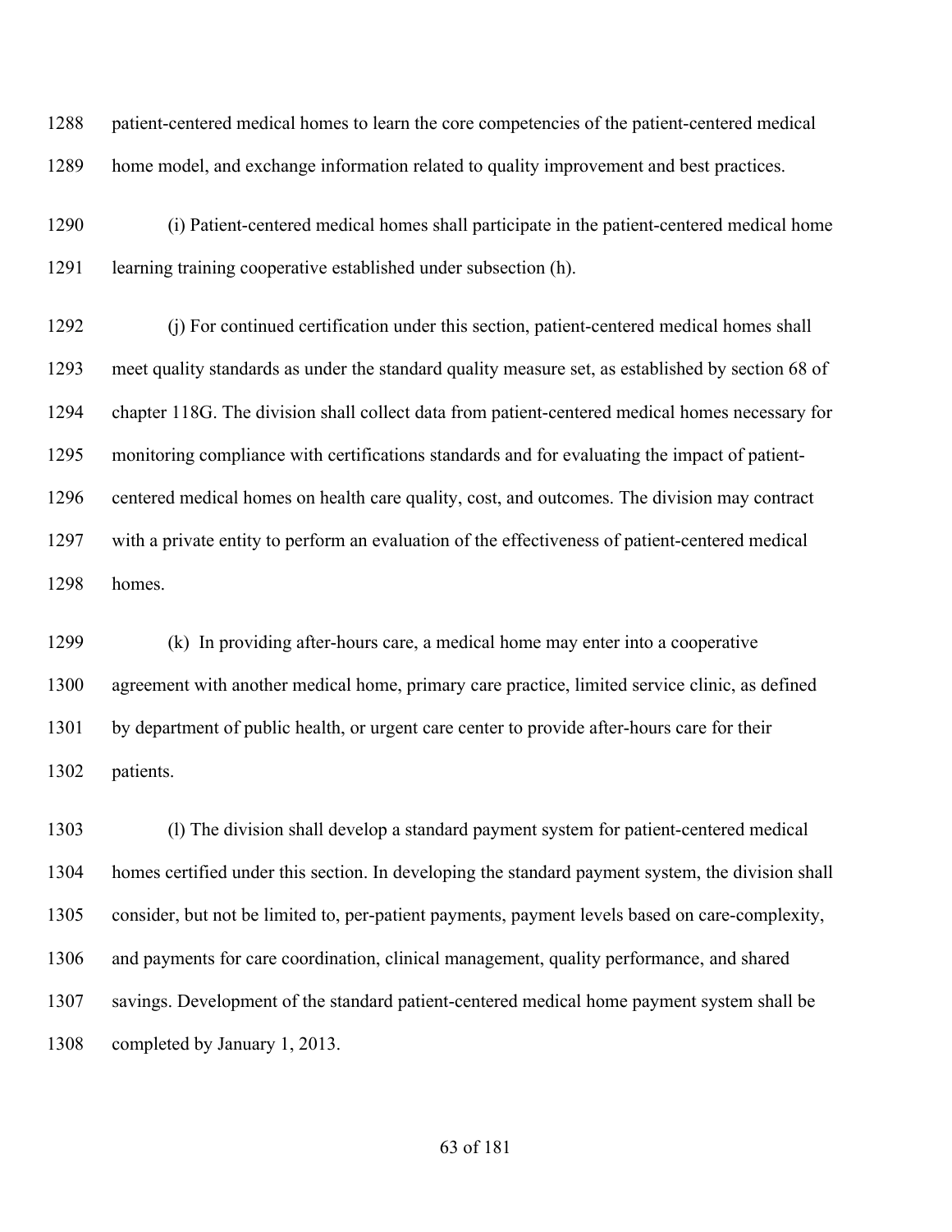patient-centered medical homes to learn the core competencies of the patient-centered medical home model, and exchange information related to quality improvement and best practices.

(i) Patient-centered medical homes shall participate in the patient-centered medical home learning training cooperative established under subsection (h).

(j) For continued certification under this section, patient-centered medical homes shall meet quality standards as under the standard quality measure set, as established by section 68 of chapter 118G. The division shall collect data from patient-centered medical homes necessary for monitoring compliance with certifications standards and for evaluating the impact of patient-centered medical homes on health care quality, cost, and outcomes. The division may contract with a private entity to perform an evaluation of the effectiveness of patient-centered medical homes.

(k) In providing after-hours care, a medical home may enter into a cooperative agreement with another medical home, primary care practice, limited service clinic, as defined by department of public health, or urgent care center to provide after-hours care for their patients.

(l) The division shall develop a standard payment system for patient-centered medical homes certified under this section. In developing the standard payment system, the division shall consider, but not be limited to, per-patient payments, payment levels based on care-complexity, and payments for care coordination, clinical management, quality performance, and shared savings. Development of the standard patient-centered medical home payment system shall be completed by January 1, 2013.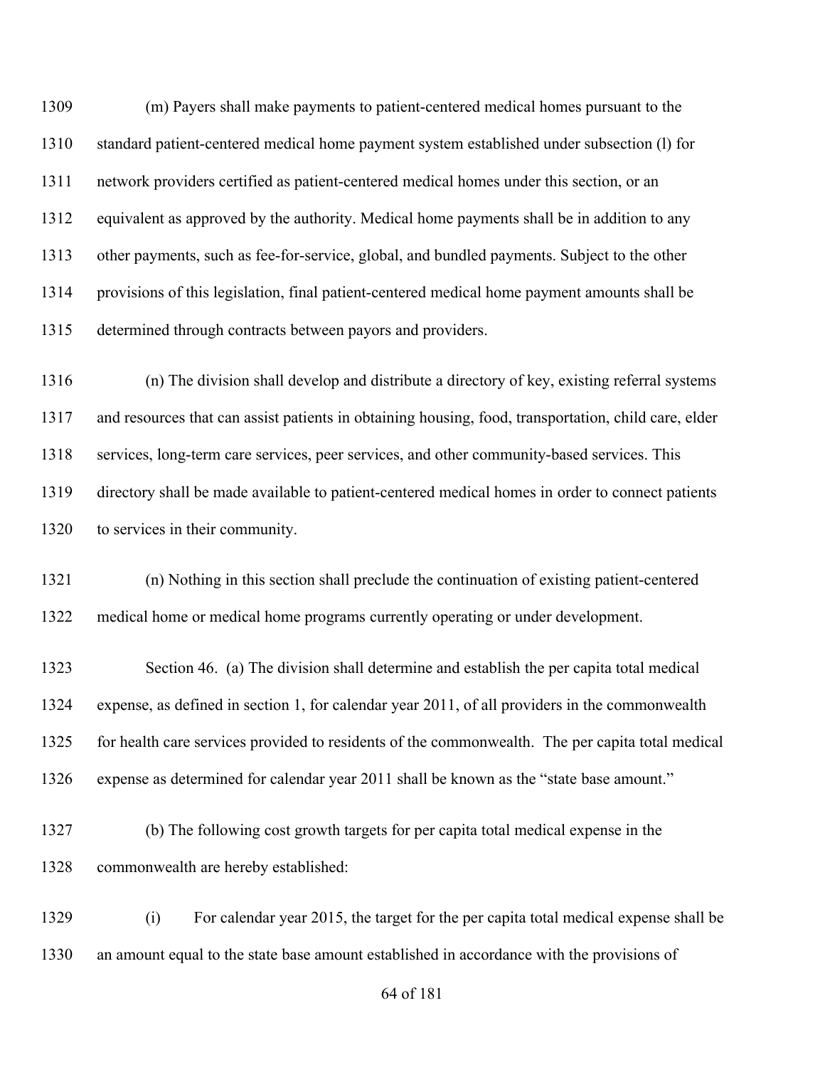(m) Payers shall make payments to patient-centered medical homes pursuant to the standard patient-centered medical home payment system established under subsection (l) for network providers certified as patient-centered medical homes under this section, or an equivalent as approved by the authority. Medical home payments shall be in addition to any other payments, such as fee-for-service, global, and bundled payments. Subject to the other provisions of this legislation, final patient-centered medical home payment amounts shall be determined through contracts between payors and providers.

(n) The division shall develop and distribute a directory of key, existing referral systems and resources that can assist patients in obtaining housing, food, transportation, child care, elder services, long-term care services, peer services, and other community-based services. This directory shall be made available to patient-centered medical homes in order to connect patients to services in their community.

(n) Nothing in this section shall preclude the continuation of existing patient-centered medical home or medical home programs currently operating or under development.

Section 46. (a) The division shall determine and establish the per capita total medical expense, as defined in section 1, for calendar year 2011, of all providers in the commonwealth for health care services provided to residents of the commonwealth. The per capita total medical expense as determined for calendar year 2011 shall be known as the "state base amount."

(b) The following cost growth targets for per capita total medical expense in the commonwealth are hereby established:

(i) For calendar year 2015, the target for the per capita total medical expense shall be an amount equal to the state base amount established in accordance with the provisions of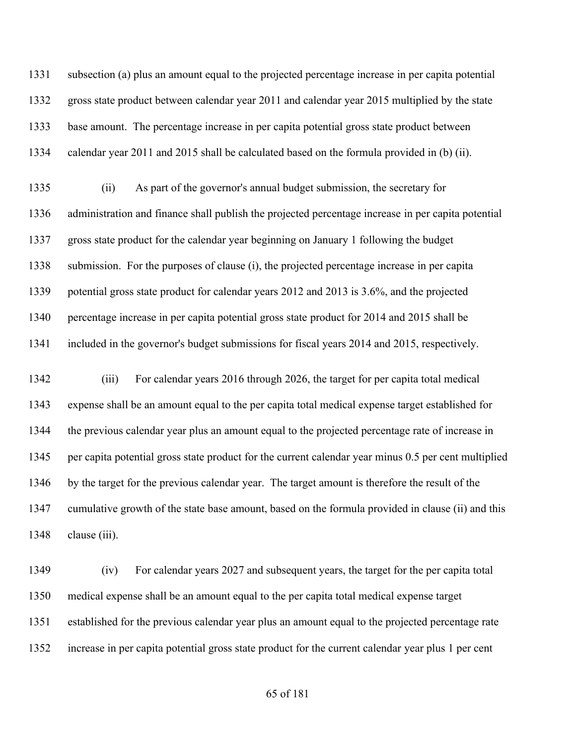subsection (a) plus an amount equal to the projected percentage increase in per capita potential gross state product between calendar year 2011 and calendar year 2015 multiplied by the state base amount. The percentage increase in per capita potential gross state product between calendar year 2011 and 2015 shall be calculated based on the formula provided in (b) (ii).

(ii) As part of the governor's annual budget submission, the secretary for administration and finance shall publish the projected percentage increase in per capita potential gross state product for the calendar year beginning on January 1 following the budget submission. For the purposes of clause (i), the projected percentage increase in per capita potential gross state product for calendar years 2012 and 2013 is 3.6%, and the projected percentage increase in per capita potential gross state product for 2014 and 2015 shall be included in the governor's budget submissions for fiscal years 2014 and 2015, respectively.

(iii) For calendar years 2016 through 2026, the target for per capita total medical expense shall be an amount equal to the per capita total medical expense target established for the previous calendar year plus an amount equal to the projected percentage rate of increase in per capita potential gross state product for the current calendar year minus 0.5 per cent multiplied by the target for the previous calendar year. The target amount is therefore the result of the cumulative growth of the state base amount, based on the formula provided in clause (ii) and this clause (iii).

(iv) For calendar years 2027 and subsequent years, the target for the per capita total medical expense shall be an amount equal to the per capita total medical expense target established for the previous calendar year plus an amount equal to the projected percentage rate increase in per capita potential gross state product for the current calendar year plus 1 per cent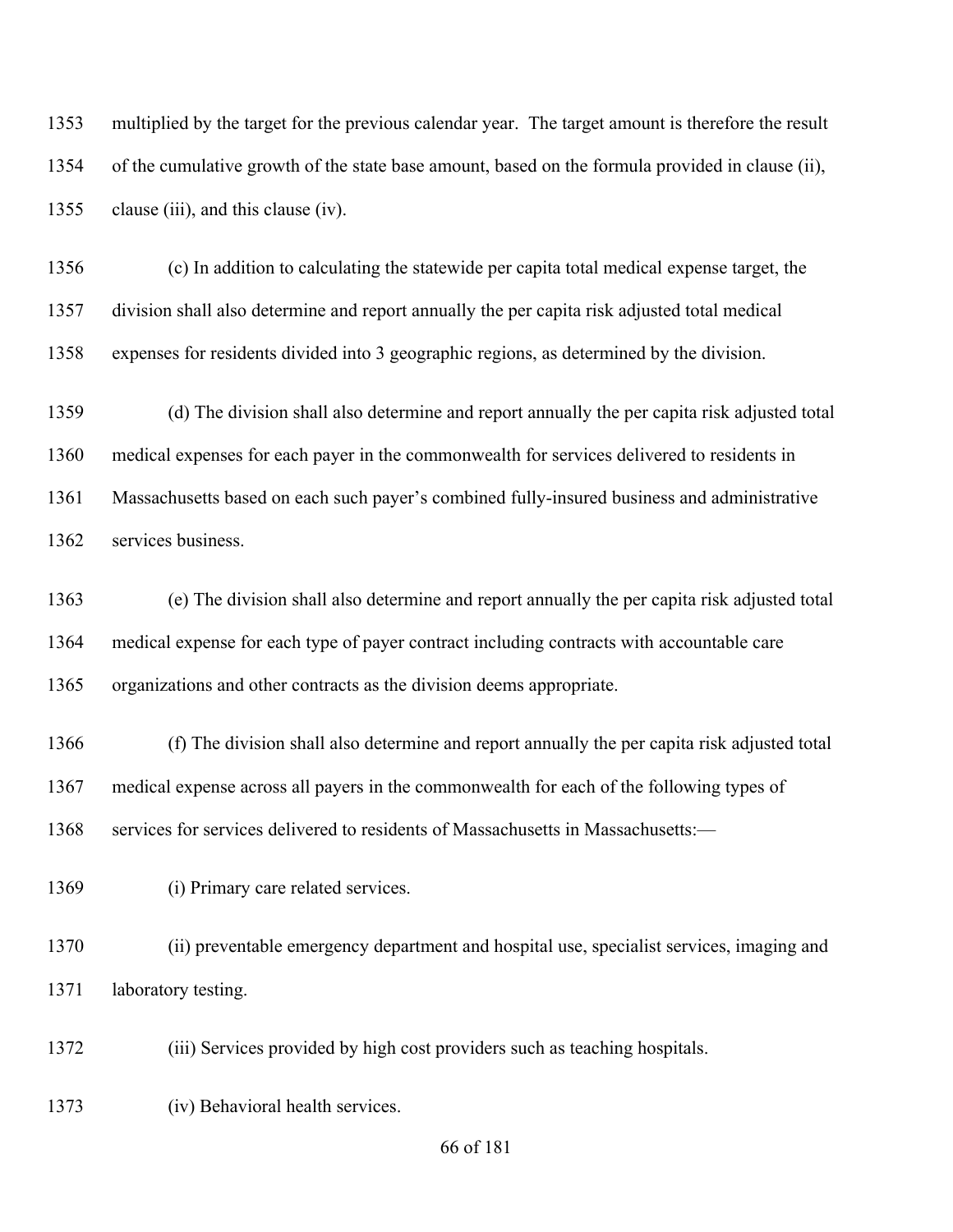multiplied by the target for the previous calendar year. The target amount is therefore the result of the cumulative growth of the state base amount, based on the formula provided in clause (ii), clause (iii), and this clause (iv).

(c) In addition to calculating the statewide per capita total medical expense target, the division shall also determine and report annually the per capita risk adjusted total medical expenses for residents divided into 3 geographic regions, as determined by the division.

(d) The division shall also determine and report annually the per capita risk adjusted total medical expenses for each payer in the commonwealth for services delivered to residents in Massachusetts based on each such payer's combined fully-insured business and administrative services business.

(e) The division shall also determine and report annually the per capita risk adjusted total medical expense for each type of payer contract including contracts with accountable care organizations and other contracts as the division deems appropriate.

(f) The division shall also determine and report annually the per capita risk adjusted total medical expense across all payers in the commonwealth for each of the following types of services for services delivered to residents of Massachusetts in Massachusetts:—

(i) Primary care related services.

(ii) preventable emergency department and hospital use, specialist services, imaging and laboratory testing.

(iii) Services provided by high cost providers such as teaching hospitals.

(iv) Behavioral health services.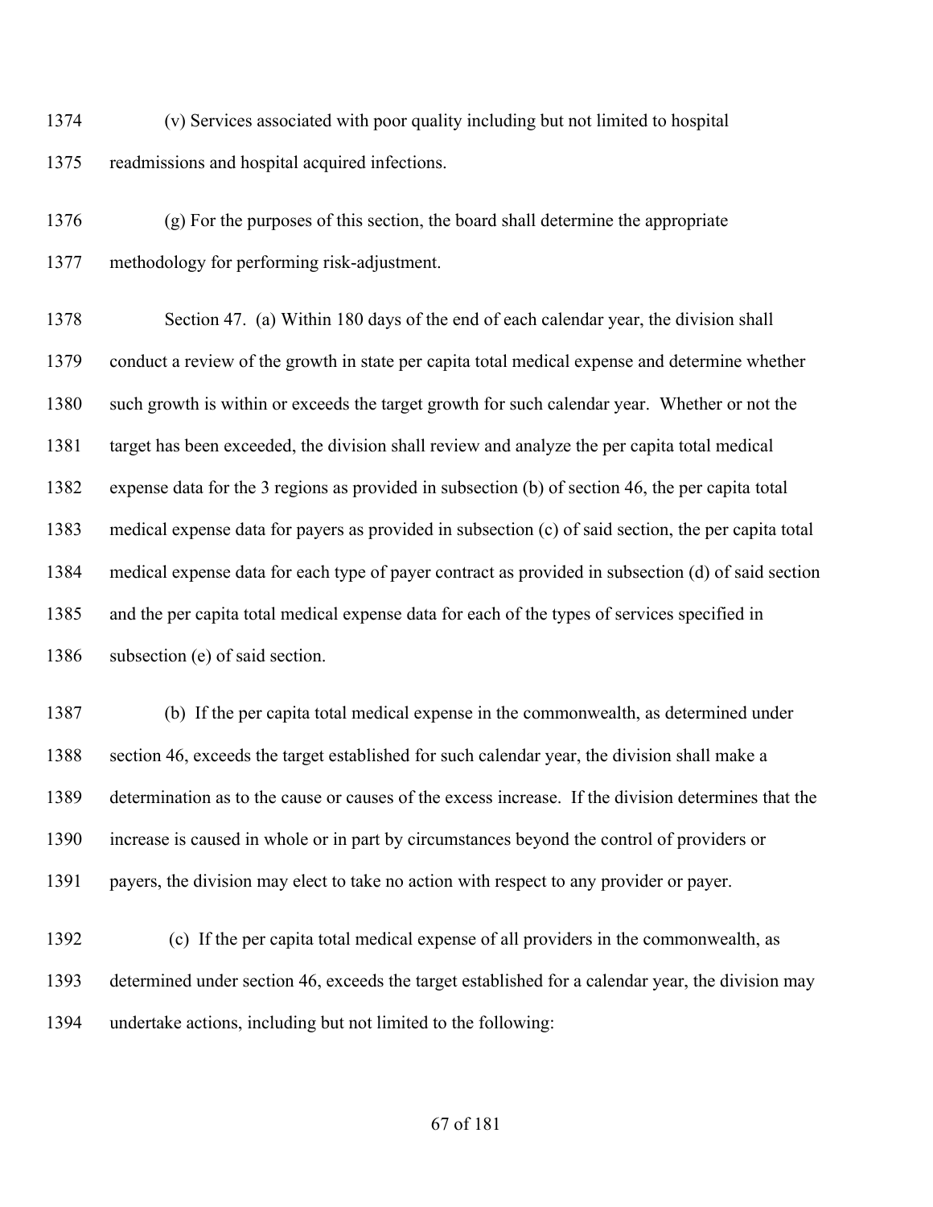(v) Services associated with poor quality including but not limited to hospital readmissions and hospital acquired infections.

(g) For the purposes of this section, the board shall determine the appropriate methodology for performing risk-adjustment.

Section 47. (a) Within 180 days of the end of each calendar year, the division shall conduct a review of the growth in state per capita total medical expense and determine whether such growth is within or exceeds the target growth for such calendar year. Whether or not the target has been exceeded, the division shall review and analyze the per capita total medical expense data for the 3 regions as provided in subsection (b) of section 46, the per capita total medical expense data for payers as provided in subsection (c) of said section, the per capita total medical expense data for each type of payer contract as provided in subsection (d) of said section and the per capita total medical expense data for each of the types of services specified in subsection (e) of said section.

(b) If the per capita total medical expense in the commonwealth, as determined under section 46, exceeds the target established for such calendar year, the division shall make a determination as to the cause or causes of the excess increase. If the division determines that the increase is caused in whole or in part by circumstances beyond the control of providers or payers, the division may elect to take no action with respect to any provider or payer.

(c) If the per capita total medical expense of all providers in the commonwealth, as determined under section 46, exceeds the target established for a calendar year, the division may undertake actions, including but not limited to the following: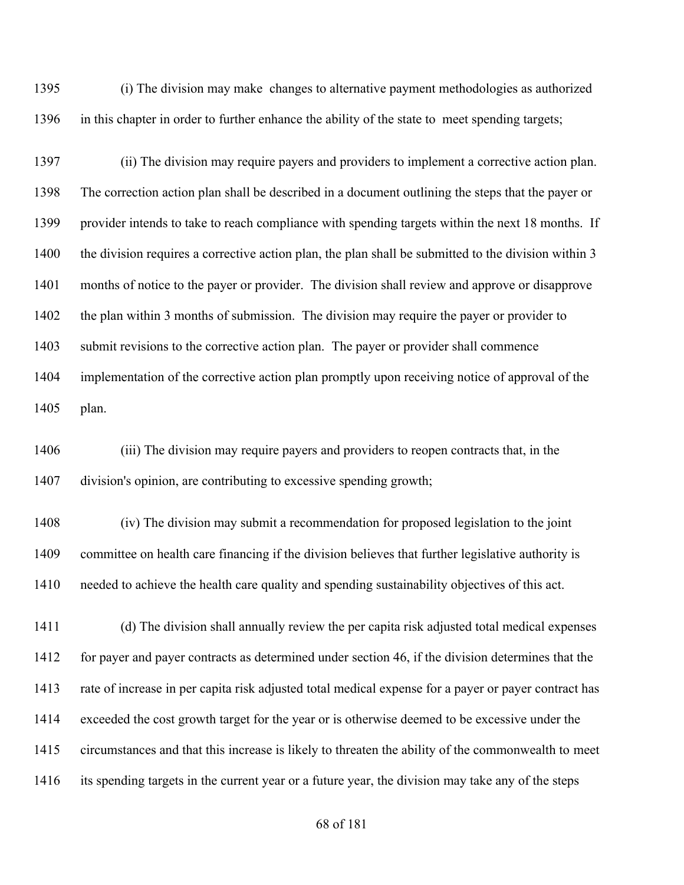(i) The division may make changes to alternative payment methodologies as authorized in this chapter in order to further enhance the ability of the state to meet spending targets;

(ii) The division may require payers and providers to implement a corrective action plan. The correction action plan shall be described in a document outlining the steps that the payer or provider intends to take to reach compliance with spending targets within the next 18 months. If the division requires a corrective action plan, the plan shall be submitted to the division within 3 months of notice to the payer or provider. The division shall review and approve or disapprove the plan within 3 months of submission. The division may require the payer or provider to submit revisions to the corrective action plan. The payer or provider shall commence implementation of the corrective action plan promptly upon receiving notice of approval of the plan.

(iii) The division may require payers and providers to reopen contracts that, in the division's opinion, are contributing to excessive spending growth;

(iv) The division may submit a recommendation for proposed legislation to the joint committee on health care financing if the division believes that further legislative authority is needed to achieve the health care quality and spending sustainability objectives of this act.

(d) The division shall annually review the per capita risk adjusted total medical expenses for payer and payer contracts as determined under section 46, if the division determines that the rate of increase in per capita risk adjusted total medical expense for a payer or payer contract has exceeded the cost growth target for the year or is otherwise deemed to be excessive under the circumstances and that this increase is likely to threaten the ability of the commonwealth to meet its spending targets in the current year or a future year, the division may take any of the steps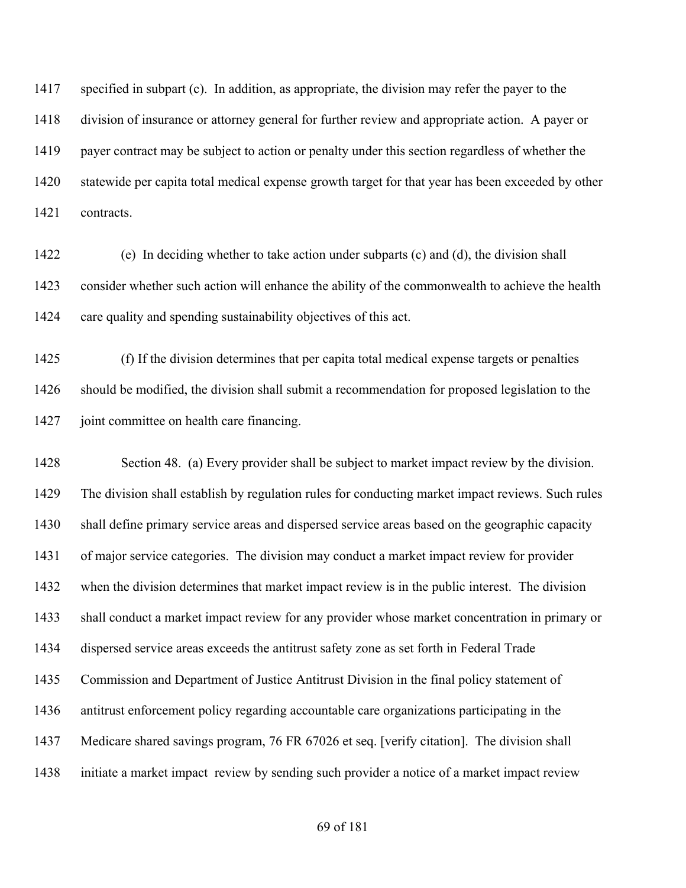specified in subpart (c). In addition, as appropriate, the division may refer the payer to the division of insurance or attorney general for further review and appropriate action. A payer or payer contract may be subject to action or penalty under this section regardless of whether the statewide per capita total medical expense growth target for that year has been exceeded by other contracts.

(e) In deciding whether to take action under subparts (c) and (d), the division shall consider whether such action will enhance the ability of the commonwealth to achieve the health care quality and spending sustainability objectives of this act.

(f) If the division determines that per capita total medical expense targets or penalties should be modified, the division shall submit a recommendation for proposed legislation to the joint committee on health care financing.

Section 48. (a) Every provider shall be subject to market impact review by the division. The division shall establish by regulation rules for conducting market impact reviews. Such rules shall define primary service areas and dispersed service areas based on the geographic capacity of major service categories. The division may conduct a market impact review for provider when the division determines that market impact review is in the public interest. The division shall conduct a market impact review for any provider whose market concentration in primary or dispersed service areas exceeds the antitrust safety zone as set forth in Federal Trade Commission and Department of Justice Antitrust Division in the final policy statement of antitrust enforcement policy regarding accountable care organizations participating in the Medicare shared savings program, 76 FR 67026 et seq. [verify citation]. The division shall initiate a market impact review by sending such provider a notice of a market impact review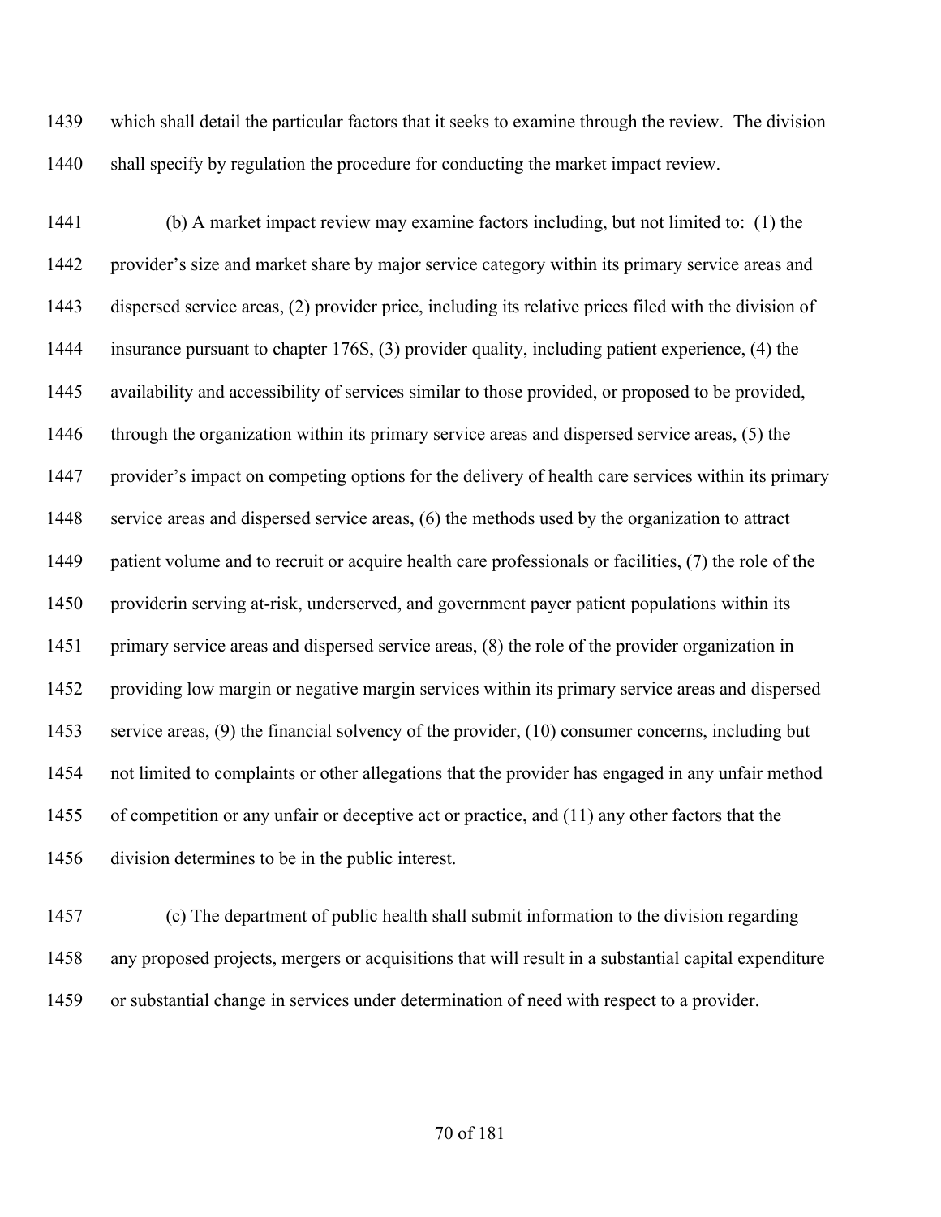which shall detail the particular factors that it seeks to examine through the review. The division shall specify by regulation the procedure for conducting the market impact review.

(b) A market impact review may examine factors including, but not limited to: (1) the provider's size and market share by major service category within its primary service areas and dispersed service areas, (2) provider price, including its relative prices filed with the division of insurance pursuant to chapter 176S, (3) provider quality, including patient experience, (4) the availability and accessibility of services similar to those provided, or proposed to be provided, through the organization within its primary service areas and dispersed service areas, (5) the provider's impact on competing options for the delivery of health care services within its primary service areas and dispersed service areas, (6) the methods used by the organization to attract patient volume and to recruit or acquire health care professionals or facilities, (7) the role of the providerin serving at-risk, underserved, and government payer patient populations within its primary service areas and dispersed service areas, (8) the role of the provider organization in providing low margin or negative margin services within its primary service areas and dispersed service areas, (9) the financial solvency of the provider, (10) consumer concerns, including but not limited to complaints or other allegations that the provider has engaged in any unfair method of competition or any unfair or deceptive act or practice, and (11) any other factors that the division determines to be in the public interest.

(c) The department of public health shall submit information to the division regarding any proposed projects, mergers or acquisitions that will result in a substantial capital expenditure or substantial change in services under determination of need with respect to a provider.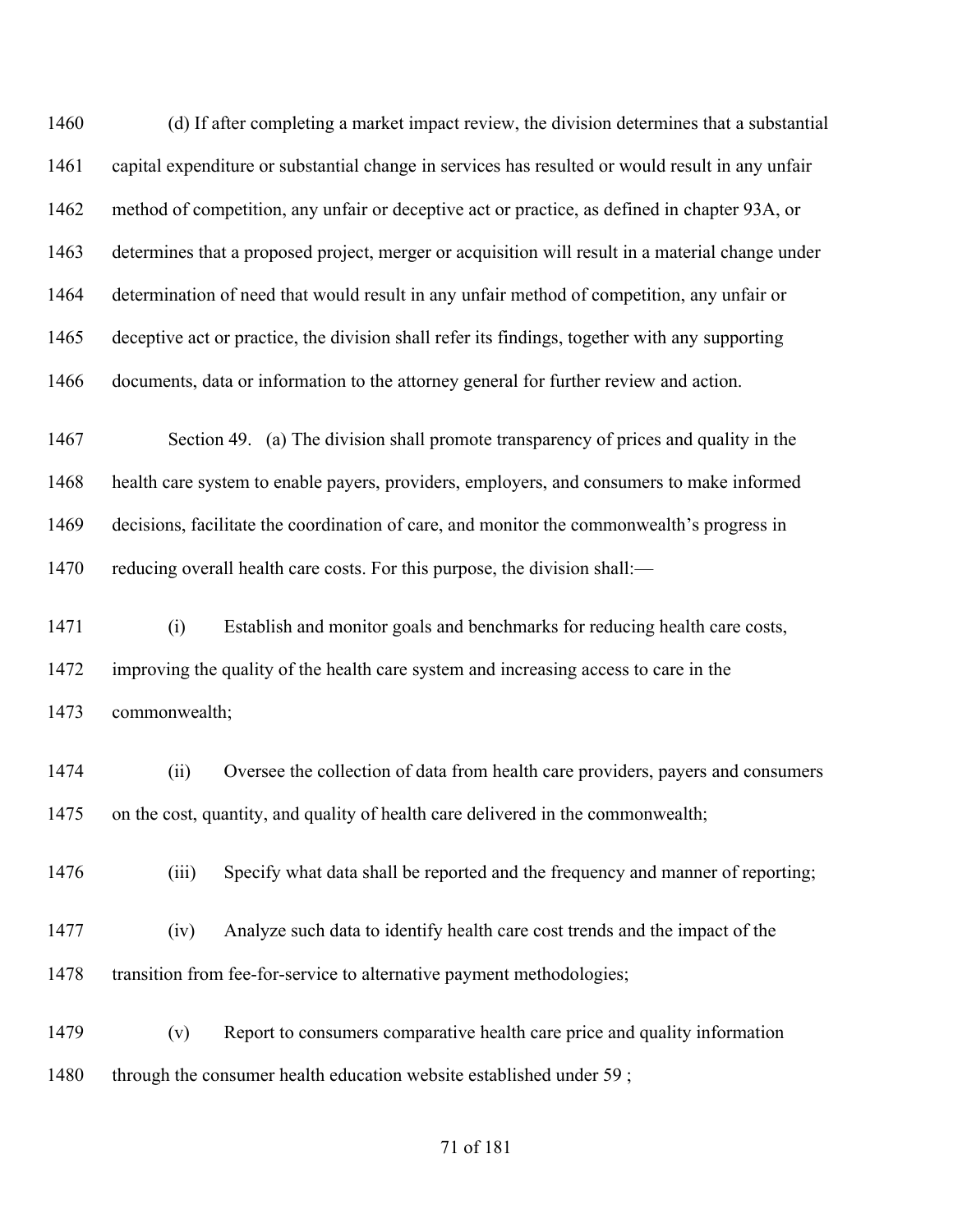1460 (d) If after completing a market impact review, the division determines that a substantial
1461 capital expenditure or substantial change in services has resulted or would result in any unfair
1462 method of competition, any unfair or deceptive act or practice, as defined in chapter 93A, or
1463 determines that a proposed project, merger or acquisition will result in a material change under
1464 determination of need that would result in any unfair method of competition, any unfair or
1465 deceptive act or practice, the division shall refer its findings, together with any supporting
1466 documents, data or information to the attorney general for further review and action.

1467 Section 49. (a) The division shall promote transparency of prices and quality in the
1468 health care system to enable payers, providers, employers, and consumers to make informed
1469 decisions, facilitate the coordination of care, and monitor the commonwealth's progress in
1470 reducing overall health care costs. For this purpose, the division shall:—

1471 (i) Establish and monitor goals and benchmarks for reducing health care costs,
1472 improving the quality of the health care system and increasing access to care in the
1473 commonwealth;

1474 (ii) Oversee the collection of data from health care providers, payers and consumers
1475 on the cost, quantity, and quality of health care delivered in the commonwealth;

1476 (iii) Specify what data shall be reported and the frequency and manner of reporting;

1477 (iv) Analyze such data to identify health care cost trends and the impact of the
1478 transition from fee-for-service to alternative payment methodologies;

1479 (v) Report to consumers comparative health care price and quality information
1480 through the consumer health education website established under 59 ;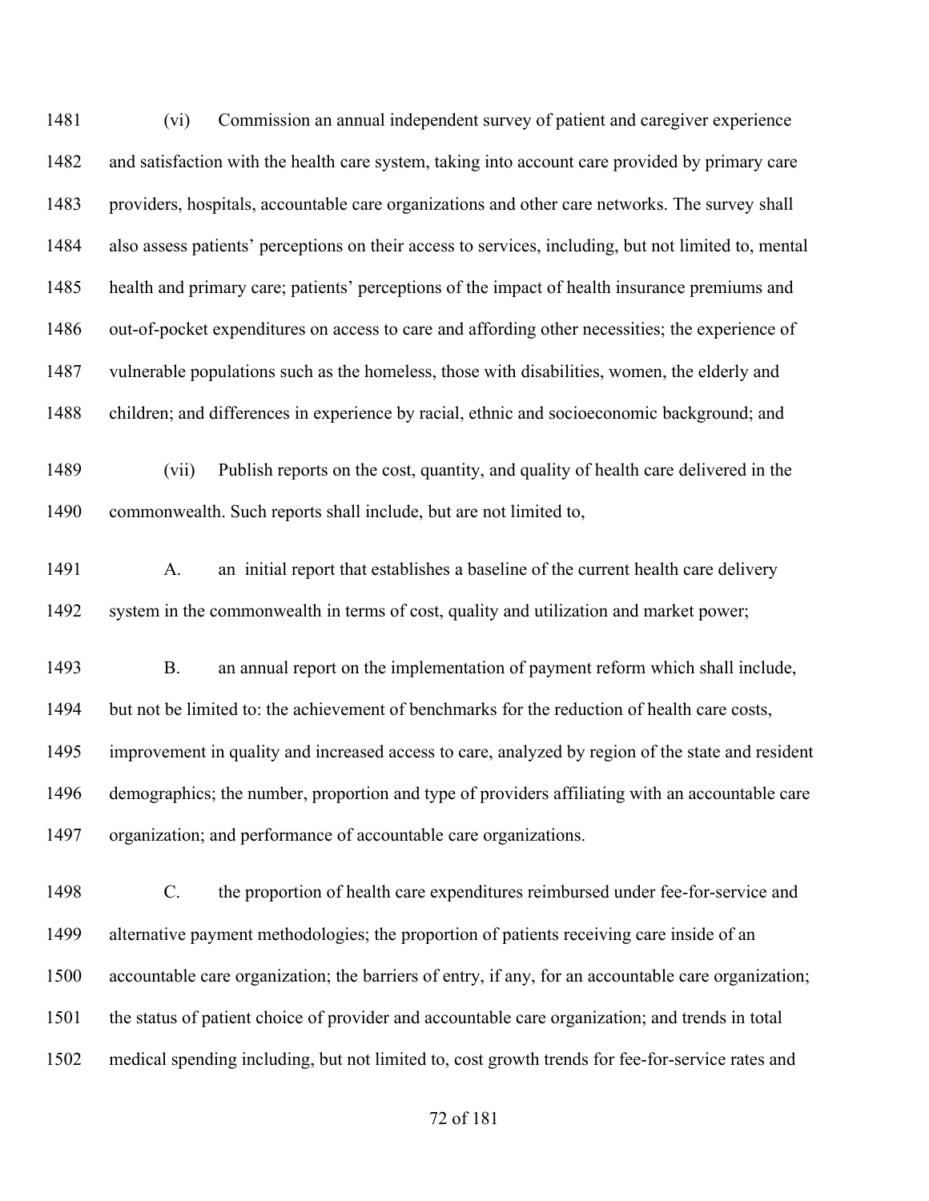(vi) Commission an annual independent survey of patient and caregiver experience and satisfaction with the health care system, taking into account care provided by primary care providers, hospitals, accountable care organizations and other care networks. The survey shall also assess patients' perceptions on their access to services, including, but not limited to, mental health and primary care; patients' perceptions of the impact of health insurance premiums and out-of-pocket expenditures on access to care and affording other necessities; the experience of vulnerable populations such as the homeless, those with disabilities, women, the elderly and children; and differences in experience by racial, ethnic and socioeconomic background; and

(vii) Publish reports on the cost, quantity, and quality of health care delivered in the commonwealth. Such reports shall include, but are not limited to,

A. an initial report that establishes a baseline of the current health care delivery system in the commonwealth in terms of cost, quality and utilization and market power;

B. an annual report on the implementation of payment reform which shall include, but not be limited to: the achievement of benchmarks for the reduction of health care costs, improvement in quality and increased access to care, analyzed by region of the state and resident demographics; the number, proportion and type of providers affiliating with an accountable care organization; and performance of accountable care organizations.

C. the proportion of health care expenditures reimbursed under fee-for-service and alternative payment methodologies; the proportion of patients receiving care inside of an accountable care organization; the barriers of entry, if any, for an accountable care organization; the status of patient choice of provider and accountable care organization; and trends in total medical spending including, but not limited to, cost growth trends for fee-for-service rates and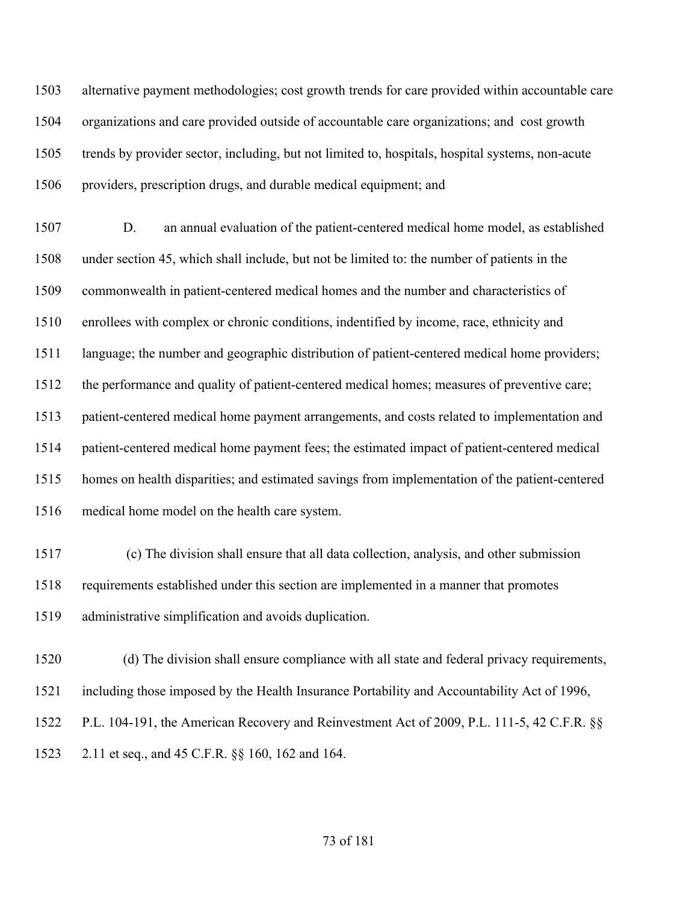alternative payment methodologies; cost growth trends for care provided within accountable care organizations and care provided outside of accountable care organizations; and cost growth trends by provider sector, including, but not limited to, hospitals, hospital systems, non-acute providers, prescription drugs, and durable medical equipment; and

D. an annual evaluation of the patient-centered medical home model, as established under section 45, which shall include, but not be limited to: the number of patients in the commonwealth in patient-centered medical homes and the number and characteristics of enrollees with complex or chronic conditions, indentified by income, race, ethnicity and language; the number and geographic distribution of patient-centered medical home providers; the performance and quality of patient-centered medical homes; measures of preventive care; patient-centered medical home payment arrangements, and costs related to implementation and patient-centered medical home payment fees; the estimated impact of patient-centered medical homes on health disparities; and estimated savings from implementation of the patient-centered medical home model on the health care system.

(c) The division shall ensure that all data collection, analysis, and other submission requirements established under this section are implemented in a manner that promotes administrative simplification and avoids duplication.

(d) The division shall ensure compliance with all state and federal privacy requirements, including those imposed by the Health Insurance Portability and Accountability Act of 1996, P.L. 104-191, the American Recovery and Reinvestment Act of 2009, P.L. 111-5, 42 C.F.R. §§ 2.11 et seq., and 45 C.F.R. §§ 160, 162 and 164.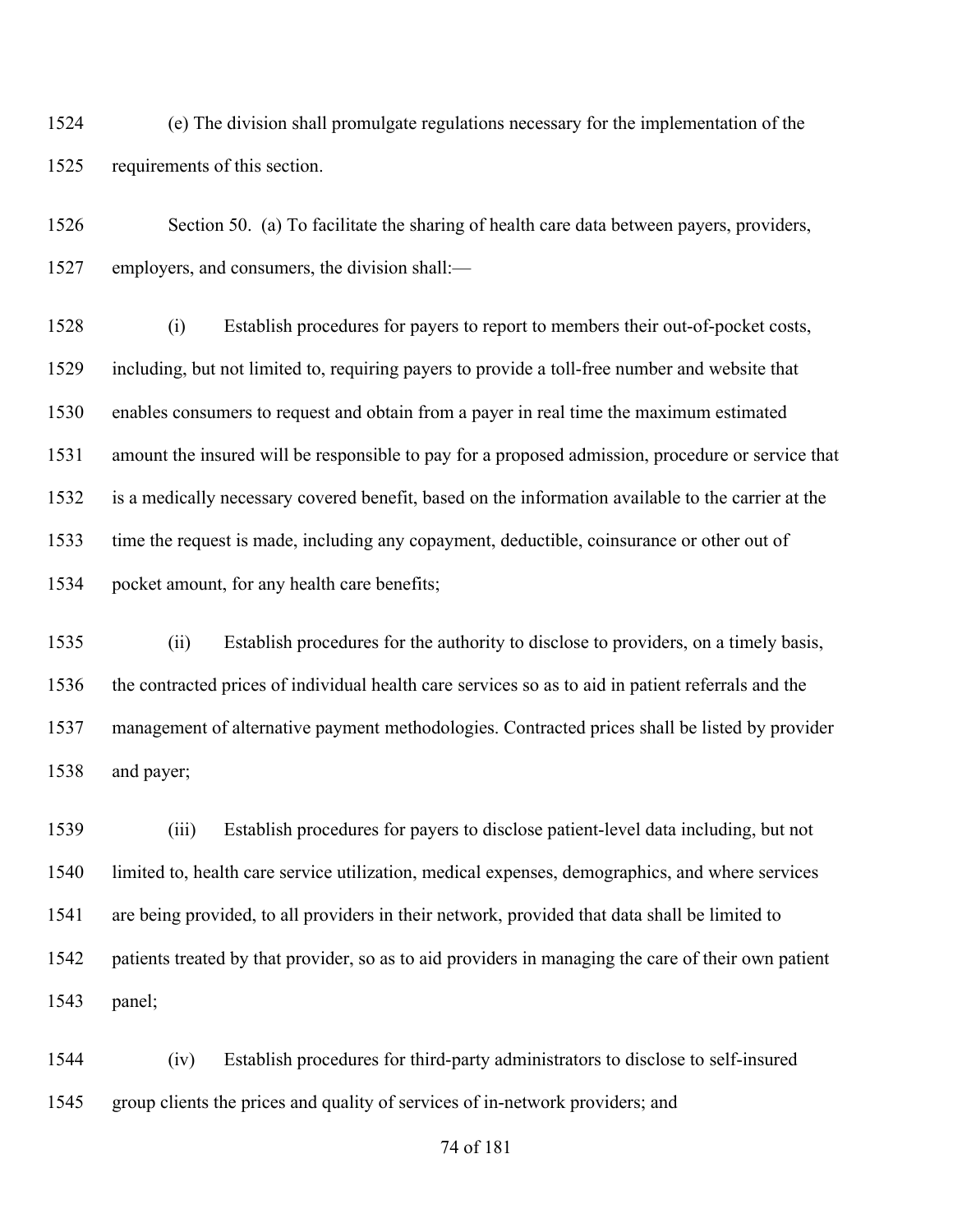(e) The division shall promulgate regulations necessary for the implementation of the requirements of this section.

Section 50. (a) To facilitate the sharing of health care data between payers, providers, employers, and consumers, the division shall:—

(i) Establish procedures for payers to report to members their out-of-pocket costs, including, but not limited to, requiring payers to provide a toll-free number and website that enables consumers to request and obtain from a payer in real time the maximum estimated amount the insured will be responsible to pay for a proposed admission, procedure or service that is a medically necessary covered benefit, based on the information available to the carrier at the time the request is made, including any copayment, deductible, coinsurance or other out of pocket amount, for any health care benefits;

(ii) Establish procedures for the authority to disclose to providers, on a timely basis, the contracted prices of individual health care services so as to aid in patient referrals and the management of alternative payment methodologies. Contracted prices shall be listed by provider and payer;

(iii) Establish procedures for payers to disclose patient-level data including, but not limited to, health care service utilization, medical expenses, demographics, and where services are being provided, to all providers in their network, provided that data shall be limited to patients treated by that provider, so as to aid providers in managing the care of their own patient panel;

(iv) Establish procedures for third-party administrators to disclose to self-insured group clients the prices and quality of services of in-network providers; and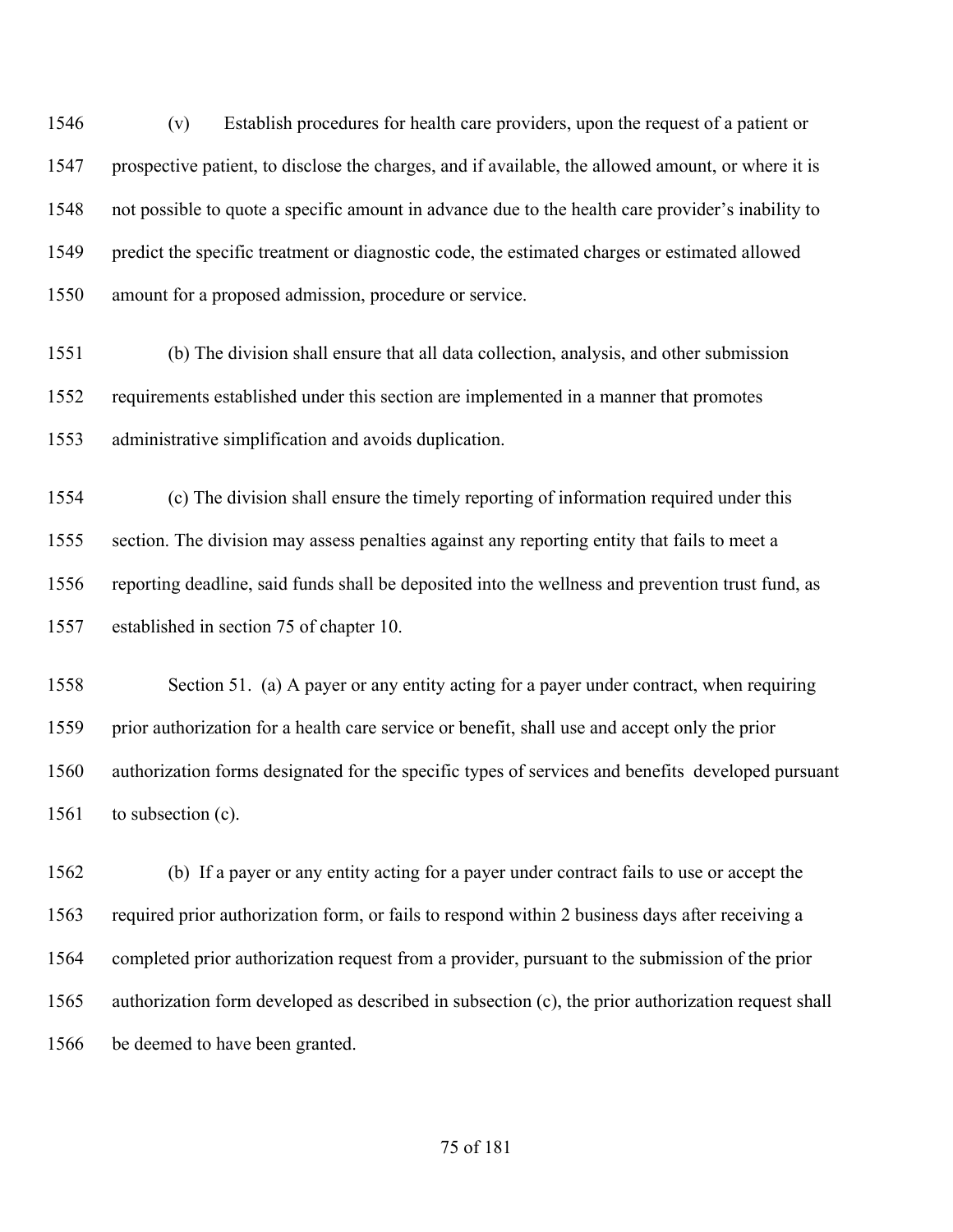(v) Establish procedures for health care providers, upon the request of a patient or prospective patient, to disclose the charges, and if available, the allowed amount, or where it is not possible to quote a specific amount in advance due to the health care provider's inability to predict the specific treatment or diagnostic code, the estimated charges or estimated allowed amount for a proposed admission, procedure or service.

(b) The division shall ensure that all data collection, analysis, and other submission requirements established under this section are implemented in a manner that promotes administrative simplification and avoids duplication.

(c) The division shall ensure the timely reporting of information required under this section. The division may assess penalties against any reporting entity that fails to meet a reporting deadline, said funds shall be deposited into the wellness and prevention trust fund, as established in section 75 of chapter 10.

Section 51. (a) A payer or any entity acting for a payer under contract, when requiring prior authorization for a health care service or benefit, shall use and accept only the prior authorization forms designated for the specific types of services and benefits developed pursuant to subsection (c).

(b) If a payer or any entity acting for a payer under contract fails to use or accept the required prior authorization form, or fails to respond within 2 business days after receiving a completed prior authorization request from a provider, pursuant to the submission of the prior authorization form developed as described in subsection (c), the prior authorization request shall be deemed to have been granted.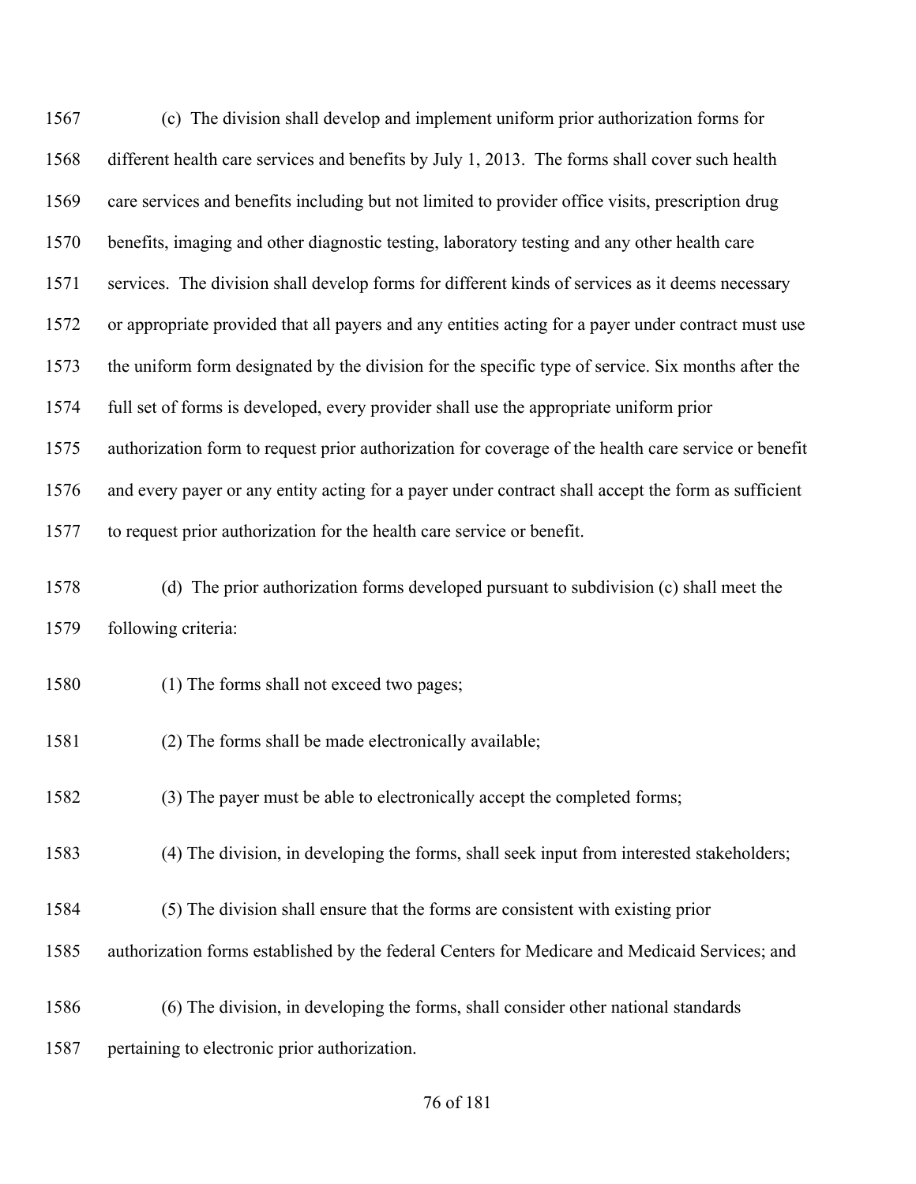(c) The division shall develop and implement uniform prior authorization forms for different health care services and benefits by July 1, 2013. The forms shall cover such health care services and benefits including but not limited to provider office visits, prescription drug benefits, imaging and other diagnostic testing, laboratory testing and any other health care services. The division shall develop forms for different kinds of services as it deems necessary or appropriate provided that all payers and any entities acting for a payer under contract must use the uniform form designated by the division for the specific type of service. Six months after the full set of forms is developed, every provider shall use the appropriate uniform prior authorization form to request prior authorization for coverage of the health care service or benefit and every payer or any entity acting for a payer under contract shall accept the form as sufficient to request prior authorization for the health care service or benefit.

(d) The prior authorization forms developed pursuant to subdivision (c) shall meet the following criteria:

(1) The forms shall not exceed two pages;

(2) The forms shall be made electronically available;

(3) The payer must be able to electronically accept the completed forms;

(4) The division, in developing the forms, shall seek input from interested stakeholders;

(5) The division shall ensure that the forms are consistent with existing prior authorization forms established by the federal Centers for Medicare and Medicaid Services; and

(6) The division, in developing the forms, shall consider other national standards pertaining to electronic prior authorization.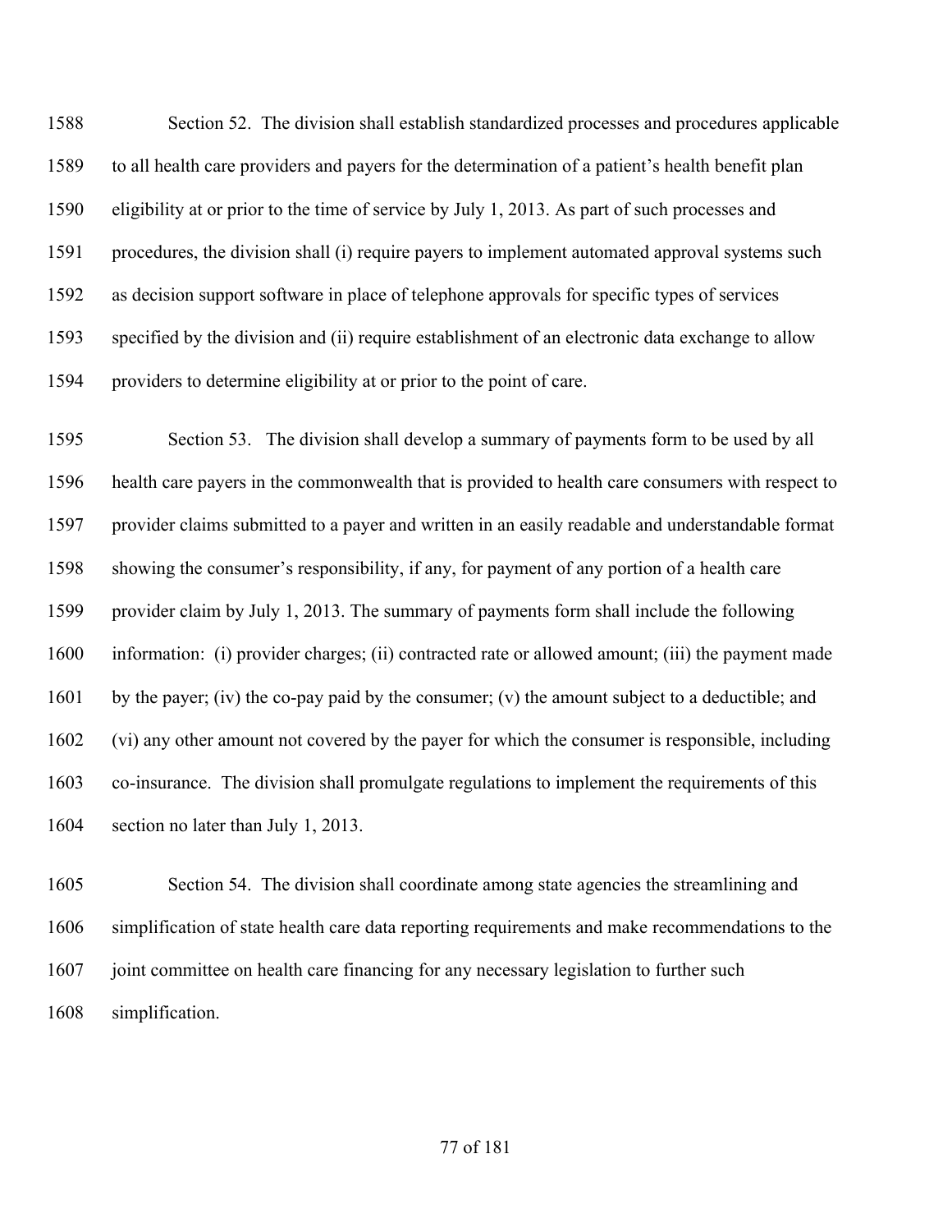Section 52. The division shall establish standardized processes and procedures applicable to all health care providers and payers for the determination of a patient's health benefit plan eligibility at or prior to the time of service by July 1, 2013. As part of such processes and procedures, the division shall (i) require payers to implement automated approval systems such as decision support software in place of telephone approvals for specific types of services specified by the division and (ii) require establishment of an electronic data exchange to allow providers to determine eligibility at or prior to the point of care.

Section 53. The division shall develop a summary of payments form to be used by all health care payers in the commonwealth that is provided to health care consumers with respect to provider claims submitted to a payer and written in an easily readable and understandable format showing the consumer's responsibility, if any, for payment of any portion of a health care provider claim by July 1, 2013. The summary of payments form shall include the following information: (i) provider charges; (ii) contracted rate or allowed amount; (iii) the payment made by the payer; (iv) the co-pay paid by the consumer; (v) the amount subject to a deductible; and (vi) any other amount not covered by the payer for which the consumer is responsible, including co-insurance. The division shall promulgate regulations to implement the requirements of this section no later than July 1, 2013.

Section 54. The division shall coordinate among state agencies the streamlining and simplification of state health care data reporting requirements and make recommendations to the joint committee on health care financing for any necessary legislation to further such simplification.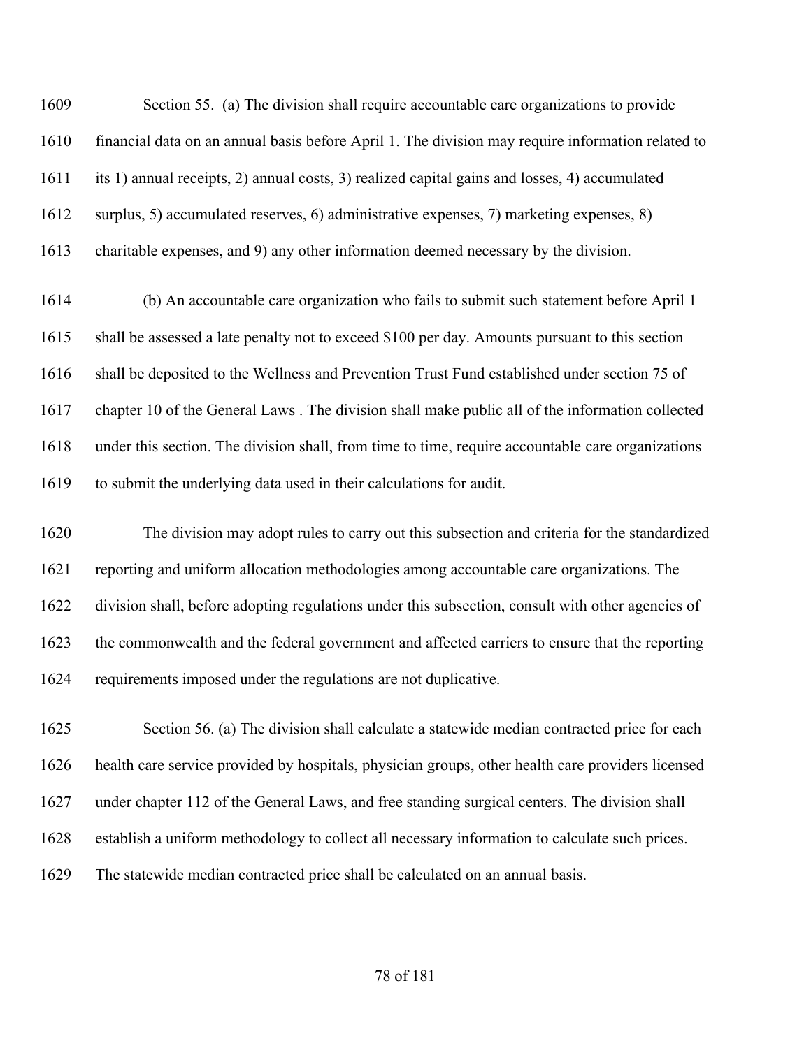Section 55. (a) The division shall require accountable care organizations to provide financial data on an annual basis before April 1. The division may require information related to its 1) annual receipts, 2) annual costs, 3) realized capital gains and losses, 4) accumulated surplus, 5) accumulated reserves, 6) administrative expenses, 7) marketing expenses, 8) charitable expenses, and 9) any other information deemed necessary by the division.

(b) An accountable care organization who fails to submit such statement before April 1 shall be assessed a late penalty not to exceed $100 per day. Amounts pursuant to this section shall be deposited to the Wellness and Prevention Trust Fund established under section 75 of chapter 10 of the General Laws . The division shall make public all of the information collected under this section. The division shall, from time to time, require accountable care organizations to submit the underlying data used in their calculations for audit.

The division may adopt rules to carry out this subsection and criteria for the standardized reporting and uniform allocation methodologies among accountable care organizations. The division shall, before adopting regulations under this subsection, consult with other agencies of the commonwealth and the federal government and affected carriers to ensure that the reporting requirements imposed under the regulations are not duplicative.

Section 56. (a) The division shall calculate a statewide median contracted price for each health care service provided by hospitals, physician groups, other health care providers licensed under chapter 112 of the General Laws, and free standing surgical centers. The division shall establish a uniform methodology to collect all necessary information to calculate such prices. The statewide median contracted price shall be calculated on an annual basis.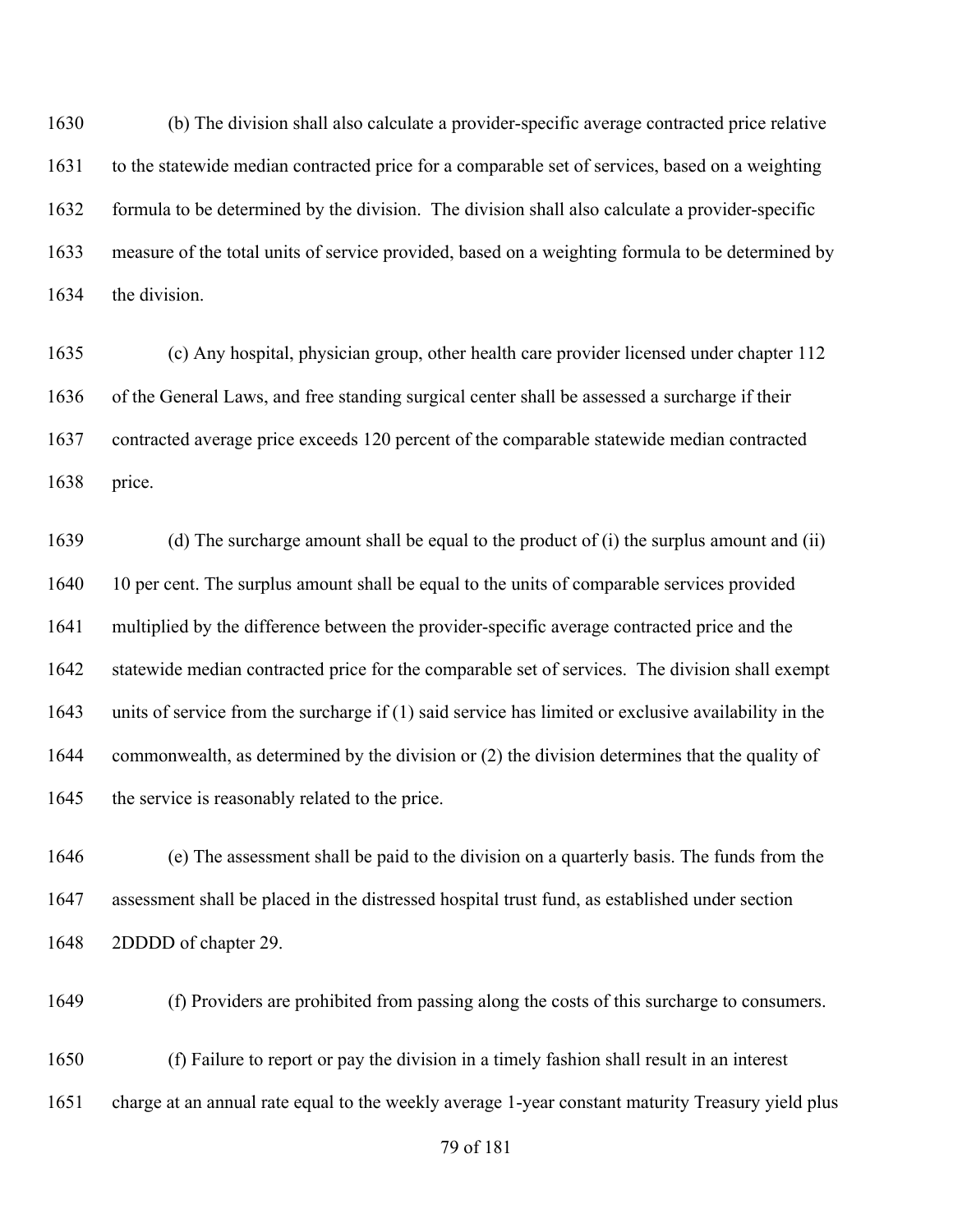(b) The division shall also calculate a provider-specific average contracted price relative to the statewide median contracted price for a comparable set of services, based on a weighting formula to be determined by the division. The division shall also calculate a provider-specific measure of the total units of service provided, based on a weighting formula to be determined by the division.

(c) Any hospital, physician group, other health care provider licensed under chapter 112 of the General Laws, and free standing surgical center shall be assessed a surcharge if their contracted average price exceeds 120 percent of the comparable statewide median contracted price.

(d) The surcharge amount shall be equal to the product of (i) the surplus amount and (ii) 10 per cent. The surplus amount shall be equal to the units of comparable services provided multiplied by the difference between the provider-specific average contracted price and the statewide median contracted price for the comparable set of services. The division shall exempt units of service from the surcharge if (1) said service has limited or exclusive availability in the commonwealth, as determined by the division or (2) the division determines that the quality of the service is reasonably related to the price.

(e) The assessment shall be paid to the division on a quarterly basis. The funds from the assessment shall be placed in the distressed hospital trust fund, as established under section 2DDDD of chapter 29.

(f) Providers are prohibited from passing along the costs of this surcharge to consumers.

(f) Failure to report or pay the division in a timely fashion shall result in an interest charge at an annual rate equal to the weekly average 1-year constant maturity Treasury yield plus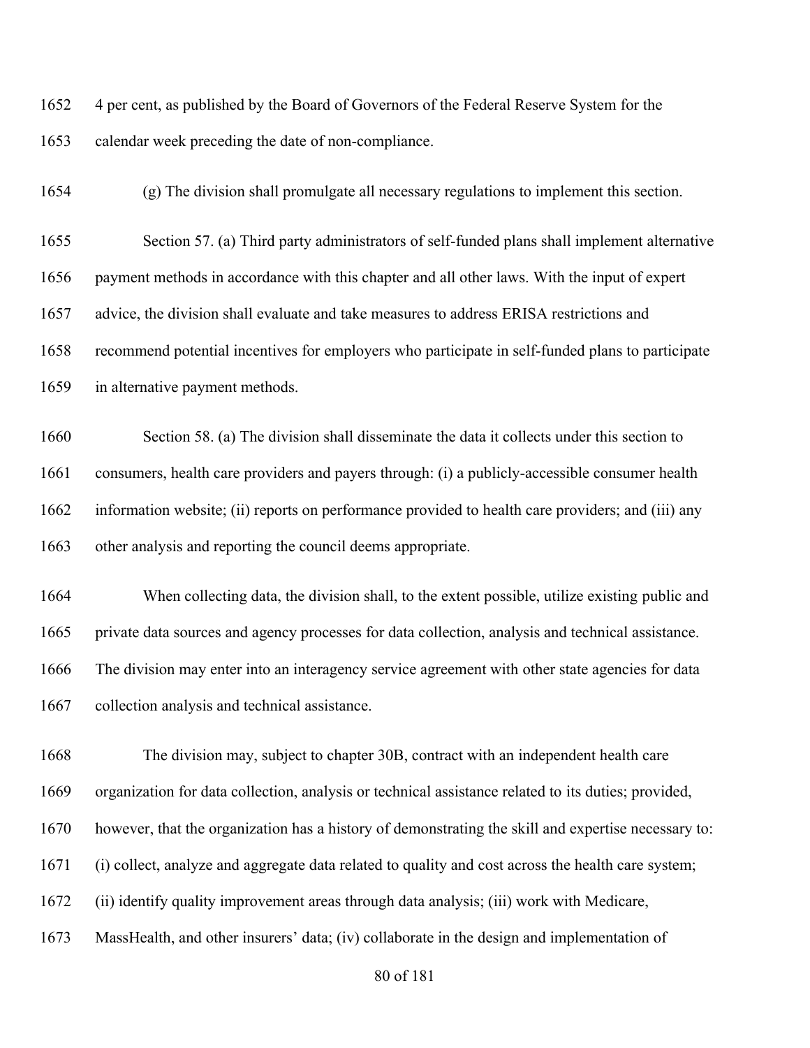4 per cent, as published by the Board of Governors of the Federal Reserve System for the calendar week preceding the date of non-compliance.

(g) The division shall promulgate all necessary regulations to implement this section.

Section 57. (a) Third party administrators of self-funded plans shall implement alternative payment methods in accordance with this chapter and all other laws. With the input of expert advice, the division shall evaluate and take measures to address ERISA restrictions and recommend potential incentives for employers who participate in self-funded plans to participate in alternative payment methods.

Section 58. (a) The division shall disseminate the data it collects under this section to consumers, health care providers and payers through: (i) a publicly-accessible consumer health information website; (ii) reports on performance provided to health care providers; and (iii) any other analysis and reporting the council deems appropriate.

When collecting data, the division shall, to the extent possible, utilize existing public and private data sources and agency processes for data collection, analysis and technical assistance. The division may enter into an interagency service agreement with other state agencies for data collection analysis and technical assistance.

The division may, subject to chapter 30B, contract with an independent health care organization for data collection, analysis or technical assistance related to its duties; provided, however, that the organization has a history of demonstrating the skill and expertise necessary to: (i) collect, analyze and aggregate data related to quality and cost across the health care system; (ii) identify quality improvement areas through data analysis; (iii) work with Medicare, MassHealth, and other insurers' data; (iv) collaborate in the design and implementation of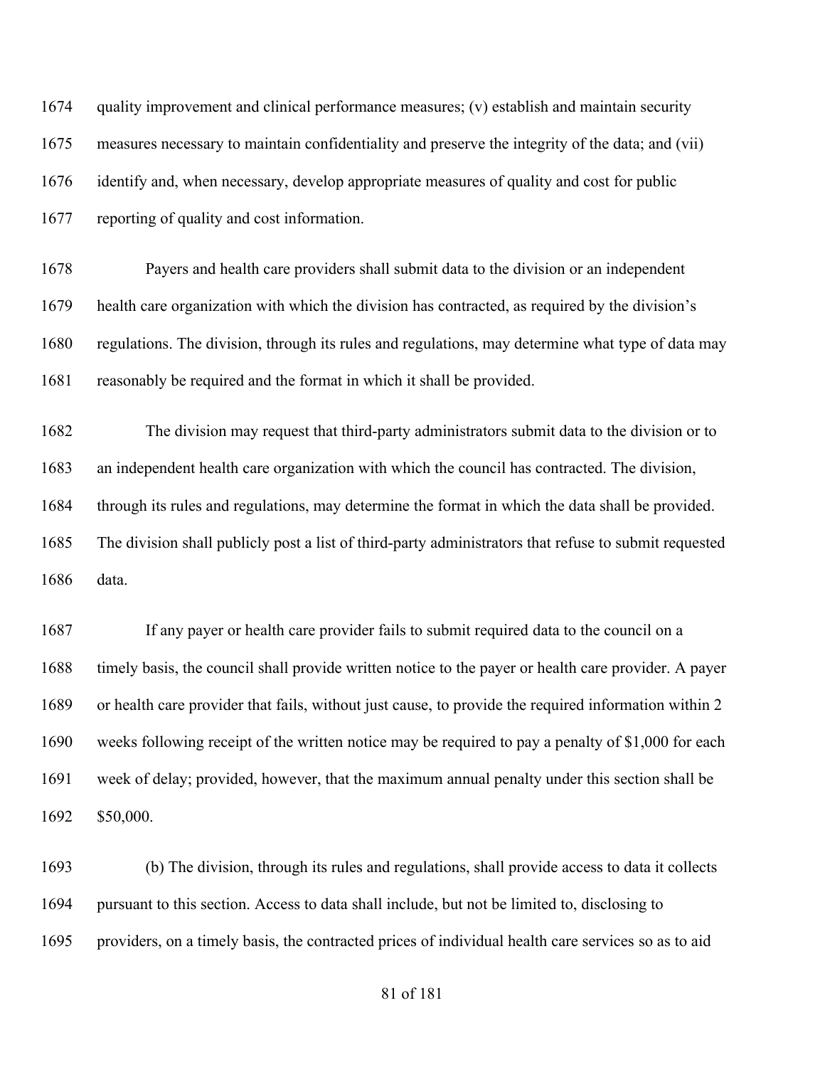quality improvement and clinical performance measures; (v) establish and maintain security measures necessary to maintain confidentiality and preserve the integrity of the data; and (vii) identify and, when necessary, develop appropriate measures of quality and cost for public reporting of quality and cost information.

Payers and health care providers shall submit data to the division or an independent health care organization with which the division has contracted, as required by the division's regulations. The division, through its rules and regulations, may determine what type of data may reasonably be required and the format in which it shall be provided.

The division may request that third-party administrators submit data to the division or to an independent health care organization with which the council has contracted. The division, through its rules and regulations, may determine the format in which the data shall be provided. The division shall publicly post a list of third-party administrators that refuse to submit requested data.

If any payer or health care provider fails to submit required data to the council on a timely basis, the council shall provide written notice to the payer or health care provider. A payer or health care provider that fails, without just cause, to provide the required information within 2 weeks following receipt of the written notice may be required to pay a penalty of $1,000 for each week of delay; provided, however, that the maximum annual penalty under this section shall be $50,000.

(b) The division, through its rules and regulations, shall provide access to data it collects pursuant to this section. Access to data shall include, but not be limited to, disclosing to providers, on a timely basis, the contracted prices of individual health care services so as to aid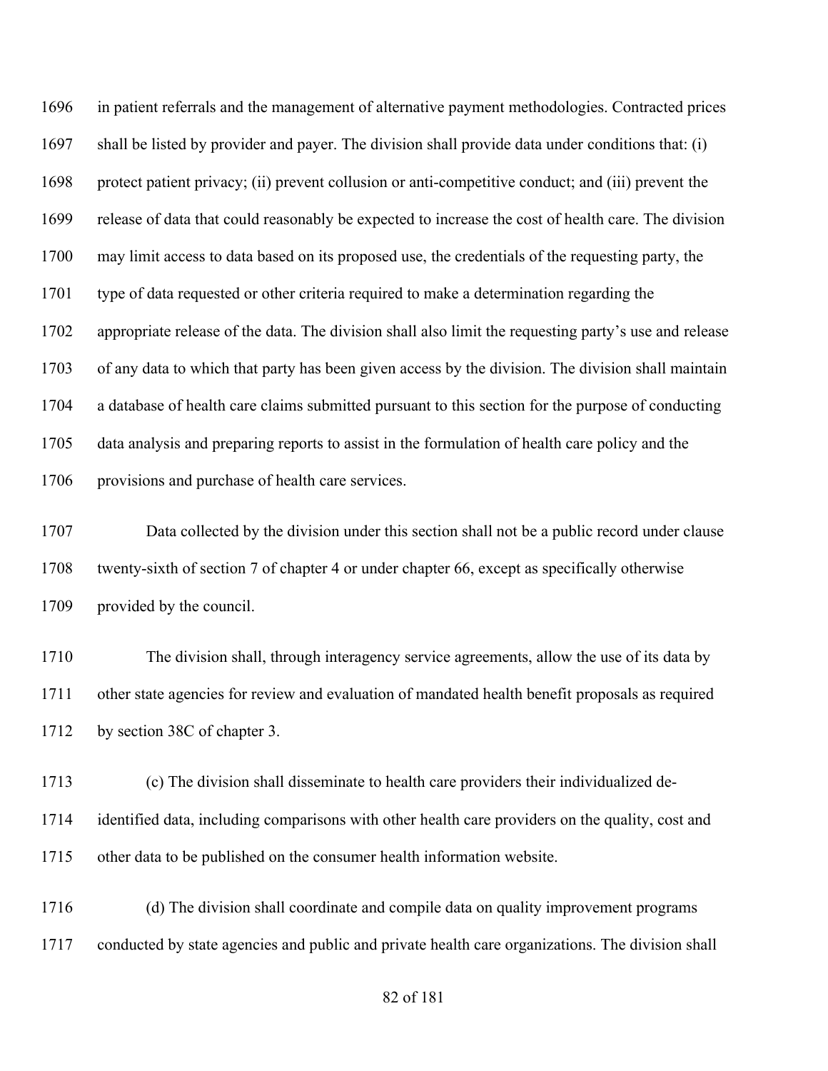in patient referrals and the management of alternative payment methodologies. Contracted prices shall be listed by provider and payer. The division shall provide data under conditions that: (i) protect patient privacy; (ii) prevent collusion or anti-competitive conduct; and (iii) prevent the release of data that could reasonably be expected to increase the cost of health care. The division may limit access to data based on its proposed use, the credentials of the requesting party, the type of data requested or other criteria required to make a determination regarding the appropriate release of the data. The division shall also limit the requesting party's use and release of any data to which that party has been given access by the division. The division shall maintain a database of health care claims submitted pursuant to this section for the purpose of conducting data analysis and preparing reports to assist in the formulation of health care policy and the provisions and purchase of health care services.

Data collected by the division under this section shall not be a public record under clause twenty-sixth of section 7 of chapter 4 or under chapter 66, except as specifically otherwise provided by the council.

The division shall, through interagency service agreements, allow the use of its data by other state agencies for review and evaluation of mandated health benefit proposals as required by section 38C of chapter 3.

(c) The division shall disseminate to health care providers their individualized de-identified data, including comparisons with other health care providers on the quality, cost and other data to be published on the consumer health information website.

(d) The division shall coordinate and compile data on quality improvement programs conducted by state agencies and public and private health care organizations. The division shall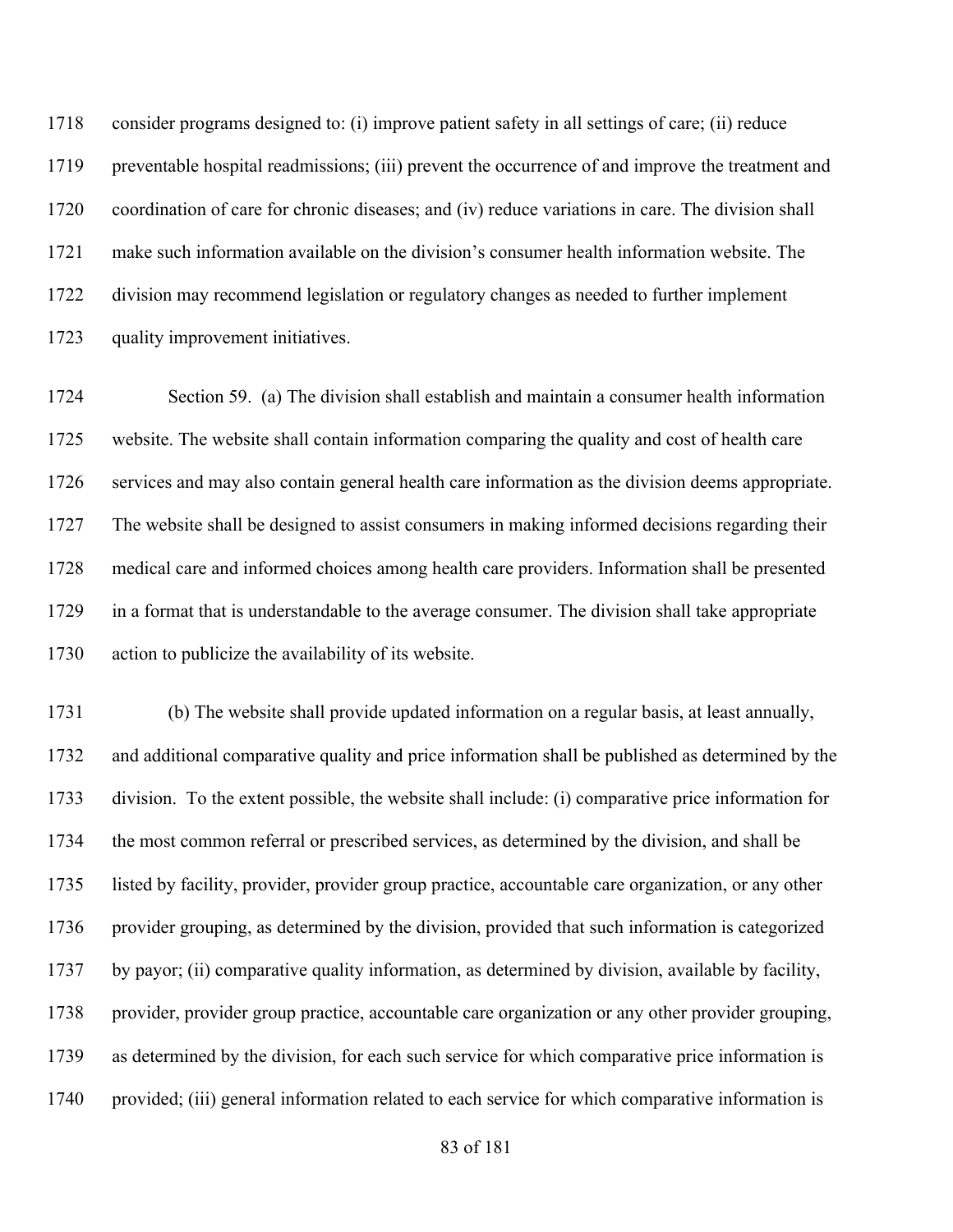consider programs designed to: (i) improve patient safety in all settings of care; (ii) reduce preventable hospital readmissions; (iii) prevent the occurrence of and improve the treatment and coordination of care for chronic diseases; and (iv) reduce variations in care. The division shall make such information available on the division's consumer health information website. The division may recommend legislation or regulatory changes as needed to further implement quality improvement initiatives.

Section 59. (a) The division shall establish and maintain a consumer health information website. The website shall contain information comparing the quality and cost of health care services and may also contain general health care information as the division deems appropriate. The website shall be designed to assist consumers in making informed decisions regarding their medical care and informed choices among health care providers. Information shall be presented in a format that is understandable to the average consumer. The division shall take appropriate action to publicize the availability of its website.

(b) The website shall provide updated information on a regular basis, at least annually, and additional comparative quality and price information shall be published as determined by the division. To the extent possible, the website shall include: (i) comparative price information for the most common referral or prescribed services, as determined by the division, and shall be listed by facility, provider, provider group practice, accountable care organization, or any other provider grouping, as determined by the division, provided that such information is categorized by payor; (ii) comparative quality information, as determined by division, available by facility, provider, provider group practice, accountable care organization or any other provider grouping, as determined by the division, for each such service for which comparative price information is provided; (iii) general information related to each service for which comparative information is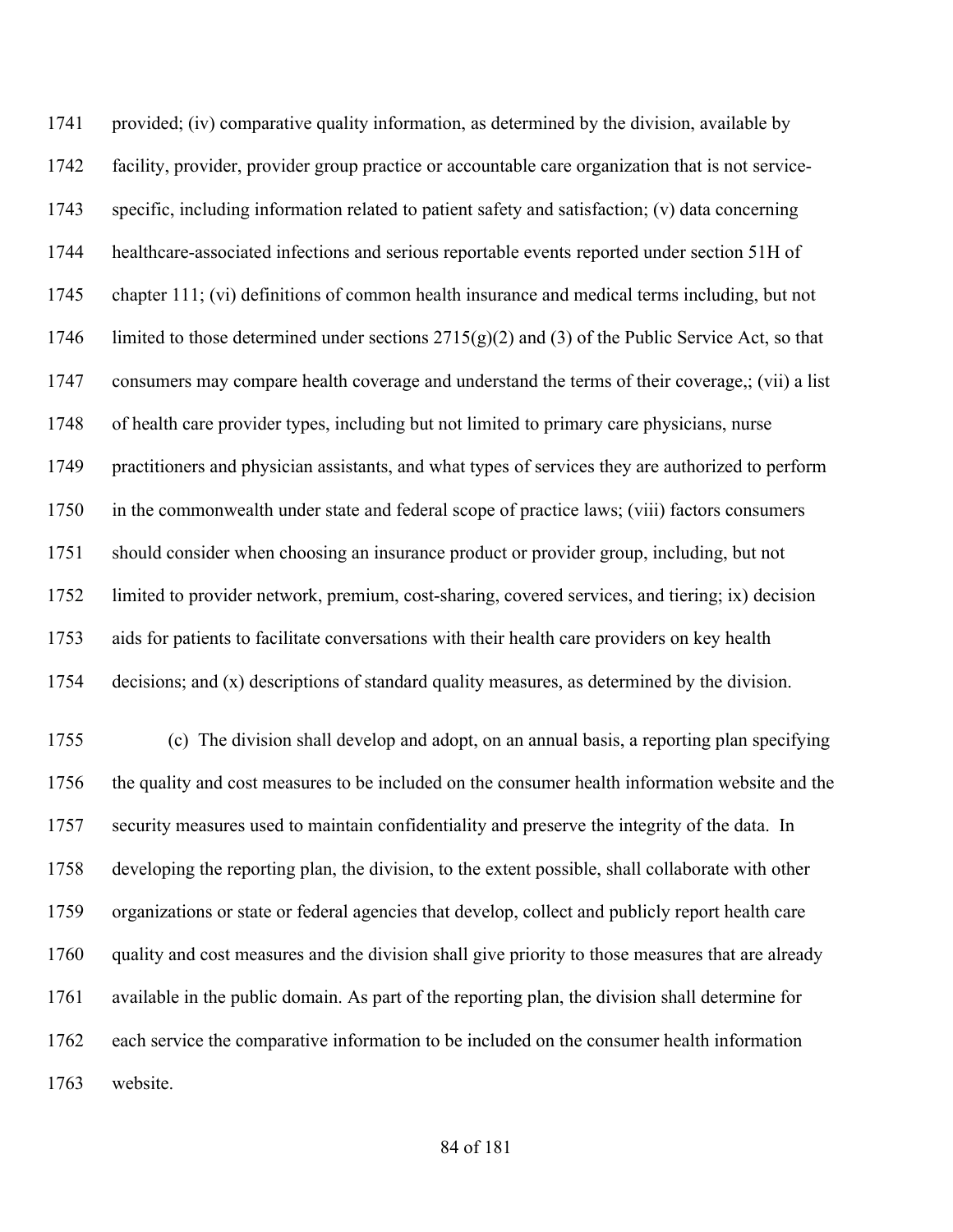1741 provided; (iv) comparative quality information, as determined by the division, available by
1742 facility, provider, provider group practice or accountable care organization that is not service-
1743 specific, including information related to patient safety and satisfaction; (v) data concerning
1744 healthcare-associated infections and serious reportable events reported under section 51H of
1745 chapter 111; (vi) definitions of common health insurance and medical terms including, but not
1746 limited to those determined under sections 2715(g)(2) and (3) of the Public Service Act, so that
1747 consumers may compare health coverage and understand the terms of their coverage,; (vii) a list
1748 of health care provider types, including but not limited to primary care physicians, nurse
1749 practitioners and physician assistants, and what types of services they are authorized to perform
1750 in the commonwealth under state and federal scope of practice laws; (viii) factors consumers
1751 should consider when choosing an insurance product or provider group, including, but not
1752 limited to provider network, premium, cost-sharing, covered services, and tiering; ix) decision
1753 aids for patients to facilitate conversations with their health care providers on key health
1754 decisions; and (x) descriptions of standard quality measures, as determined by the division.

1755 (c) The division shall develop and adopt, on an annual basis, a reporting plan specifying
1756 the quality and cost measures to be included on the consumer health information website and the
1757 security measures used to maintain confidentiality and preserve the integrity of the data. In
1758 developing the reporting plan, the division, to the extent possible, shall collaborate with other
1759 organizations or state or federal agencies that develop, collect and publicly report health care
1760 quality and cost measures and the division shall give priority to those measures that are already
1761 available in the public domain. As part of the reporting plan, the division shall determine for
1762 each service the comparative information to be included on the consumer health information
1763 website.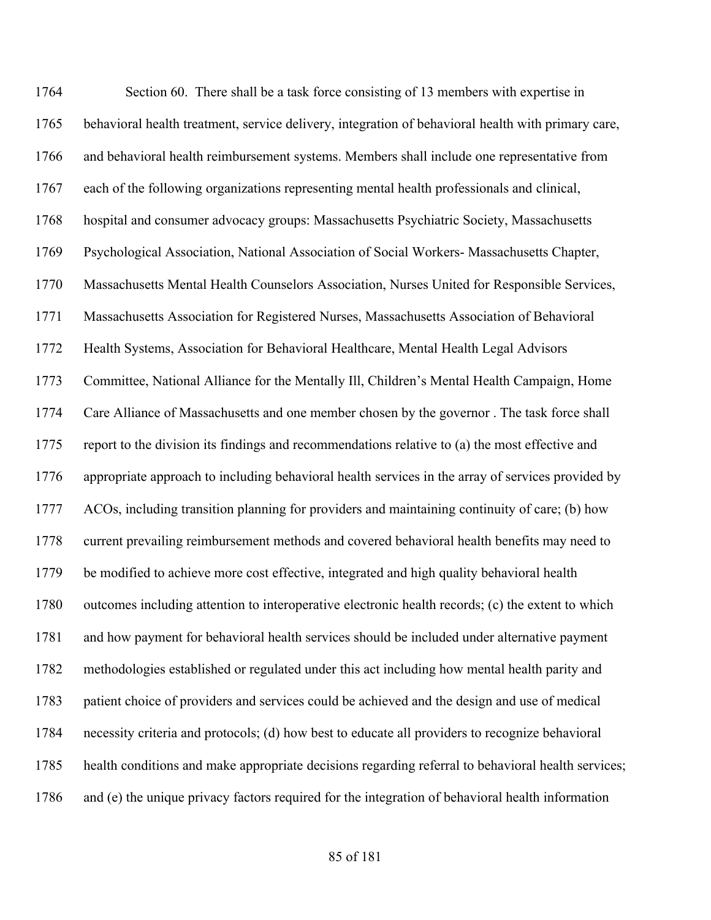Section 60. There shall be a task force consisting of 13 members with expertise in behavioral health treatment, service delivery, integration of behavioral health with primary care, and behavioral health reimbursement systems. Members shall include one representative from each of the following organizations representing mental health professionals and clinical, hospital and consumer advocacy groups: Massachusetts Psychiatric Society, Massachusetts Psychological Association, National Association of Social Workers- Massachusetts Chapter, Massachusetts Mental Health Counselors Association, Nurses United for Responsible Services, Massachusetts Association for Registered Nurses, Massachusetts Association of Behavioral Health Systems, Association for Behavioral Healthcare, Mental Health Legal Advisors Committee, National Alliance for the Mentally Ill, Children's Mental Health Campaign, Home Care Alliance of Massachusetts and one member chosen by the governor . The task force shall report to the division its findings and recommendations relative to (a) the most effective and appropriate approach to including behavioral health services in the array of services provided by ACOs, including transition planning for providers and maintaining continuity of care; (b) how current prevailing reimbursement methods and covered behavioral health benefits may need to be modified to achieve more cost effective, integrated and high quality behavioral health outcomes including attention to interoperative electronic health records; (c) the extent to which and how payment for behavioral health services should be included under alternative payment methodologies established or regulated under this act including how mental health parity and patient choice of providers and services could be achieved and the design and use of medical necessity criteria and protocols; (d) how best to educate all providers to recognize behavioral health conditions and make appropriate decisions regarding referral to behavioral health services; and (e) the unique privacy factors required for the integration of behavioral health information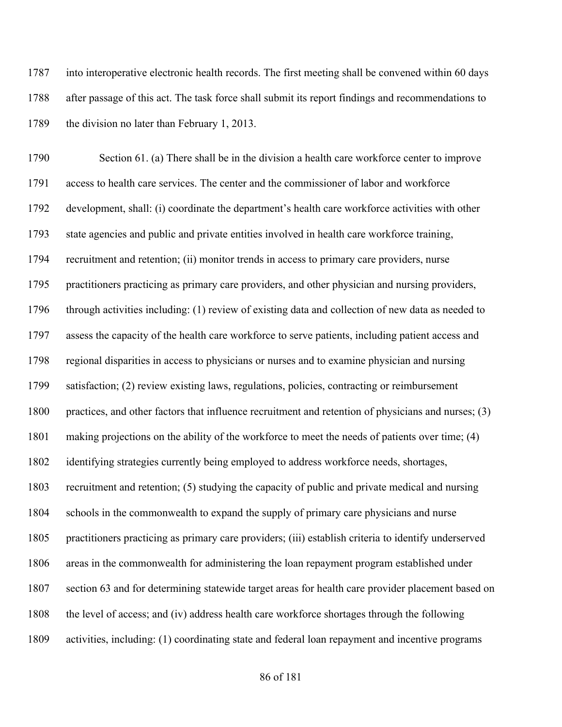into interoperative electronic health records. The first meeting shall be convened within 60 days after passage of this act. The task force shall submit its report findings and recommendations to the division no later than February 1, 2013.

Section 61. (a) There shall be in the division a health care workforce center to improve access to health care services. The center and the commissioner of labor and workforce development, shall: (i) coordinate the department's health care workforce activities with other state agencies and public and private entities involved in health care workforce training, recruitment and retention; (ii) monitor trends in access to primary care providers, nurse practitioners practicing as primary care providers, and other physician and nursing providers, through activities including: (1) review of existing data and collection of new data as needed to assess the capacity of the health care workforce to serve patients, including patient access and regional disparities in access to physicians or nurses and to examine physician and nursing satisfaction; (2) review existing laws, regulations, policies, contracting or reimbursement practices, and other factors that influence recruitment and retention of physicians and nurses; (3) making projections on the ability of the workforce to meet the needs of patients over time; (4) identifying strategies currently being employed to address workforce needs, shortages, recruitment and retention; (5) studying the capacity of public and private medical and nursing schools in the commonwealth to expand the supply of primary care physicians and nurse practitioners practicing as primary care providers; (iii) establish criteria to identify underserved areas in the commonwealth for administering the loan repayment program established under section 63 and for determining statewide target areas for health care provider placement based on the level of access; and (iv) address health care workforce shortages through the following activities, including: (1) coordinating state and federal loan repayment and incentive programs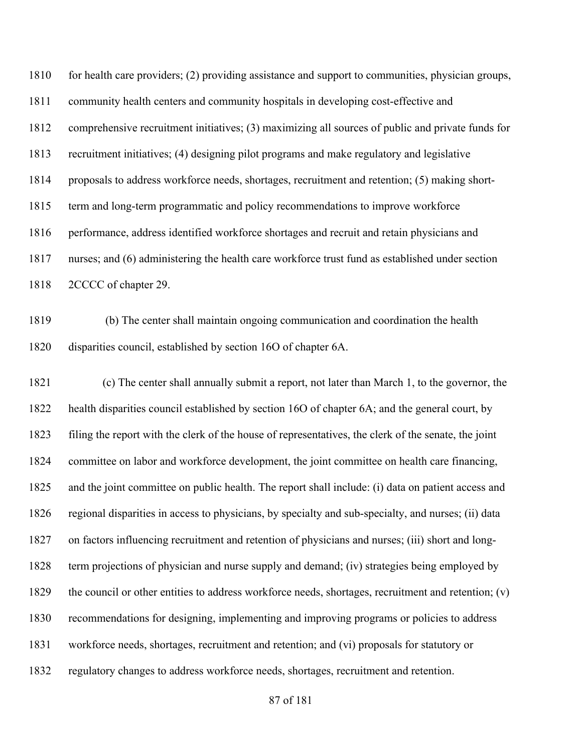for health care providers; (2) providing assistance and support to communities, physician groups, community health centers and community hospitals in developing cost-effective and comprehensive recruitment initiatives; (3) maximizing all sources of public and private funds for recruitment initiatives; (4) designing pilot programs and make regulatory and legislative proposals to address workforce needs, shortages, recruitment and retention; (5) making short-term and long-term programmatic and policy recommendations to improve workforce performance, address identified workforce shortages and recruit and retain physicians and nurses; and (6) administering the health care workforce trust fund as established under section 2CCCC of chapter 29.

(b) The center shall maintain ongoing communication and coordination the health disparities council, established by section 16O of chapter 6A.

(c) The center shall annually submit a report, not later than March 1, to the governor, the health disparities council established by section 16O of chapter 6A; and the general court, by filing the report with the clerk of the house of representatives, the clerk of the senate, the joint committee on labor and workforce development, the joint committee on health care financing, and the joint committee on public health. The report shall include: (i) data on patient access and regional disparities in access to physicians, by specialty and sub-specialty, and nurses; (ii) data on factors influencing recruitment and retention of physicians and nurses; (iii) short and long-term projections of physician and nurse supply and demand; (iv) strategies being employed by the council or other entities to address workforce needs, shortages, recruitment and retention; (v) recommendations for designing, implementing and improving programs or policies to address workforce needs, shortages, recruitment and retention; and (vi) proposals for statutory or regulatory changes to address workforce needs, shortages, recruitment and retention.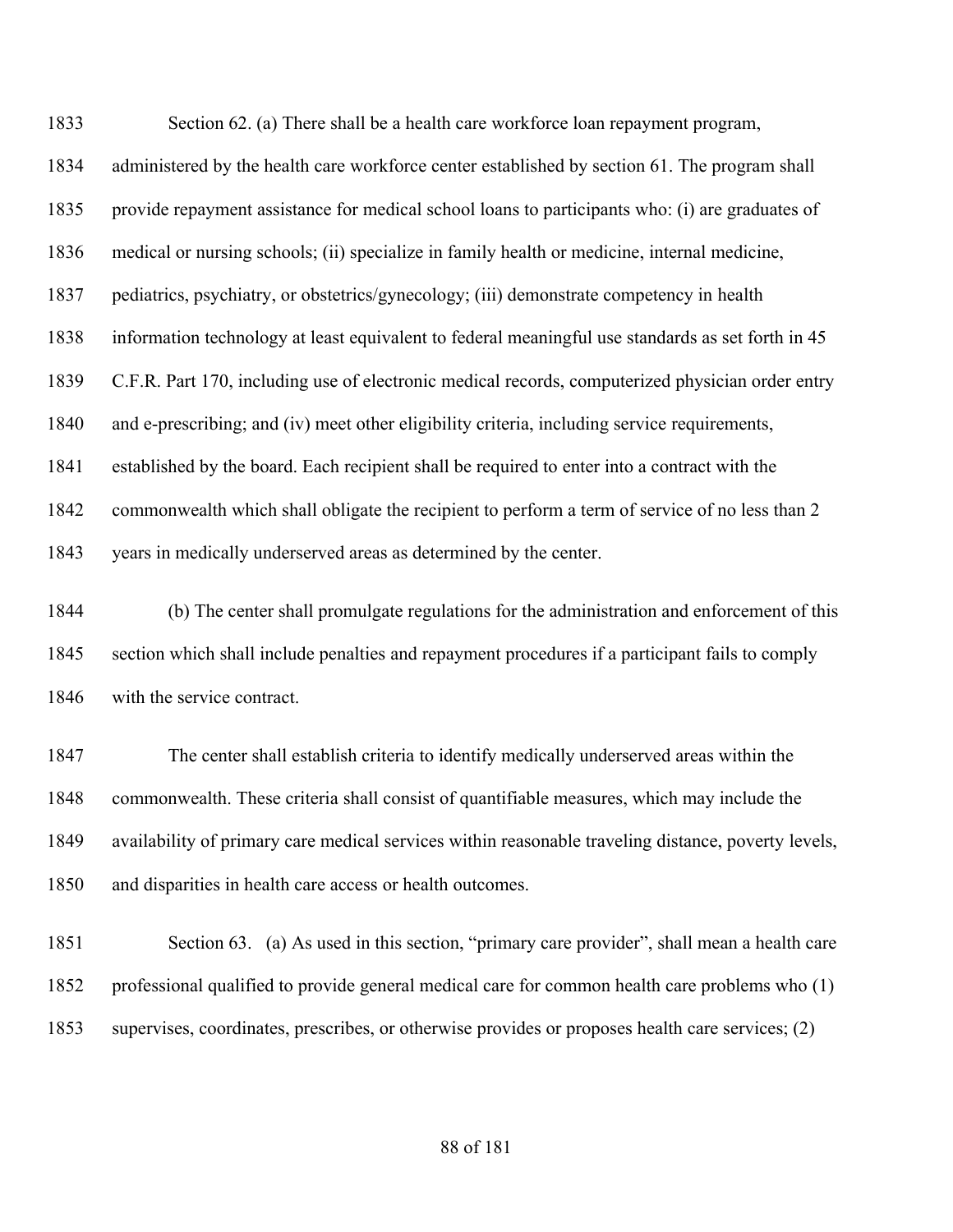Section 62. (a) There shall be a health care workforce loan repayment program, administered by the health care workforce center established by section 61. The program shall provide repayment assistance for medical school loans to participants who: (i) are graduates of medical or nursing schools; (ii) specialize in family health or medicine, internal medicine, pediatrics, psychiatry, or obstetrics/gynecology; (iii) demonstrate competency in health information technology at least equivalent to federal meaningful use standards as set forth in 45 C.F.R. Part 170, including use of electronic medical records, computerized physician order entry and e-prescribing; and (iv) meet other eligibility criteria, including service requirements, established by the board. Each recipient shall be required to enter into a contract with the commonwealth which shall obligate the recipient to perform a term of service of no less than 2 years in medically underserved areas as determined by the center.

(b) The center shall promulgate regulations for the administration and enforcement of this section which shall include penalties and repayment procedures if a participant fails to comply with the service contract.

The center shall establish criteria to identify medically underserved areas within the commonwealth. These criteria shall consist of quantifiable measures, which may include the availability of primary care medical services within reasonable traveling distance, poverty levels, and disparities in health care access or health outcomes.

Section 63. (a) As used in this section, "primary care provider", shall mean a health care professional qualified to provide general medical care for common health care problems who (1) supervises, coordinates, prescribes, or otherwise provides or proposes health care services; (2)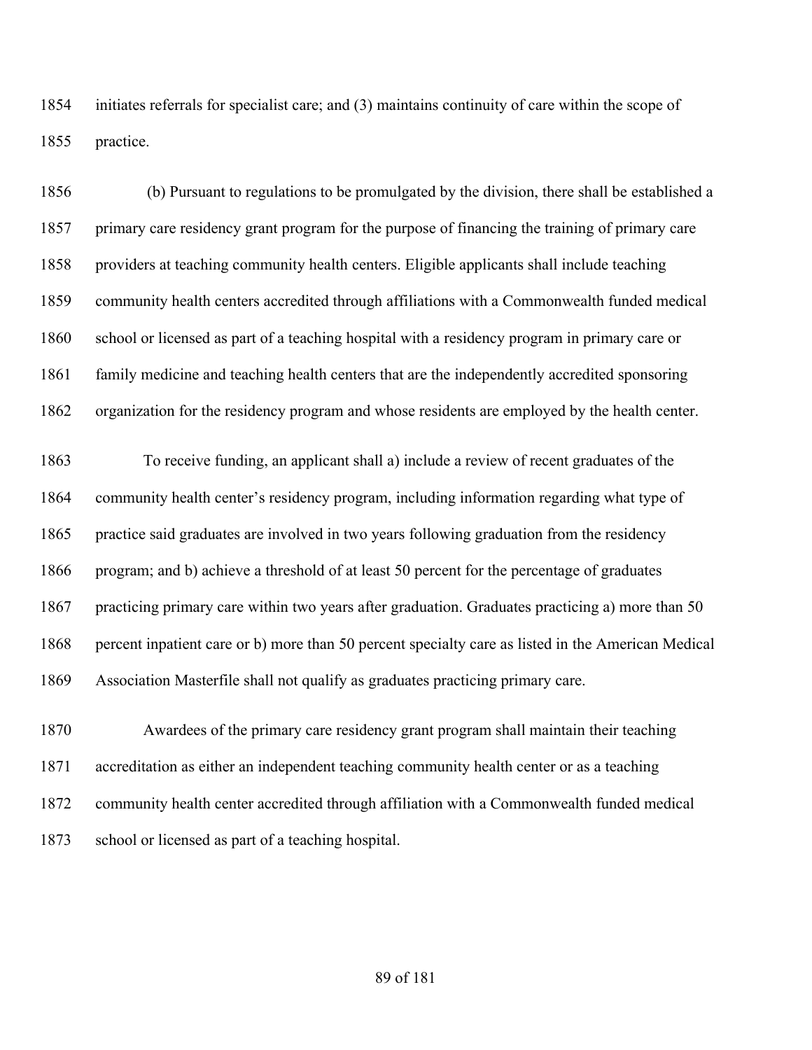initiates referrals for specialist care; and (3) maintains continuity of care within the scope of practice.

(b) Pursuant to regulations to be promulgated by the division, there shall be established a primary care residency grant program for the purpose of financing the training of primary care providers at teaching community health centers. Eligible applicants shall include teaching community health centers accredited through affiliations with a Commonwealth funded medical school or licensed as part of a teaching hospital with a residency program in primary care or family medicine and teaching health centers that are the independently accredited sponsoring organization for the residency program and whose residents are employed by the health center.

To receive funding, an applicant shall a) include a review of recent graduates of the community health center's residency program, including information regarding what type of practice said graduates are involved in two years following graduation from the residency program; and b) achieve a threshold of at least 50 percent for the percentage of graduates practicing primary care within two years after graduation. Graduates practicing a) more than 50 percent inpatient care or b) more than 50 percent specialty care as listed in the American Medical Association Masterfile shall not qualify as graduates practicing primary care.

Awardees of the primary care residency grant program shall maintain their teaching accreditation as either an independent teaching community health center or as a teaching community health center accredited through affiliation with a Commonwealth funded medical school or licensed as part of a teaching hospital.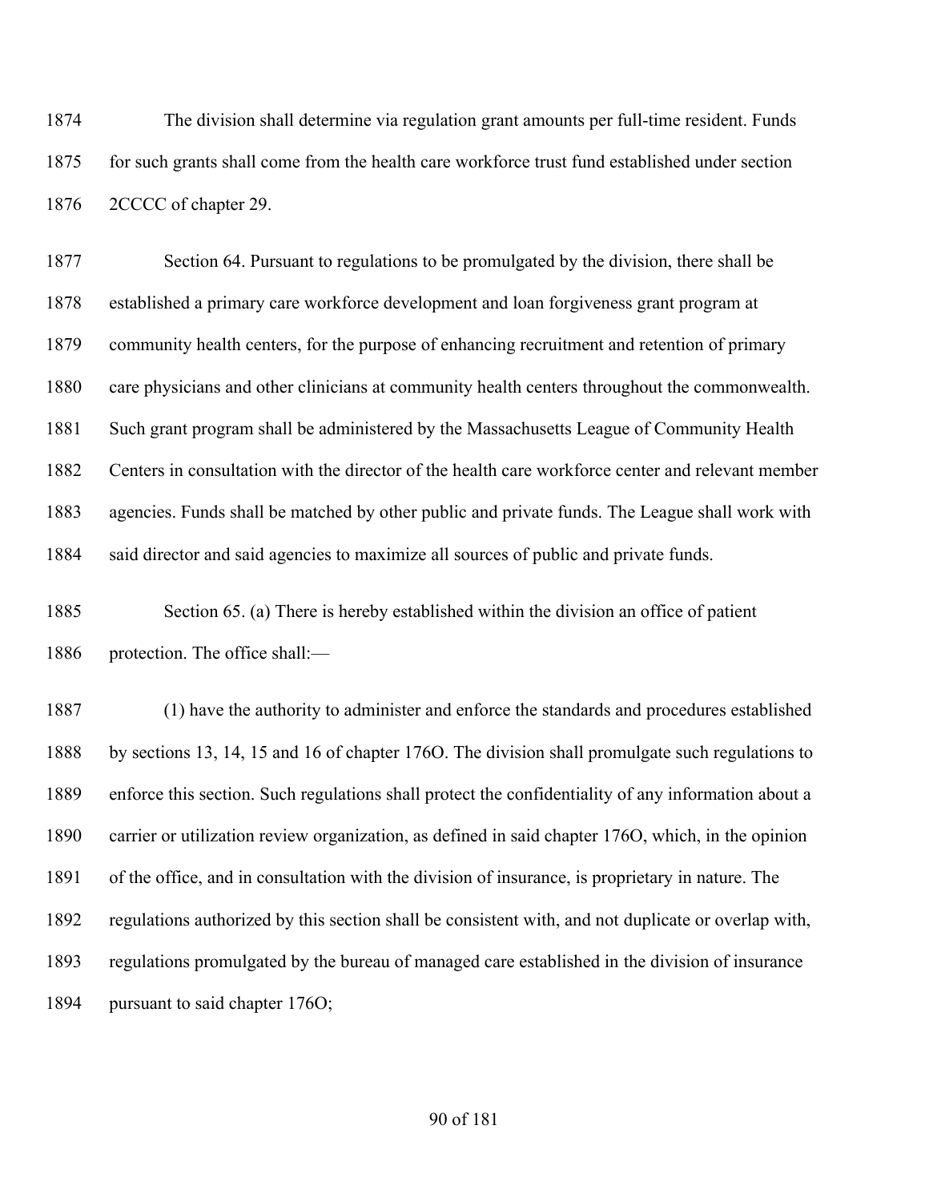The division shall determine via regulation grant amounts per full-time resident. Funds for such grants shall come from the health care workforce trust fund established under section 2CCCC of chapter 29.

Section 64. Pursuant to regulations to be promulgated by the division, there shall be established a primary care workforce development and loan forgiveness grant program at community health centers, for the purpose of enhancing recruitment and retention of primary care physicians and other clinicians at community health centers throughout the commonwealth. Such grant program shall be administered by the Massachusetts League of Community Health Centers in consultation with the director of the health care workforce center and relevant member agencies. Funds shall be matched by other public and private funds. The League shall work with said director and said agencies to maximize all sources of public and private funds.

Section 65. (a) There is hereby established within the division an office of patient protection. The office shall:—

(1) have the authority to administer and enforce the standards and procedures established by sections 13, 14, 15 and 16 of chapter 176O. The division shall promulgate such regulations to enforce this section. Such regulations shall protect the confidentiality of any information about a carrier or utilization review organization, as defined in said chapter 176O, which, in the opinion of the office, and in consultation with the division of insurance, is proprietary in nature. The regulations authorized by this section shall be consistent with, and not duplicate or overlap with, regulations promulgated by the bureau of managed care established in the division of insurance pursuant to said chapter 176O;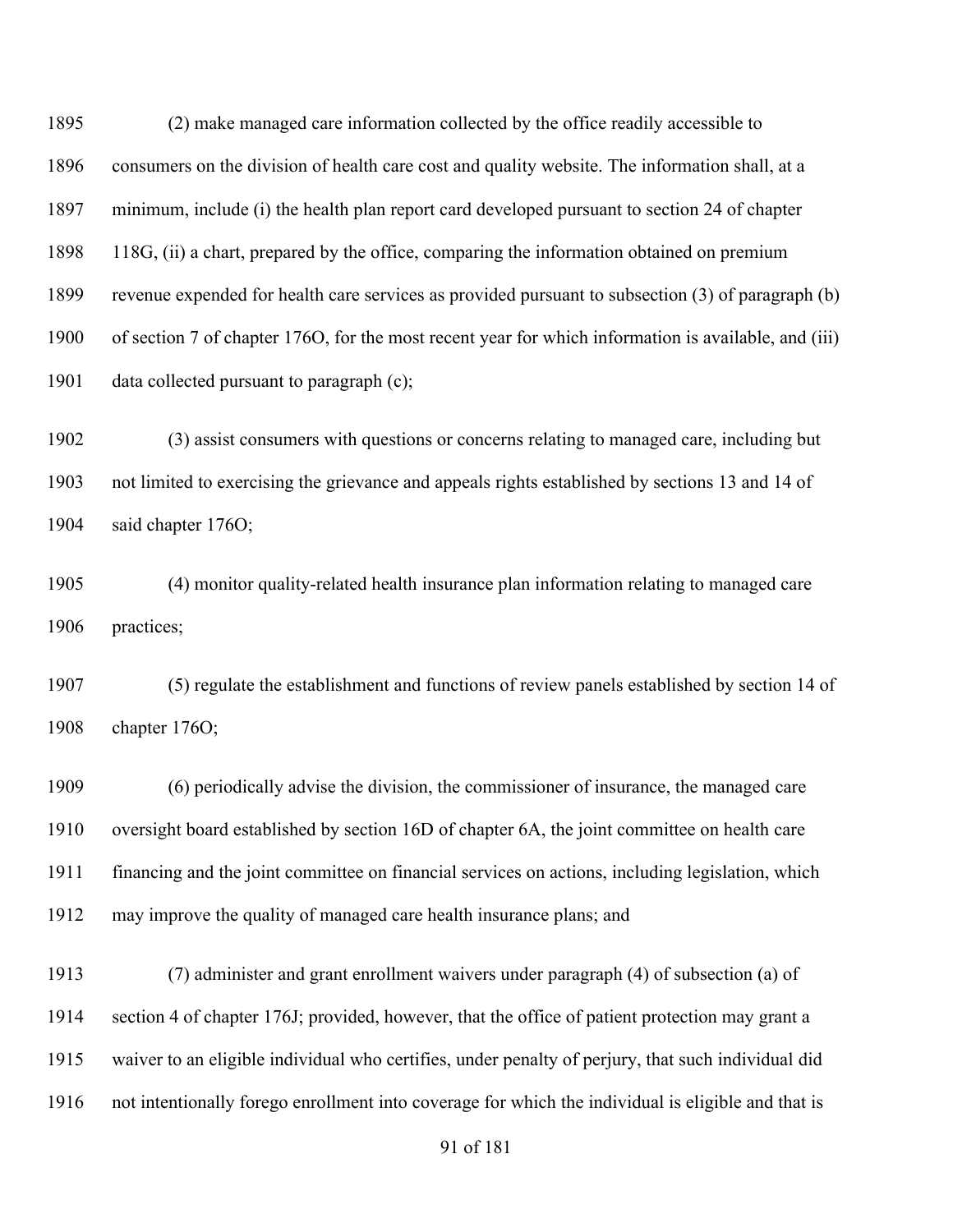(2) make managed care information collected by the office readily accessible to consumers on the division of health care cost and quality website. The information shall, at a minimum, include (i) the health plan report card developed pursuant to section 24 of chapter 118G, (ii) a chart, prepared by the office, comparing the information obtained on premium revenue expended for health care services as provided pursuant to subsection (3) of paragraph (b) of section 7 of chapter 176O, for the most recent year for which information is available, and (iii) data collected pursuant to paragraph (c);

(3) assist consumers with questions or concerns relating to managed care, including but not limited to exercising the grievance and appeals rights established by sections 13 and 14 of said chapter 176O;

(4) monitor quality-related health insurance plan information relating to managed care practices;

(5) regulate the establishment and functions of review panels established by section 14 of chapter 176O;

(6) periodically advise the division, the commissioner of insurance, the managed care oversight board established by section 16D of chapter 6A, the joint committee on health care financing and the joint committee on financial services on actions, including legislation, which may improve the quality of managed care health insurance plans; and

(7) administer and grant enrollment waivers under paragraph (4) of subsection (a) of section 4 of chapter 176J; provided, however, that the office of patient protection may grant a waiver to an eligible individual who certifies, under penalty of perjury, that such individual did not intentionally forego enrollment into coverage for which the individual is eligible and that is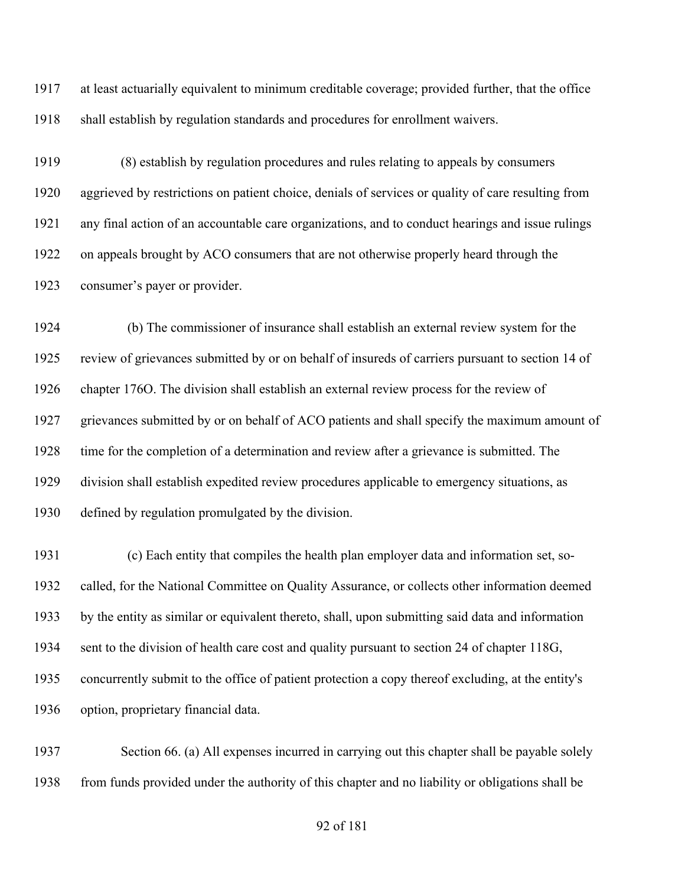at least actuarially equivalent to minimum creditable coverage; provided further, that the office shall establish by regulation standards and procedures for enrollment waivers.

(8) establish by regulation procedures and rules relating to appeals by consumers aggrieved by restrictions on patient choice, denials of services or quality of care resulting from any final action of an accountable care organizations, and to conduct hearings and issue rulings on appeals brought by ACO consumers that are not otherwise properly heard through the consumer's payer or provider.

(b) The commissioner of insurance shall establish an external review system for the review of grievances submitted by or on behalf of insureds of carriers pursuant to section 14 of chapter 176O. The division shall establish an external review process for the review of grievances submitted by or on behalf of ACO patients and shall specify the maximum amount of time for the completion of a determination and review after a grievance is submitted. The division shall establish expedited review procedures applicable to emergency situations, as defined by regulation promulgated by the division.

(c) Each entity that compiles the health plan employer data and information set, so-called, for the National Committee on Quality Assurance, or collects other information deemed by the entity as similar or equivalent thereto, shall, upon submitting said data and information sent to the division of health care cost and quality pursuant to section 24 of chapter 118G, concurrently submit to the office of patient protection a copy thereof excluding, at the entity's option, proprietary financial data.

Section 66. (a) All expenses incurred in carrying out this chapter shall be payable solely from funds provided under the authority of this chapter and no liability or obligations shall be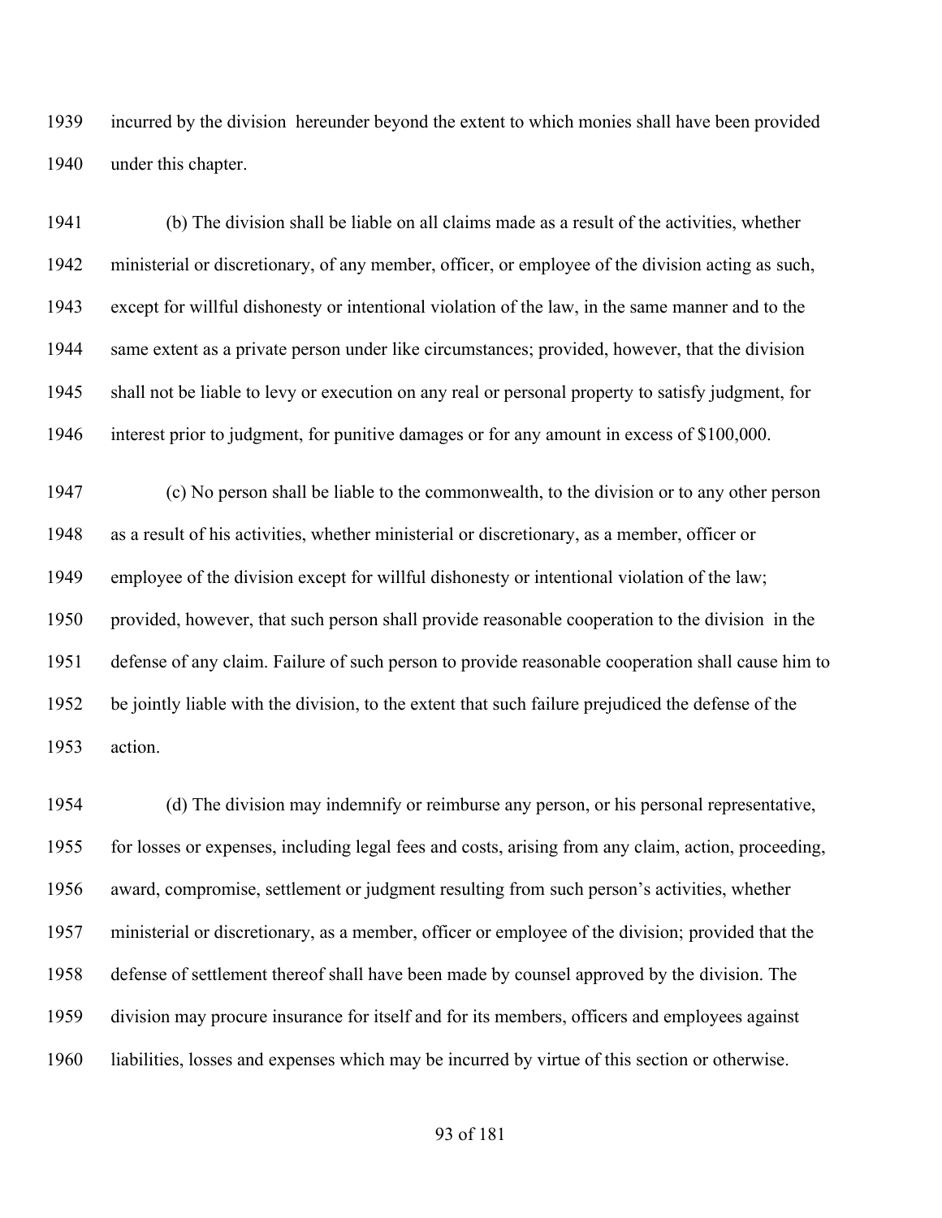incurred by the division hereunder beyond the extent to which monies shall have been provided under this chapter.

(b) The division shall be liable on all claims made as a result of the activities, whether ministerial or discretionary, of any member, officer, or employee of the division acting as such, except for willful dishonesty or intentional violation of the law, in the same manner and to the same extent as a private person under like circumstances; provided, however, that the division shall not be liable to levy or execution on any real or personal property to satisfy judgment, for interest prior to judgment, for punitive damages or for any amount in excess of $100,000.

(c) No person shall be liable to the commonwealth, to the division or to any other person as a result of his activities, whether ministerial or discretionary, as a member, officer or employee of the division except for willful dishonesty or intentional violation of the law; provided, however, that such person shall provide reasonable cooperation to the division in the defense of any claim. Failure of such person to provide reasonable cooperation shall cause him to be jointly liable with the division, to the extent that such failure prejudiced the defense of the action.

(d) The division may indemnify or reimburse any person, or his personal representative, for losses or expenses, including legal fees and costs, arising from any claim, action, proceeding, award, compromise, settlement or judgment resulting from such person's activities, whether ministerial or discretionary, as a member, officer or employee of the division; provided that the defense of settlement thereof shall have been made by counsel approved by the division. The division may procure insurance for itself and for its members, officers and employees against liabilities, losses and expenses which may be incurred by virtue of this section or otherwise.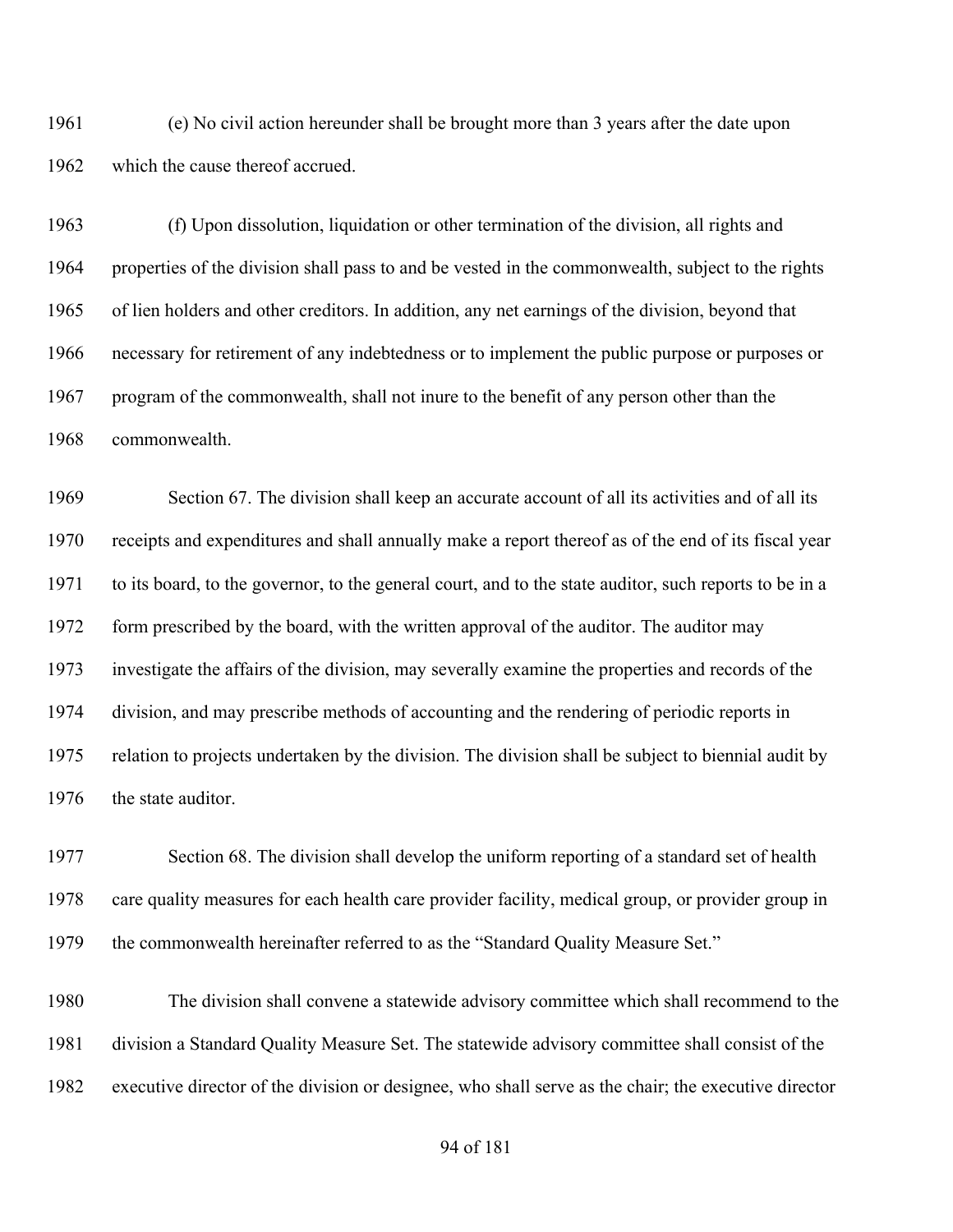(e) No civil action hereunder shall be brought more than 3 years after the date upon which the cause thereof accrued.

(f) Upon dissolution, liquidation or other termination of the division, all rights and properties of the division shall pass to and be vested in the commonwealth, subject to the rights of lien holders and other creditors. In addition, any net earnings of the division, beyond that necessary for retirement of any indebtedness or to implement the public purpose or purposes or program of the commonwealth, shall not inure to the benefit of any person other than the commonwealth.

Section 67. The division shall keep an accurate account of all its activities and of all its receipts and expenditures and shall annually make a report thereof as of the end of its fiscal year to its board, to the governor, to the general court, and to the state auditor, such reports to be in a form prescribed by the board, with the written approval of the auditor. The auditor may investigate the affairs of the division, may severally examine the properties and records of the division, and may prescribe methods of accounting and the rendering of periodic reports in relation to projects undertaken by the division. The division shall be subject to biennial audit by the state auditor.

Section 68. The division shall develop the uniform reporting of a standard set of health care quality measures for each health care provider facility, medical group, or provider group in the commonwealth hereinafter referred to as the "Standard Quality Measure Set."

The division shall convene a statewide advisory committee which shall recommend to the division a Standard Quality Measure Set. The statewide advisory committee shall consist of the executive director of the division or designee, who shall serve as the chair; the executive director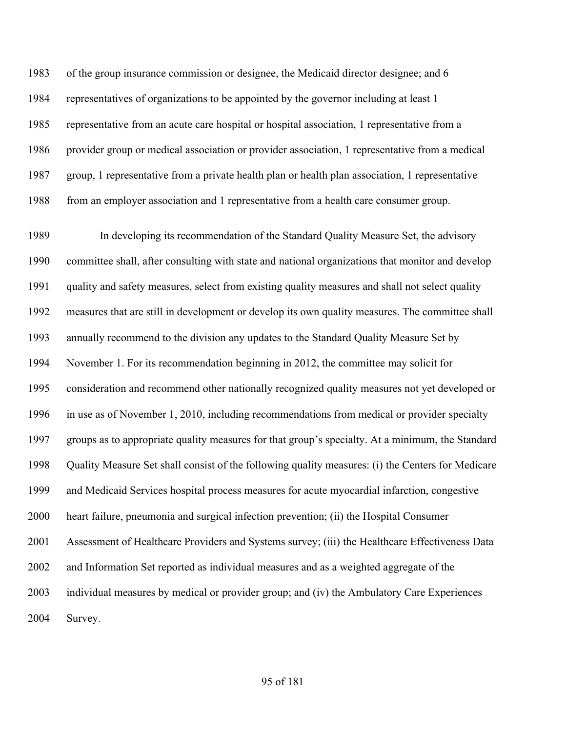of the group insurance commission or designee, the Medicaid director designee; and 6 representatives of organizations to be appointed by the governor including at least 1 representative from an acute care hospital or hospital association, 1 representative from a provider group or medical association or provider association, 1 representative from a medical group, 1 representative from a private health plan or health plan association, 1 representative from an employer association and 1 representative from a health care consumer group.

In developing its recommendation of the Standard Quality Measure Set, the advisory committee shall, after consulting with state and national organizations that monitor and develop quality and safety measures, select from existing quality measures and shall not select quality measures that are still in development or develop its own quality measures. The committee shall annually recommend to the division any updates to the Standard Quality Measure Set by November 1. For its recommendation beginning in 2012, the committee may solicit for consideration and recommend other nationally recognized quality measures not yet developed or in use as of November 1, 2010, including recommendations from medical or provider specialty groups as to appropriate quality measures for that group's specialty. At a minimum, the Standard Quality Measure Set shall consist of the following quality measures: (i) the Centers for Medicare and Medicaid Services hospital process measures for acute myocardial infarction, congestive heart failure, pneumonia and surgical infection prevention; (ii) the Hospital Consumer Assessment of Healthcare Providers and Systems survey; (iii) the Healthcare Effectiveness Data and Information Set reported as individual measures and as a weighted aggregate of the individual measures by medical or provider group; and (iv) the Ambulatory Care Experiences Survey.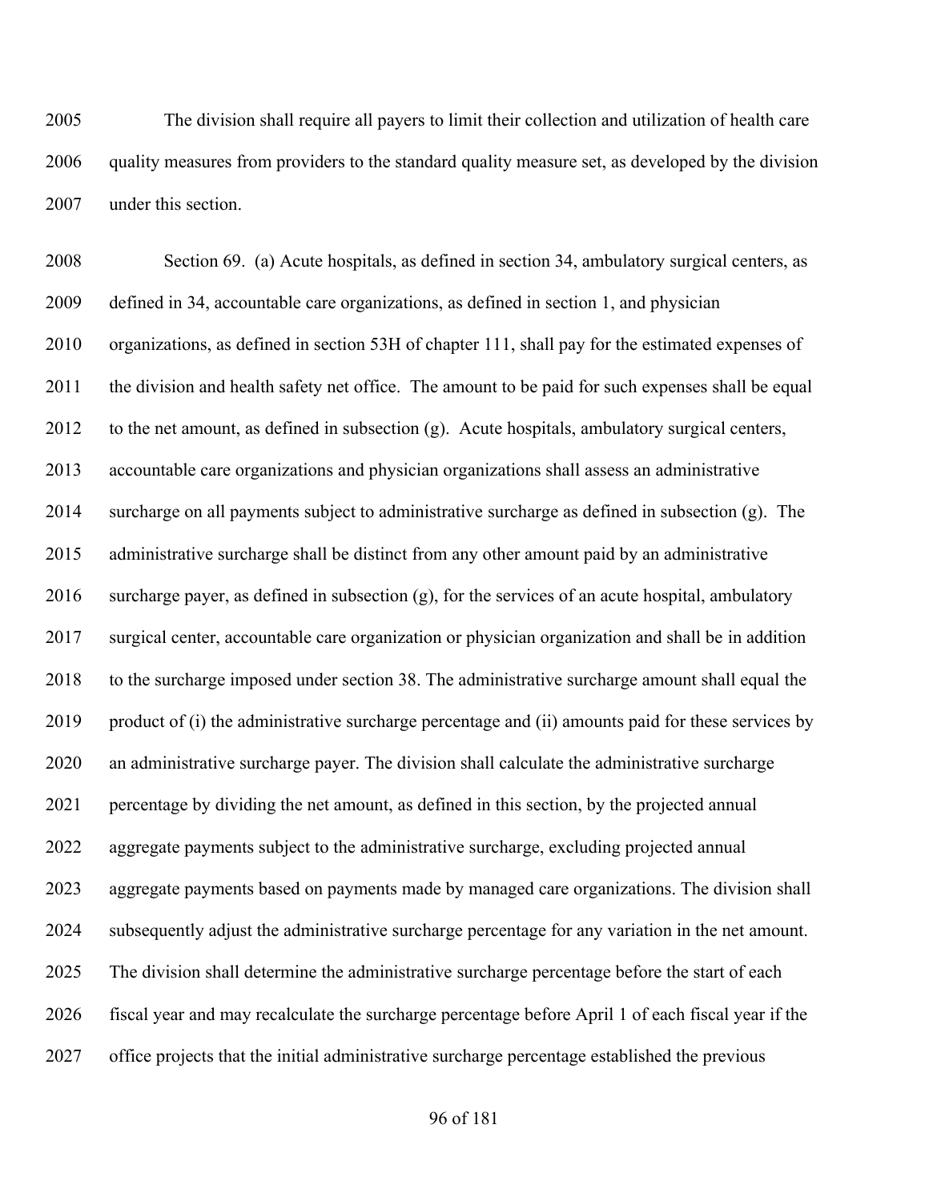The division shall require all payers to limit their collection and utilization of health care quality measures from providers to the standard quality measure set, as developed by the division under this section.

Section 69. (a) Acute hospitals, as defined in section 34, ambulatory surgical centers, as defined in 34, accountable care organizations, as defined in section 1, and physician organizations, as defined in section 53H of chapter 111, shall pay for the estimated expenses of the division and health safety net office. The amount to be paid for such expenses shall be equal to the net amount, as defined in subsection (g). Acute hospitals, ambulatory surgical centers, accountable care organizations and physician organizations shall assess an administrative surcharge on all payments subject to administrative surcharge as defined in subsection (g). The administrative surcharge shall be distinct from any other amount paid by an administrative surcharge payer, as defined in subsection (g), for the services of an acute hospital, ambulatory surgical center, accountable care organization or physician organization and shall be in addition to the surcharge imposed under section 38. The administrative surcharge amount shall equal the product of (i) the administrative surcharge percentage and (ii) amounts paid for these services by an administrative surcharge payer. The division shall calculate the administrative surcharge percentage by dividing the net amount, as defined in this section, by the projected annual aggregate payments subject to the administrative surcharge, excluding projected annual aggregate payments based on payments made by managed care organizations. The division shall subsequently adjust the administrative surcharge percentage for any variation in the net amount. The division shall determine the administrative surcharge percentage before the start of each fiscal year and may recalculate the surcharge percentage before April 1 of each fiscal year if the office projects that the initial administrative surcharge percentage established the previous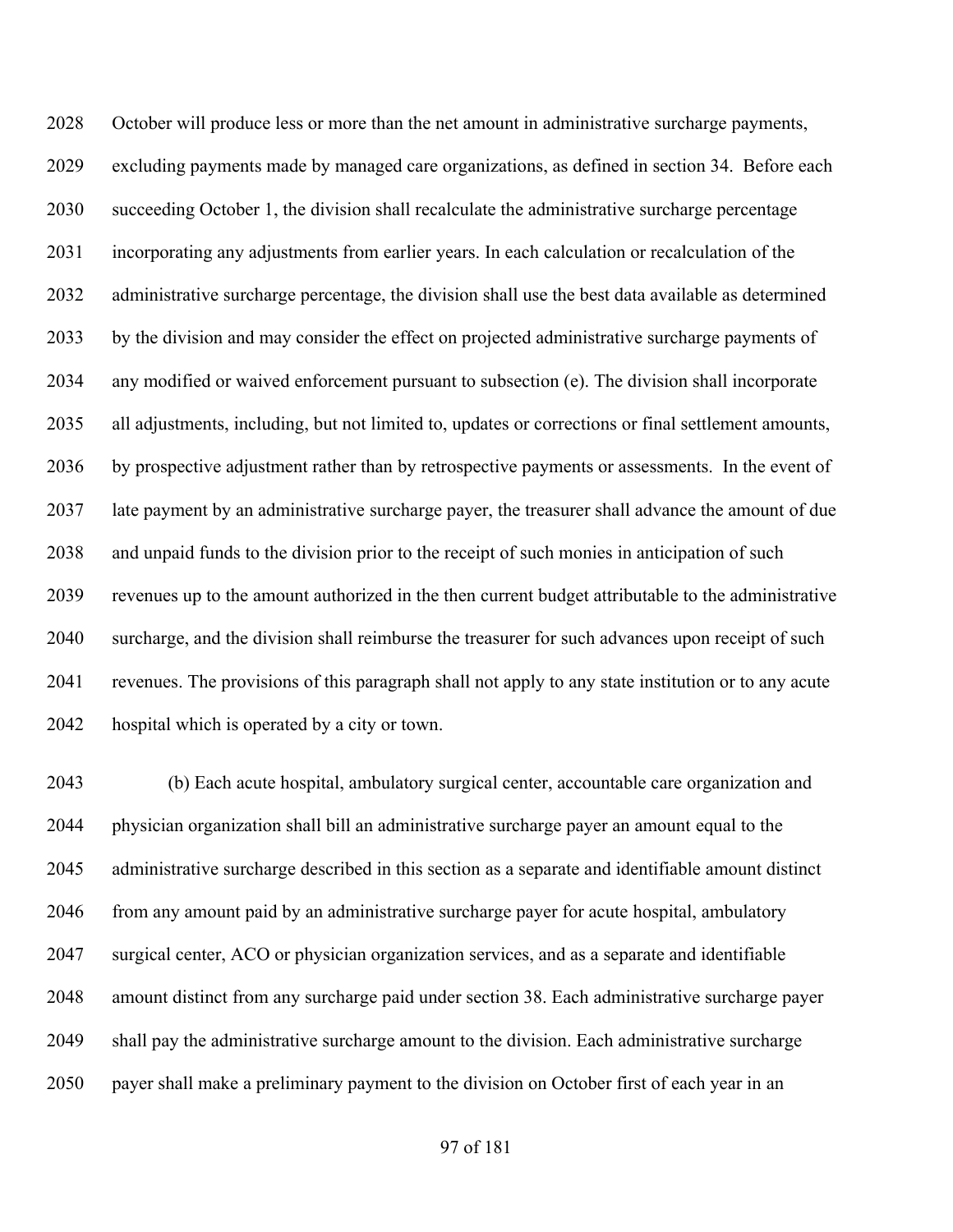October will produce less or more than the net amount in administrative surcharge payments, excluding payments made by managed care organizations, as defined in section 34. Before each succeeding October 1, the division shall recalculate the administrative surcharge percentage incorporating any adjustments from earlier years. In each calculation or recalculation of the administrative surcharge percentage, the division shall use the best data available as determined by the division and may consider the effect on projected administrative surcharge payments of any modified or waived enforcement pursuant to subsection (e). The division shall incorporate all adjustments, including, but not limited to, updates or corrections or final settlement amounts, by prospective adjustment rather than by retrospective payments or assessments. In the event of late payment by an administrative surcharge payer, the treasurer shall advance the amount of due and unpaid funds to the division prior to the receipt of such monies in anticipation of such revenues up to the amount authorized in the then current budget attributable to the administrative surcharge, and the division shall reimburse the treasurer for such advances upon receipt of such revenues. The provisions of this paragraph shall not apply to any state institution or to any acute hospital which is operated by a city or town.

(b) Each acute hospital, ambulatory surgical center, accountable care organization and physician organization shall bill an administrative surcharge payer an amount equal to the administrative surcharge described in this section as a separate and identifiable amount distinct from any amount paid by an administrative surcharge payer for acute hospital, ambulatory surgical center, ACO or physician organization services, and as a separate and identifiable amount distinct from any surcharge paid under section 38. Each administrative surcharge payer shall pay the administrative surcharge amount to the division. Each administrative surcharge payer shall make a preliminary payment to the division on October first of each year in an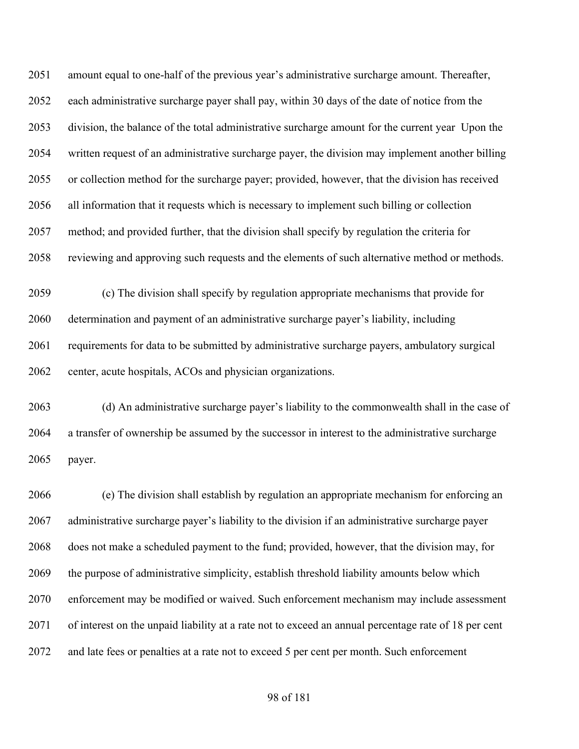amount equal to one-half of the previous year's administrative surcharge amount. Thereafter, each administrative surcharge payer shall pay, within 30 days of the date of notice from the division, the balance of the total administrative surcharge amount for the current year  Upon the written request of an administrative surcharge payer, the division may implement another billing or collection method for the surcharge payer; provided, however, that the division has received all information that it requests which is necessary to implement such billing or collection method; and provided further, that the division shall specify by regulation the criteria for reviewing and approving such requests and the elements of such alternative method or methods.

(c) The division shall specify by regulation appropriate mechanisms that provide for determination and payment of an administrative surcharge payer's liability, including requirements for data to be submitted by administrative surcharge payers, ambulatory surgical center, acute hospitals, ACOs and physician organizations.

(d) An administrative surcharge payer's liability to the commonwealth shall in the case of a transfer of ownership be assumed by the successor in interest to the administrative surcharge payer.

(e) The division shall establish by regulation an appropriate mechanism for enforcing an administrative surcharge payer's liability to the division if an administrative surcharge payer does not make a scheduled payment to the fund; provided, however, that the division may, for the purpose of administrative simplicity, establish threshold liability amounts below which enforcement may be modified or waived. Such enforcement mechanism may include assessment of interest on the unpaid liability at a rate not to exceed an annual percentage rate of 18 per cent and late fees or penalties at a rate not to exceed 5 per cent per month. Such enforcement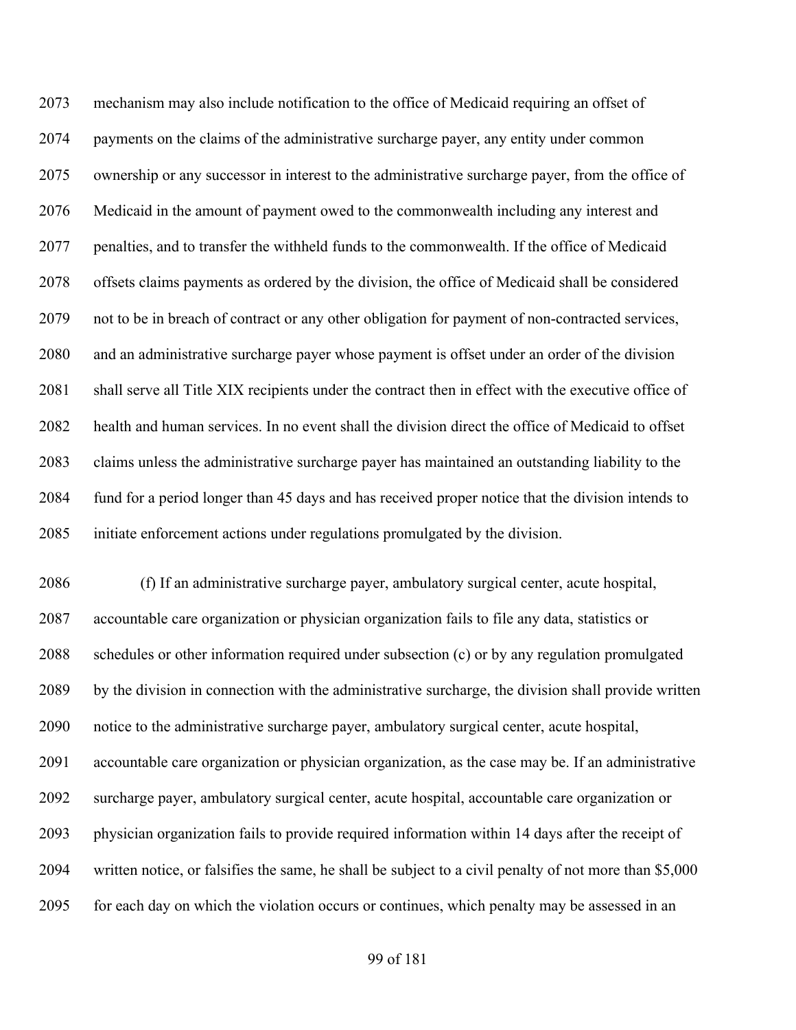mechanism may also include notification to the office of Medicaid requiring an offset of payments on the claims of the administrative surcharge payer, any entity under common ownership or any successor in interest to the administrative surcharge payer, from the office of Medicaid in the amount of payment owed to the commonwealth including any interest and penalties, and to transfer the withheld funds to the commonwealth. If the office of Medicaid offsets claims payments as ordered by the division, the office of Medicaid shall be considered not to be in breach of contract or any other obligation for payment of non-contracted services, and an administrative surcharge payer whose payment is offset under an order of the division shall serve all Title XIX recipients under the contract then in effect with the executive office of health and human services. In no event shall the division direct the office of Medicaid to offset claims unless the administrative surcharge payer has maintained an outstanding liability to the fund for a period longer than 45 days and has received proper notice that the division intends to initiate enforcement actions under regulations promulgated by the division.

(f) If an administrative surcharge payer, ambulatory surgical center, acute hospital, accountable care organization or physician organization fails to file any data, statistics or schedules or other information required under subsection (c) or by any regulation promulgated by the division in connection with the administrative surcharge, the division shall provide written notice to the administrative surcharge payer, ambulatory surgical center, acute hospital, accountable care organization or physician organization, as the case may be. If an administrative surcharge payer, ambulatory surgical center, acute hospital, accountable care organization or physician organization fails to provide required information within 14 days after the receipt of written notice, or falsifies the same, he shall be subject to a civil penalty of not more than $5,000 for each day on which the violation occurs or continues, which penalty may be assessed in an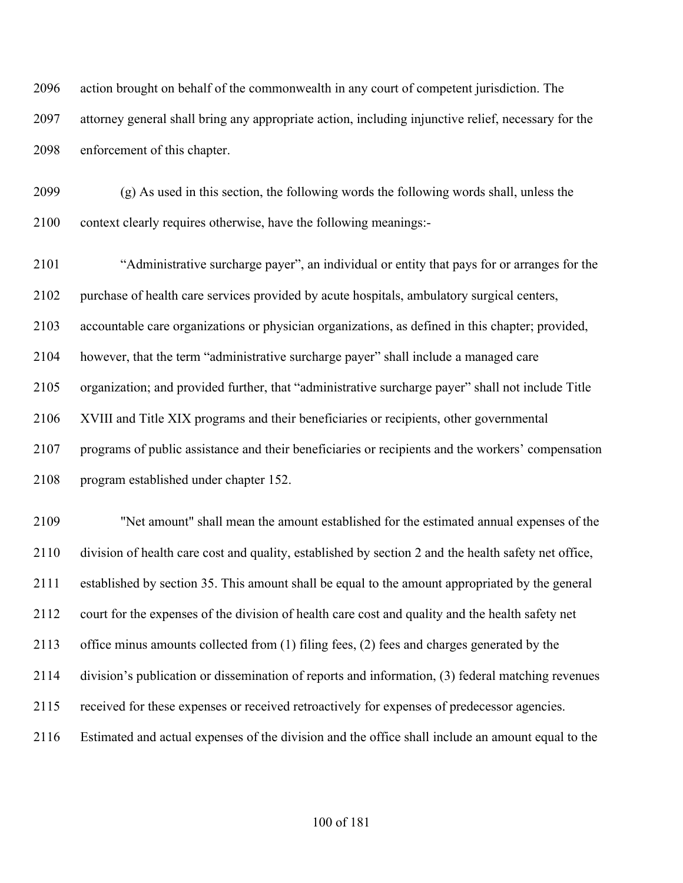action brought on behalf of the commonwealth in any court of competent jurisdiction. The attorney general shall bring any appropriate action, including injunctive relief, necessary for the enforcement of this chapter.

(g) As used in this section, the following words the following words shall, unless the context clearly requires otherwise, have the following meanings:-

"Administrative surcharge payer", an individual or entity that pays for or arranges for the purchase of health care services provided by acute hospitals, ambulatory surgical centers, accountable care organizations or physician organizations, as defined in this chapter; provided, however, that the term "administrative surcharge payer" shall include a managed care organization; and provided further, that "administrative surcharge payer" shall not include Title XVIII and Title XIX programs and their beneficiaries or recipients, other governmental programs of public assistance and their beneficiaries or recipients and the workers' compensation program established under chapter 152.

"Net amount" shall mean the amount established for the estimated annual expenses of the division of health care cost and quality, established by section 2 and the health safety net office, established by section 35. This amount shall be equal to the amount appropriated by the general court for the expenses of the division of health care cost and quality and the health safety net office minus amounts collected from (1) filing fees, (2) fees and charges generated by the division's publication or dissemination of reports and information, (3) federal matching revenues received for these expenses or received retroactively for expenses of predecessor agencies. Estimated and actual expenses of the division and the office shall include an amount equal to the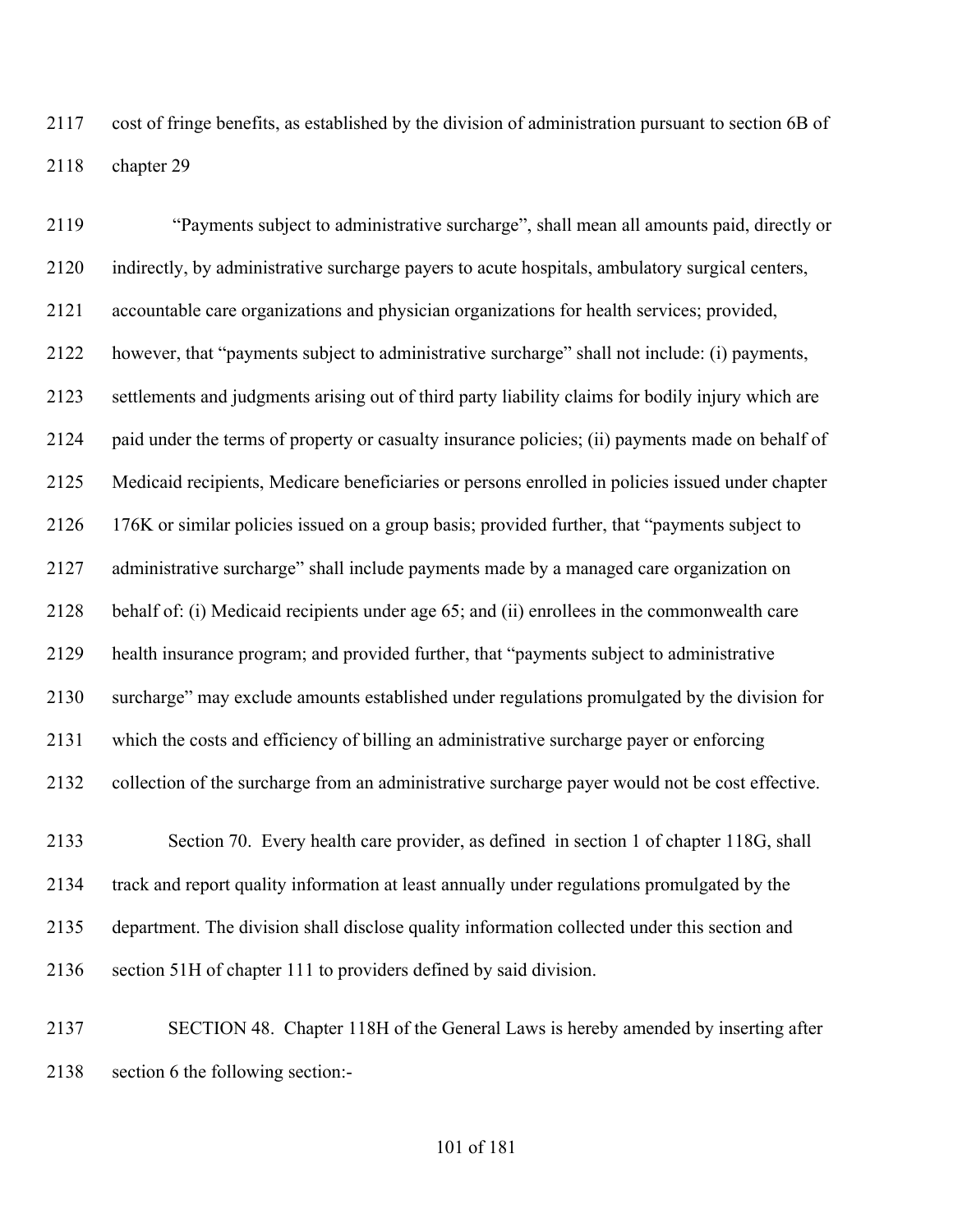cost of fringe benefits, as established by the division of administration pursuant to section 6B of chapter 29

"Payments subject to administrative surcharge", shall mean all amounts paid, directly or indirectly, by administrative surcharge payers to acute hospitals, ambulatory surgical centers, accountable care organizations and physician organizations for health services; provided, however, that "payments subject to administrative surcharge" shall not include: (i) payments, settlements and judgments arising out of third party liability claims for bodily injury which are paid under the terms of property or casualty insurance policies; (ii) payments made on behalf of Medicaid recipients, Medicare beneficiaries or persons enrolled in policies issued under chapter 176K or similar policies issued on a group basis; provided further, that "payments subject to administrative surcharge" shall include payments made by a managed care organization on behalf of: (i) Medicaid recipients under age 65; and (ii) enrollees in the commonwealth care health insurance program; and provided further, that "payments subject to administrative surcharge" may exclude amounts established under regulations promulgated by the division for which the costs and efficiency of billing an administrative surcharge payer or enforcing collection of the surcharge from an administrative surcharge payer would not be cost effective.

Section 70. Every health care provider, as defined in section 1 of chapter 118G, shall track and report quality information at least annually under regulations promulgated by the department. The division shall disclose quality information collected under this section and section 51H of chapter 111 to providers defined by said division.

SECTION 48. Chapter 118H of the General Laws is hereby amended by inserting after section 6 the following section:-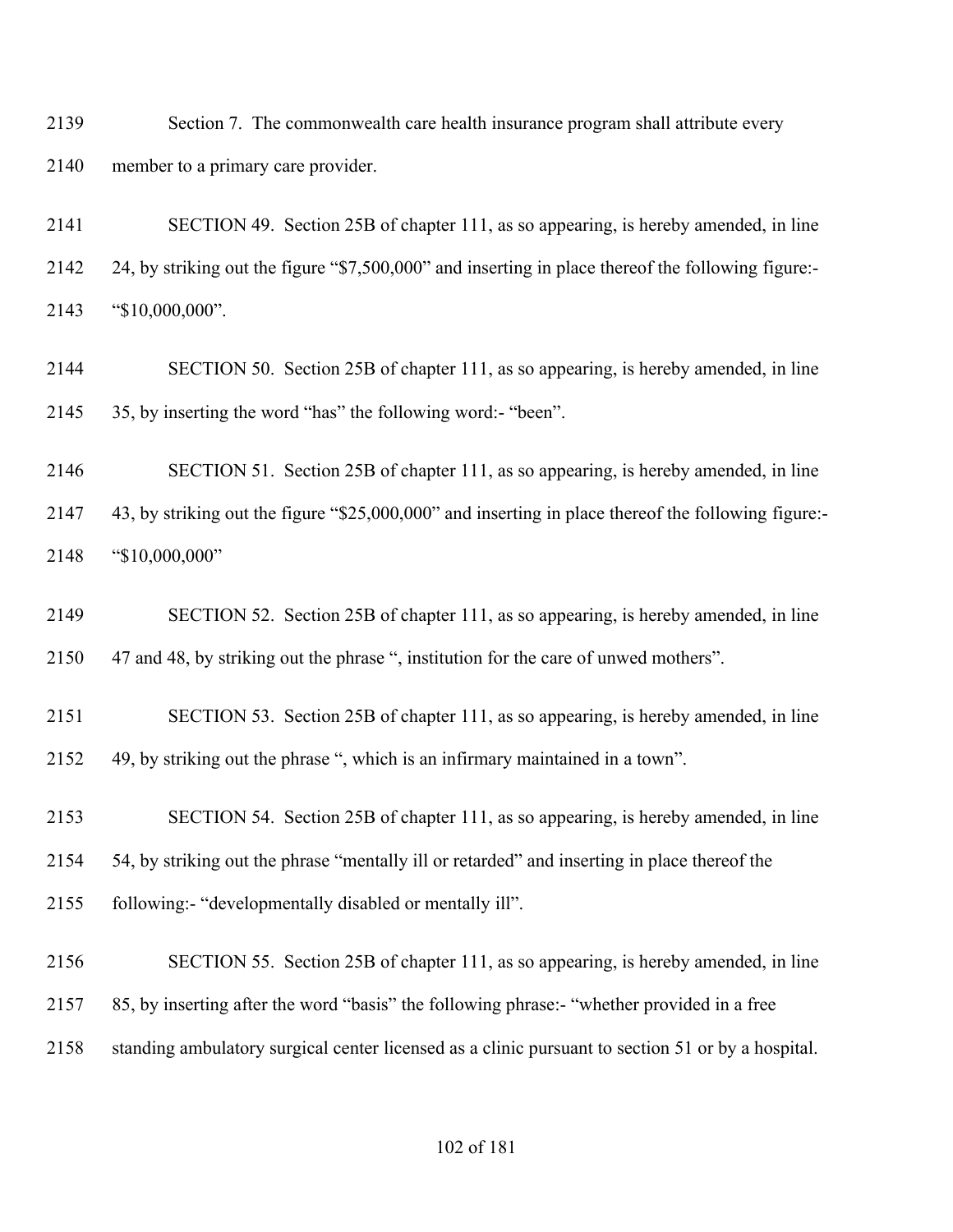2139 Section 7. The commonwealth care health insurance program shall attribute every

2140 member to a primary care provider.

2141 SECTION 49. Section 25B of chapter 111, as so appearing, is hereby amended, in line

2142 24, by striking out the figure "$7,500,000" and inserting in place thereof the following figure:-

2143 "$10,000,000".

2144 SECTION 50. Section 25B of chapter 111, as so appearing, is hereby amended, in line

2145 35, by inserting the word "has" the following word:- "been".

2146 SECTION 51. Section 25B of chapter 111, as so appearing, is hereby amended, in line

2147 43, by striking out the figure "$25,000,000" and inserting in place thereof the following figure:-

2148 "$10,000,000"

2149 SECTION 52. Section 25B of chapter 111, as so appearing, is hereby amended, in line

2150 47 and 48, by striking out the phrase ", institution for the care of unwed mothers".

2151 SECTION 53. Section 25B of chapter 111, as so appearing, is hereby amended, in line

2152 49, by striking out the phrase ", which is an infirmary maintained in a town".

2153 SECTION 54. Section 25B of chapter 111, as so appearing, is hereby amended, in line

2154 54, by striking out the phrase "mentally ill or retarded" and inserting in place thereof the

2155 following:- "developmentally disabled or mentally ill".

2156 SECTION 55. Section 25B of chapter 111, as so appearing, is hereby amended, in line

2157 85, by inserting after the word "basis" the following phrase:- "whether provided in a free

2158 standing ambulatory surgical center licensed as a clinic pursuant to section 51 or by a hospital.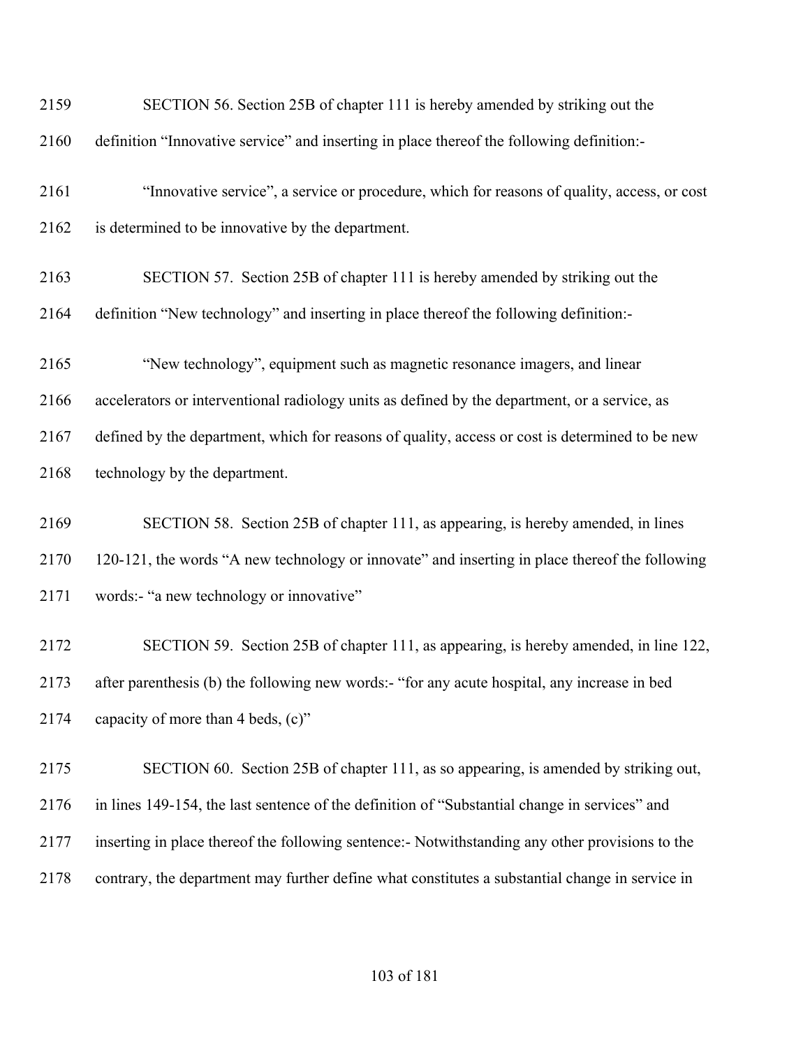SECTION 56. Section 25B of chapter 111 is hereby amended by striking out the definition "Innovative service" and inserting in place thereof the following definition:-

"Innovative service", a service or procedure, which for reasons of quality, access, or cost is determined to be innovative by the department.

SECTION 57. Section 25B of chapter 111 is hereby amended by striking out the definition "New technology" and inserting in place thereof the following definition:-

"New technology", equipment such as magnetic resonance imagers, and linear accelerators or interventional radiology units as defined by the department, or a service, as defined by the department, which for reasons of quality, access or cost is determined to be new technology by the department.

SECTION 58. Section 25B of chapter 111, as appearing, is hereby amended, in lines 120-121, the words "A new technology or innovate" and inserting in place thereof the following words:- "a new technology or innovative"

SECTION 59. Section 25B of chapter 111, as appearing, is hereby amended, in line 122, after parenthesis (b) the following new words:- "for any acute hospital, any increase in bed capacity of more than 4 beds, (c)"

SECTION 60. Section 25B of chapter 111, as so appearing, is amended by striking out, in lines 149-154, the last sentence of the definition of "Substantial change in services" and inserting in place thereof the following sentence:- Notwithstanding any other provisions to the contrary, the department may further define what constitutes a substantial change in service in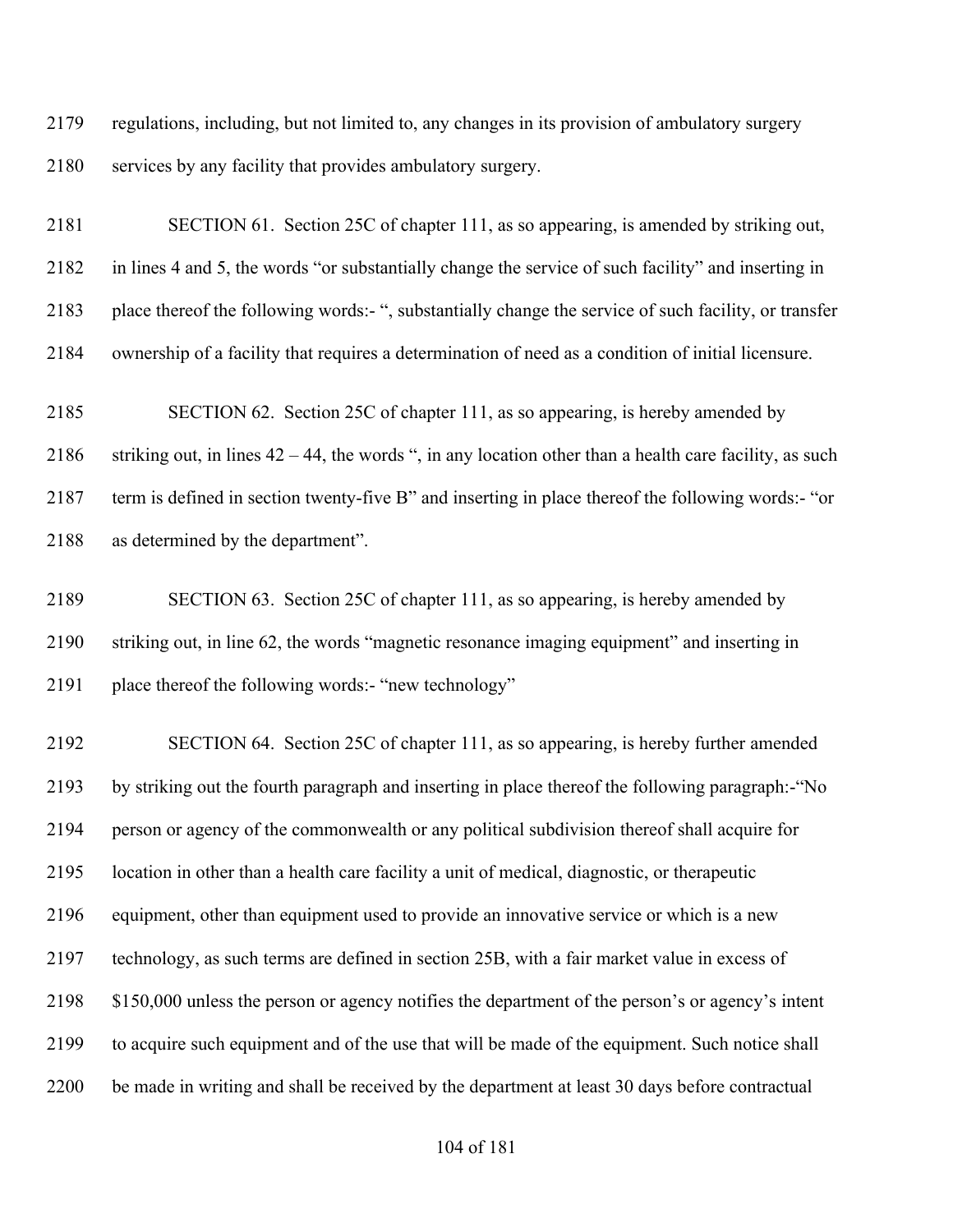2179 regulations, including, but not limited to, any changes in its provision of ambulatory surgery
2180 services by any facility that provides ambulatory surgery.

2181 SECTION 61. Section 25C of chapter 111, as so appearing, is amended by striking out,
2182 in lines 4 and 5, the words "or substantially change the service of such facility" and inserting in
2183 place thereof the following words:- ", substantially change the service of such facility, or transfer
2184 ownership of a facility that requires a determination of need as a condition of initial licensure.

2185 SECTION 62. Section 25C of chapter 111, as so appearing, is hereby amended by
2186 striking out, in lines 42 – 44, the words ", in any location other than a health care facility, as such
2187 term is defined in section twenty-five B" and inserting in place thereof the following words:- "or
2188 as determined by the department".

2189 SECTION 63. Section 25C of chapter 111, as so appearing, is hereby amended by
2190 striking out, in line 62, the words "magnetic resonance imaging equipment" and inserting in
2191 place thereof the following words:- "new technology"

2192 SECTION 64. Section 25C of chapter 111, as so appearing, is hereby further amended
2193 by striking out the fourth paragraph and inserting in place thereof the following paragraph:-"No
2194 person or agency of the commonwealth or any political subdivision thereof shall acquire for
2195 location in other than a health care facility a unit of medical, diagnostic, or therapeutic
2196 equipment, other than equipment used to provide an innovative service or which is a new
2197 technology, as such terms are defined in section 25B, with a fair market value in excess of
2198 $150,000 unless the person or agency notifies the department of the person's or agency's intent
2199 to acquire such equipment and of the use that will be made of the equipment. Such notice shall
2200 be made in writing and shall be received by the department at least 30 days before contractual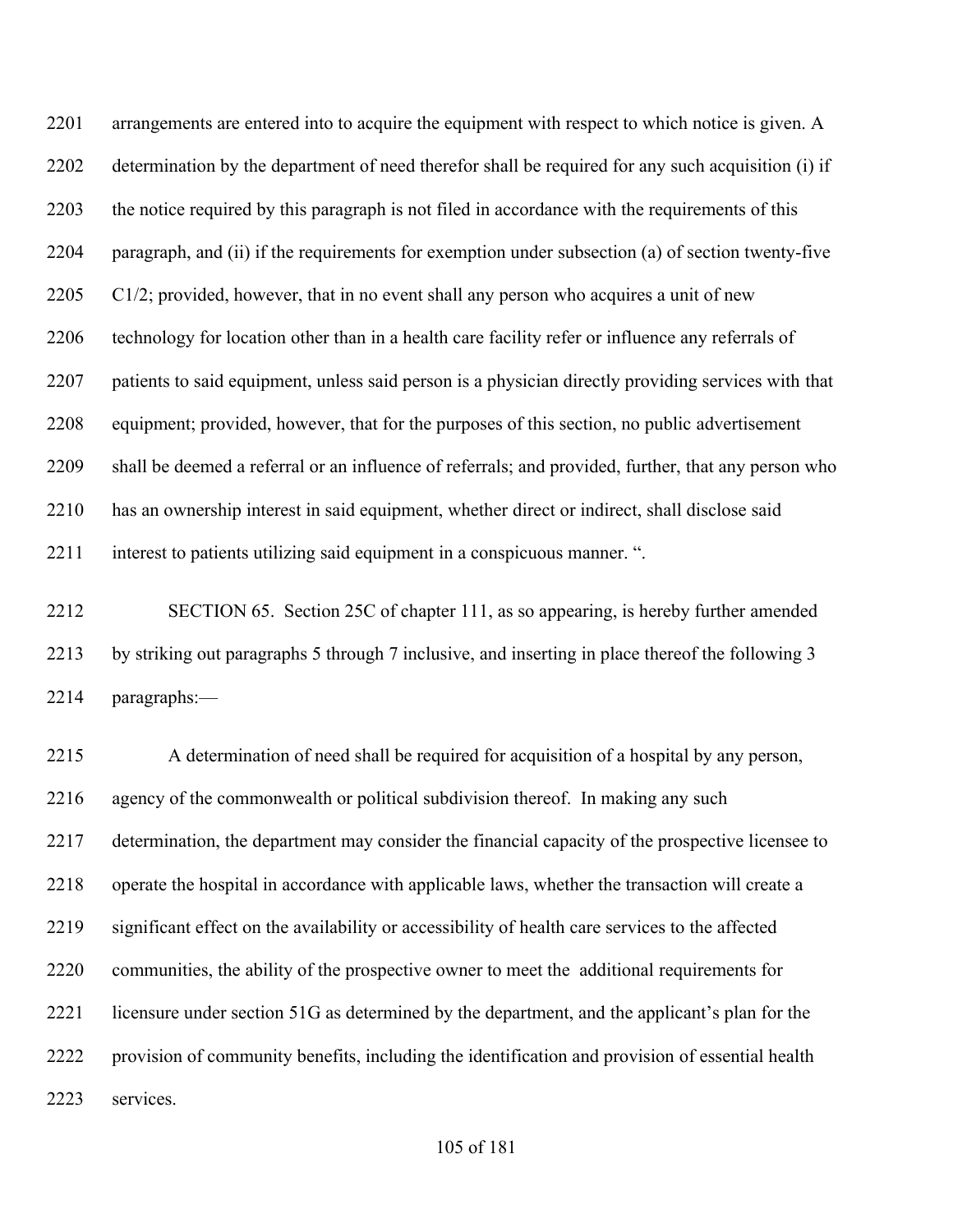arrangements are entered into to acquire the equipment with respect to which notice is given. A determination by the department of need therefor shall be required for any such acquisition (i) if the notice required by this paragraph is not filed in accordance with the requirements of this paragraph, and (ii) if the requirements for exemption under subsection (a) of section twenty-five C1/2; provided, however, that in no event shall any person who acquires a unit of new technology for location other than in a health care facility refer or influence any referrals of patients to said equipment, unless said person is a physician directly providing services with that equipment; provided, however, that for the purposes of this section, no public advertisement shall be deemed a referral or an influence of referrals; and provided, further, that any person who has an ownership interest in said equipment, whether direct or indirect, shall disclose said interest to patients utilizing said equipment in a conspicuous manner. ".

SECTION 65. Section 25C of chapter 111, as so appearing, is hereby further amended by striking out paragraphs 5 through 7 inclusive, and inserting in place thereof the following 3 paragraphs:—

A determination of need shall be required for acquisition of a hospital by any person, agency of the commonwealth or political subdivision thereof. In making any such determination, the department may consider the financial capacity of the prospective licensee to operate the hospital in accordance with applicable laws, whether the transaction will create a significant effect on the availability or accessibility of health care services to the affected communities, the ability of the prospective owner to meet the additional requirements for licensure under section 51G as determined by the department, and the applicant's plan for the provision of community benefits, including the identification and provision of essential health services.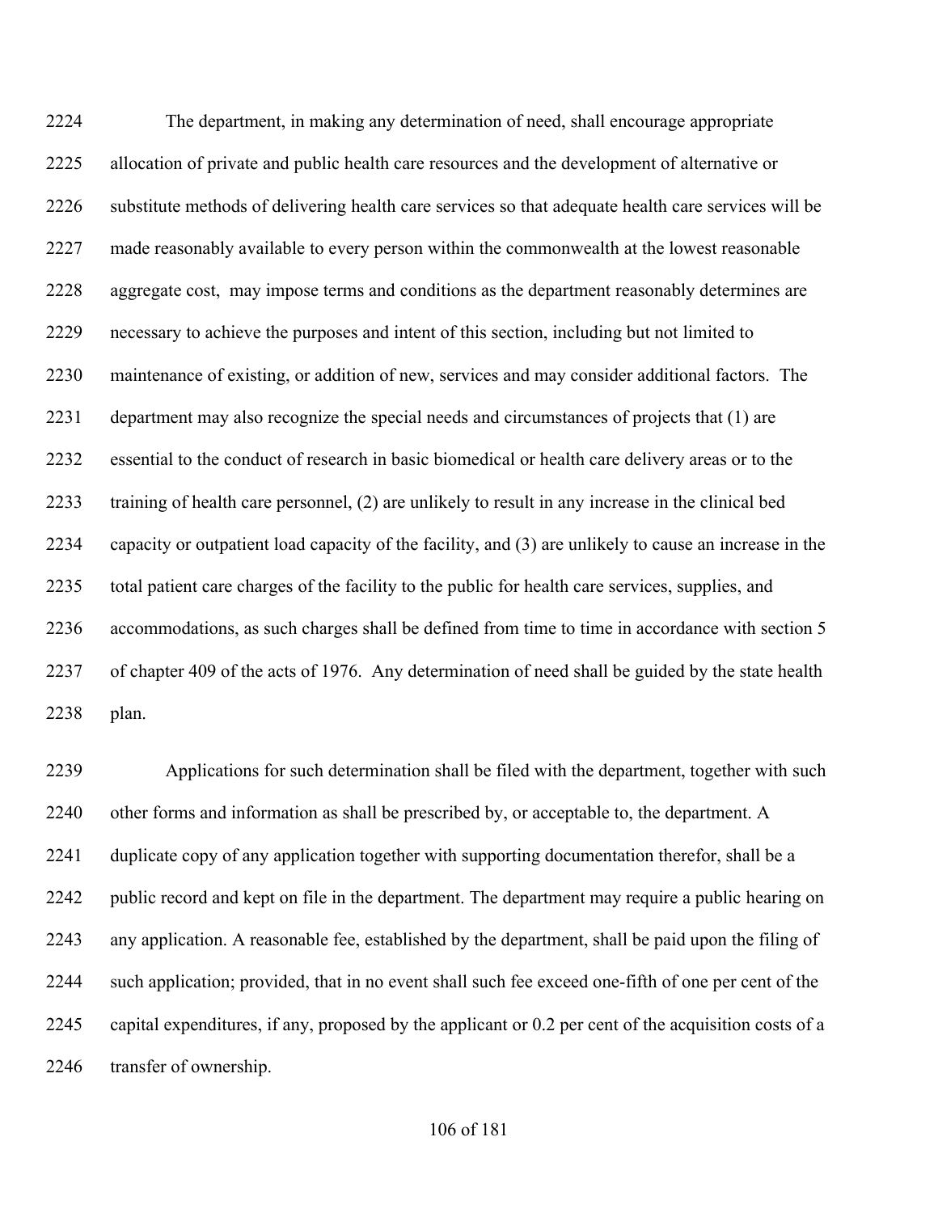The department, in making any determination of need, shall encourage appropriate allocation of private and public health care resources and the development of alternative or substitute methods of delivering health care services so that adequate health care services will be made reasonably available to every person within the commonwealth at the lowest reasonable aggregate cost,  may impose terms and conditions as the department reasonably determines are necessary to achieve the purposes and intent of this section, including but not limited to maintenance of existing, or addition of new, services and may consider additional factors.  The department may also recognize the special needs and circumstances of projects that (1) are essential to the conduct of research in basic biomedical or health care delivery areas or to the training of health care personnel, (2) are unlikely to result in any increase in the clinical bed capacity or outpatient load capacity of the facility, and (3) are unlikely to cause an increase in the total patient care charges of the facility to the public for health care services, supplies, and accommodations, as such charges shall be defined from time to time in accordance with section 5 of chapter 409 of the acts of 1976.  Any determination of need shall be guided by the state health plan.

Applications for such determination shall be filed with the department, together with such other forms and information as shall be prescribed by, or acceptable to, the department. A duplicate copy of any application together with supporting documentation therefor, shall be a public record and kept on file in the department. The department may require a public hearing on any application. A reasonable fee, established by the department, shall be paid upon the filing of such application; provided, that in no event shall such fee exceed one-fifth of one per cent of the capital expenditures, if any, proposed by the applicant or 0.2 per cent of the acquisition costs of a transfer of ownership.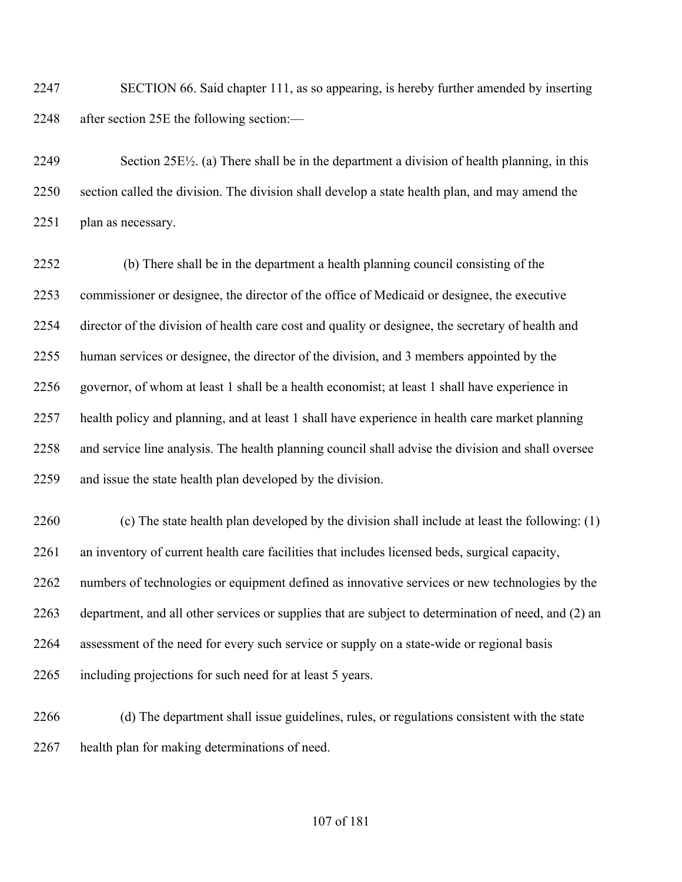SECTION 66. Said chapter 111, as so appearing, is hereby further amended by inserting after section 25E the following section:—

Section 25E½. (a) There shall be in the department a division of health planning, in this section called the division. The division shall develop a state health plan, and may amend the plan as necessary.

(b) There shall be in the department a health planning council consisting of the commissioner or designee, the director of the office of Medicaid or designee, the executive director of the division of health care cost and quality or designee, the secretary of health and human services or designee, the director of the division, and 3 members appointed by the governor, of whom at least 1 shall be a health economist; at least 1 shall have experience in health policy and planning, and at least 1 shall have experience in health care market planning and service line analysis. The health planning council shall advise the division and shall oversee and issue the state health plan developed by the division.

(c) The state health plan developed by the division shall include at least the following: (1) an inventory of current health care facilities that includes licensed beds, surgical capacity, numbers of technologies or equipment defined as innovative services or new technologies by the department, and all other services or supplies that are subject to determination of need, and (2) an assessment of the need for every such service or supply on a state-wide or regional basis including projections for such need for at least 5 years.

(d) The department shall issue guidelines, rules, or regulations consistent with the state health plan for making determinations of need.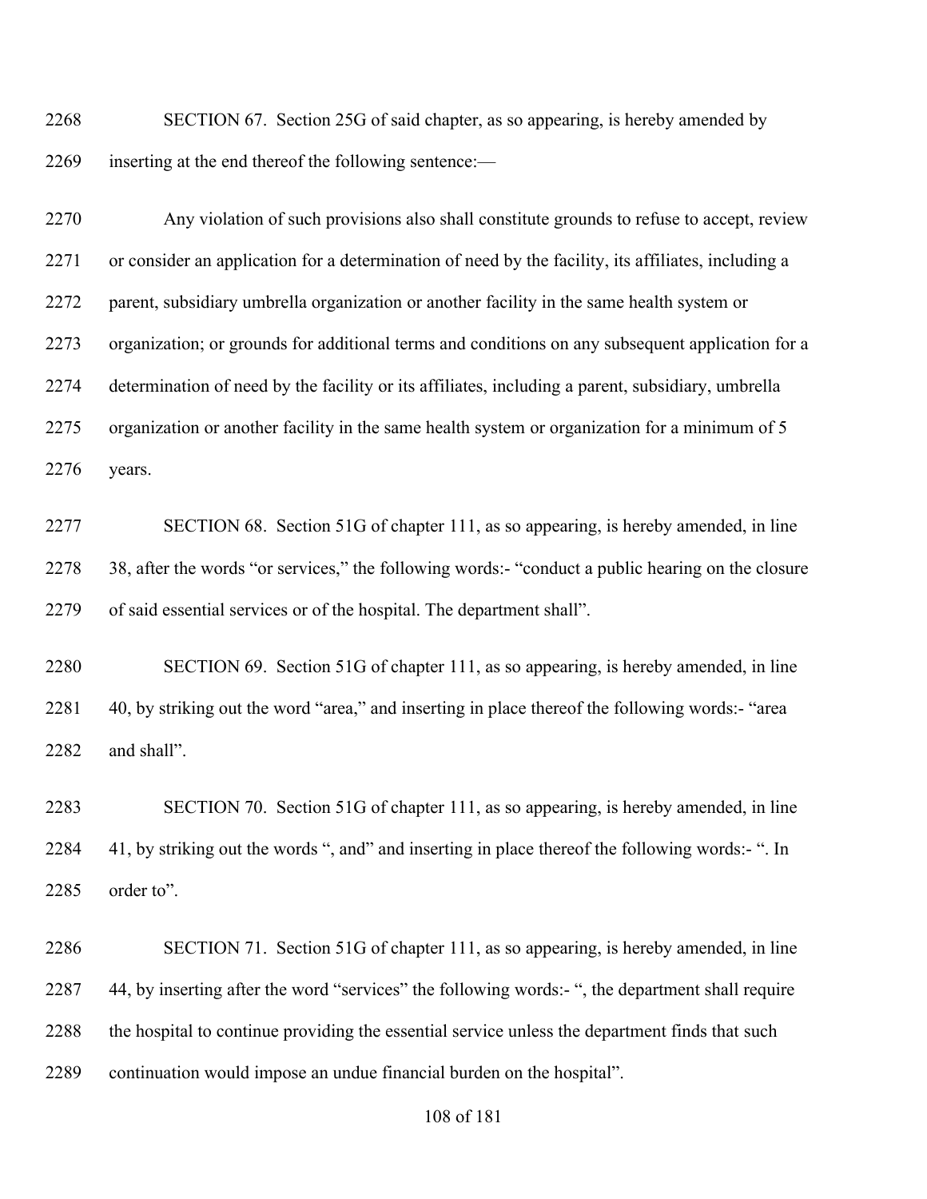SECTION 67. Section 25G of said chapter, as so appearing, is hereby amended by inserting at the end thereof the following sentence:—

Any violation of such provisions also shall constitute grounds to refuse to accept, review or consider an application for a determination of need by the facility, its affiliates, including a parent, subsidiary umbrella organization or another facility in the same health system or organization; or grounds for additional terms and conditions on any subsequent application for a determination of need by the facility or its affiliates, including a parent, subsidiary, umbrella organization or another facility in the same health system or organization for a minimum of 5 years.

SECTION 68. Section 51G of chapter 111, as so appearing, is hereby amended, in line 38, after the words "or services," the following words:- "conduct a public hearing on the closure of said essential services or of the hospital. The department shall".

SECTION 69. Section 51G of chapter 111, as so appearing, is hereby amended, in line 40, by striking out the word "area," and inserting in place thereof the following words:- "area and shall".

SECTION 70. Section 51G of chapter 111, as so appearing, is hereby amended, in line 41, by striking out the words ", and" and inserting in place thereof the following words:- ". In order to".

SECTION 71. Section 51G of chapter 111, as so appearing, is hereby amended, in line 44, by inserting after the word "services" the following words:- ", the department shall require the hospital to continue providing the essential service unless the department finds that such continuation would impose an undue financial burden on the hospital".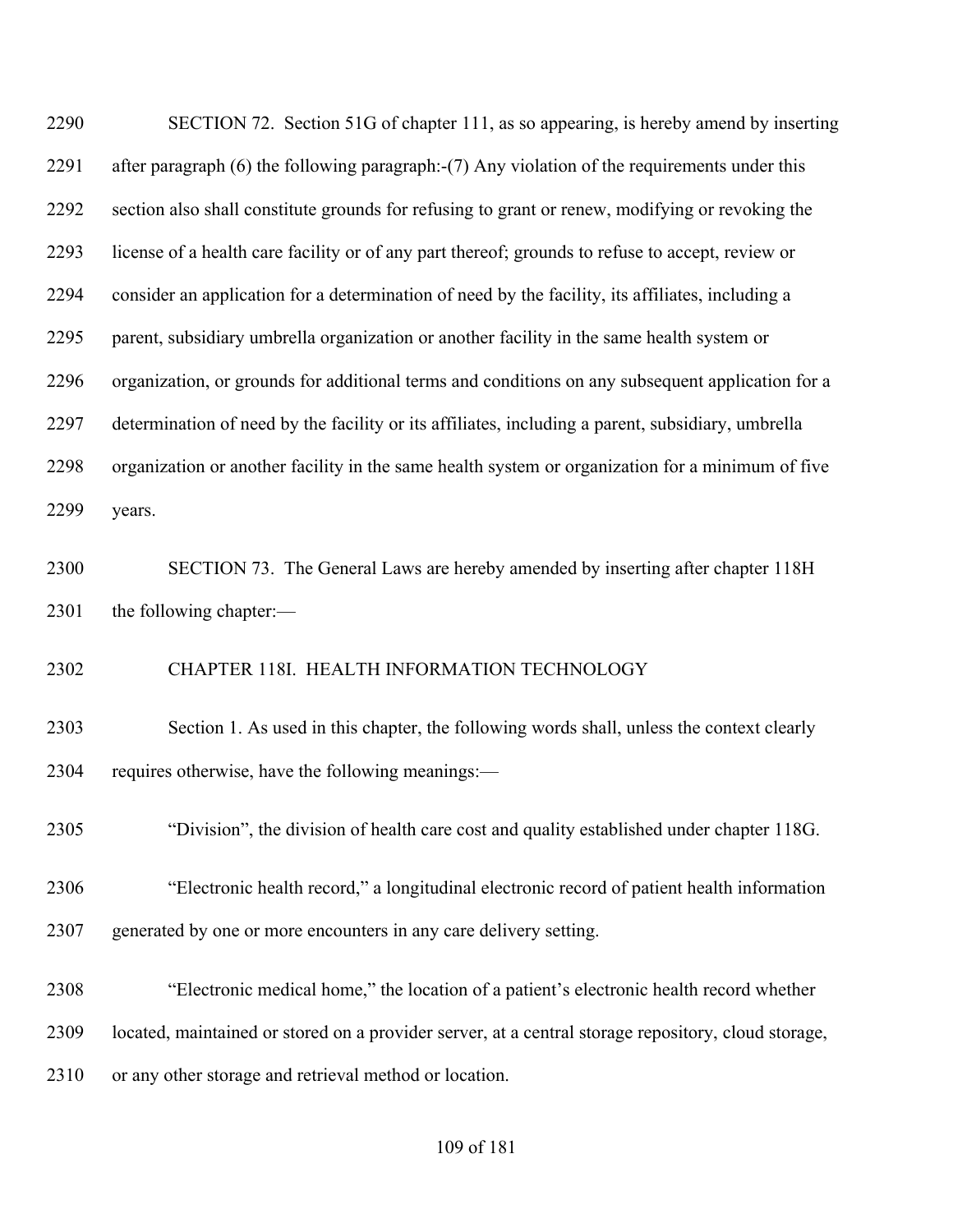SECTION 72. Section 51G of chapter 111, as so appearing, is hereby amend by inserting after paragraph (6) the following paragraph:-(7) Any violation of the requirements under this section also shall constitute grounds for refusing to grant or renew, modifying or revoking the license of a health care facility or of any part thereof; grounds to refuse to accept, review or consider an application for a determination of need by the facility, its affiliates, including a parent, subsidiary umbrella organization or another facility in the same health system or organization, or grounds for additional terms and conditions on any subsequent application for a determination of need by the facility or its affiliates, including a parent, subsidiary, umbrella organization or another facility in the same health system or organization for a minimum of five years.

SECTION 73. The General Laws are hereby amended by inserting after chapter 118H the following chapter:—

CHAPTER 118I. HEALTH INFORMATION TECHNOLOGY

Section 1. As used in this chapter, the following words shall, unless the context clearly requires otherwise, have the following meanings:—

"Division", the division of health care cost and quality established under chapter 118G.

"Electronic health record," a longitudinal electronic record of patient health information generated by one or more encounters in any care delivery setting.

"Electronic medical home," the location of a patient's electronic health record whether located, maintained or stored on a provider server, at a central storage repository, cloud storage, or any other storage and retrieval method or location.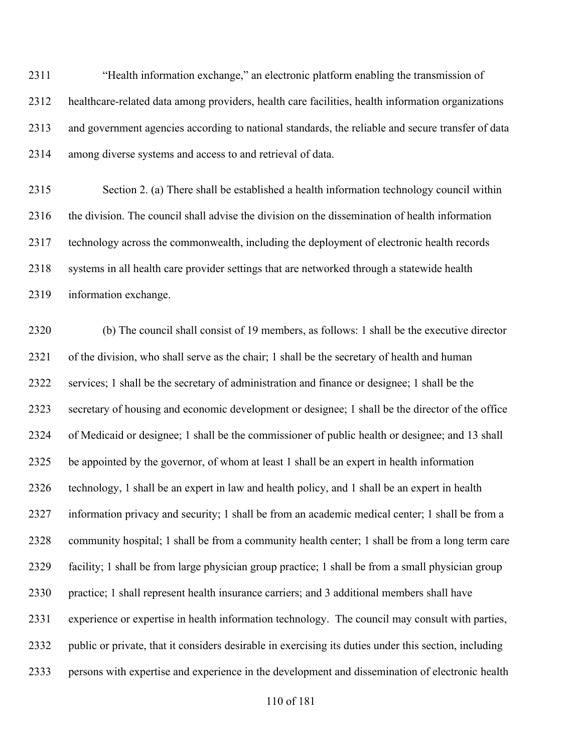"Health information exchange," an electronic platform enabling the transmission of healthcare-related data among providers, health care facilities, health information organizations and government agencies according to national standards, the reliable and secure transfer of data among diverse systems and access to and retrieval of data.

Section 2. (a) There shall be established a health information technology council within the division. The council shall advise the division on the dissemination of health information technology across the commonwealth, including the deployment of electronic health records systems in all health care provider settings that are networked through a statewide health information exchange.

(b) The council shall consist of 19 members, as follows: 1 shall be the executive director of the division, who shall serve as the chair; 1 shall be the secretary of health and human services; 1 shall be the secretary of administration and finance or designee; 1 shall be the secretary of housing and economic development or designee; 1 shall be the director of the office of Medicaid or designee; 1 shall be the commissioner of public health or designee; and 13 shall be appointed by the governor, of whom at least 1 shall be an expert in health information technology, 1 shall be an expert in law and health policy, and 1 shall be an expert in health information privacy and security; 1 shall be from an academic medical center; 1 shall be from a community hospital; 1 shall be from a community health center; 1 shall be from a long term care facility; 1 shall be from large physician group practice; 1 shall be from a small physician group practice; 1 shall represent health insurance carriers; and 3 additional members shall have experience or expertise in health information technology. The council may consult with parties, public or private, that it considers desirable in exercising its duties under this section, including persons with expertise and experience in the development and dissemination of electronic health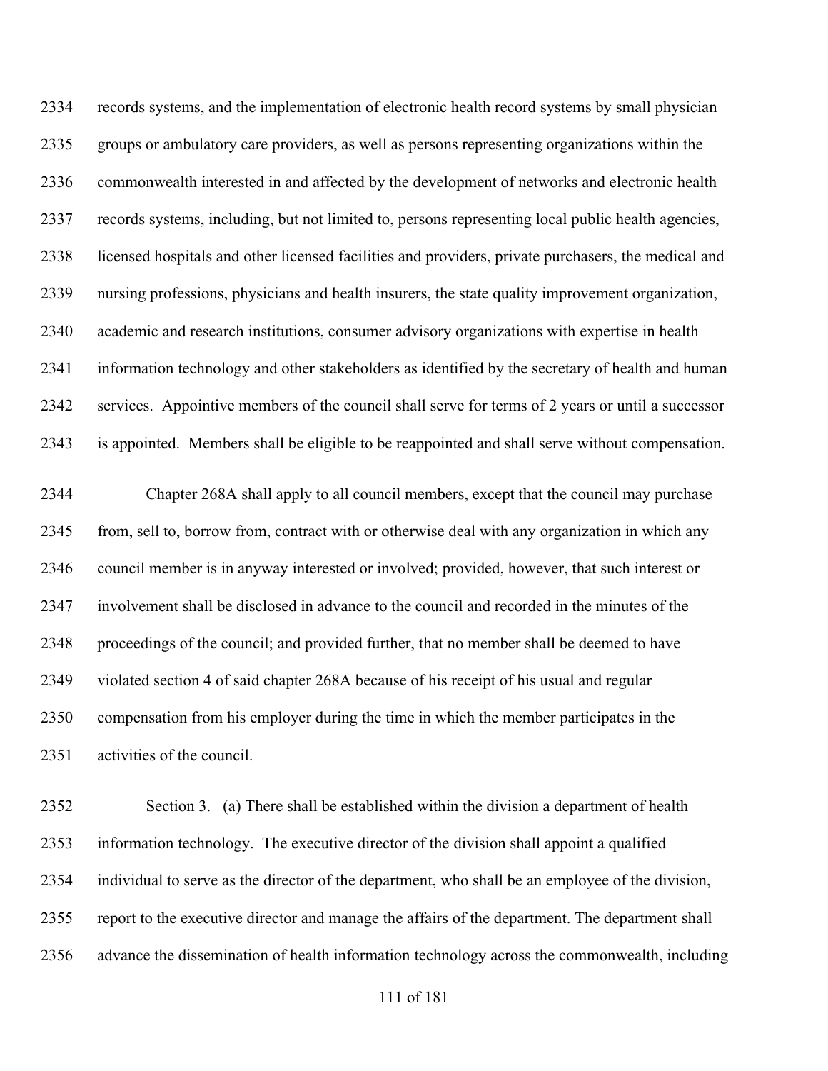records systems, and the implementation of electronic health record systems by small physician groups or ambulatory care providers, as well as persons representing organizations within the commonwealth interested in and affected by the development of networks and electronic health records systems, including, but not limited to, persons representing local public health agencies, licensed hospitals and other licensed facilities and providers, private purchasers, the medical and nursing professions, physicians and health insurers, the state quality improvement organization, academic and research institutions, consumer advisory organizations with expertise in health information technology and other stakeholders as identified by the secretary of health and human services. Appointive members of the council shall serve for terms of 2 years or until a successor is appointed. Members shall be eligible to be reappointed and shall serve without compensation.

Chapter 268A shall apply to all council members, except that the council may purchase from, sell to, borrow from, contract with or otherwise deal with any organization in which any council member is in anyway interested or involved; provided, however, that such interest or involvement shall be disclosed in advance to the council and recorded in the minutes of the proceedings of the council; and provided further, that no member shall be deemed to have violated section 4 of said chapter 268A because of his receipt of his usual and regular compensation from his employer during the time in which the member participates in the activities of the council.

Section 3. (a) There shall be established within the division a department of health information technology. The executive director of the division shall appoint a qualified individual to serve as the director of the department, who shall be an employee of the division, report to the executive director and manage the affairs of the department. The department shall advance the dissemination of health information technology across the commonwealth, including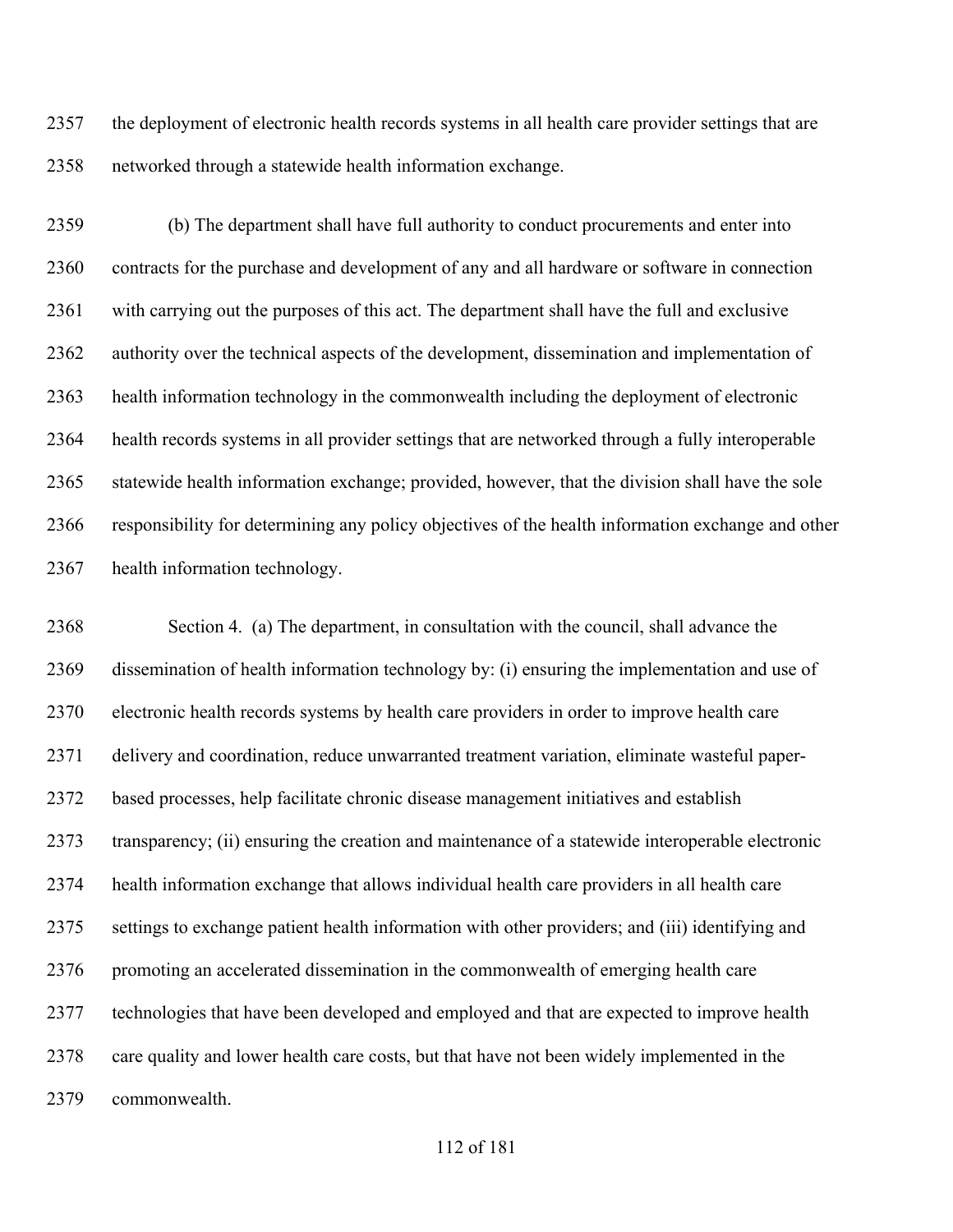the deployment of electronic health records systems in all health care provider settings that are networked through a statewide health information exchange.

(b) The department shall have full authority to conduct procurements and enter into contracts for the purchase and development of any and all hardware or software in connection with carrying out the purposes of this act. The department shall have the full and exclusive authority over the technical aspects of the development, dissemination and implementation of health information technology in the commonwealth including the deployment of electronic health records systems in all provider settings that are networked through a fully interoperable statewide health information exchange; provided, however, that the division shall have the sole responsibility for determining any policy objectives of the health information exchange and other health information technology.

Section 4. (a) The department, in consultation with the council, shall advance the dissemination of health information technology by: (i) ensuring the implementation and use of electronic health records systems by health care providers in order to improve health care delivery and coordination, reduce unwarranted treatment variation, eliminate wasteful paper-based processes, help facilitate chronic disease management initiatives and establish transparency; (ii) ensuring the creation and maintenance of a statewide interoperable electronic health information exchange that allows individual health care providers in all health care settings to exchange patient health information with other providers; and (iii) identifying and promoting an accelerated dissemination in the commonwealth of emerging health care technologies that have been developed and employed and that are expected to improve health care quality and lower health care costs, but that have not been widely implemented in the commonwealth.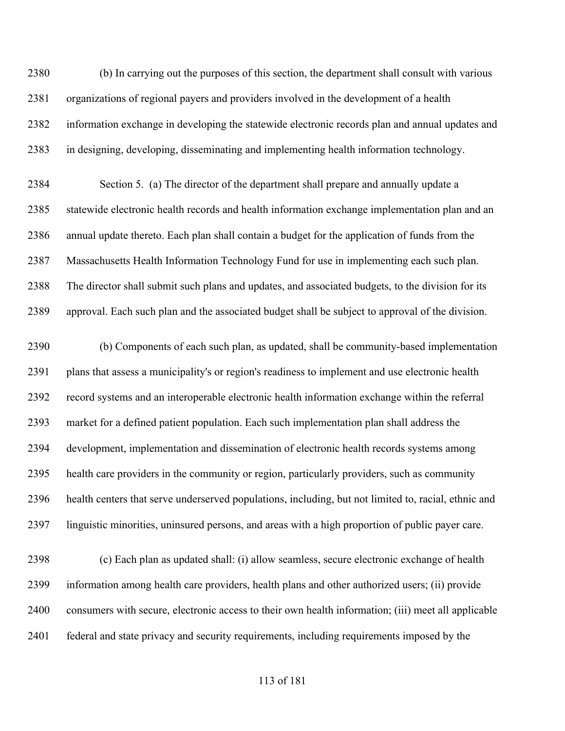(b) In carrying out the purposes of this section, the department shall consult with various organizations of regional payers and providers involved in the development of a health information exchange in developing the statewide electronic records plan and annual updates and in designing, developing, disseminating and implementing health information technology.

Section 5. (a) The director of the department shall prepare and annually update a statewide electronic health records and health information exchange implementation plan and an annual update thereto. Each plan shall contain a budget for the application of funds from the Massachusetts Health Information Technology Fund for use in implementing each such plan. The director shall submit such plans and updates, and associated budgets, to the division for its approval. Each such plan and the associated budget shall be subject to approval of the division.

(b) Components of each such plan, as updated, shall be community-based implementation plans that assess a municipality's or region's readiness to implement and use electronic health record systems and an interoperable electronic health information exchange within the referral market for a defined patient population. Each such implementation plan shall address the development, implementation and dissemination of electronic health records systems among health care providers in the community or region, particularly providers, such as community health centers that serve underserved populations, including, but not limited to, racial, ethnic and linguistic minorities, uninsured persons, and areas with a high proportion of public payer care.

(c) Each plan as updated shall: (i) allow seamless, secure electronic exchange of health information among health care providers, health plans and other authorized users; (ii) provide consumers with secure, electronic access to their own health information; (iii) meet all applicable federal and state privacy and security requirements, including requirements imposed by the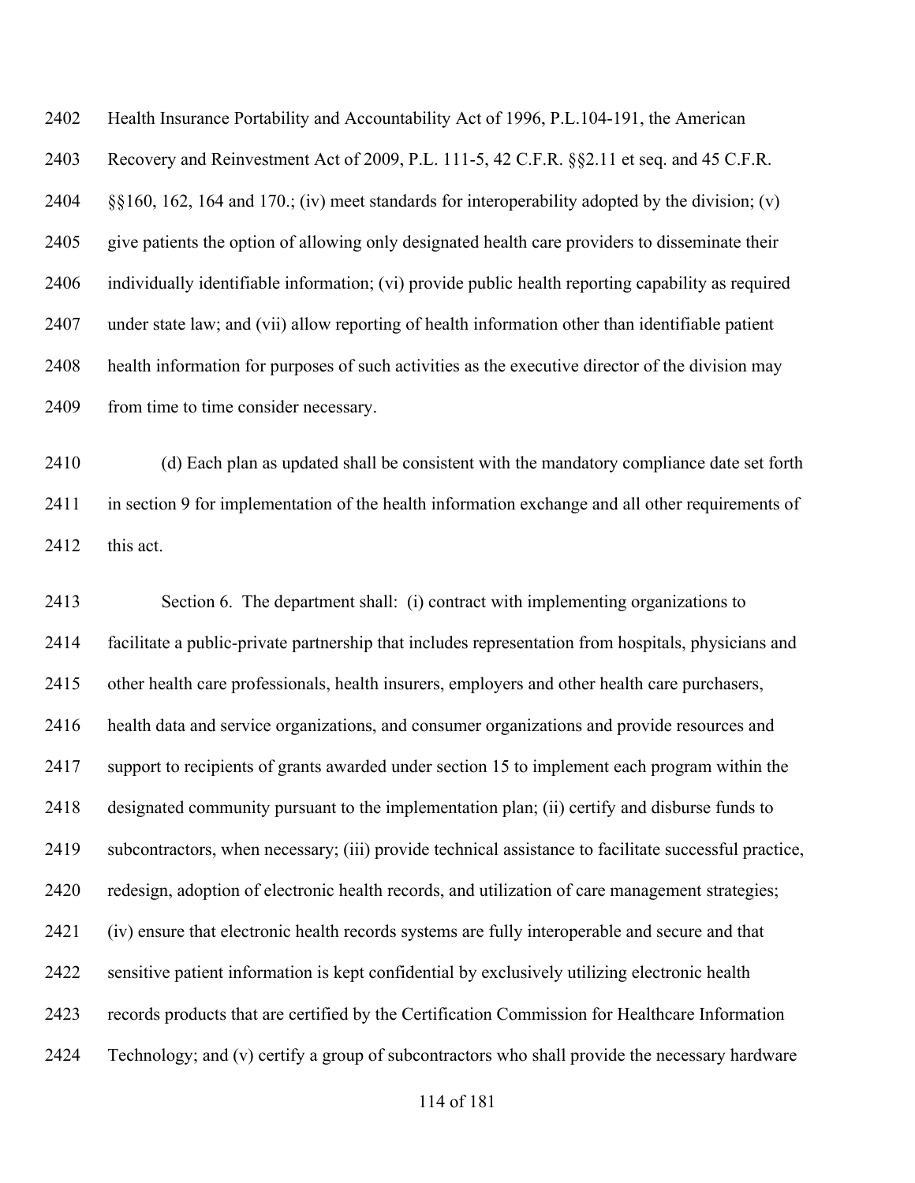Health Insurance Portability and Accountability Act of 1996, P.L.104-191, the American Recovery and Reinvestment Act of 2009, P.L. 111-5, 42 C.F.R. §§2.11 et seq. and 45 C.F.R. §§160, 162, 164 and 170.; (iv) meet standards for interoperability adopted by the division; (v) give patients the option of allowing only designated health care providers to disseminate their individually identifiable information; (vi) provide public health reporting capability as required under state law; and (vii) allow reporting of health information other than identifiable patient health information for purposes of such activities as the executive director of the division may from time to time consider necessary.

(d) Each plan as updated shall be consistent with the mandatory compliance date set forth in section 9 for implementation of the health information exchange and all other requirements of this act.

Section 6. The department shall: (i) contract with implementing organizations to facilitate a public-private partnership that includes representation from hospitals, physicians and other health care professionals, health insurers, employers and other health care purchasers, health data and service organizations, and consumer organizations and provide resources and support to recipients of grants awarded under section 15 to implement each program within the designated community pursuant to the implementation plan; (ii) certify and disburse funds to subcontractors, when necessary; (iii) provide technical assistance to facilitate successful practice, redesign, adoption of electronic health records, and utilization of care management strategies; (iv) ensure that electronic health records systems are fully interoperable and secure and that sensitive patient information is kept confidential by exclusively utilizing electronic health records products that are certified by the Certification Commission for Healthcare Information Technology; and (v) certify a group of subcontractors who shall provide the necessary hardware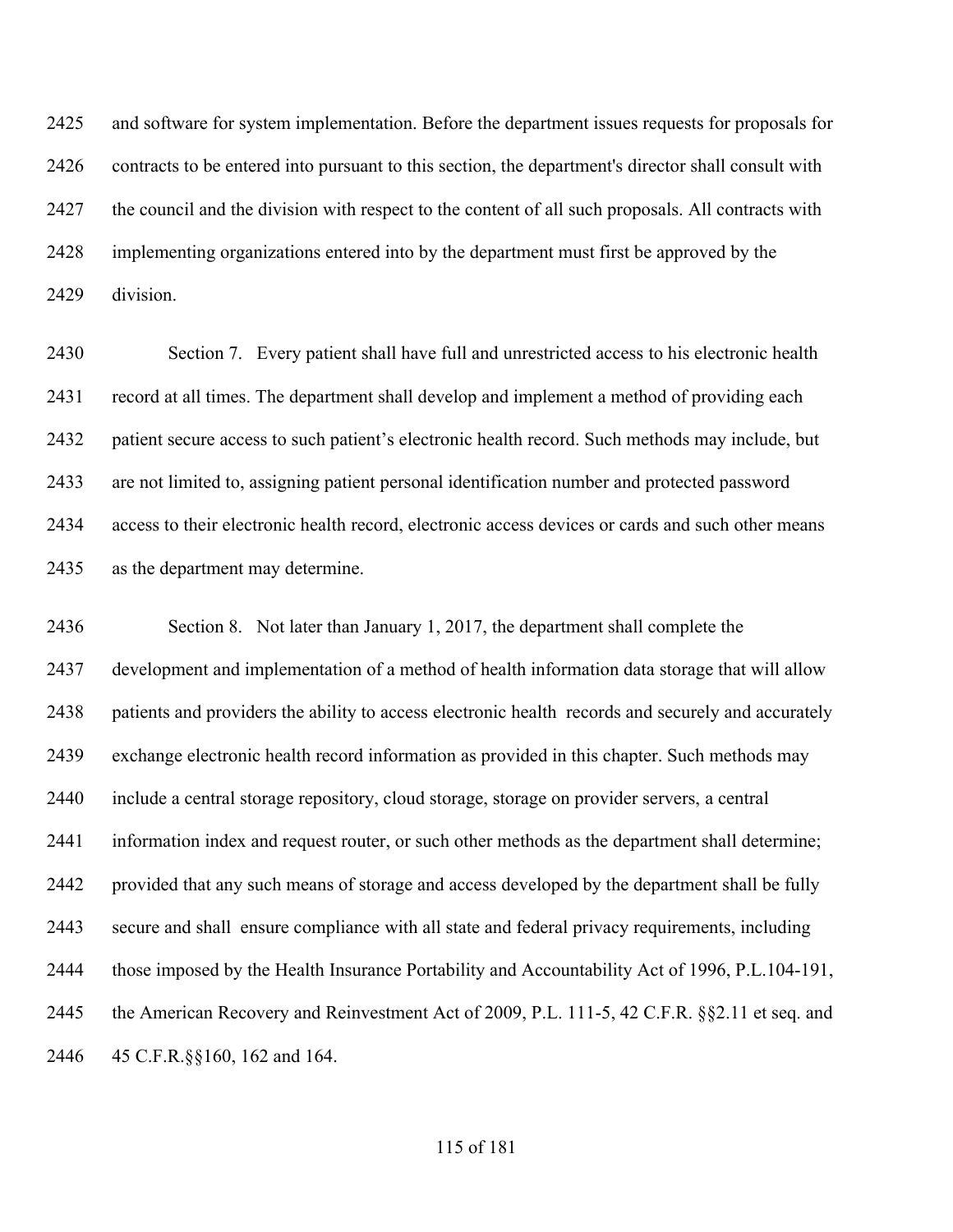and software for system implementation. Before the department issues requests for proposals for contracts to be entered into pursuant to this section, the department's director shall consult with the council and the division with respect to the content of all such proposals. All contracts with implementing organizations entered into by the department must first be approved by the division.

Section 7. Every patient shall have full and unrestricted access to his electronic health record at all times. The department shall develop and implement a method of providing each patient secure access to such patient's electronic health record. Such methods may include, but are not limited to, assigning patient personal identification number and protected password access to their electronic health record, electronic access devices or cards and such other means as the department may determine.

Section 8. Not later than January 1, 2017, the department shall complete the development and implementation of a method of health information data storage that will allow patients and providers the ability to access electronic health records and securely and accurately exchange electronic health record information as provided in this chapter. Such methods may include a central storage repository, cloud storage, storage on provider servers, a central information index and request router, or such other methods as the department shall determine; provided that any such means of storage and access developed by the department shall be fully secure and shall ensure compliance with all state and federal privacy requirements, including those imposed by the Health Insurance Portability and Accountability Act of 1996, P.L.104-191, the American Recovery and Reinvestment Act of 2009, P.L. 111-5, 42 C.F.R. §§2.11 et seq. and 45 C.F.R.§§160, 162 and 164.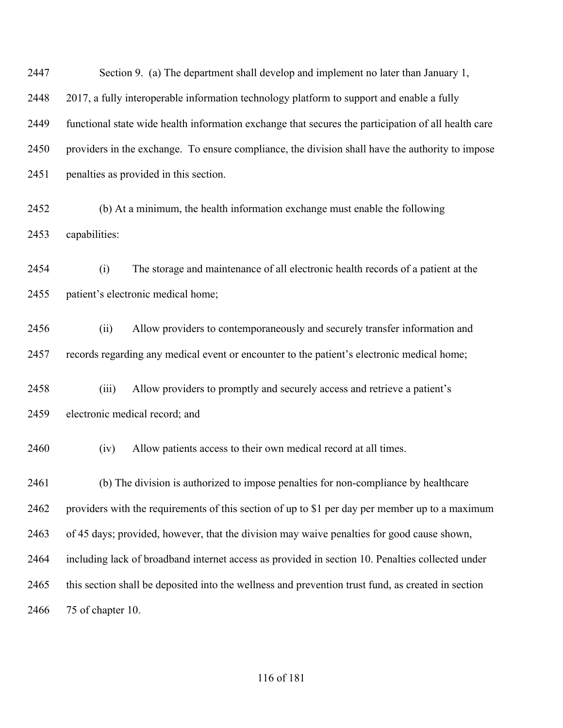Section 9. (a) The department shall develop and implement no later than January 1, 2017, a fully interoperable information technology platform to support and enable a fully functional state wide health information exchange that secures the participation of all health care providers in the exchange. To ensure compliance, the division shall have the authority to impose penalties as provided in this section.

(b) At a minimum, the health information exchange must enable the following capabilities:

(i) The storage and maintenance of all electronic health records of a patient at the patient's electronic medical home;

(ii) Allow providers to contemporaneously and securely transfer information and records regarding any medical event or encounter to the patient's electronic medical home;

(iii) Allow providers to promptly and securely access and retrieve a patient's electronic medical record; and

(iv) Allow patients access to their own medical record at all times.

(b) The division is authorized to impose penalties for non-compliance by healthcare providers with the requirements of this section of up to $1 per day per member up to a maximum of 45 days; provided, however, that the division may waive penalties for good cause shown, including lack of broadband internet access as provided in section 10. Penalties collected under this section shall be deposited into the wellness and prevention trust fund, as created in section 75 of chapter 10.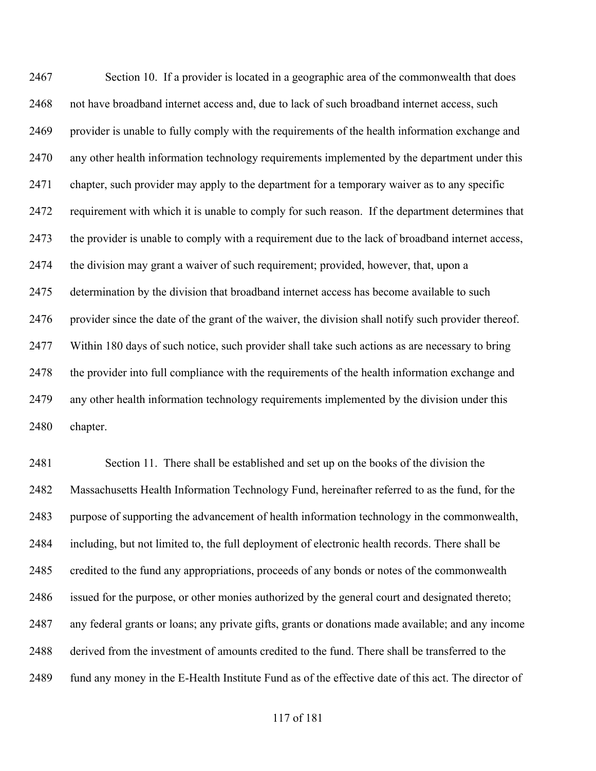Section 10. If a provider is located in a geographic area of the commonwealth that does not have broadband internet access and, due to lack of such broadband internet access, such provider is unable to fully comply with the requirements of the health information exchange and any other health information technology requirements implemented by the department under this chapter, such provider may apply to the department for a temporary waiver as to any specific requirement with which it is unable to comply for such reason. If the department determines that the provider is unable to comply with a requirement due to the lack of broadband internet access, the division may grant a waiver of such requirement; provided, however, that, upon a determination by the division that broadband internet access has become available to such provider since the date of the grant of the waiver, the division shall notify such provider thereof. Within 180 days of such notice, such provider shall take such actions as are necessary to bring the provider into full compliance with the requirements of the health information exchange and any other health information technology requirements implemented by the division under this chapter.

Section 11. There shall be established and set up on the books of the division the Massachusetts Health Information Technology Fund, hereinafter referred to as the fund, for the purpose of supporting the advancement of health information technology in the commonwealth, including, but not limited to, the full deployment of electronic health records. There shall be credited to the fund any appropriations, proceeds of any bonds or notes of the commonwealth issued for the purpose, or other monies authorized by the general court and designated thereto; any federal grants or loans; any private gifts, grants or donations made available; and any income derived from the investment of amounts credited to the fund. There shall be transferred to the fund any money in the E-Health Institute Fund as of the effective date of this act. The director of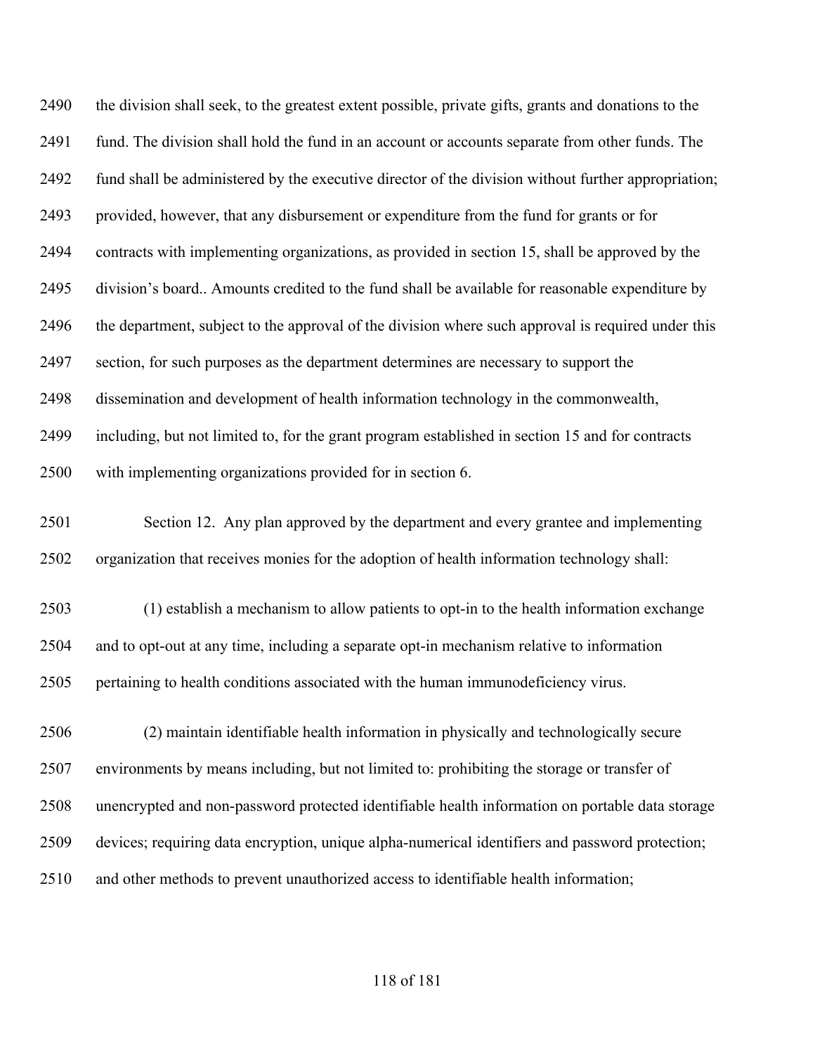the division shall seek, to the greatest extent possible, private gifts, grants and donations to the fund. The division shall hold the fund in an account or accounts separate from other funds. The fund shall be administered by the executive director of the division without further appropriation; provided, however, that any disbursement or expenditure from the fund for grants or for contracts with implementing organizations, as provided in section 15, shall be approved by the division's board.. Amounts credited to the fund shall be available for reasonable expenditure by the department, subject to the approval of the division where such approval is required under this section, for such purposes as the department determines are necessary to support the dissemination and development of health information technology in the commonwealth, including, but not limited to, for the grant program established in section 15 and for contracts with implementing organizations provided for in section 6.

Section 12. Any plan approved by the department and every grantee and implementing organization that receives monies for the adoption of health information technology shall:

(1) establish a mechanism to allow patients to opt-in to the health information exchange and to opt-out at any time, including a separate opt-in mechanism relative to information pertaining to health conditions associated with the human immunodeficiency virus.

(2) maintain identifiable health information in physically and technologically secure environments by means including, but not limited to: prohibiting the storage or transfer of unencrypted and non-password protected identifiable health information on portable data storage devices; requiring data encryption, unique alpha-numerical identifiers and password protection; and other methods to prevent unauthorized access to identifiable health information;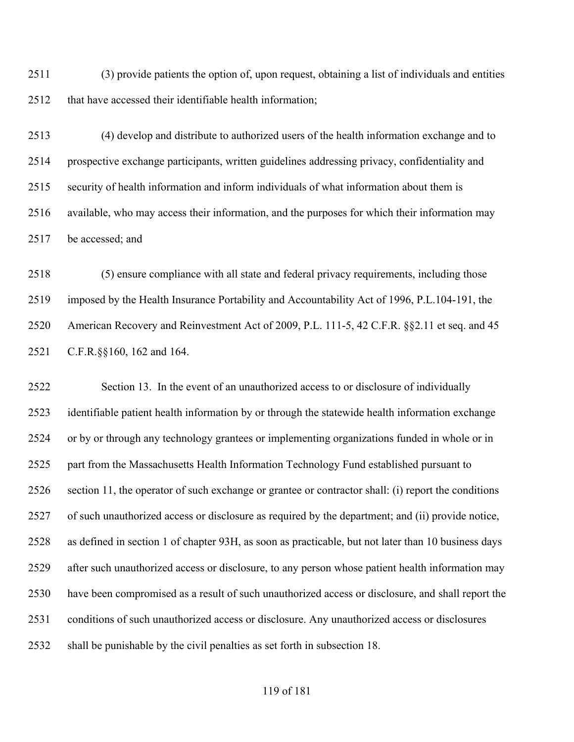(3) provide patients the option of, upon request, obtaining a list of individuals and entities that have accessed their identifiable health information;

(4) develop and distribute to authorized users of the health information exchange and to prospective exchange participants, written guidelines addressing privacy, confidentiality and security of health information and inform individuals of what information about them is available, who may access their information, and the purposes for which their information may be accessed; and

(5) ensure compliance with all state and federal privacy requirements, including those imposed by the Health Insurance Portability and Accountability Act of 1996, P.L.104-191, the American Recovery and Reinvestment Act of 2009, P.L. 111-5, 42 C.F.R. §§2.11 et seq. and 45 C.F.R.§§160, 162 and 164.

Section 13. In the event of an unauthorized access to or disclosure of individually identifiable patient health information by or through the statewide health information exchange or by or through any technology grantees or implementing organizations funded in whole or in part from the Massachusetts Health Information Technology Fund established pursuant to section 11, the operator of such exchange or grantee or contractor shall: (i) report the conditions of such unauthorized access or disclosure as required by the department; and (ii) provide notice, as defined in section 1 of chapter 93H, as soon as practicable, but not later than 10 business days after such unauthorized access or disclosure, to any person whose patient health information may have been compromised as a result of such unauthorized access or disclosure, and shall report the conditions of such unauthorized access or disclosure. Any unauthorized access or disclosures shall be punishable by the civil penalties as set forth in subsection 18.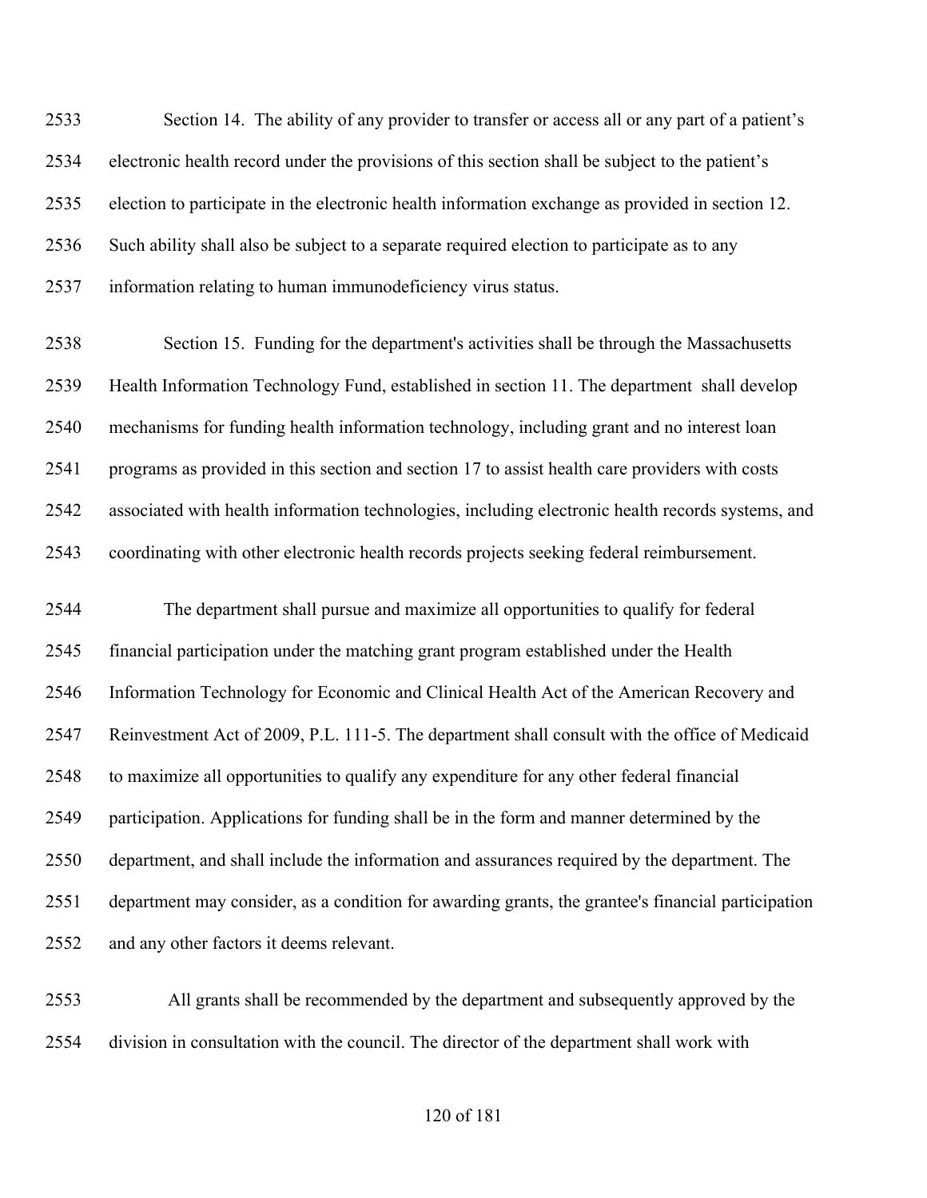2533 Section 14. The ability of any provider to transfer or access all or any part of a patient's
2534 electronic health record under the provisions of this section shall be subject to the patient's
2535 election to participate in the electronic health information exchange as provided in section 12.
2536 Such ability shall also be subject to a separate required election to participate as to any
2537 information relating to human immunodeficiency virus status.

2538 Section 15. Funding for the department's activities shall be through the Massachusetts
2539 Health Information Technology Fund, established in section 11. The department shall develop
2540 mechanisms for funding health information technology, including grant and no interest loan
2541 programs as provided in this section and section 17 to assist health care providers with costs
2542 associated with health information technologies, including electronic health records systems, and
2543 coordinating with other electronic health records projects seeking federal reimbursement.

2544 The department shall pursue and maximize all opportunities to qualify for federal
2545 financial participation under the matching grant program established under the Health
2546 Information Technology for Economic and Clinical Health Act of the American Recovery and
2547 Reinvestment Act of 2009, P.L. 111-5. The department shall consult with the office of Medicaid
2548 to maximize all opportunities to qualify any expenditure for any other federal financial
2549 participation. Applications for funding shall be in the form and manner determined by the
2550 department, and shall include the information and assurances required by the department. The
2551 department may consider, as a condition for awarding grants, the grantee's financial participation
2552 and any other factors it deems relevant.

2553 All grants shall be recommended by the department and subsequently approved by the
2554 division in consultation with the council. The director of the department shall work with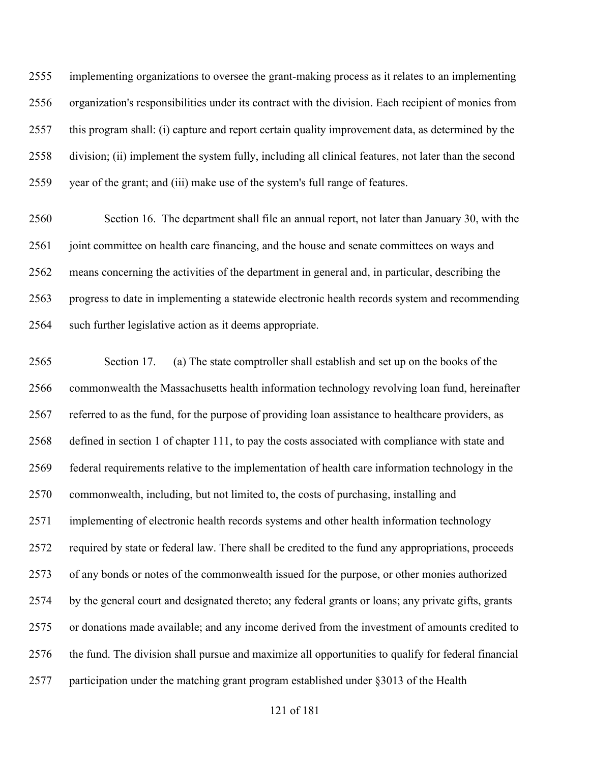implementing organizations to oversee the grant-making process as it relates to an implementing organization's responsibilities under its contract with the division. Each recipient of monies from this program shall: (i) capture and report certain quality improvement data, as determined by the division; (ii) implement the system fully, including all clinical features, not later than the second year of the grant; and (iii) make use of the system's full range of features.

Section 16. The department shall file an annual report, not later than January 30, with the joint committee on health care financing, and the house and senate committees on ways and means concerning the activities of the department in general and, in particular, describing the progress to date in implementing a statewide electronic health records system and recommending such further legislative action as it deems appropriate.

Section 17. (a) The state comptroller shall establish and set up on the books of the commonwealth the Massachusetts health information technology revolving loan fund, hereinafter referred to as the fund, for the purpose of providing loan assistance to healthcare providers, as defined in section 1 of chapter 111, to pay the costs associated with compliance with state and federal requirements relative to the implementation of health care information technology in the commonwealth, including, but not limited to, the costs of purchasing, installing and implementing of electronic health records systems and other health information technology required by state or federal law. There shall be credited to the fund any appropriations, proceeds of any bonds or notes of the commonwealth issued for the purpose, or other monies authorized by the general court and designated thereto; any federal grants or loans; any private gifts, grants or donations made available; and any income derived from the investment of amounts credited to the fund. The division shall pursue and maximize all opportunities to qualify for federal financial participation under the matching grant program established under §3013 of the Health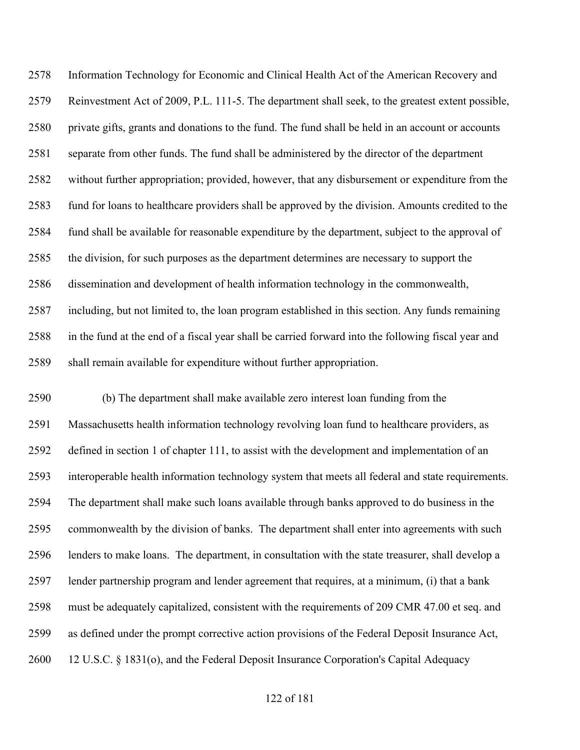Information Technology for Economic and Clinical Health Act of the American Recovery and Reinvestment Act of 2009, P.L. 111-5. The department shall seek, to the greatest extent possible, private gifts, grants and donations to the fund. The fund shall be held in an account or accounts separate from other funds. The fund shall be administered by the director of the department without further appropriation; provided, however, that any disbursement or expenditure from the fund for loans to healthcare providers shall be approved by the division. Amounts credited to the fund shall be available for reasonable expenditure by the department, subject to the approval of the division, for such purposes as the department determines are necessary to support the dissemination and development of health information technology in the commonwealth, including, but not limited to, the loan program established in this section. Any funds remaining in the fund at the end of a fiscal year shall be carried forward into the following fiscal year and shall remain available for expenditure without further appropriation.

(b) The department shall make available zero interest loan funding from the Massachusetts health information technology revolving loan fund to healthcare providers, as defined in section 1 of chapter 111, to assist with the development and implementation of an interoperable health information technology system that meets all federal and state requirements. The department shall make such loans available through banks approved to do business in the commonwealth by the division of banks. The department shall enter into agreements with such lenders to make loans. The department, in consultation with the state treasurer, shall develop a lender partnership program and lender agreement that requires, at a minimum, (i) that a bank must be adequately capitalized, consistent with the requirements of 209 CMR 47.00 et seq. and as defined under the prompt corrective action provisions of the Federal Deposit Insurance Act, 12 U.S.C. § 1831(o), and the Federal Deposit Insurance Corporation's Capital Adequacy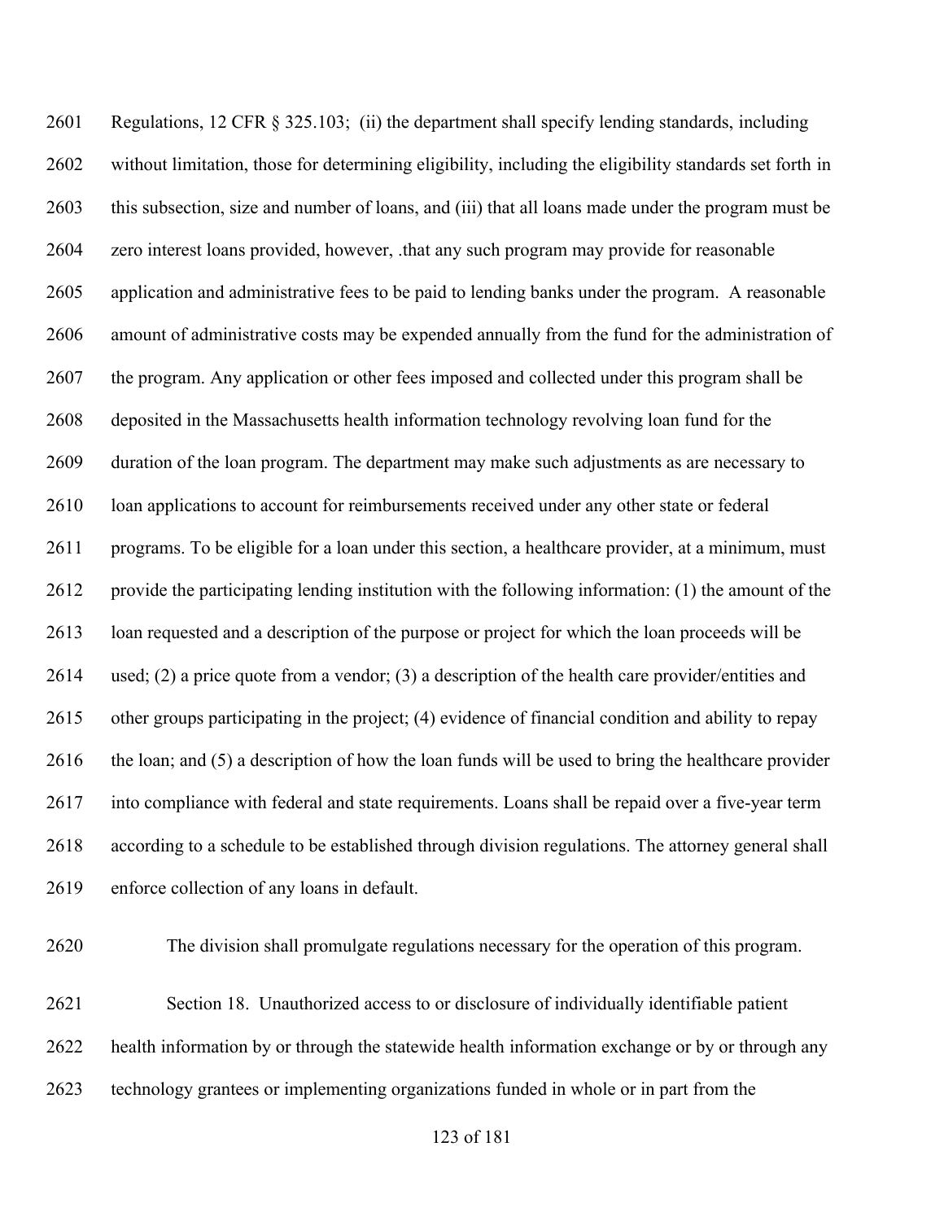Regulations, 12 CFR § 325.103; (ii) the department shall specify lending standards, including without limitation, those for determining eligibility, including the eligibility standards set forth in this subsection, size and number of loans, and (iii) that all loans made under the program must be zero interest loans provided, however, .that any such program may provide for reasonable application and administrative fees to be paid to lending banks under the program. A reasonable amount of administrative costs may be expended annually from the fund for the administration of the program. Any application or other fees imposed and collected under this program shall be deposited in the Massachusetts health information technology revolving loan fund for the duration of the loan program. The department may make such adjustments as are necessary to loan applications to account for reimbursements received under any other state or federal programs. To be eligible for a loan under this section, a healthcare provider, at a minimum, must provide the participating lending institution with the following information: (1) the amount of the loan requested and a description of the purpose or project for which the loan proceeds will be used; (2) a price quote from a vendor; (3) a description of the health care provider/entities and other groups participating in the project; (4) evidence of financial condition and ability to repay the loan; and (5) a description of how the loan funds will be used to bring the healthcare provider into compliance with federal and state requirements. Loans shall be repaid over a five-year term according to a schedule to be established through division regulations. The attorney general shall enforce collection of any loans in default.

The division shall promulgate regulations necessary for the operation of this program.

Section 18. Unauthorized access to or disclosure of individually identifiable patient health information by or through the statewide health information exchange or by or through any technology grantees or implementing organizations funded in whole or in part from the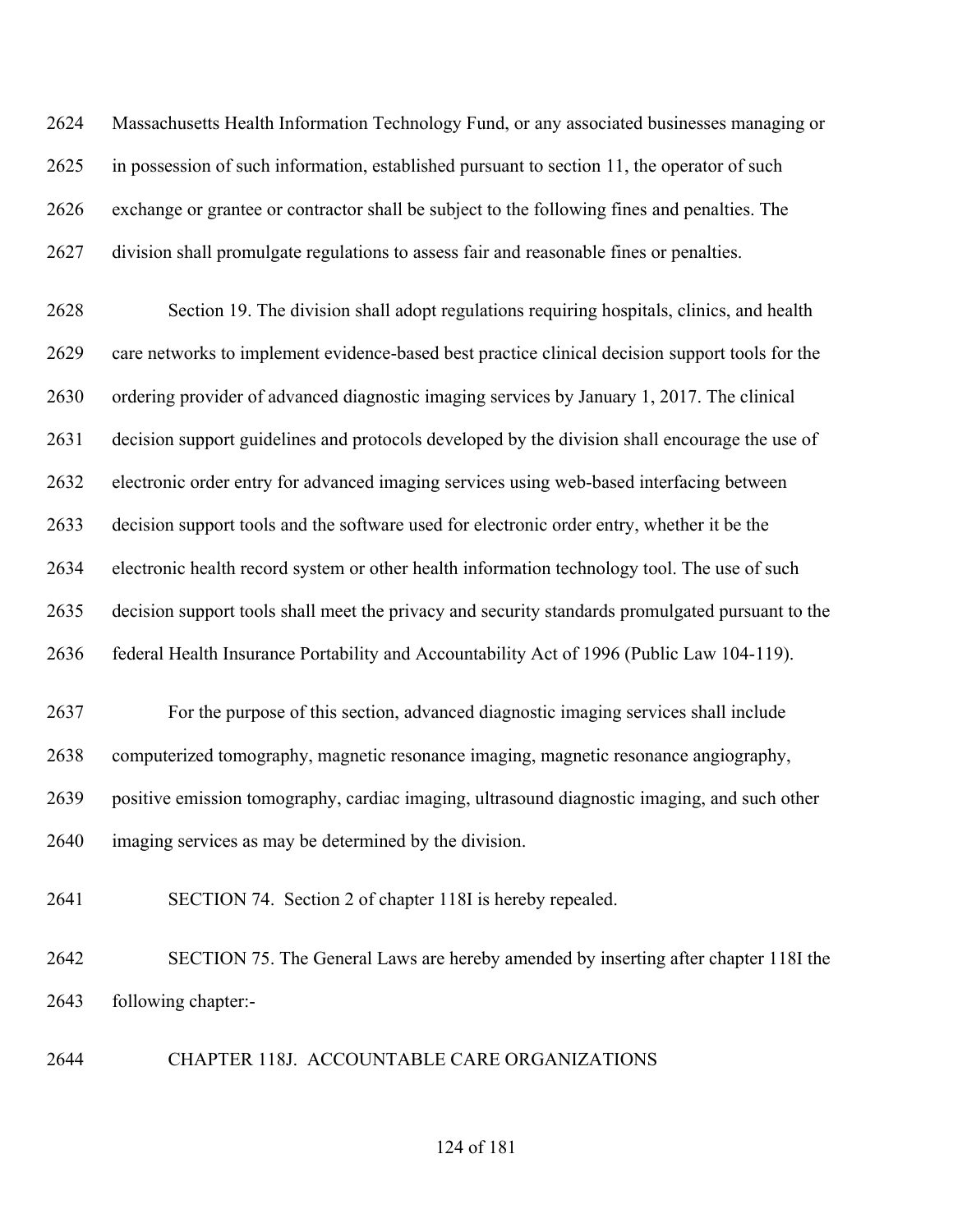Massachusetts Health Information Technology Fund, or any associated businesses managing or in possession of such information, established pursuant to section 11, the operator of such exchange or grantee or contractor shall be subject to the following fines and penalties. The division shall promulgate regulations to assess fair and reasonable fines or penalties.

Section 19. The division shall adopt regulations requiring hospitals, clinics, and health care networks to implement evidence-based best practice clinical decision support tools for the ordering provider of advanced diagnostic imaging services by January 1, 2017. The clinical decision support guidelines and protocols developed by the division shall encourage the use of electronic order entry for advanced imaging services using web-based interfacing between decision support tools and the software used for electronic order entry, whether it be the electronic health record system or other health information technology tool. The use of such decision support tools shall meet the privacy and security standards promulgated pursuant to the federal Health Insurance Portability and Accountability Act of 1996 (Public Law 104-119).

For the purpose of this section, advanced diagnostic imaging services shall include computerized tomography, magnetic resonance imaging, magnetic resonance angiography, positive emission tomography, cardiac imaging, ultrasound diagnostic imaging, and such other imaging services as may be determined by the division.

SECTION 74. Section 2 of chapter 118I is hereby repealed.

SECTION 75. The General Laws are hereby amended by inserting after chapter 118I the following chapter:-

CHAPTER 118J. ACCOUNTABLE CARE ORGANIZATIONS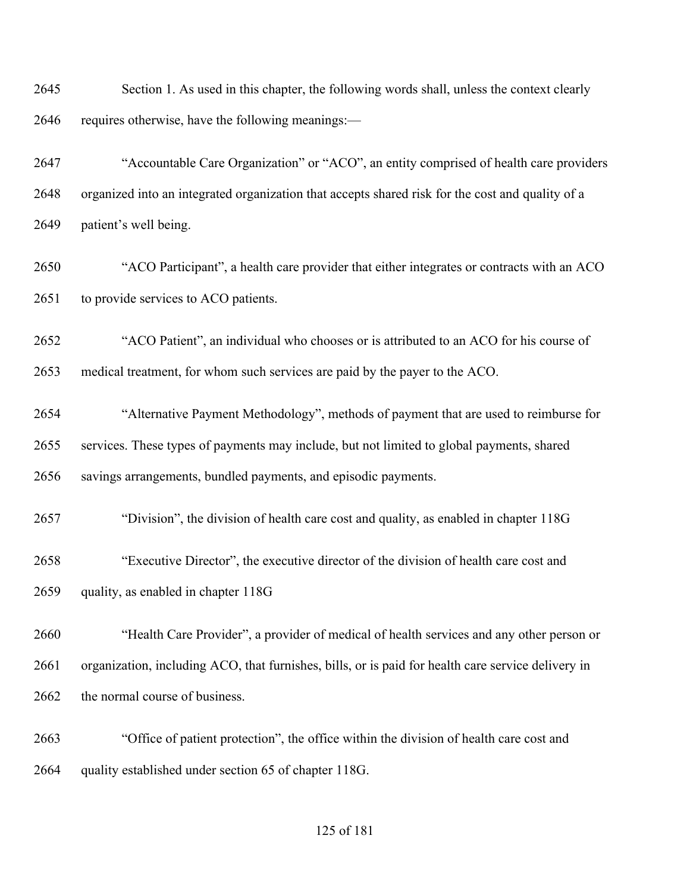Section 1. As used in this chapter, the following words shall, unless the context clearly requires otherwise, have the following meanings:—

"Accountable Care Organization" or "ACO", an entity comprised of health care providers organized into an integrated organization that accepts shared risk for the cost and quality of a patient's well being.

"ACO Participant", a health care provider that either integrates or contracts with an ACO to provide services to ACO patients.

"ACO Patient", an individual who chooses or is attributed to an ACO for his course of medical treatment, for whom such services are paid by the payer to the ACO.

"Alternative Payment Methodology", methods of payment that are used to reimburse for services. These types of payments may include, but not limited to global payments, shared savings arrangements, bundled payments, and episodic payments.

"Division", the division of health care cost and quality, as enabled in chapter 118G

"Executive Director", the executive director of the division of health care cost and quality, as enabled in chapter 118G

"Health Care Provider", a provider of medical of health services and any other person or organization, including ACO, that furnishes, bills, or is paid for health care service delivery in the normal course of business.

"Office of patient protection", the office within the division of health care cost and quality established under section 65 of chapter 118G.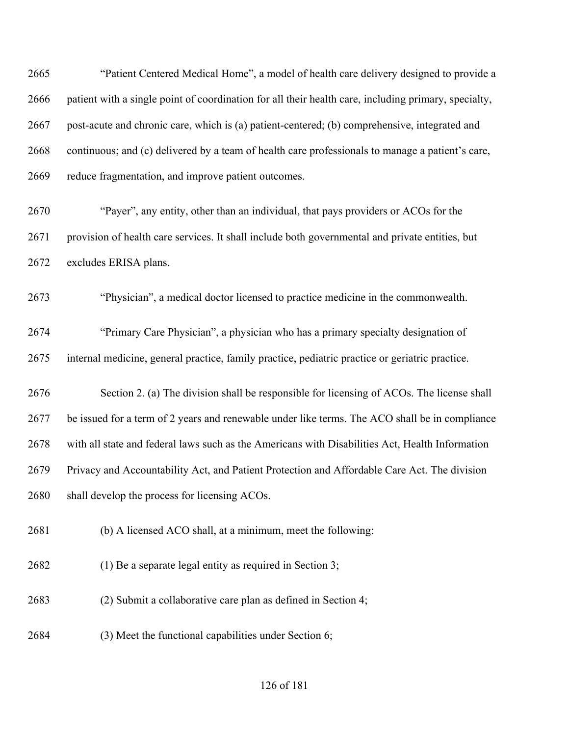"Patient Centered Medical Home", a model of health care delivery designed to provide a patient with a single point of coordination for all their health care, including primary, specialty, post-acute and chronic care, which is (a) patient-centered; (b) comprehensive, integrated and continuous; and (c) delivered by a team of health care professionals to manage a patient's care, reduce fragmentation, and improve patient outcomes.

"Payer", any entity, other than an individual, that pays providers or ACOs for the provision of health care services. It shall include both governmental and private entities, but excludes ERISA plans.

"Physician", a medical doctor licensed to practice medicine in the commonwealth.

"Primary Care Physician", a physician who has a primary specialty designation of internal medicine, general practice, family practice, pediatric practice or geriatric practice.

Section 2. (a) The division shall be responsible for licensing of ACOs. The license shall be issued for a term of 2 years and renewable under like terms. The ACO shall be in compliance with all state and federal laws such as the Americans with Disabilities Act, Health Information Privacy and Accountability Act, and Patient Protection and Affordable Care Act. The division shall develop the process for licensing ACOs.

(b) A licensed ACO shall, at a minimum, meet the following:

(1) Be a separate legal entity as required in Section 3;

(2) Submit a collaborative care plan as defined in Section 4;

(3) Meet the functional capabilities under Section 6;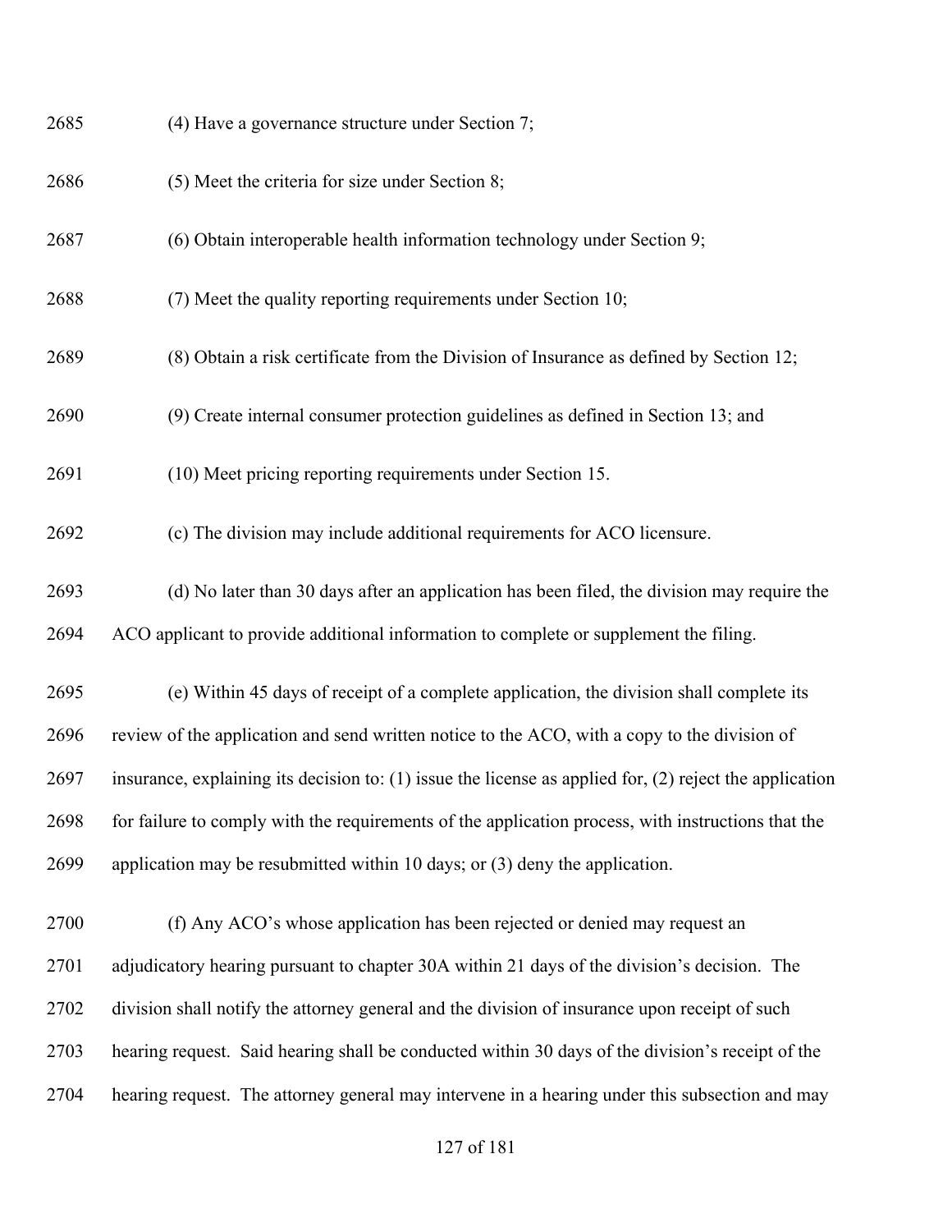(4) Have a governance structure under Section 7;

(5) Meet the criteria for size under Section 8;

(6) Obtain interoperable health information technology under Section 9;

(7) Meet the quality reporting requirements under Section 10;

(8) Obtain a risk certificate from the Division of Insurance as defined by Section 12;

(9) Create internal consumer protection guidelines as defined in Section 13; and

(10) Meet pricing reporting requirements under Section 15.

(c) The division may include additional requirements for ACO licensure.

(d) No later than 30 days after an application has been filed, the division may require the ACO applicant to provide additional information to complete or supplement the filing.

(e) Within 45 days of receipt of a complete application, the division shall complete its review of the application and send written notice to the ACO, with a copy to the division of insurance, explaining its decision to: (1) issue the license as applied for, (2) reject the application for failure to comply with the requirements of the application process, with instructions that the application may be resubmitted within 10 days; or (3) deny the application.

(f) Any ACO's whose application has been rejected or denied may request an adjudicatory hearing pursuant to chapter 30A within 21 days of the division's decision. The division shall notify the attorney general and the division of insurance upon receipt of such hearing request. Said hearing shall be conducted within 30 days of the division's receipt of the hearing request. The attorney general may intervene in a hearing under this subsection and may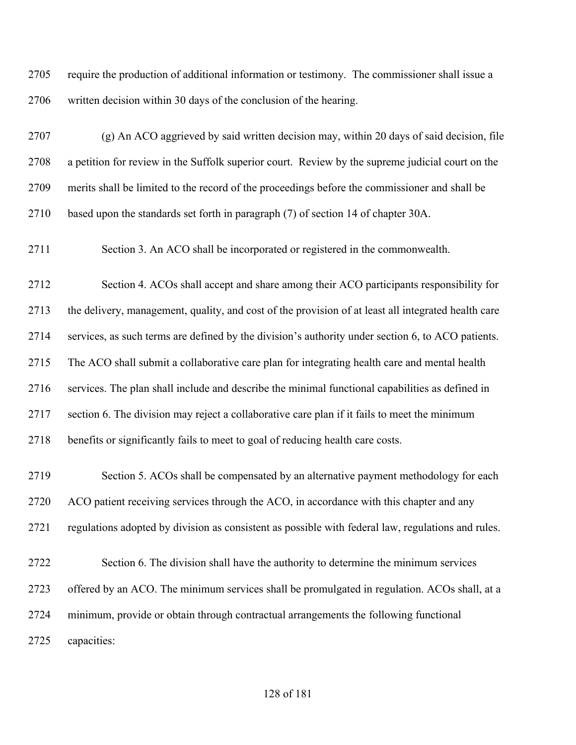require the production of additional information or testimony. The commissioner shall issue a written decision within 30 days of the conclusion of the hearing.

(g) An ACO aggrieved by said written decision may, within 20 days of said decision, file a petition for review in the Suffolk superior court. Review by the supreme judicial court on the merits shall be limited to the record of the proceedings before the commissioner and shall be based upon the standards set forth in paragraph (7) of section 14 of chapter 30A.

Section 3. An ACO shall be incorporated or registered in the commonwealth.

Section 4. ACOs shall accept and share among their ACO participants responsibility for the delivery, management, quality, and cost of the provision of at least all integrated health care services, as such terms are defined by the division's authority under section 6, to ACO patients. The ACO shall submit a collaborative care plan for integrating health care and mental health services. The plan shall include and describe the minimal functional capabilities as defined in section 6. The division may reject a collaborative care plan if it fails to meet the minimum benefits or significantly fails to meet to goal of reducing health care costs.

Section 5. ACOs shall be compensated by an alternative payment methodology for each ACO patient receiving services through the ACO, in accordance with this chapter and any regulations adopted by division as consistent as possible with federal law, regulations and rules.

Section 6. The division shall have the authority to determine the minimum services offered by an ACO. The minimum services shall be promulgated in regulation. ACOs shall, at a minimum, provide or obtain through contractual arrangements the following functional capacities: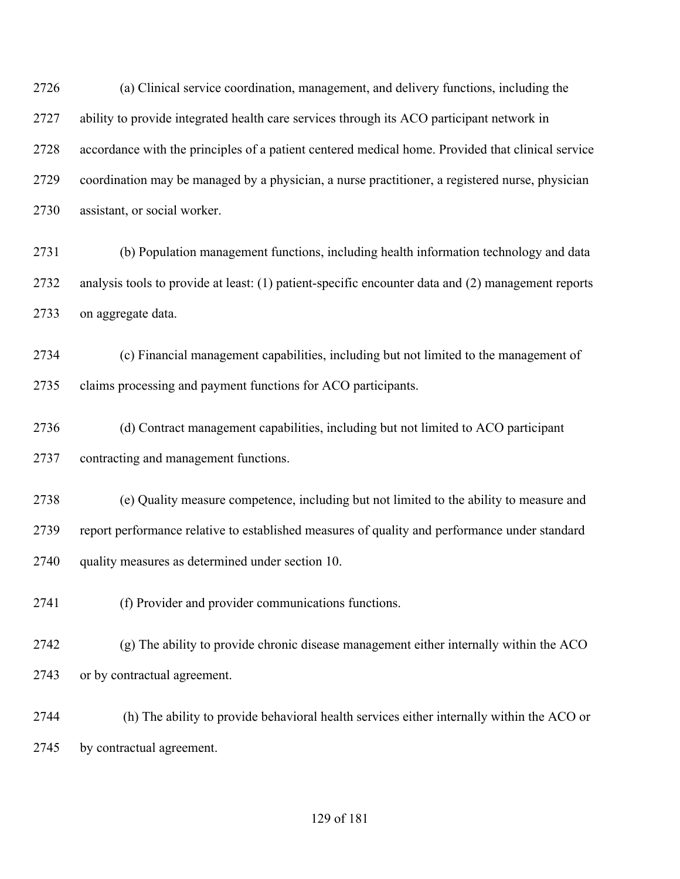(a) Clinical service coordination, management, and delivery functions, including the ability to provide integrated health care services through its ACO participant network in accordance with the principles of a patient centered medical home. Provided that clinical service coordination may be managed by a physician, a nurse practitioner, a registered nurse, physician assistant, or social worker.

(b) Population management functions, including health information technology and data analysis tools to provide at least: (1) patient-specific encounter data and (2) management reports on aggregate data.

(c) Financial management capabilities, including but not limited to the management of claims processing and payment functions for ACO participants.

(d) Contract management capabilities, including but not limited to ACO participant contracting and management functions.

(e) Quality measure competence, including but not limited to the ability to measure and report performance relative to established measures of quality and performance under standard quality measures as determined under section 10.

(f) Provider and provider communications functions.

(g) The ability to provide chronic disease management either internally within the ACO or by contractual agreement.

(h) The ability to provide behavioral health services either internally within the ACO or by contractual agreement.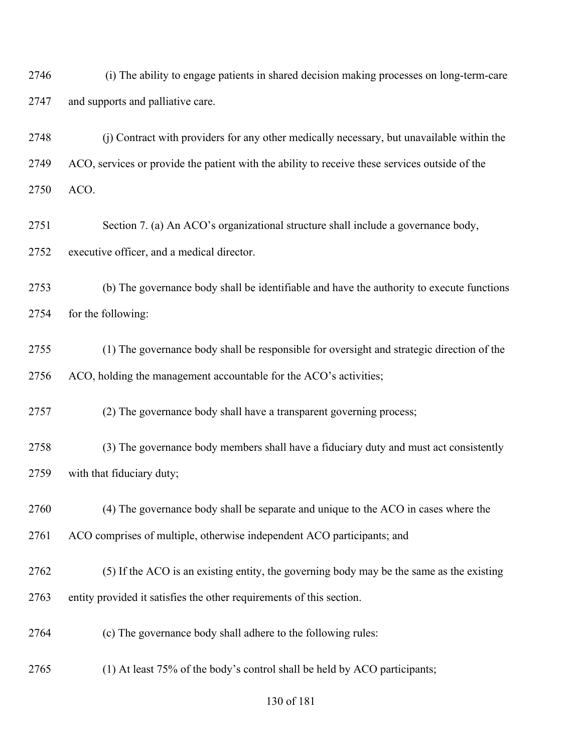(i) The ability to engage patients in shared decision making processes on long-term-care and supports and palliative care.

(j) Contract with providers for any other medically necessary, but unavailable within the ACO, services or provide the patient with the ability to receive these services outside of the ACO.

Section 7. (a) An ACO's organizational structure shall include a governance body, executive officer, and a medical director.

(b) The governance body shall be identifiable and have the authority to execute functions for the following:

(1) The governance body shall be responsible for oversight and strategic direction of the ACO, holding the management accountable for the ACO's activities;

(2) The governance body shall have a transparent governing process;

(3) The governance body members shall have a fiduciary duty and must act consistently with that fiduciary duty;

(4) The governance body shall be separate and unique to the ACO in cases where the ACO comprises of multiple, otherwise independent ACO participants; and

(5) If the ACO is an existing entity, the governing body may be the same as the existing entity provided it satisfies the other requirements of this section.

(c) The governance body shall adhere to the following rules:

(1) At least 75% of the body's control shall be held by ACO participants;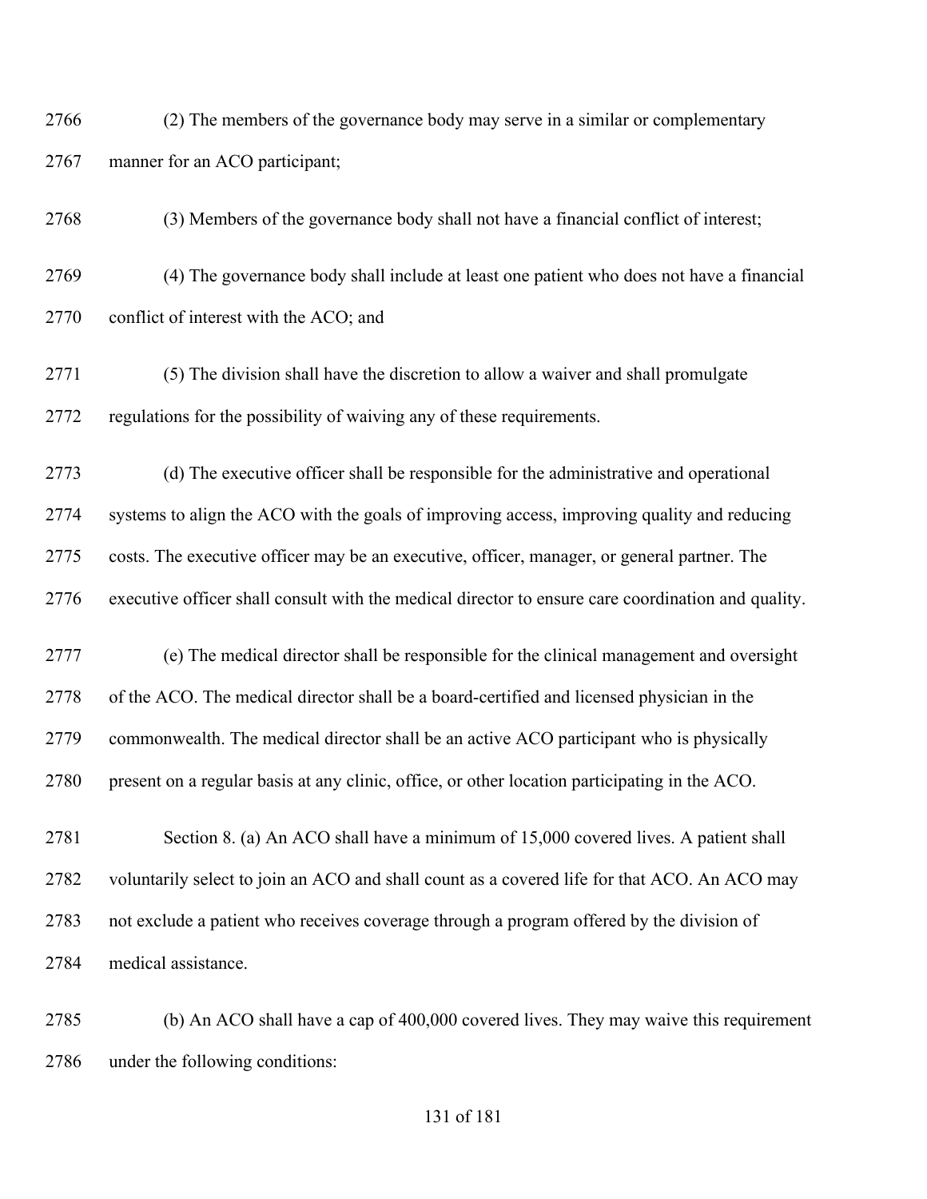(2) The members of the governance body may serve in a similar or complementary manner for an ACO participant;

(3) Members of the governance body shall not have a financial conflict of interest;

(4) The governance body shall include at least one patient who does not have a financial conflict of interest with the ACO; and

(5) The division shall have the discretion to allow a waiver and shall promulgate regulations for the possibility of waiving any of these requirements.

(d) The executive officer shall be responsible for the administrative and operational systems to align the ACO with the goals of improving access, improving quality and reducing costs. The executive officer may be an executive, officer, manager, or general partner. The executive officer shall consult with the medical director to ensure care coordination and quality.

(e) The medical director shall be responsible for the clinical management and oversight of the ACO. The medical director shall be a board-certified and licensed physician in the commonwealth. The medical director shall be an active ACO participant who is physically present on a regular basis at any clinic, office, or other location participating in the ACO.

Section 8. (a) An ACO shall have a minimum of 15,000 covered lives. A patient shall voluntarily select to join an ACO and shall count as a covered life for that ACO. An ACO may not exclude a patient who receives coverage through a program offered by the division of medical assistance.

(b) An ACO shall have a cap of 400,000 covered lives. They may waive this requirement under the following conditions: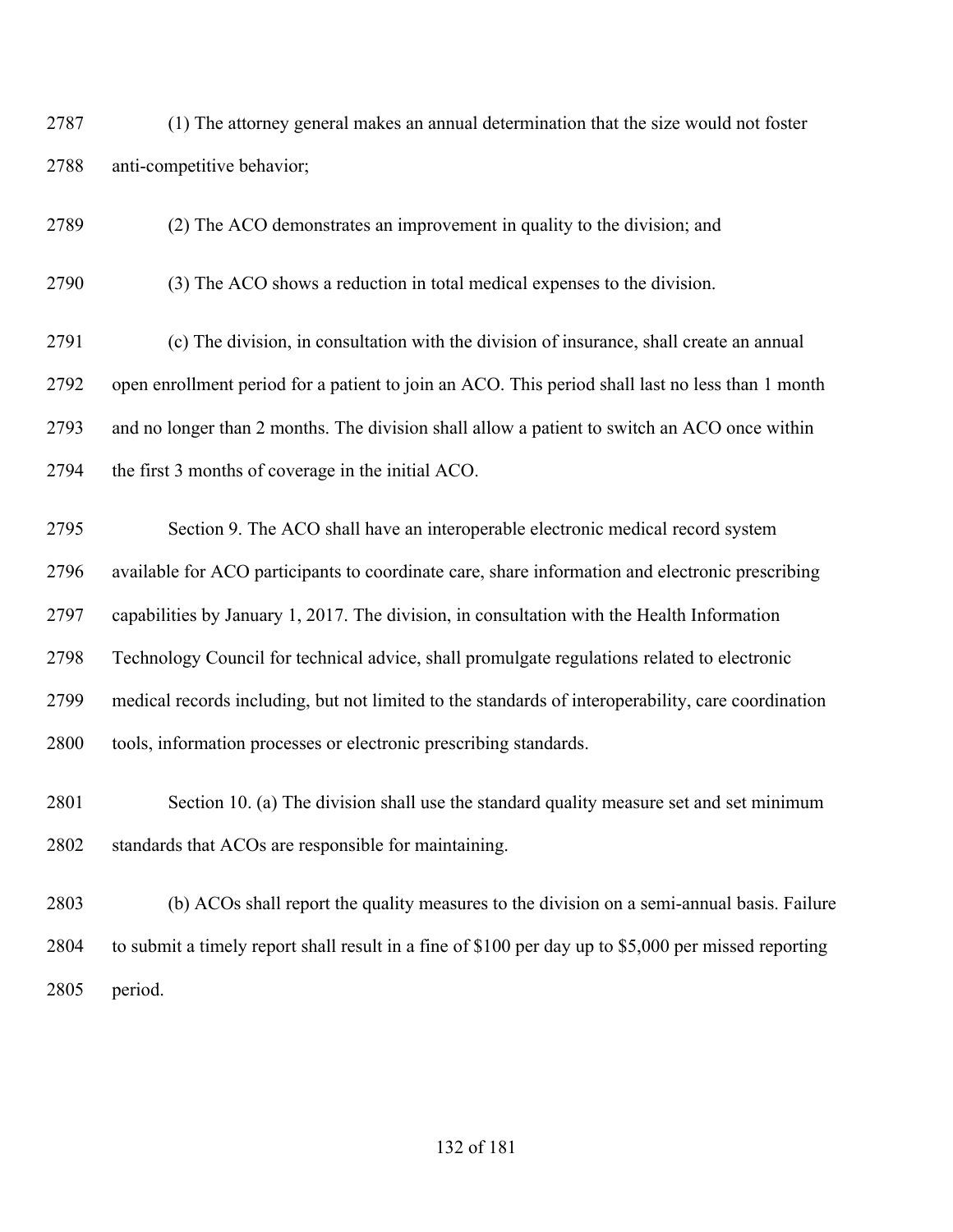(1) The attorney general makes an annual determination that the size would not foster anti-competitive behavior;

(2) The ACO demonstrates an improvement in quality to the division; and

(3) The ACO shows a reduction in total medical expenses to the division.

(c) The division, in consultation with the division of insurance, shall create an annual open enrollment period for a patient to join an ACO. This period shall last no less than 1 month and no longer than 2 months. The division shall allow a patient to switch an ACO once within the first 3 months of coverage in the initial ACO.

Section 9. The ACO shall have an interoperable electronic medical record system available for ACO participants to coordinate care, share information and electronic prescribing capabilities by January 1, 2017. The division, in consultation with the Health Information Technology Council for technical advice, shall promulgate regulations related to electronic medical records including, but not limited to the standards of interoperability, care coordination tools, information processes or electronic prescribing standards.

Section 10. (a) The division shall use the standard quality measure set and set minimum standards that ACOs are responsible for maintaining.

(b) ACOs shall report the quality measures to the division on a semi-annual basis. Failure to submit a timely report shall result in a fine of $100 per day up to $5,000 per missed reporting period.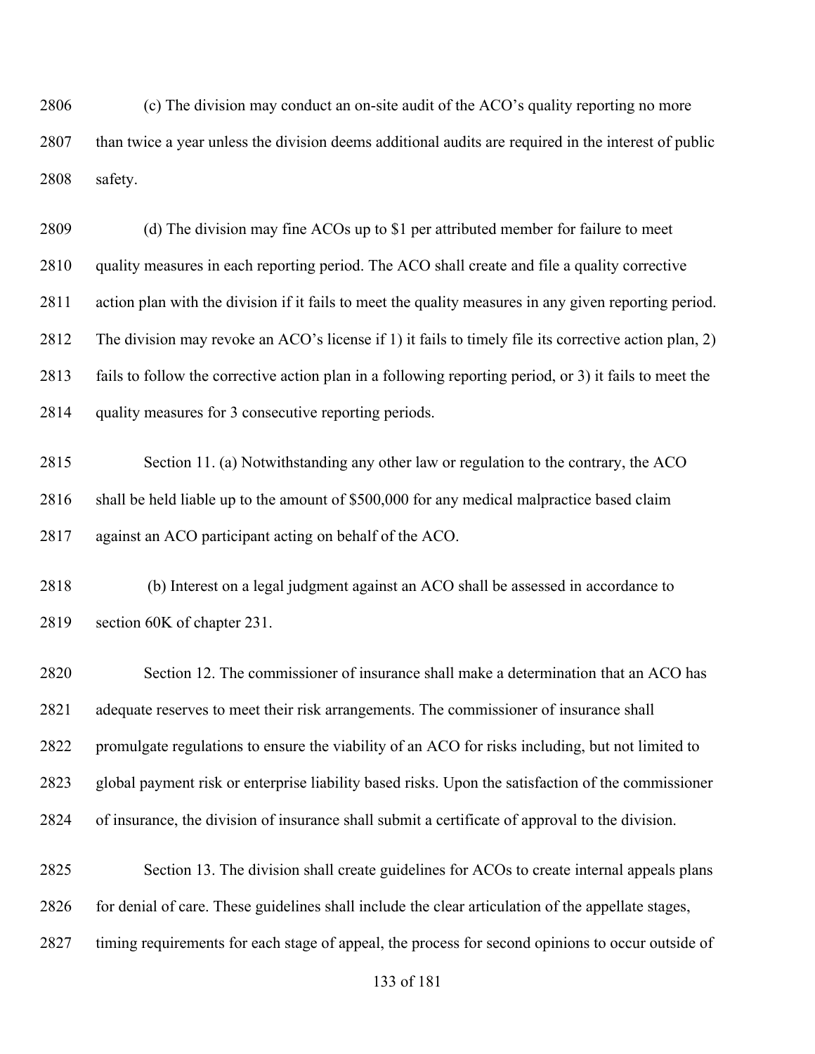(c) The division may conduct an on-site audit of the ACO's quality reporting no more than twice a year unless the division deems additional audits are required in the interest of public safety.

(d) The division may fine ACOs up to $1 per attributed member for failure to meet quality measures in each reporting period. The ACO shall create and file a quality corrective action plan with the division if it fails to meet the quality measures in any given reporting period. The division may revoke an ACO's license if 1) it fails to timely file its corrective action plan, 2) fails to follow the corrective action plan in a following reporting period, or 3) it fails to meet the quality measures for 3 consecutive reporting periods.

Section 11. (a) Notwithstanding any other law or regulation to the contrary, the ACO shall be held liable up to the amount of $500,000 for any medical malpractice based claim against an ACO participant acting on behalf of the ACO.

(b) Interest on a legal judgment against an ACO shall be assessed in accordance to section 60K of chapter 231.

Section 12. The commissioner of insurance shall make a determination that an ACO has adequate reserves to meet their risk arrangements. The commissioner of insurance shall promulgate regulations to ensure the viability of an ACO for risks including, but not limited to global payment risk or enterprise liability based risks. Upon the satisfaction of the commissioner of insurance, the division of insurance shall submit a certificate of approval to the division.

Section 13. The division shall create guidelines for ACOs to create internal appeals plans for denial of care. These guidelines shall include the clear articulation of the appellate stages, timing requirements for each stage of appeal, the process for second opinions to occur outside of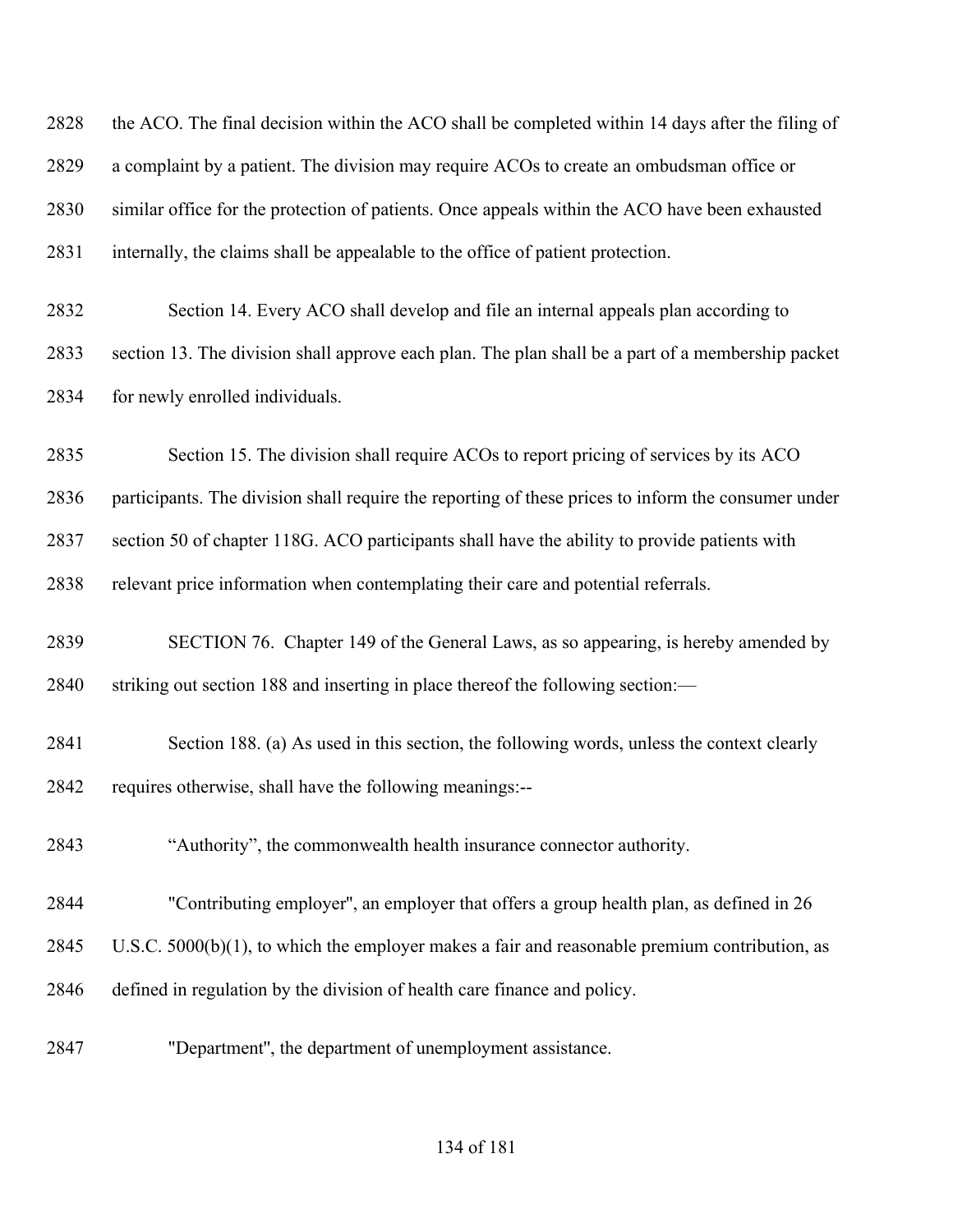the ACO. The final decision within the ACO shall be completed within 14 days after the filing of a complaint by a patient. The division may require ACOs to create an ombudsman office or similar office for the protection of patients. Once appeals within the ACO have been exhausted internally, the claims shall be appealable to the office of patient protection.

Section 14. Every ACO shall develop and file an internal appeals plan according to section 13. The division shall approve each plan. The plan shall be a part of a membership packet for newly enrolled individuals.

Section 15. The division shall require ACOs to report pricing of services by its ACO participants. The division shall require the reporting of these prices to inform the consumer under section 50 of chapter 118G. ACO participants shall have the ability to provide patients with relevant price information when contemplating their care and potential referrals.

SECTION 76. Chapter 149 of the General Laws, as so appearing, is hereby amended by striking out section 188 and inserting in place thereof the following section:—

Section 188. (a) As used in this section, the following words, unless the context clearly requires otherwise, shall have the following meanings:--

"Authority", the commonwealth health insurance connector authority.

"Contributing employer", an employer that offers a group health plan, as defined in 26 U.S.C. 5000(b)(1), to which the employer makes a fair and reasonable premium contribution, as defined in regulation by the division of health care finance and policy.

"Department", the department of unemployment assistance.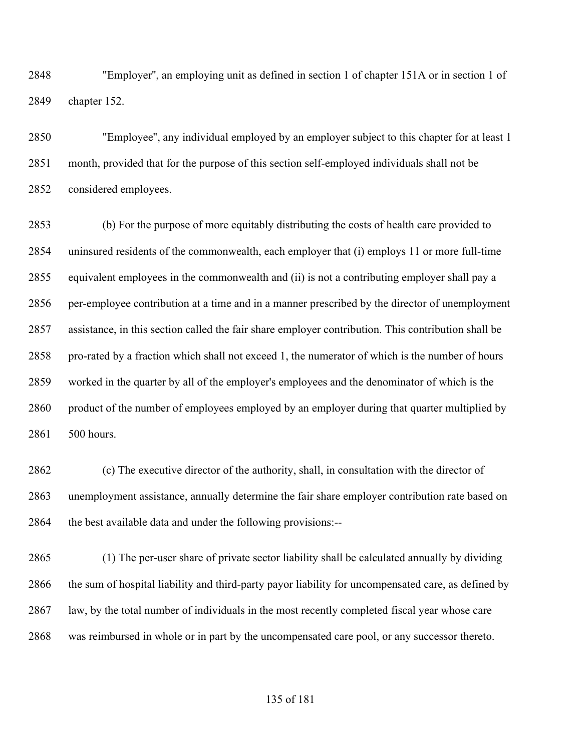"Employer", an employing unit as defined in section 1 of chapter 151A or in section 1 of chapter 152.

"Employee", any individual employed by an employer subject to this chapter for at least 1 month, provided that for the purpose of this section self-employed individuals shall not be considered employees.

(b) For the purpose of more equitably distributing the costs of health care provided to uninsured residents of the commonwealth, each employer that (i) employs 11 or more full-time equivalent employees in the commonwealth and (ii) is not a contributing employer shall pay a per-employee contribution at a time and in a manner prescribed by the director of unemployment assistance, in this section called the fair share employer contribution. This contribution shall be pro-rated by a fraction which shall not exceed 1, the numerator of which is the number of hours worked in the quarter by all of the employer's employees and the denominator of which is the product of the number of employees employed by an employer during that quarter multiplied by 500 hours.

(c) The executive director of the authority, shall, in consultation with the director of unemployment assistance, annually determine the fair share employer contribution rate based on the best available data and under the following provisions:--

(1) The per-user share of private sector liability shall be calculated annually by dividing the sum of hospital liability and third-party payor liability for uncompensated care, as defined by law, by the total number of individuals in the most recently completed fiscal year whose care was reimbursed in whole or in part by the uncompensated care pool, or any successor thereto.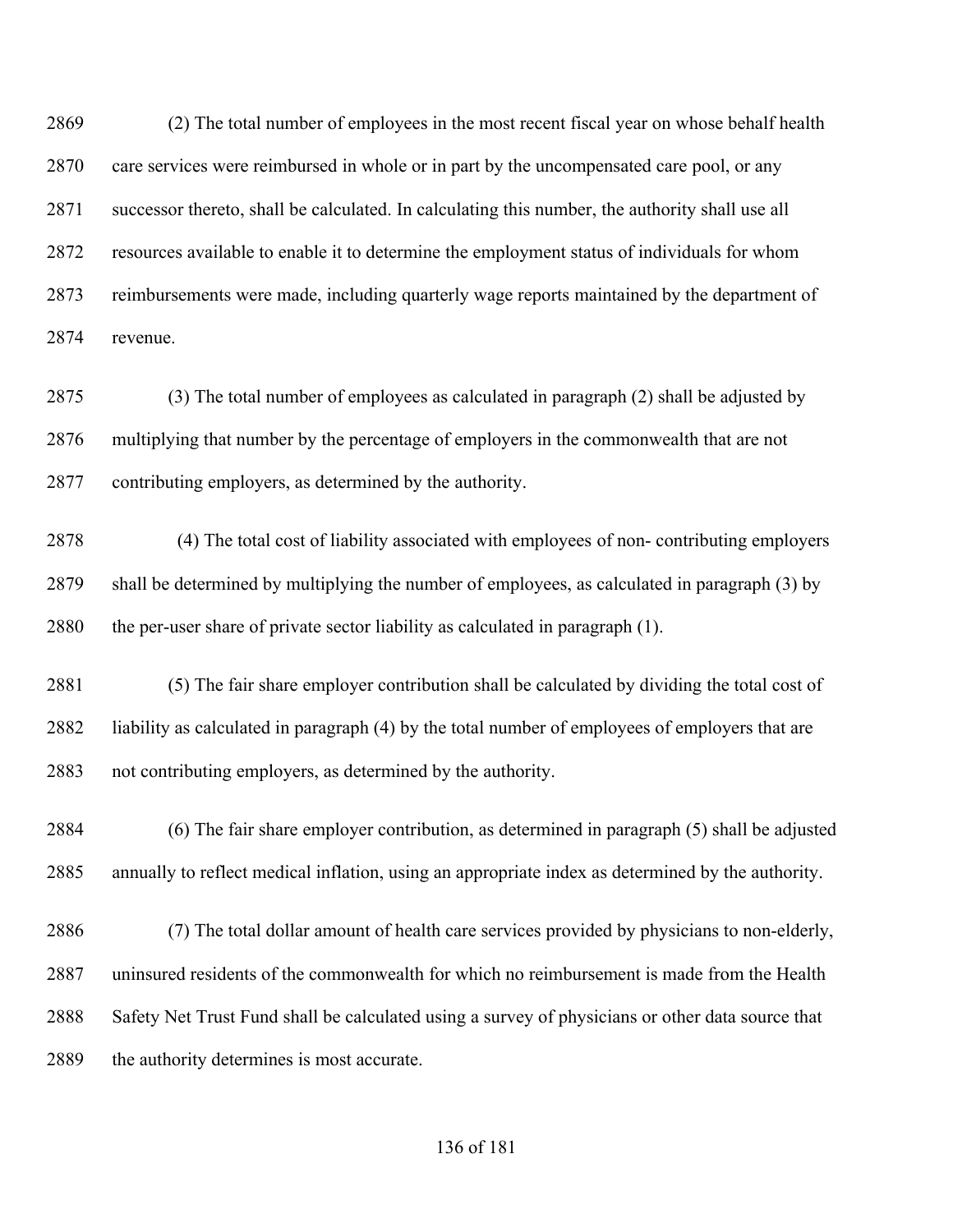(2) The total number of employees in the most recent fiscal year on whose behalf health care services were reimbursed in whole or in part by the uncompensated care pool, or any successor thereto, shall be calculated. In calculating this number, the authority shall use all resources available to enable it to determine the employment status of individuals for whom reimbursements were made, including quarterly wage reports maintained by the department of revenue.

(3) The total number of employees as calculated in paragraph (2) shall be adjusted by multiplying that number by the percentage of employers in the commonwealth that are not contributing employers, as determined by the authority.

(4) The total cost of liability associated with employees of non- contributing employers shall be determined by multiplying the number of employees, as calculated in paragraph (3) by the per-user share of private sector liability as calculated in paragraph (1).

(5) The fair share employer contribution shall be calculated by dividing the total cost of liability as calculated in paragraph (4) by the total number of employees of employers that are not contributing employers, as determined by the authority.

(6) The fair share employer contribution, as determined in paragraph (5) shall be adjusted annually to reflect medical inflation, using an appropriate index as determined by the authority.

(7) The total dollar amount of health care services provided by physicians to non-elderly, uninsured residents of the commonwealth for which no reimbursement is made from the Health Safety Net Trust Fund shall be calculated using a survey of physicians or other data source that the authority determines is most accurate.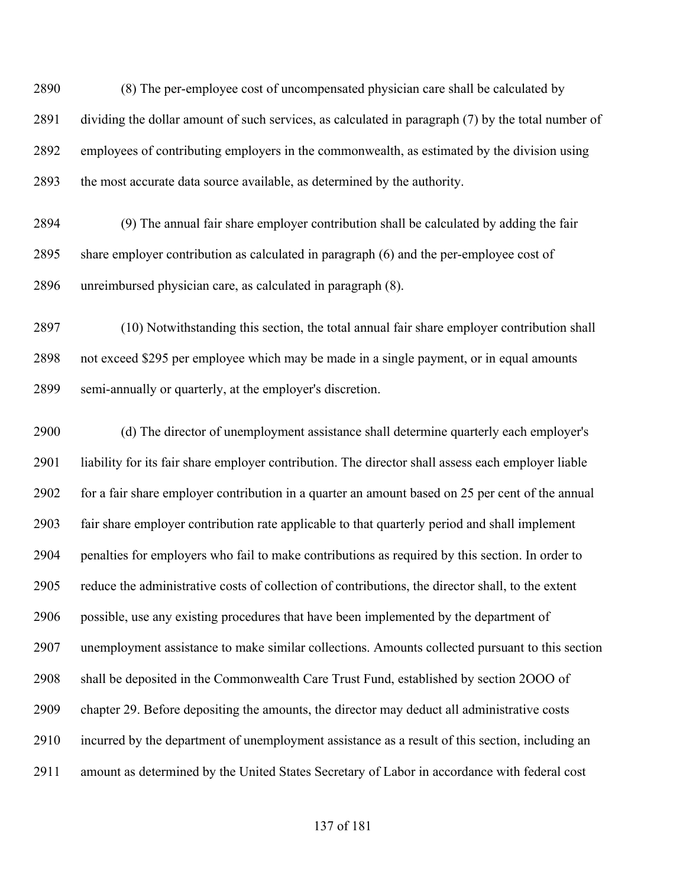(8) The per-employee cost of uncompensated physician care shall be calculated by dividing the dollar amount of such services, as calculated in paragraph (7) by the total number of employees of contributing employers in the commonwealth, as estimated by the division using the most accurate data source available, as determined by the authority.

(9) The annual fair share employer contribution shall be calculated by adding the fair share employer contribution as calculated in paragraph (6) and the per-employee cost of unreimbursed physician care, as calculated in paragraph (8).

(10) Notwithstanding this section, the total annual fair share employer contribution shall not exceed $295 per employee which may be made in a single payment, or in equal amounts semi-annually or quarterly, at the employer's discretion.

(d) The director of unemployment assistance shall determine quarterly each employer's liability for its fair share employer contribution. The director shall assess each employer liable for a fair share employer contribution in a quarter an amount based on 25 per cent of the annual fair share employer contribution rate applicable to that quarterly period and shall implement penalties for employers who fail to make contributions as required by this section. In order to reduce the administrative costs of collection of contributions, the director shall, to the extent possible, use any existing procedures that have been implemented by the department of unemployment assistance to make similar collections. Amounts collected pursuant to this section shall be deposited in the Commonwealth Care Trust Fund, established by section 2OOO of chapter 29. Before depositing the amounts, the director may deduct all administrative costs incurred by the department of unemployment assistance as a result of this section, including an amount as determined by the United States Secretary of Labor in accordance with federal cost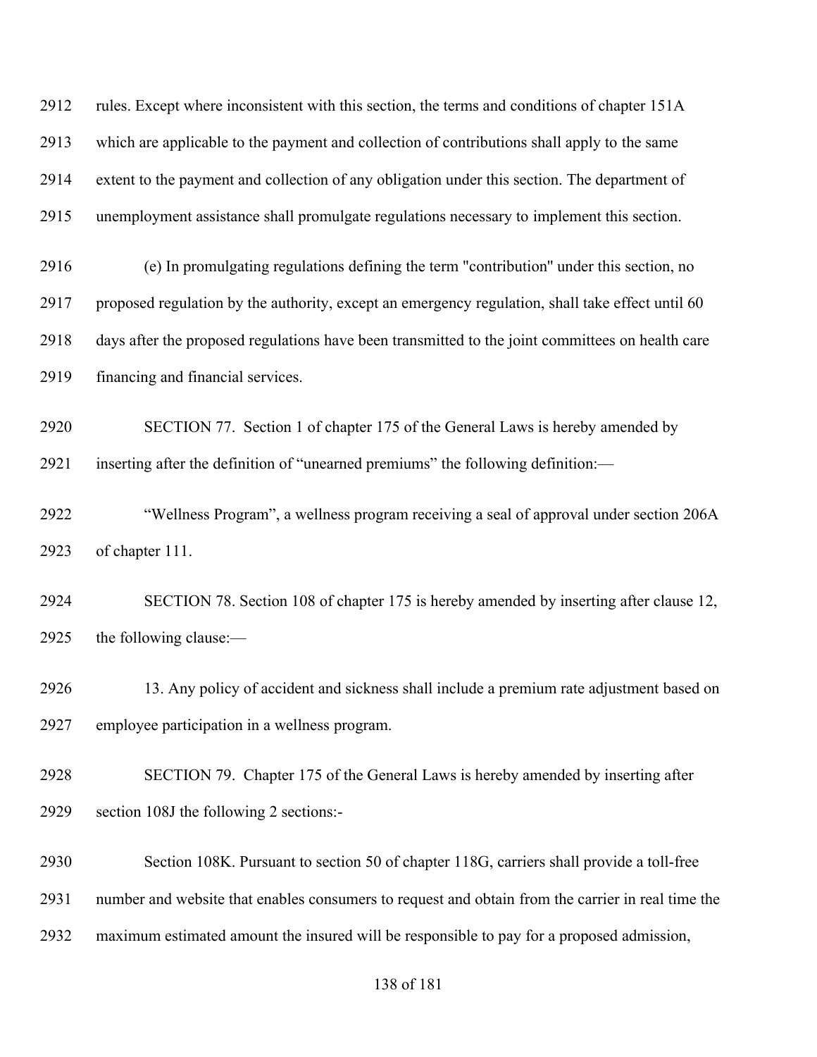rules. Except where inconsistent with this section, the terms and conditions of chapter 151A which are applicable to the payment and collection of contributions shall apply to the same extent to the payment and collection of any obligation under this section. The department of unemployment assistance shall promulgate regulations necessary to implement this section.

(e) In promulgating regulations defining the term "contribution" under this section, no proposed regulation by the authority, except an emergency regulation, shall take effect until 60 days after the proposed regulations have been transmitted to the joint committees on health care financing and financial services.

SECTION 77. Section 1 of chapter 175 of the General Laws is hereby amended by inserting after the definition of "unearned premiums" the following definition:—

"Wellness Program", a wellness program receiving a seal of approval under section 206A of chapter 111.

SECTION 78. Section 108 of chapter 175 is hereby amended by inserting after clause 12, the following clause:—

13. Any policy of accident and sickness shall include a premium rate adjustment based on employee participation in a wellness program.

SECTION 79. Chapter 175 of the General Laws is hereby amended by inserting after section 108J the following 2 sections:-

Section 108K. Pursuant to section 50 of chapter 118G, carriers shall provide a toll-free number and website that enables consumers to request and obtain from the carrier in real time the maximum estimated amount the insured will be responsible to pay for a proposed admission,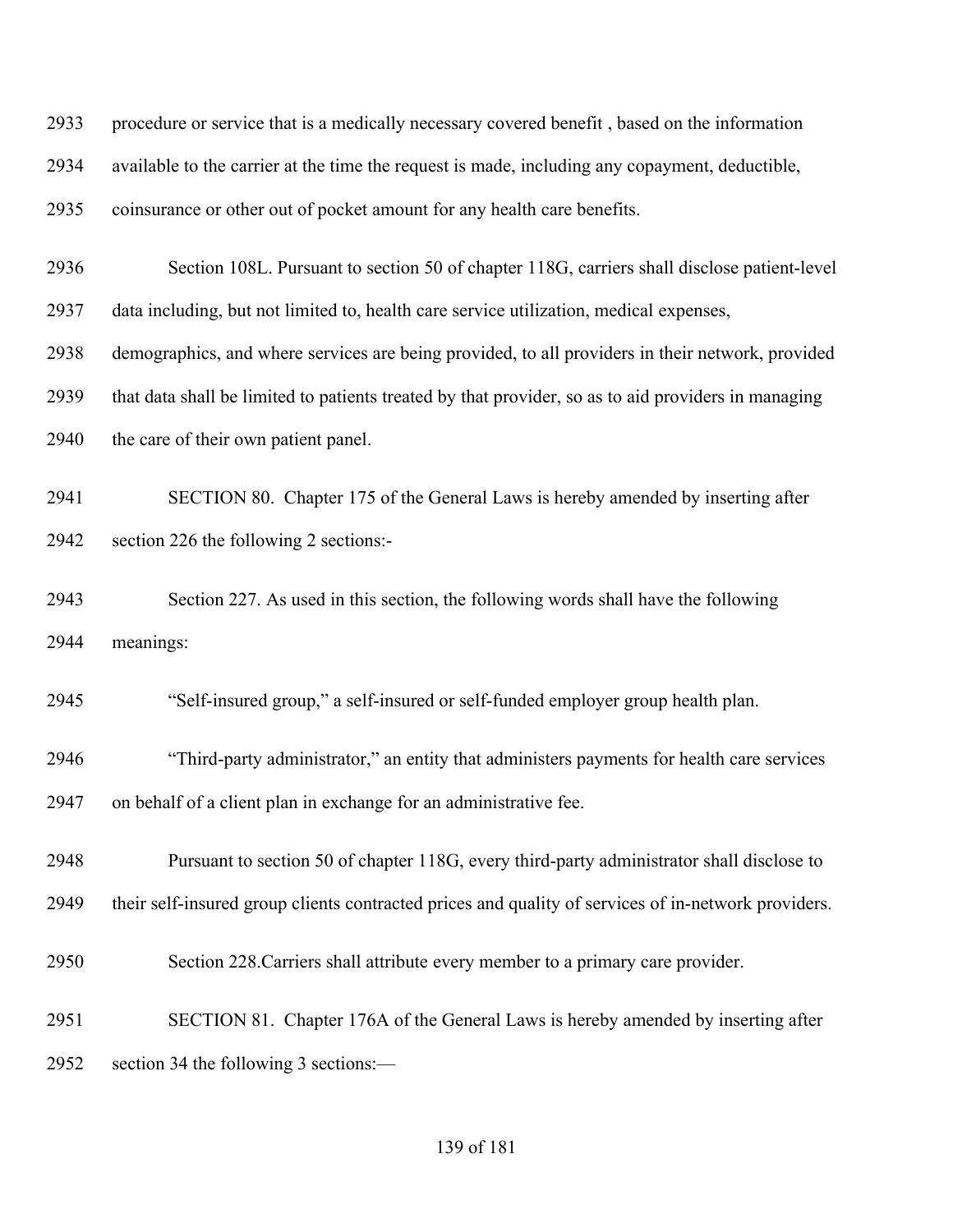procedure or service that is a medically necessary covered benefit , based on the information available to the carrier at the time the request is made, including any copayment, deductible, coinsurance or other out of pocket amount for any health care benefits.

Section 108L. Pursuant to section 50 of chapter 118G, carriers shall disclose patient-level data including, but not limited to, health care service utilization, medical expenses, demographics, and where services are being provided, to all providers in their network, provided that data shall be limited to patients treated by that provider, so as to aid providers in managing the care of their own patient panel.

SECTION 80. Chapter 175 of the General Laws is hereby amended by inserting after section 226 the following 2 sections:-

Section 227. As used in this section, the following words shall have the following meanings:

"Self-insured group," a self-insured or self-funded employer group health plan.

"Third-party administrator," an entity that administers payments for health care services on behalf of a client plan in exchange for an administrative fee.

Pursuant to section 50 of chapter 118G, every third-party administrator shall disclose to their self-insured group clients contracted prices and quality of services of in-network providers.

Section 228.Carriers shall attribute every member to a primary care provider.

SECTION 81. Chapter 176A of the General Laws is hereby amended by inserting after section 34 the following 3 sections:—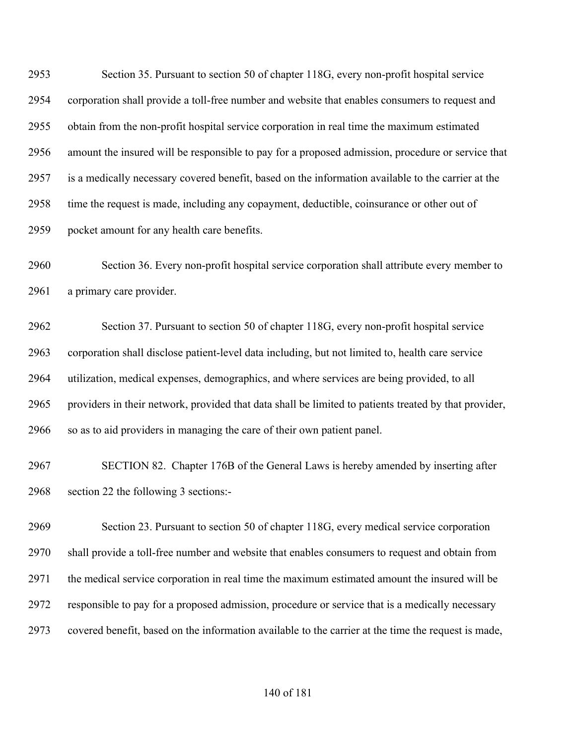Section 35. Pursuant to section 50 of chapter 118G, every non-profit hospital service corporation shall provide a toll-free number and website that enables consumers to request and obtain from the non-profit hospital service corporation in real time the maximum estimated amount the insured will be responsible to pay for a proposed admission, procedure or service that is a medically necessary covered benefit, based on the information available to the carrier at the time the request is made, including any copayment, deductible, coinsurance or other out of pocket amount for any health care benefits.

Section 36. Every non-profit hospital service corporation shall attribute every member to a primary care provider.

Section 37. Pursuant to section 50 of chapter 118G, every non-profit hospital service corporation shall disclose patient-level data including, but not limited to, health care service utilization, medical expenses, demographics, and where services are being provided, to all providers in their network, provided that data shall be limited to patients treated by that provider, so as to aid providers in managing the care of their own patient panel.

SECTION 82. Chapter 176B of the General Laws is hereby amended by inserting after section 22 the following 3 sections:-

Section 23. Pursuant to section 50 of chapter 118G, every medical service corporation shall provide a toll-free number and website that enables consumers to request and obtain from the medical service corporation in real time the maximum estimated amount the insured will be responsible to pay for a proposed admission, procedure or service that is a medically necessary covered benefit, based on the information available to the carrier at the time the request is made,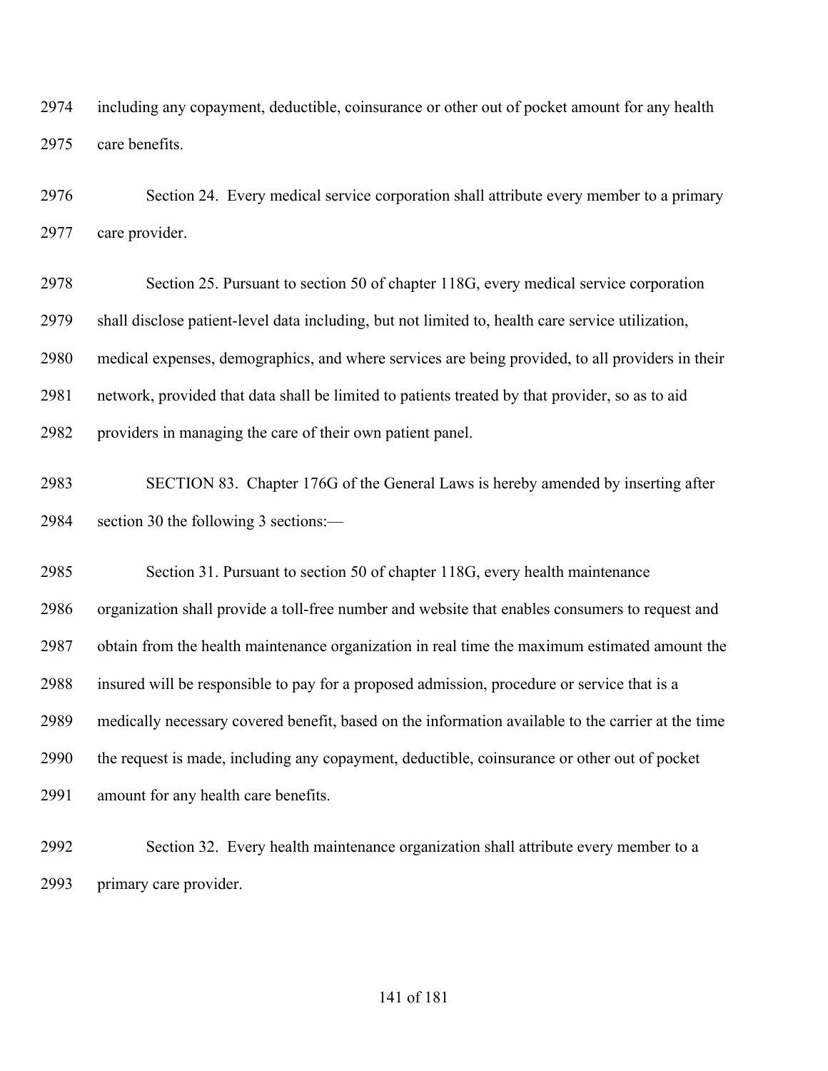including any copayment, deductible, coinsurance or other out of pocket amount for any health care benefits.

Section 24. Every medical service corporation shall attribute every member to a primary care provider.

Section 25. Pursuant to section 50 of chapter 118G, every medical service corporation shall disclose patient-level data including, but not limited to, health care service utilization, medical expenses, demographics, and where services are being provided, to all providers in their network, provided that data shall be limited to patients treated by that provider, so as to aid providers in managing the care of their own patient panel.

SECTION 83. Chapter 176G of the General Laws is hereby amended by inserting after section 30 the following 3 sections:—

Section 31. Pursuant to section 50 of chapter 118G, every health maintenance organization shall provide a toll-free number and website that enables consumers to request and obtain from the health maintenance organization in real time the maximum estimated amount the insured will be responsible to pay for a proposed admission, procedure or service that is a medically necessary covered benefit, based on the information available to the carrier at the time the request is made, including any copayment, deductible, coinsurance or other out of pocket amount for any health care benefits.

Section 32. Every health maintenance organization shall attribute every member to a primary care provider.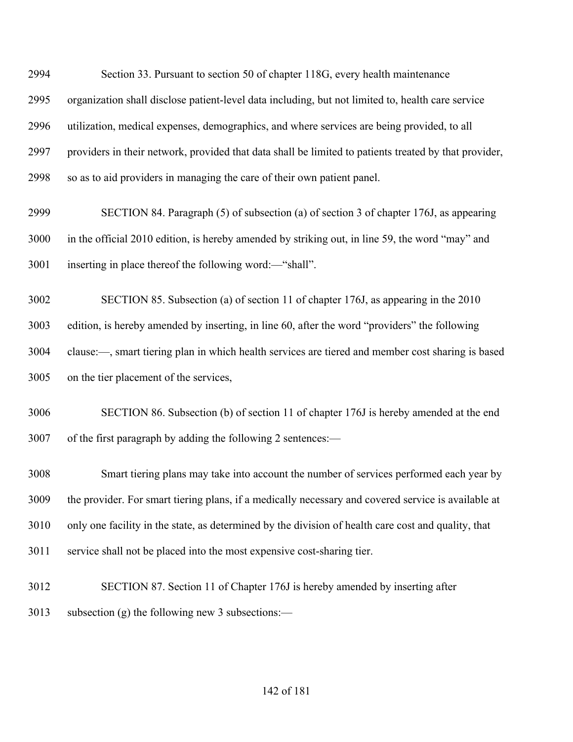Section 33. Pursuant to section 50 of chapter 118G, every health maintenance organization shall disclose patient-level data including, but not limited to, health care service utilization, medical expenses, demographics, and where services are being provided, to all providers in their network, provided that data shall be limited to patients treated by that provider, so as to aid providers in managing the care of their own patient panel.

SECTION 84. Paragraph (5) of subsection (a) of section 3 of chapter 176J, as appearing in the official 2010 edition, is hereby amended by striking out, in line 59, the word "may" and inserting in place thereof the following word:—"shall".

SECTION 85. Subsection (a) of section 11 of chapter 176J, as appearing in the 2010 edition, is hereby amended by inserting, in line 60, after the word "providers" the following clause:—, smart tiering plan in which health services are tiered and member cost sharing is based on the tier placement of the services,

SECTION 86. Subsection (b) of section 11 of chapter 176J is hereby amended at the end of the first paragraph by adding the following 2 sentences:—

Smart tiering plans may take into account the number of services performed each year by the provider. For smart tiering plans, if a medically necessary and covered service is available at only one facility in the state, as determined by the division of health care cost and quality, that service shall not be placed into the most expensive cost-sharing tier.

SECTION 87. Section 11 of Chapter 176J is hereby amended by inserting after subsection (g) the following new 3 subsections:—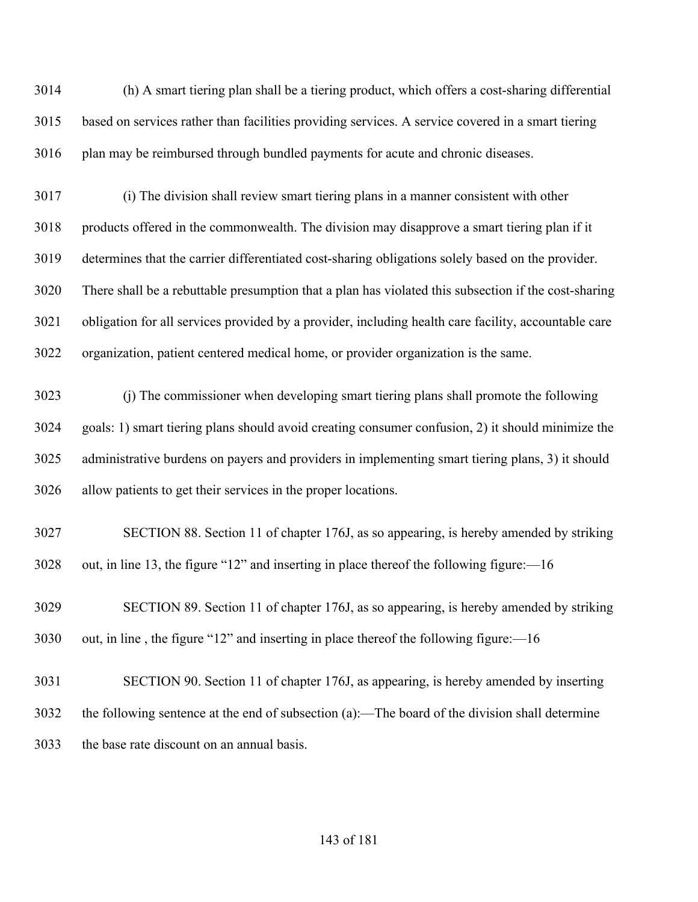(h) A smart tiering plan shall be a tiering product, which offers a cost-sharing differential based on services rather than facilities providing services. A service covered in a smart tiering plan may be reimbursed through bundled payments for acute and chronic diseases.

(i) The division shall review smart tiering plans in a manner consistent with other products offered in the commonwealth. The division may disapprove a smart tiering plan if it determines that the carrier differentiated cost-sharing obligations solely based on the provider. There shall be a rebuttable presumption that a plan has violated this subsection if the cost-sharing obligation for all services provided by a provider, including health care facility, accountable care organization, patient centered medical home, or provider organization is the same.

(j) The commissioner when developing smart tiering plans shall promote the following goals: 1) smart tiering plans should avoid creating consumer confusion, 2) it should minimize the administrative burdens on payers and providers in implementing smart tiering plans, 3) it should allow patients to get their services in the proper locations.

SECTION 88. Section 11 of chapter 176J, as so appearing, is hereby amended by striking out, in line 13, the figure "12" and inserting in place thereof the following figure:—16

SECTION 89. Section 11 of chapter 176J, as so appearing, is hereby amended by striking out, in line , the figure "12" and inserting in place thereof the following figure:—16

SECTION 90. Section 11 of chapter 176J, as appearing, is hereby amended by inserting the following sentence at the end of subsection (a):—The board of the division shall determine the base rate discount on an annual basis.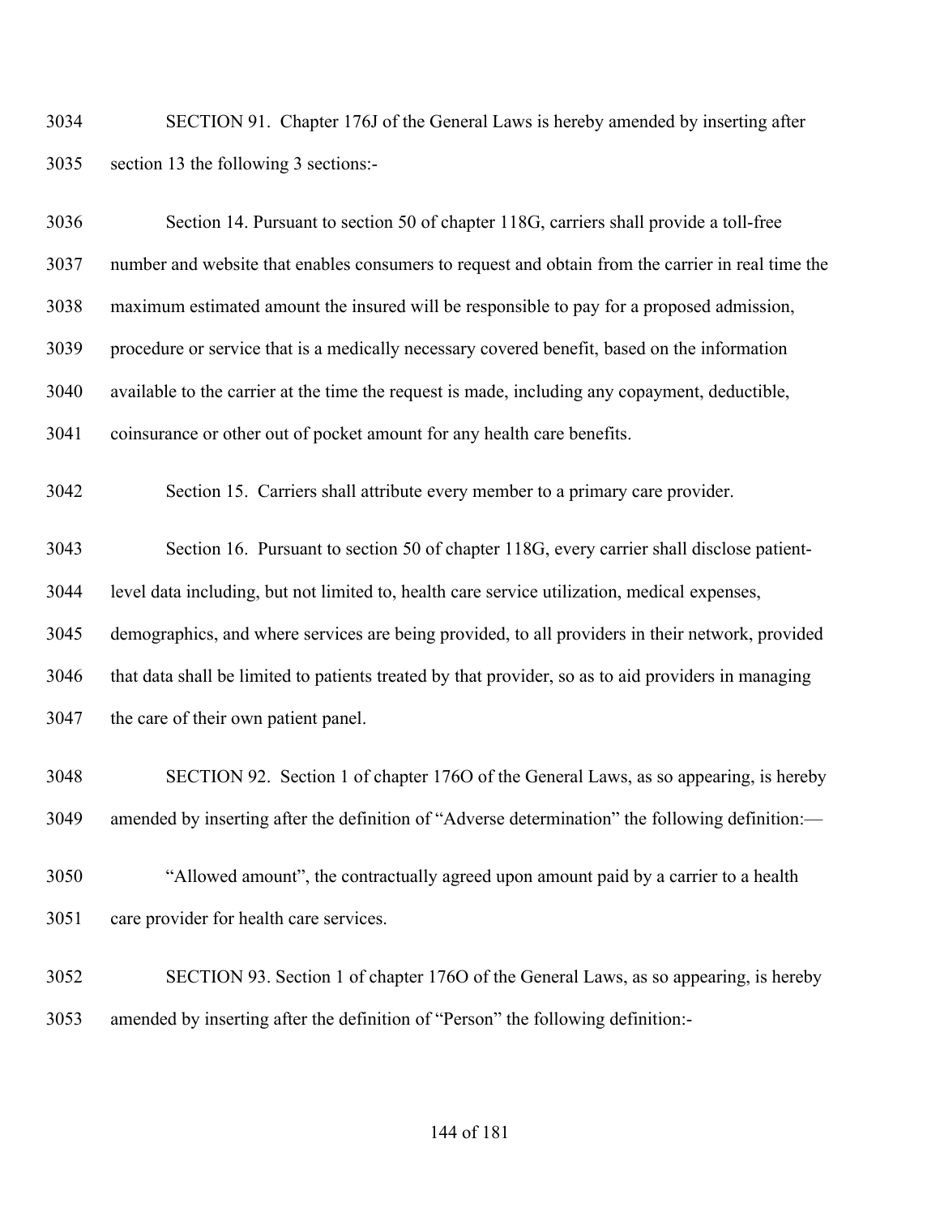SECTION 91. Chapter 176J of the General Laws is hereby amended by inserting after section 13 the following 3 sections:-

Section 14. Pursuant to section 50 of chapter 118G, carriers shall provide a toll-free number and website that enables consumers to request and obtain from the carrier in real time the maximum estimated amount the insured will be responsible to pay for a proposed admission, procedure or service that is a medically necessary covered benefit, based on the information available to the carrier at the time the request is made, including any copayment, deductible, coinsurance or other out of pocket amount for any health care benefits.

Section 15. Carriers shall attribute every member to a primary care provider.

Section 16. Pursuant to section 50 of chapter 118G, every carrier shall disclose patient-level data including, but not limited to, health care service utilization, medical expenses, demographics, and where services are being provided, to all providers in their network, provided that data shall be limited to patients treated by that provider, so as to aid providers in managing the care of their own patient panel.

SECTION 92. Section 1 of chapter 176O of the General Laws, as so appearing, is hereby amended by inserting after the definition of "Adverse determination" the following definition:—

"Allowed amount", the contractually agreed upon amount paid by a carrier to a health care provider for health care services.

SECTION 93. Section 1 of chapter 176O of the General Laws, as so appearing, is hereby amended by inserting after the definition of "Person" the following definition:-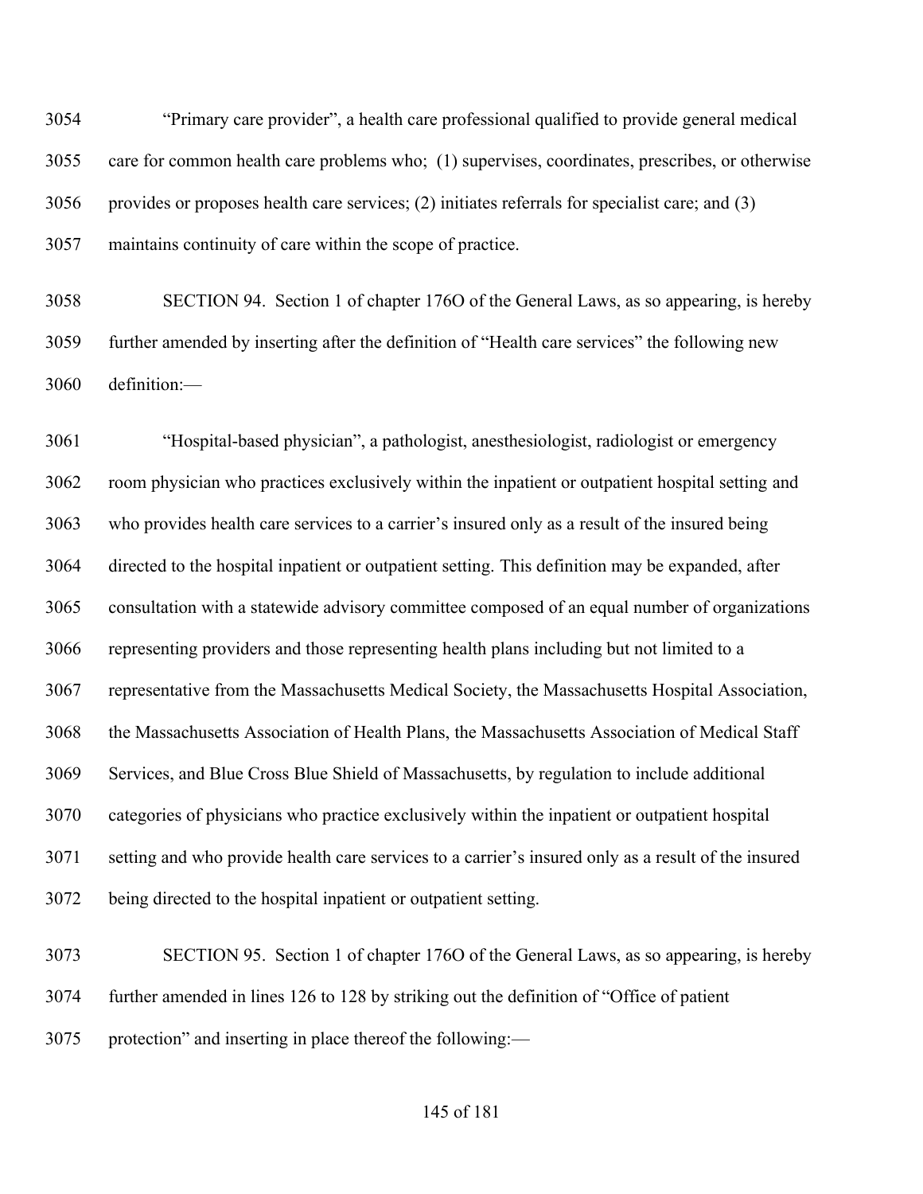"Primary care provider", a health care professional qualified to provide general medical care for common health care problems who; (1) supervises, coordinates, prescribes, or otherwise provides or proposes health care services; (2) initiates referrals for specialist care; and (3) maintains continuity of care within the scope of practice.

SECTION 94. Section 1 of chapter 176O of the General Laws, as so appearing, is hereby further amended by inserting after the definition of "Health care services" the following new definition:—

"Hospital-based physician", a pathologist, anesthesiologist, radiologist or emergency room physician who practices exclusively within the inpatient or outpatient hospital setting and who provides health care services to a carrier's insured only as a result of the insured being directed to the hospital inpatient or outpatient setting. This definition may be expanded, after consultation with a statewide advisory committee composed of an equal number of organizations representing providers and those representing health plans including but not limited to a representative from the Massachusetts Medical Society, the Massachusetts Hospital Association, the Massachusetts Association of Health Plans, the Massachusetts Association of Medical Staff Services, and Blue Cross Blue Shield of Massachusetts, by regulation to include additional categories of physicians who practice exclusively within the inpatient or outpatient hospital setting and who provide health care services to a carrier's insured only as a result of the insured being directed to the hospital inpatient or outpatient setting.

SECTION 95. Section 1 of chapter 176O of the General Laws, as so appearing, is hereby further amended in lines 126 to 128 by striking out the definition of "Office of patient protection" and inserting in place thereof the following:—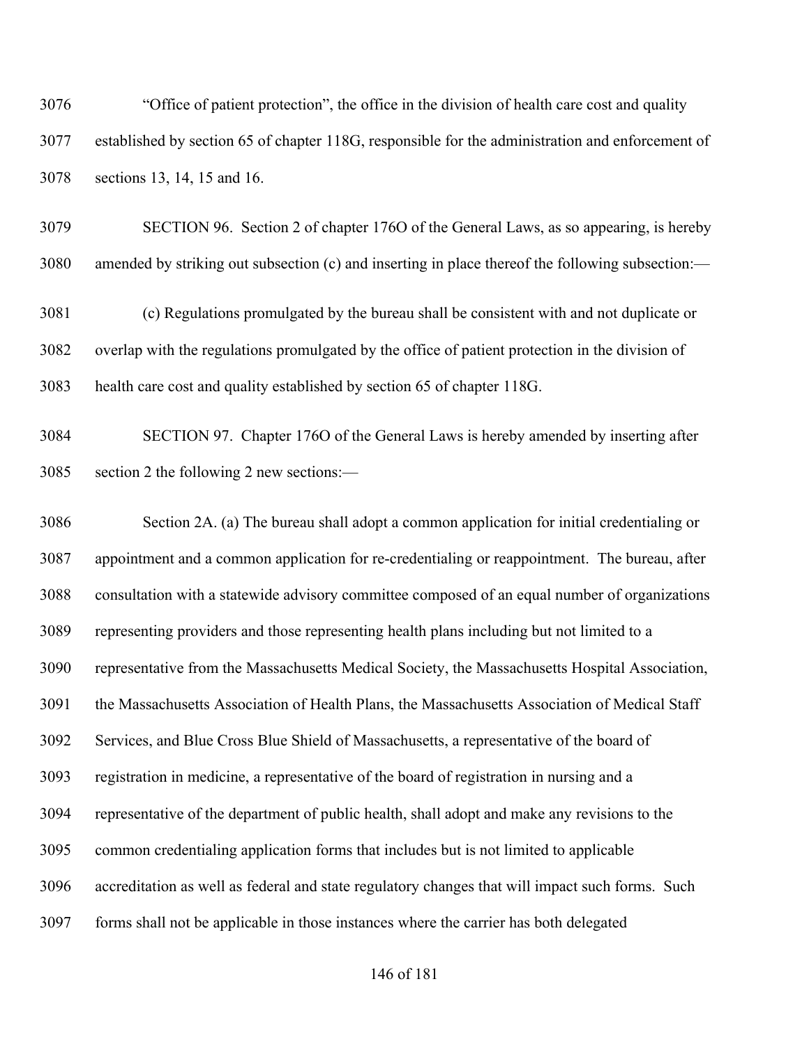"Office of patient protection", the office in the division of health care cost and quality established by section 65 of chapter 118G, responsible for the administration and enforcement of sections 13, 14, 15 and 16.

SECTION 96. Section 2 of chapter 176O of the General Laws, as so appearing, is hereby amended by striking out subsection (c) and inserting in place thereof the following subsection:—

(c) Regulations promulgated by the bureau shall be consistent with and not duplicate or overlap with the regulations promulgated by the office of patient protection in the division of health care cost and quality established by section 65 of chapter 118G.

SECTION 97. Chapter 176O of the General Laws is hereby amended by inserting after section 2 the following 2 new sections:—

Section 2A. (a) The bureau shall adopt a common application for initial credentialing or appointment and a common application for re-credentialing or reappointment. The bureau, after consultation with a statewide advisory committee composed of an equal number of organizations representing providers and those representing health plans including but not limited to a representative from the Massachusetts Medical Society, the Massachusetts Hospital Association, the Massachusetts Association of Health Plans, the Massachusetts Association of Medical Staff Services, and Blue Cross Blue Shield of Massachusetts, a representative of the board of registration in medicine, a representative of the board of registration in nursing and a representative of the department of public health, shall adopt and make any revisions to the common credentialing application forms that includes but is not limited to applicable accreditation as well as federal and state regulatory changes that will impact such forms. Such forms shall not be applicable in those instances where the carrier has both delegated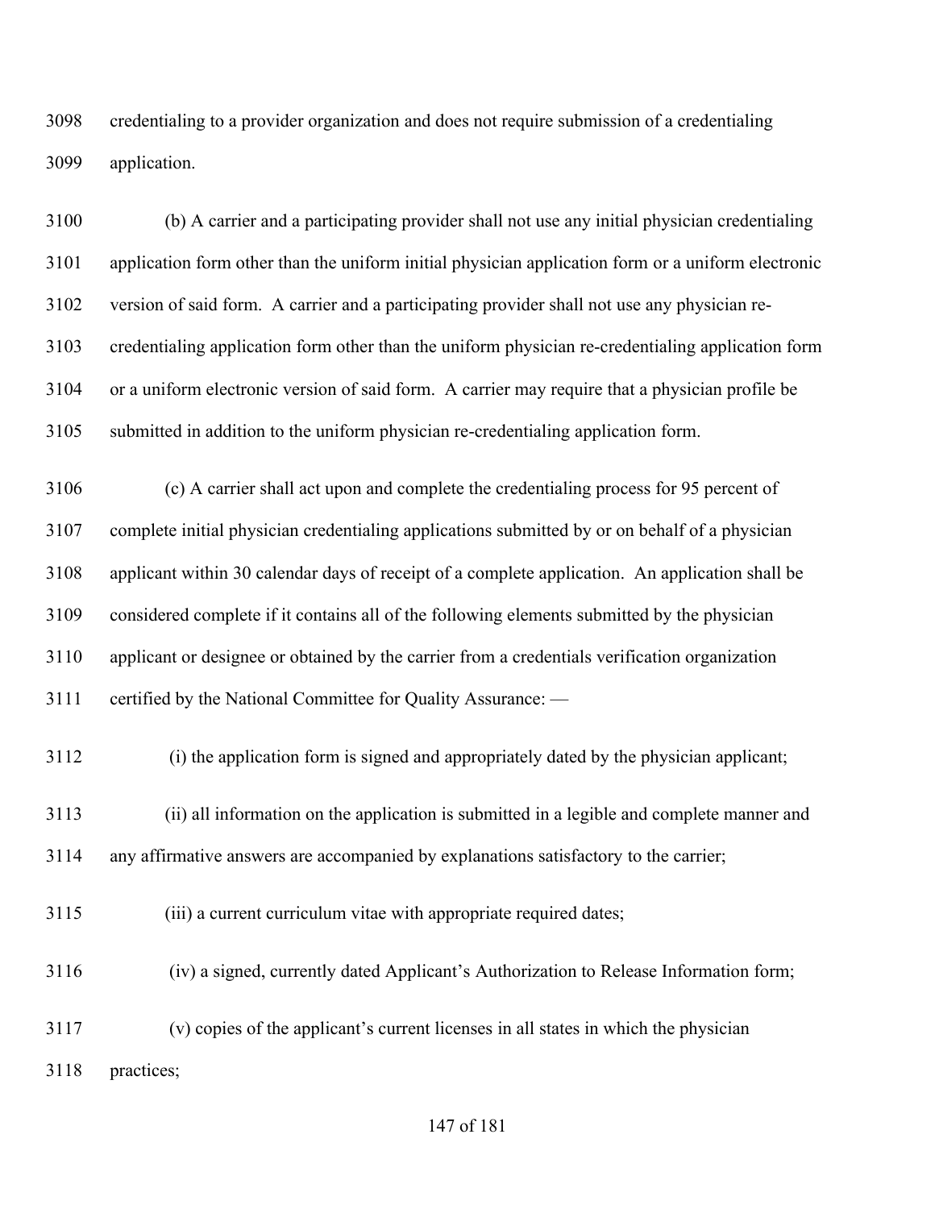credentialing to a provider organization and does not require submission of a credentialing application.

(b) A carrier and a participating provider shall not use any initial physician credentialing application form other than the uniform initial physician application form or a uniform electronic version of said form. A carrier and a participating provider shall not use any physician re-credentialing application form other than the uniform physician re-credentialing application form or a uniform electronic version of said form. A carrier may require that a physician profile be submitted in addition to the uniform physician re-credentialing application form.

(c) A carrier shall act upon and complete the credentialing process for 95 percent of complete initial physician credentialing applications submitted by or on behalf of a physician applicant within 30 calendar days of receipt of a complete application. An application shall be considered complete if it contains all of the following elements submitted by the physician applicant or designee or obtained by the carrier from a credentials verification organization certified by the National Committee for Quality Assurance: —

(i) the application form is signed and appropriately dated by the physician applicant;

(ii) all information on the application is submitted in a legible and complete manner and any affirmative answers are accompanied by explanations satisfactory to the carrier;

(iii) a current curriculum vitae with appropriate required dates;

(iv) a signed, currently dated Applicant's Authorization to Release Information form;

(v) copies of the applicant's current licenses in all states in which the physician practices;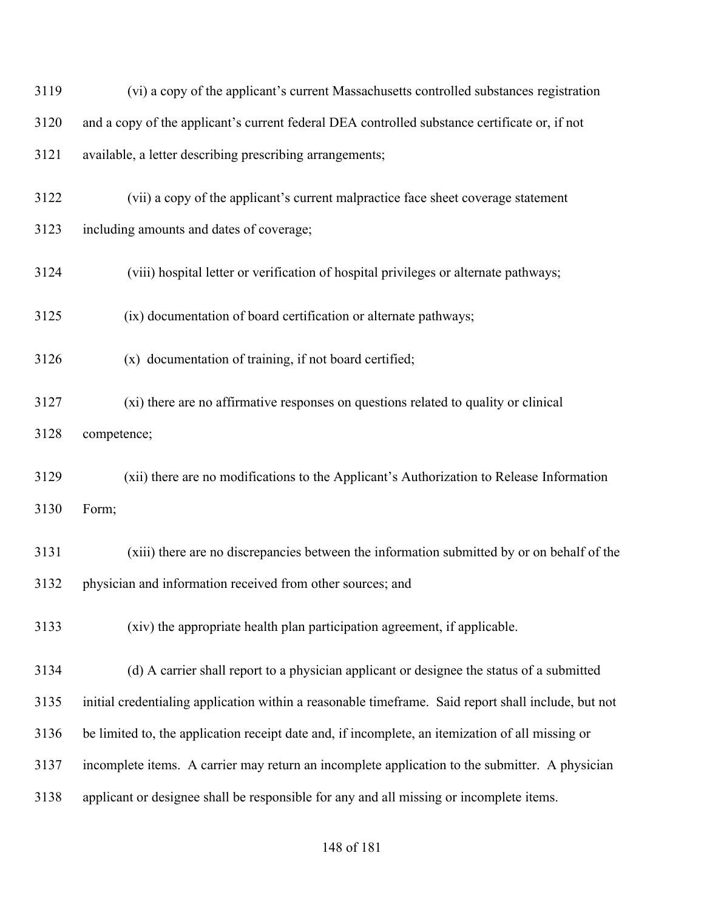(vi) a copy of the applicant's current Massachusetts controlled substances registration and a copy of the applicant's current federal DEA controlled substance certificate or, if not available, a letter describing prescribing arrangements;

(vii) a copy of the applicant's current malpractice face sheet coverage statement including amounts and dates of coverage;

(viii) hospital letter or verification of hospital privileges or alternate pathways;

(ix) documentation of board certification or alternate pathways;

(x) documentation of training, if not board certified;

(xi) there are no affirmative responses on questions related to quality or clinical competence;

(xii) there are no modifications to the Applicant's Authorization to Release Information Form;

(xiii) there are no discrepancies between the information submitted by or on behalf of the physician and information received from other sources; and

(xiv) the appropriate health plan participation agreement, if applicable.

(d) A carrier shall report to a physician applicant or designee the status of a submitted initial credentialing application within a reasonable timeframe. Said report shall include, but not be limited to, the application receipt date and, if incomplete, an itemization of all missing or incomplete items. A carrier may return an incomplete application to the submitter. A physician applicant or designee shall be responsible for any and all missing or incomplete items.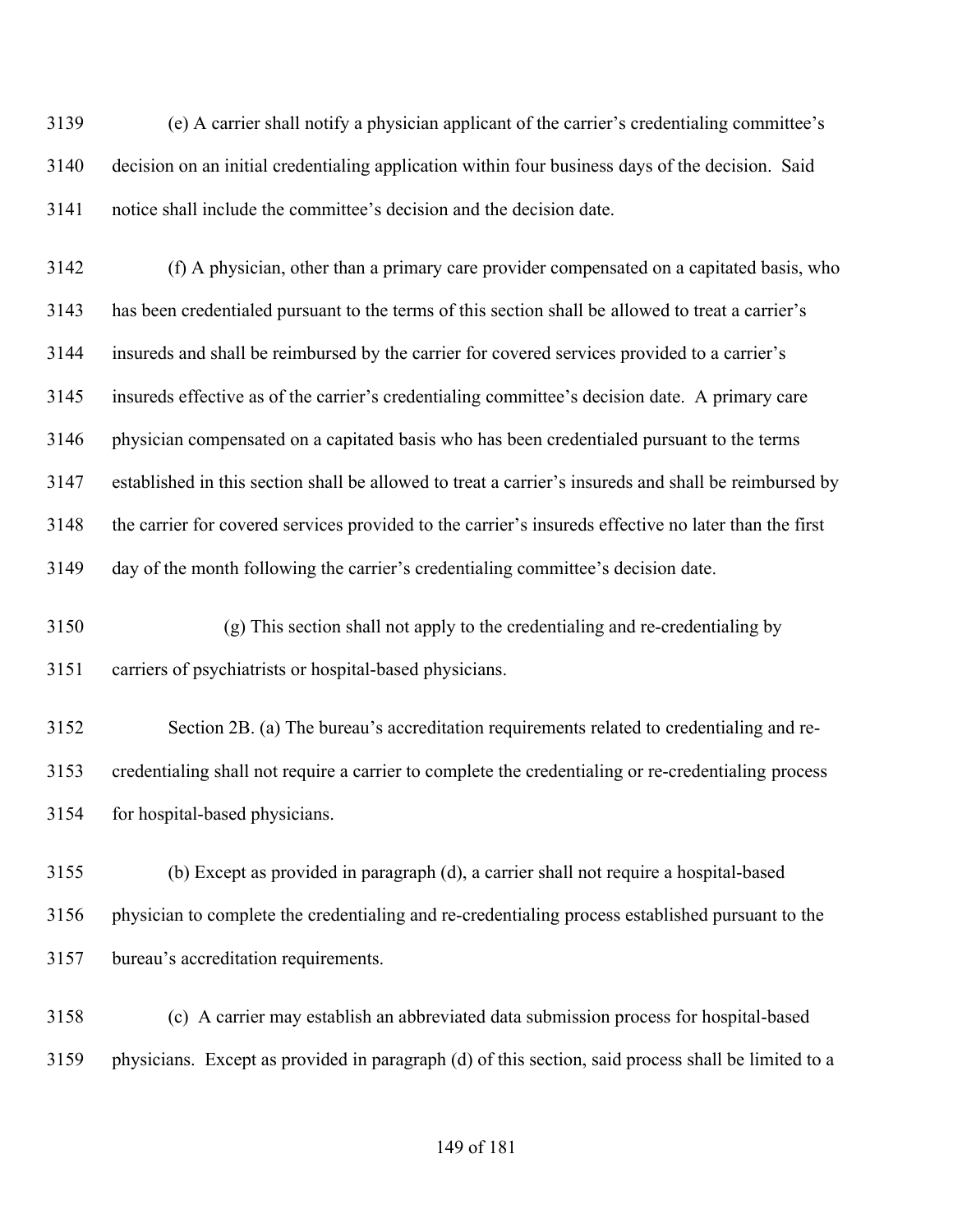(e) A carrier shall notify a physician applicant of the carrier's credentialing committee's decision on an initial credentialing application within four business days of the decision. Said notice shall include the committee's decision and the decision date.

(f) A physician, other than a primary care provider compensated on a capitated basis, who has been credentialed pursuant to the terms of this section shall be allowed to treat a carrier's insureds and shall be reimbursed by the carrier for covered services provided to a carrier's insureds effective as of the carrier's credentialing committee's decision date. A primary care physician compensated on a capitated basis who has been credentialed pursuant to the terms established in this section shall be allowed to treat a carrier's insureds and shall be reimbursed by the carrier for covered services provided to the carrier's insureds effective no later than the first day of the month following the carrier's credentialing committee's decision date.

(g) This section shall not apply to the credentialing and re-credentialing by carriers of psychiatrists or hospital-based physicians.

Section 2B. (a) The bureau's accreditation requirements related to credentialing and re-credentialing shall not require a carrier to complete the credentialing or re-credentialing process for hospital-based physicians.

(b) Except as provided in paragraph (d), a carrier shall not require a hospital-based physician to complete the credentialing and re-credentialing process established pursuant to the bureau's accreditation requirements.

(c) A carrier may establish an abbreviated data submission process for hospital-based physicians. Except as provided in paragraph (d) of this section, said process shall be limited to a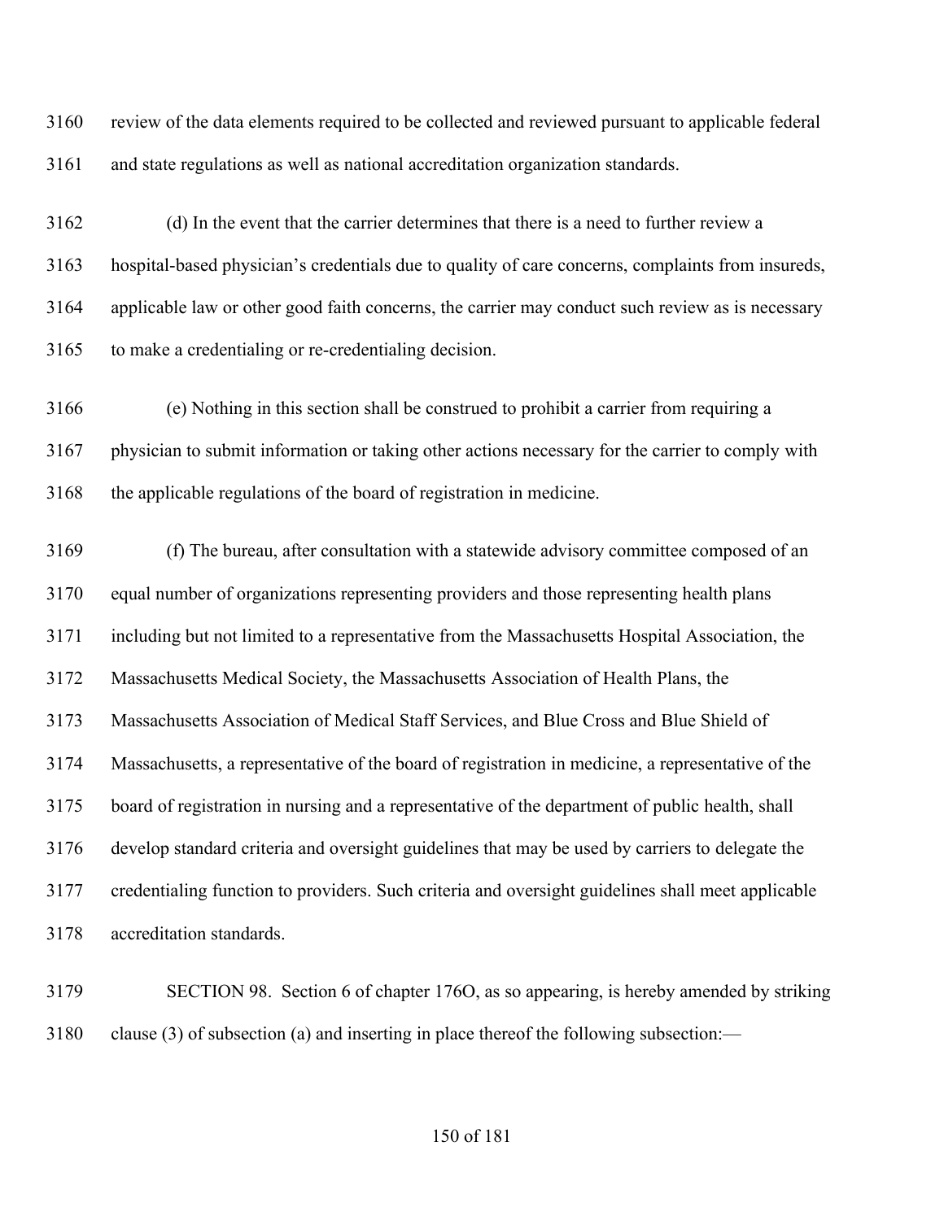review of the data elements required to be collected and reviewed pursuant to applicable federal and state regulations as well as national accreditation organization standards.

(d) In the event that the carrier determines that there is a need to further review a hospital-based physician's credentials due to quality of care concerns, complaints from insureds, applicable law or other good faith concerns, the carrier may conduct such review as is necessary to make a credentialing or re-credentialing decision.

(e) Nothing in this section shall be construed to prohibit a carrier from requiring a physician to submit information or taking other actions necessary for the carrier to comply with the applicable regulations of the board of registration in medicine.

(f) The bureau, after consultation with a statewide advisory committee composed of an equal number of organizations representing providers and those representing health plans including but not limited to a representative from the Massachusetts Hospital Association, the Massachusetts Medical Society, the Massachusetts Association of Health Plans, the Massachusetts Association of Medical Staff Services, and Blue Cross and Blue Shield of Massachusetts, a representative of the board of registration in medicine, a representative of the board of registration in nursing and a representative of the department of public health, shall develop standard criteria and oversight guidelines that may be used by carriers to delegate the credentialing function to providers. Such criteria and oversight guidelines shall meet applicable accreditation standards.

SECTION 98. Section 6 of chapter 176O, as so appearing, is hereby amended by striking clause (3) of subsection (a) and inserting in place thereof the following subsection:—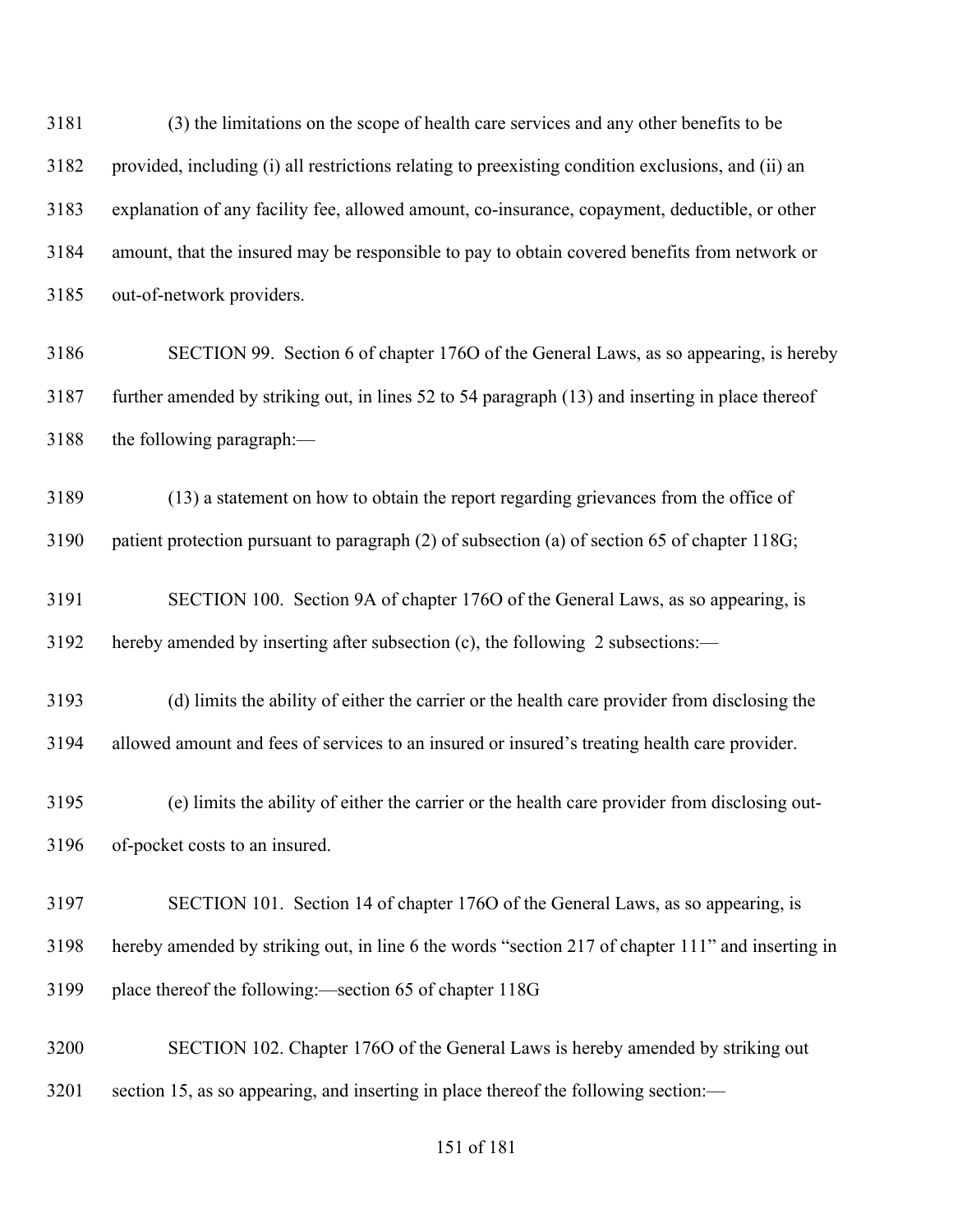(3) the limitations on the scope of health care services and any other benefits to be provided, including (i) all restrictions relating to preexisting condition exclusions, and (ii) an explanation of any facility fee, allowed amount, co-insurance, copayment, deductible, or other amount, that the insured may be responsible to pay to obtain covered benefits from network or out-of-network providers.

SECTION 99. Section 6 of chapter 176O of the General Laws, as so appearing, is hereby further amended by striking out, in lines 52 to 54 paragraph (13) and inserting in place thereof the following paragraph:—

(13) a statement on how to obtain the report regarding grievances from the office of patient protection pursuant to paragraph (2) of subsection (a) of section 65 of chapter 118G;

SECTION 100. Section 9A of chapter 176O of the General Laws, as so appearing, is hereby amended by inserting after subsection (c), the following 2 subsections:—

(d) limits the ability of either the carrier or the health care provider from disclosing the allowed amount and fees of services to an insured or insured's treating health care provider.

(e) limits the ability of either the carrier or the health care provider from disclosing out-of-pocket costs to an insured.

SECTION 101. Section 14 of chapter 176O of the General Laws, as so appearing, is hereby amended by striking out, in line 6 the words "section 217 of chapter 111" and inserting in place thereof the following:—section 65 of chapter 118G

SECTION 102. Chapter 176O of the General Laws is hereby amended by striking out section 15, as so appearing, and inserting in place thereof the following section:—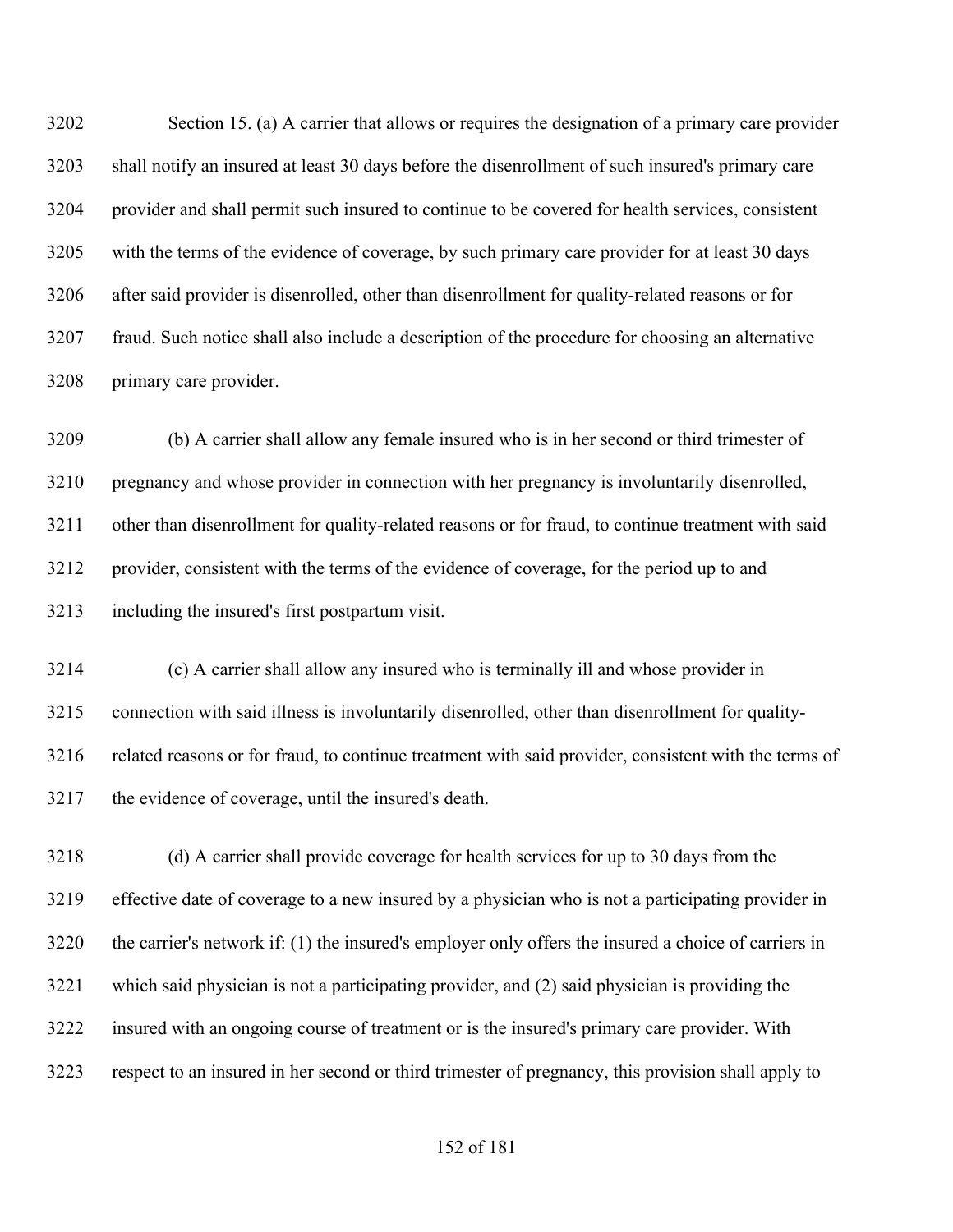Section 15. (a) A carrier that allows or requires the designation of a primary care provider shall notify an insured at least 30 days before the disenrollment of such insured's primary care provider and shall permit such insured to continue to be covered for health services, consistent with the terms of the evidence of coverage, by such primary care provider for at least 30 days after said provider is disenrolled, other than disenrollment for quality-related reasons or for fraud. Such notice shall also include a description of the procedure for choosing an alternative primary care provider.

(b) A carrier shall allow any female insured who is in her second or third trimester of pregnancy and whose provider in connection with her pregnancy is involuntarily disenrolled, other than disenrollment for quality-related reasons or for fraud, to continue treatment with said provider, consistent with the terms of the evidence of coverage, for the period up to and including the insured's first postpartum visit.

(c) A carrier shall allow any insured who is terminally ill and whose provider in connection with said illness is involuntarily disenrolled, other than disenrollment for quality-related reasons or for fraud, to continue treatment with said provider, consistent with the terms of the evidence of coverage, until the insured's death.

(d) A carrier shall provide coverage for health services for up to 30 days from the effective date of coverage to a new insured by a physician who is not a participating provider in the carrier's network if: (1) the insured's employer only offers the insured a choice of carriers in which said physician is not a participating provider, and (2) said physician is providing the insured with an ongoing course of treatment or is the insured's primary care provider. With respect to an insured in her second or third trimester of pregnancy, this provision shall apply to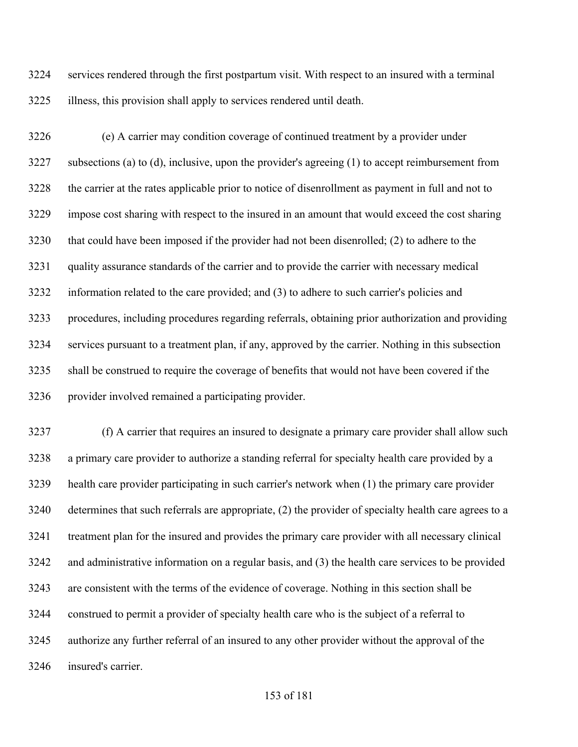services rendered through the first postpartum visit. With respect to an insured with a terminal illness, this provision shall apply to services rendered until death.

(e) A carrier may condition coverage of continued treatment by a provider under subsections (a) to (d), inclusive, upon the provider's agreeing (1) to accept reimbursement from the carrier at the rates applicable prior to notice of disenrollment as payment in full and not to impose cost sharing with respect to the insured in an amount that would exceed the cost sharing that could have been imposed if the provider had not been disenrolled; (2) to adhere to the quality assurance standards of the carrier and to provide the carrier with necessary medical information related to the care provided; and (3) to adhere to such carrier's policies and procedures, including procedures regarding referrals, obtaining prior authorization and providing services pursuant to a treatment plan, if any, approved by the carrier. Nothing in this subsection shall be construed to require the coverage of benefits that would not have been covered if the provider involved remained a participating provider.

(f) A carrier that requires an insured to designate a primary care provider shall allow such a primary care provider to authorize a standing referral for specialty health care provided by a health care provider participating in such carrier's network when (1) the primary care provider determines that such referrals are appropriate, (2) the provider of specialty health care agrees to a treatment plan for the insured and provides the primary care provider with all necessary clinical and administrative information on a regular basis, and (3) the health care services to be provided are consistent with the terms of the evidence of coverage. Nothing in this section shall be construed to permit a provider of specialty health care who is the subject of a referral to authorize any further referral of an insured to any other provider without the approval of the insured's carrier.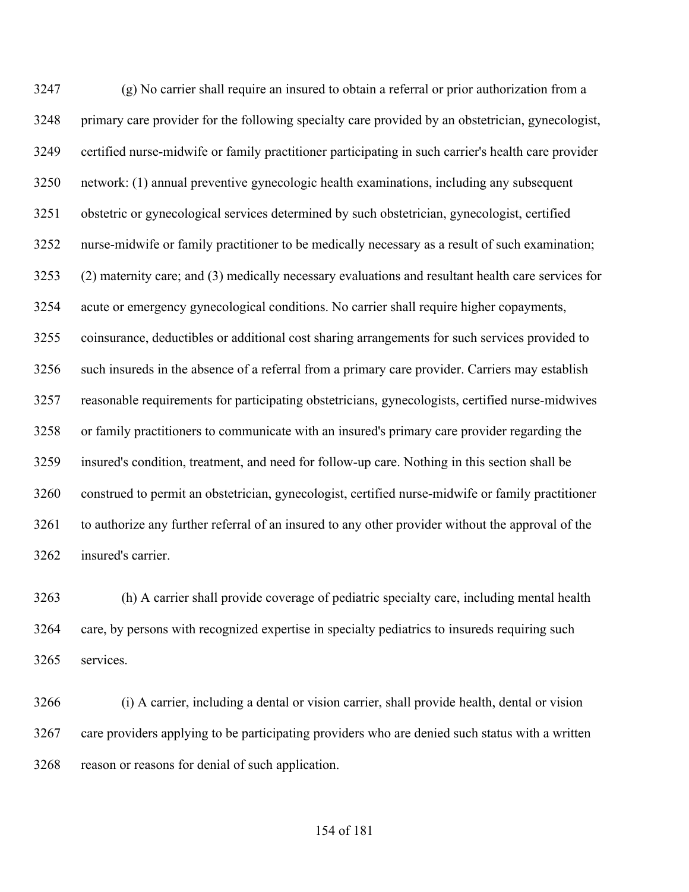(g) No carrier shall require an insured to obtain a referral or prior authorization from a primary care provider for the following specialty care provided by an obstetrician, gynecologist, certified nurse-midwife or family practitioner participating in such carrier's health care provider network: (1) annual preventive gynecologic health examinations, including any subsequent obstetric or gynecological services determined by such obstetrician, gynecologist, certified nurse-midwife or family practitioner to be medically necessary as a result of such examination; (2) maternity care; and (3) medically necessary evaluations and resultant health care services for acute or emergency gynecological conditions. No carrier shall require higher copayments, coinsurance, deductibles or additional cost sharing arrangements for such services provided to such insureds in the absence of a referral from a primary care provider. Carriers may establish reasonable requirements for participating obstetricians, gynecologists, certified nurse-midwives or family practitioners to communicate with an insured's primary care provider regarding the insured's condition, treatment, and need for follow-up care. Nothing in this section shall be construed to permit an obstetrician, gynecologist, certified nurse-midwife or family practitioner to authorize any further referral of an insured to any other provider without the approval of the insured's carrier.

(h) A carrier shall provide coverage of pediatric specialty care, including mental health care, by persons with recognized expertise in specialty pediatrics to insureds requiring such services.

(i) A carrier, including a dental or vision carrier, shall provide health, dental or vision care providers applying to be participating providers who are denied such status with a written reason or reasons for denial of such application.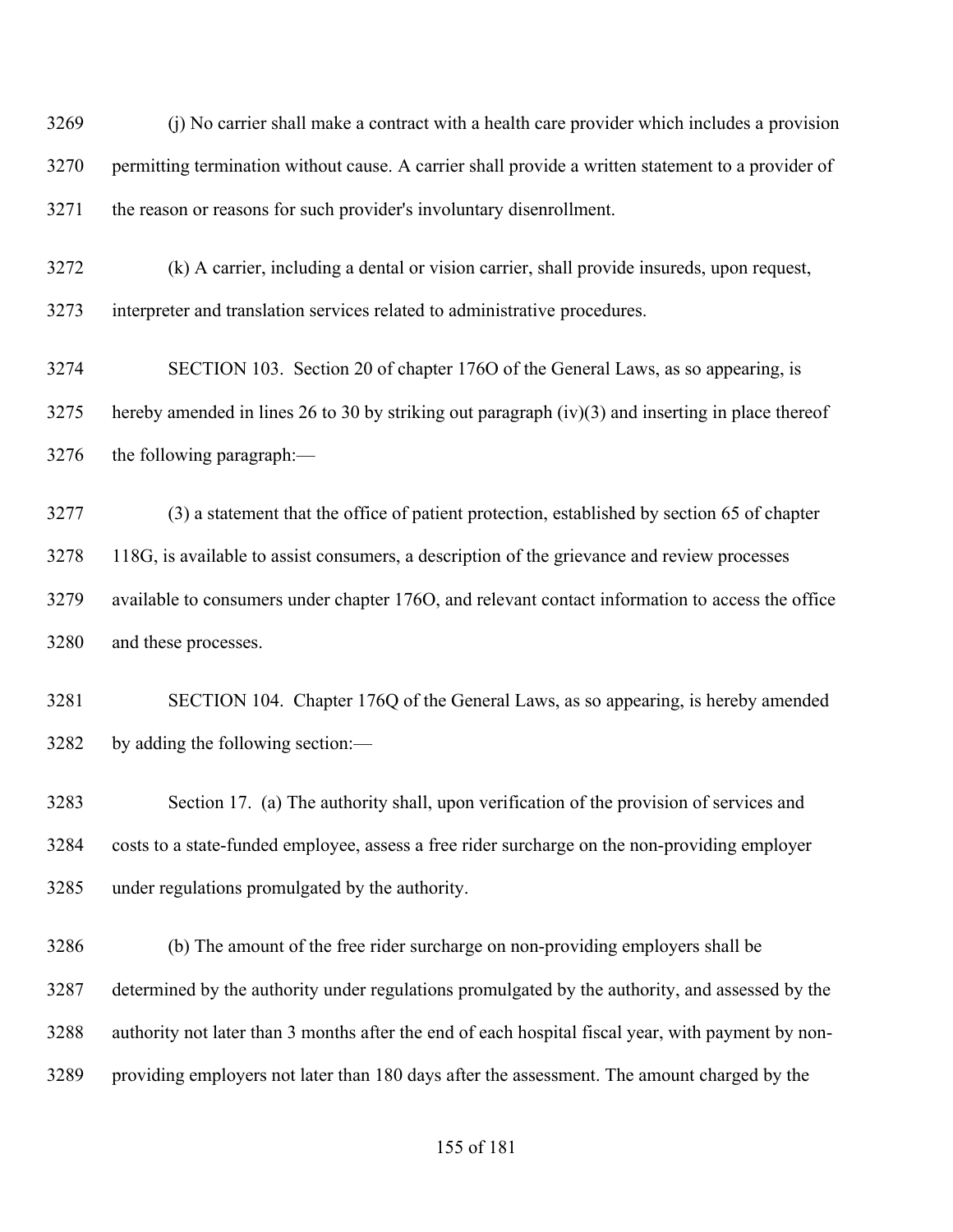(j) No carrier shall make a contract with a health care provider which includes a provision permitting termination without cause. A carrier shall provide a written statement to a provider of the reason or reasons for such provider's involuntary disenrollment.

(k) A carrier, including a dental or vision carrier, shall provide insureds, upon request, interpreter and translation services related to administrative procedures.

SECTION 103. Section 20 of chapter 176O of the General Laws, as so appearing, is hereby amended in lines 26 to 30 by striking out paragraph (iv)(3) and inserting in place thereof the following paragraph:—

(3) a statement that the office of patient protection, established by section 65 of chapter 118G, is available to assist consumers, a description of the grievance and review processes available to consumers under chapter 176O, and relevant contact information to access the office and these processes.

SECTION 104. Chapter 176Q of the General Laws, as so appearing, is hereby amended by adding the following section:—

Section 17. (a) The authority shall, upon verification of the provision of services and costs to a state-funded employee, assess a free rider surcharge on the non-providing employer under regulations promulgated by the authority.

(b) The amount of the free rider surcharge on non-providing employers shall be determined by the authority under regulations promulgated by the authority, and assessed by the authority not later than 3 months after the end of each hospital fiscal year, with payment by non-providing employers not later than 180 days after the assessment. The amount charged by the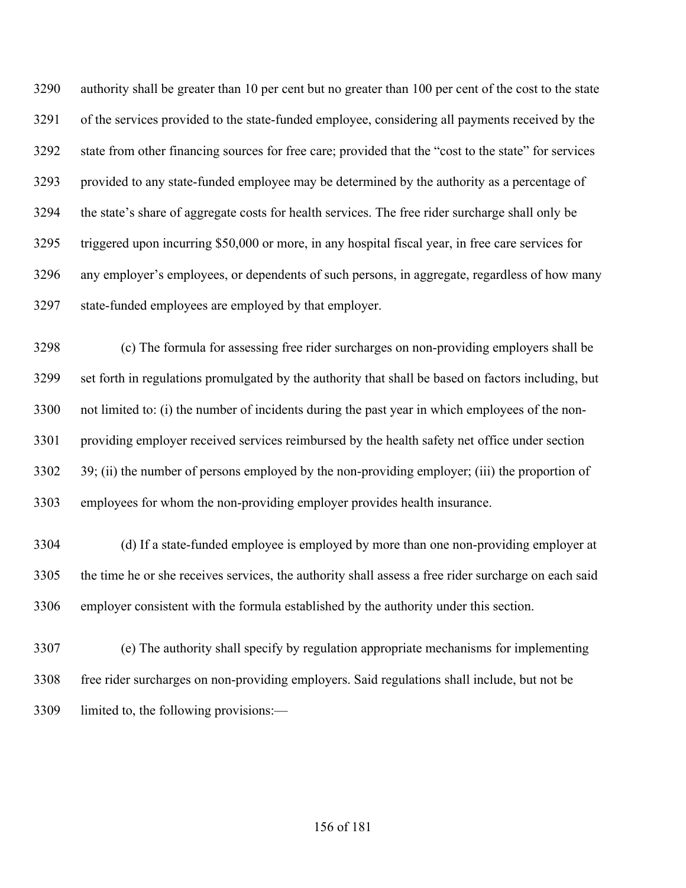authority shall be greater than 10 per cent but no greater than 100 per cent of the cost to the state of the services provided to the state-funded employee, considering all payments received by the state from other financing sources for free care; provided that the "cost to the state" for services provided to any state-funded employee may be determined by the authority as a percentage of the state's share of aggregate costs for health services. The free rider surcharge shall only be triggered upon incurring $50,000 or more, in any hospital fiscal year, in free care services for any employer's employees, or dependents of such persons, in aggregate, regardless of how many state-funded employees are employed by that employer.

(c) The formula for assessing free rider surcharges on non-providing employers shall be set forth in regulations promulgated by the authority that shall be based on factors including, but not limited to: (i) the number of incidents during the past year in which employees of the non-providing employer received services reimbursed by the health safety net office under section 39; (ii) the number of persons employed by the non-providing employer; (iii) the proportion of employees for whom the non-providing employer provides health insurance.

(d) If a state-funded employee is employed by more than one non-providing employer at the time he or she receives services, the authority shall assess a free rider surcharge on each said employer consistent with the formula established by the authority under this section.

(e) The authority shall specify by regulation appropriate mechanisms for implementing free rider surcharges on non-providing employers. Said regulations shall include, but not be limited to, the following provisions:—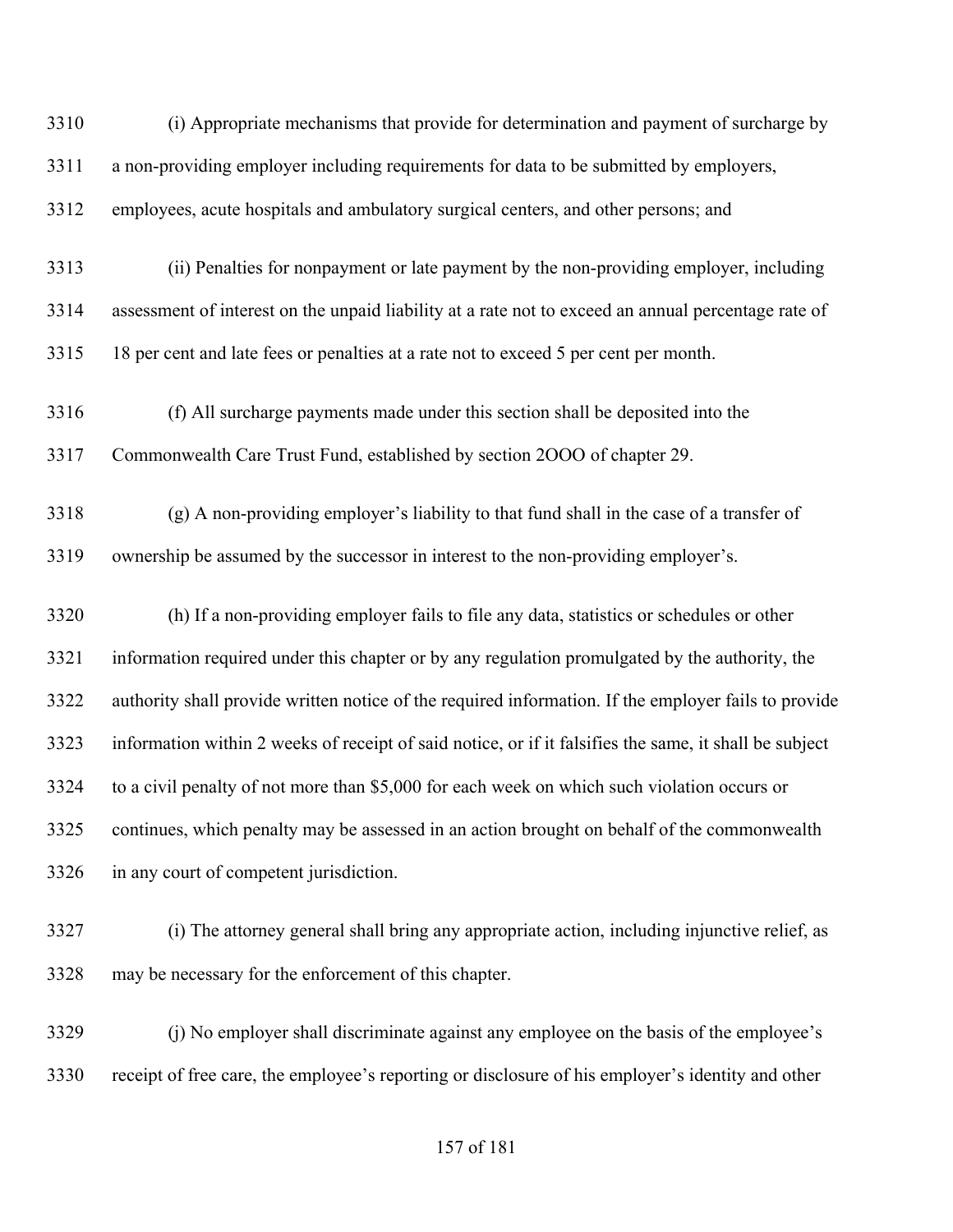3310 (i) Appropriate mechanisms that provide for determination and payment of surcharge by
3311 a non-providing employer including requirements for data to be submitted by employers,
3312 employees, acute hospitals and ambulatory surgical centers, and other persons; and

3313 (ii) Penalties for nonpayment or late payment by the non-providing employer, including
3314 assessment of interest on the unpaid liability at a rate not to exceed an annual percentage rate of
3315 18 per cent and late fees or penalties at a rate not to exceed 5 per cent per month.

3316 (f) All surcharge payments made under this section shall be deposited into the
3317 Commonwealth Care Trust Fund, established by section 2OOO of chapter 29.

3318 (g) A non-providing employer's liability to that fund shall in the case of a transfer of
3319 ownership be assumed by the successor in interest to the non-providing employer's.

3320 (h) If a non-providing employer fails to file any data, statistics or schedules or other
3321 information required under this chapter or by any regulation promulgated by the authority, the
3322 authority shall provide written notice of the required information. If the employer fails to provide
3323 information within 2 weeks of receipt of said notice, or if it falsifies the same, it shall be subject
3324 to a civil penalty of not more than $5,000 for each week on which such violation occurs or
3325 continues, which penalty may be assessed in an action brought on behalf of the commonwealth
3326 in any court of competent jurisdiction.

3327 (i) The attorney general shall bring any appropriate action, including injunctive relief, as
3328 may be necessary for the enforcement of this chapter.

3329 (j) No employer shall discriminate against any employee on the basis of the employee's
3330 receipt of free care, the employee's reporting or disclosure of his employer's identity and other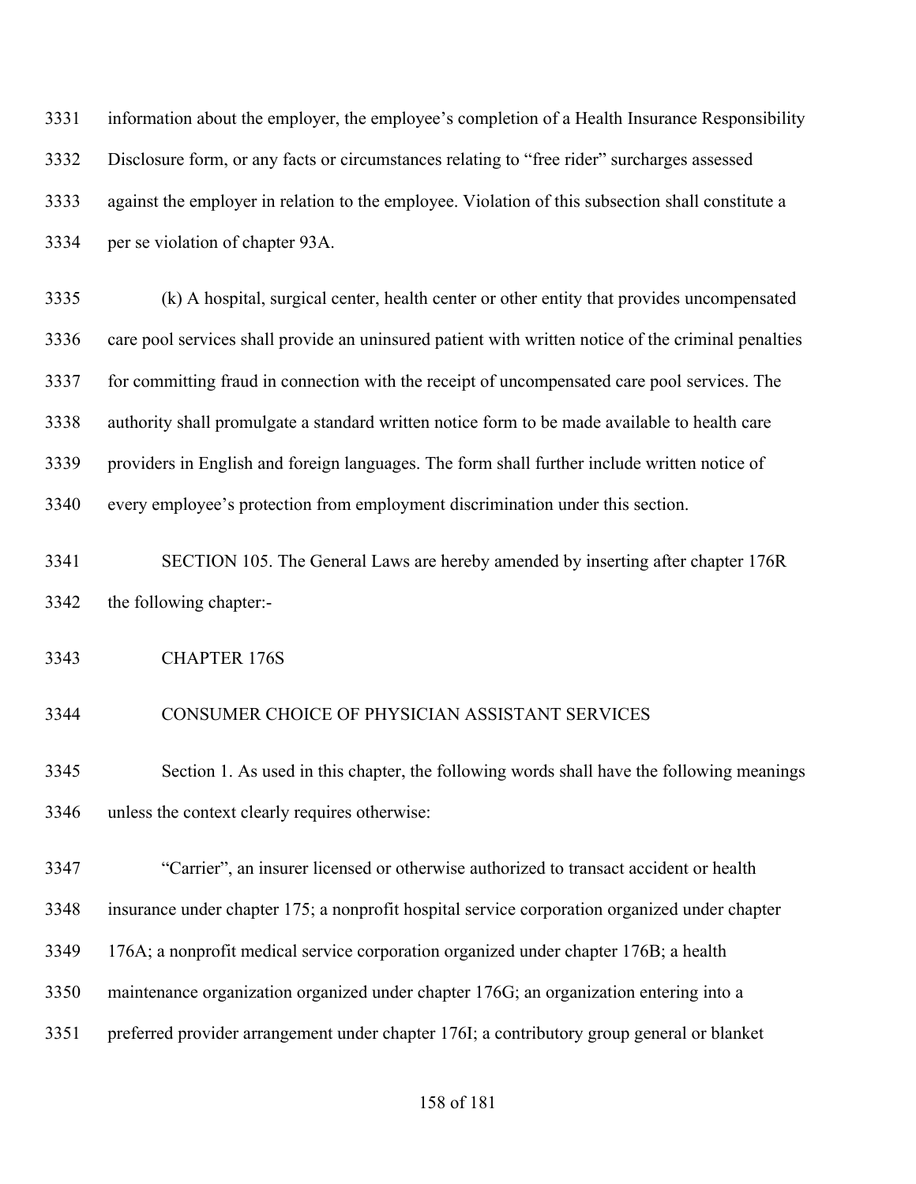information about the employer, the employee's completion of a Health Insurance Responsibility Disclosure form, or any facts or circumstances relating to "free rider" surcharges assessed against the employer in relation to the employee. Violation of this subsection shall constitute a per se violation of chapter 93A.

(k) A hospital, surgical center, health center or other entity that provides uncompensated care pool services shall provide an uninsured patient with written notice of the criminal penalties for committing fraud in connection with the receipt of uncompensated care pool services. The authority shall promulgate a standard written notice form to be made available to health care providers in English and foreign languages. The form shall further include written notice of every employee's protection from employment discrimination under this section.

SECTION 105. The General Laws are hereby amended by inserting after chapter 176R the following chapter:-

CHAPTER 176S

CONSUMER CHOICE OF PHYSICIAN ASSISTANT SERVICES

Section 1. As used in this chapter, the following words shall have the following meanings unless the context clearly requires otherwise:

"Carrier", an insurer licensed or otherwise authorized to transact accident or health insurance under chapter 175; a nonprofit hospital service corporation organized under chapter 176A; a nonprofit medical service corporation organized under chapter 176B; a health maintenance organization organized under chapter 176G; an organization entering into a preferred provider arrangement under chapter 176I; a contributory group general or blanket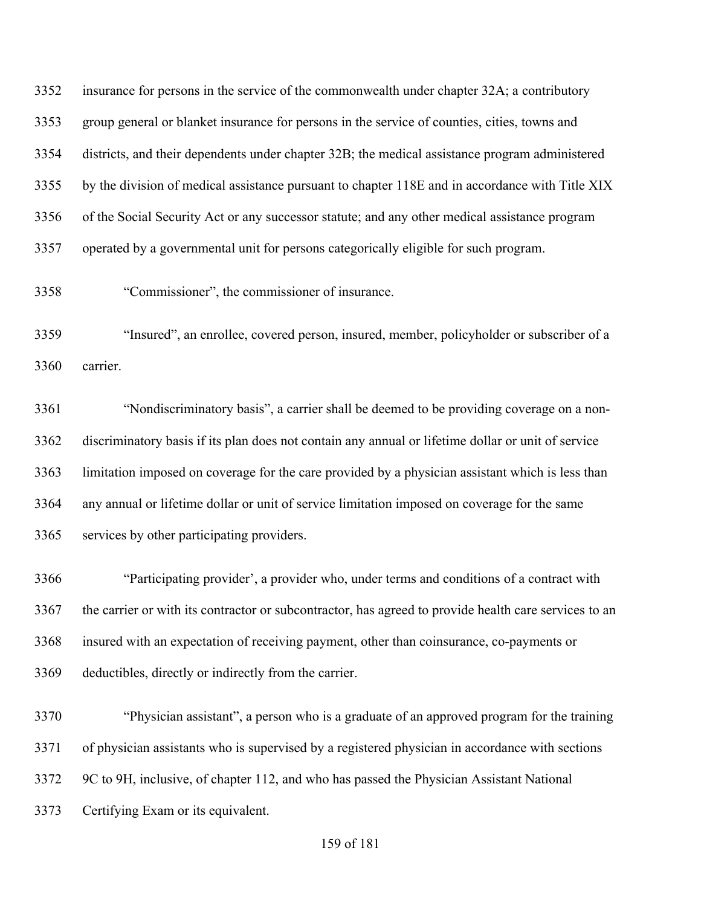3352 insurance for persons in the service of the commonwealth under chapter 32A; a contributory
3353 group general or blanket insurance for persons in the service of counties, cities, towns and
3354 districts, and their dependents under chapter 32B; the medical assistance program administered
3355 by the division of medical assistance pursuant to chapter 118E and in accordance with Title XIX
3356 of the Social Security Act or any successor statute; and any other medical assistance program
3357 operated by a governmental unit for persons categorically eligible for such program.

3358 "Commissioner", the commissioner of insurance.

3359 "Insured", an enrollee, covered person, insured, member, policyholder or subscriber of a
3360 carrier.

3361 "Nondiscriminatory basis", a carrier shall be deemed to be providing coverage on a non-
3362 discriminatory basis if its plan does not contain any annual or lifetime dollar or unit of service
3363 limitation imposed on coverage for the care provided by a physician assistant which is less than
3364 any annual or lifetime dollar or unit of service limitation imposed on coverage for the same
3365 services by other participating providers.

3366 "Participating provider', a provider who, under terms and conditions of a contract with
3367 the carrier or with its contractor or subcontractor, has agreed to provide health care services to an
3368 insured with an expectation of receiving payment, other than coinsurance, co-payments or
3369 deductibles, directly or indirectly from the carrier.

3370 "Physician assistant", a person who is a graduate of an approved program for the training
3371 of physician assistants who is supervised by a registered physician in accordance with sections
3372 9C to 9H, inclusive, of chapter 112, and who has passed the Physician Assistant National
3373 Certifying Exam or its equivalent.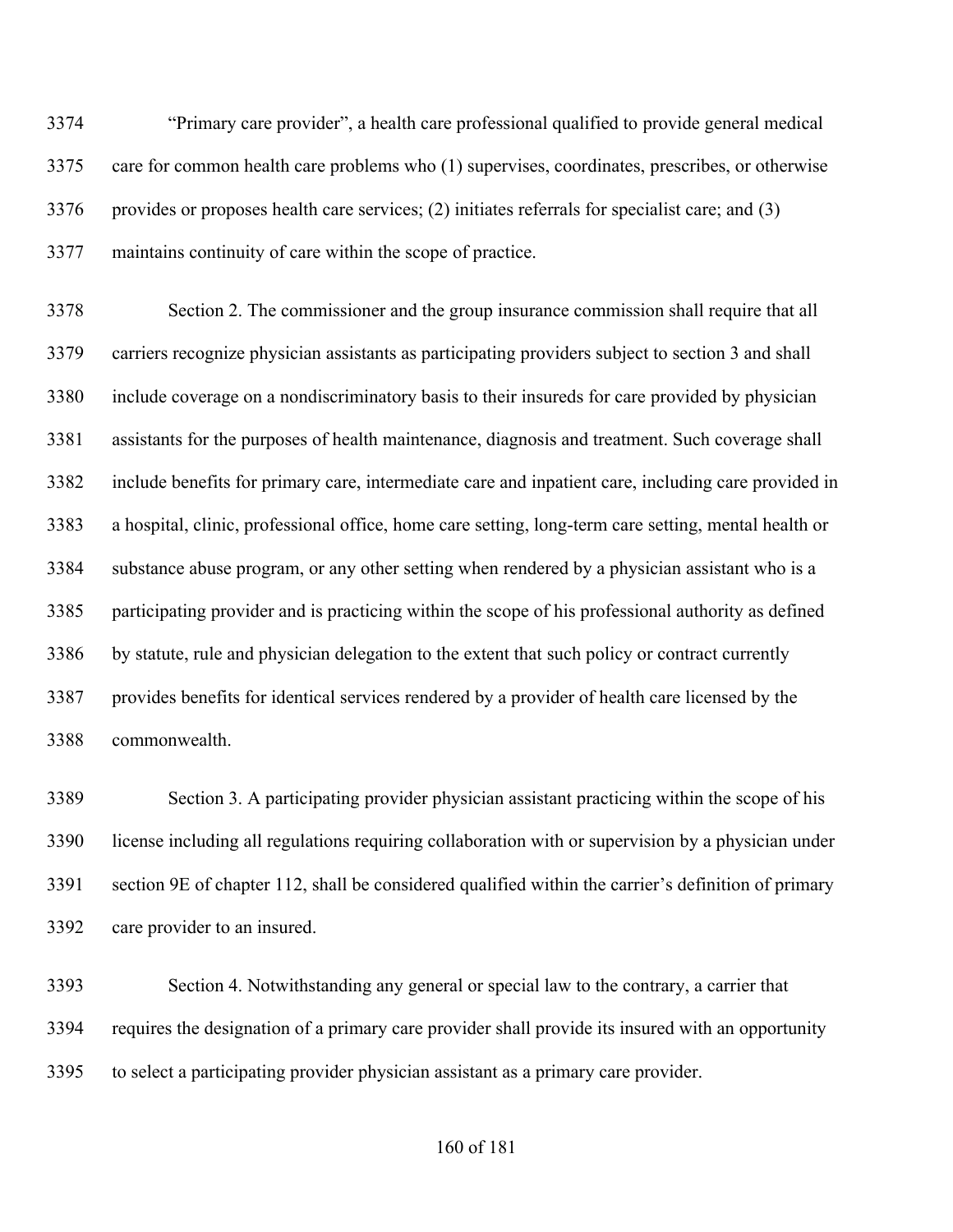"Primary care provider", a health care professional qualified to provide general medical care for common health care problems who (1) supervises, coordinates, prescribes, or otherwise provides or proposes health care services; (2) initiates referrals for specialist care; and (3) maintains continuity of care within the scope of practice.

Section 2. The commissioner and the group insurance commission shall require that all carriers recognize physician assistants as participating providers subject to section 3 and shall include coverage on a nondiscriminatory basis to their insureds for care provided by physician assistants for the purposes of health maintenance, diagnosis and treatment. Such coverage shall include benefits for primary care, intermediate care and inpatient care, including care provided in a hospital, clinic, professional office, home care setting, long-term care setting, mental health or substance abuse program, or any other setting when rendered by a physician assistant who is a participating provider and is practicing within the scope of his professional authority as defined by statute, rule and physician delegation to the extent that such policy or contract currently provides benefits for identical services rendered by a provider of health care licensed by the commonwealth.

Section 3. A participating provider physician assistant practicing within the scope of his license including all regulations requiring collaboration with or supervision by a physician under section 9E of chapter 112, shall be considered qualified within the carrier's definition of primary care provider to an insured.

Section 4. Notwithstanding any general or special law to the contrary, a carrier that requires the designation of a primary care provider shall provide its insured with an opportunity to select a participating provider physician assistant as a primary care provider.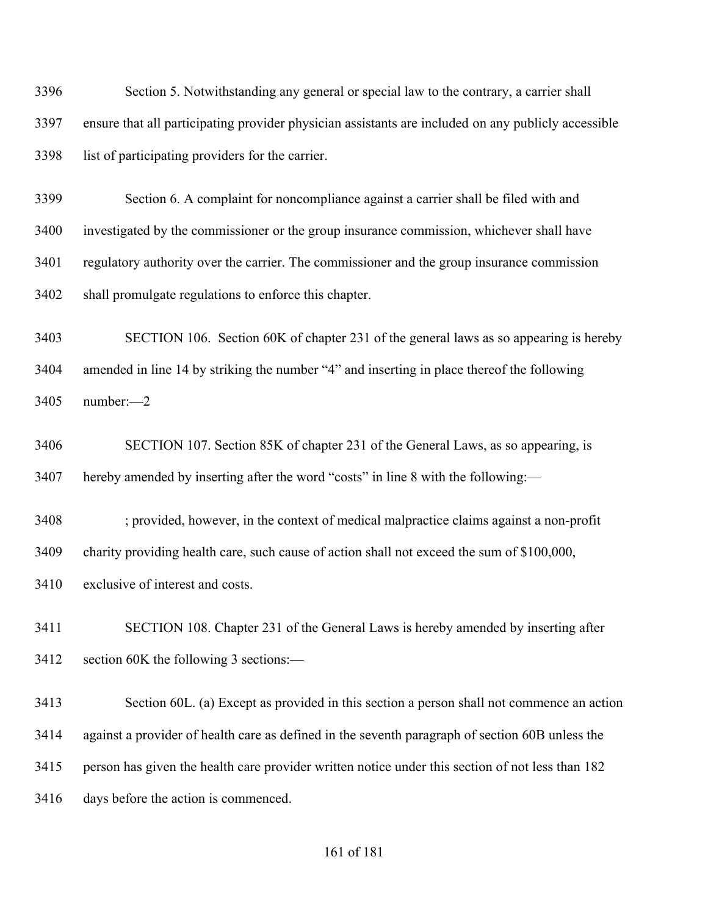Section 5. Notwithstanding any general or special law to the contrary, a carrier shall ensure that all participating provider physician assistants are included on any publicly accessible list of participating providers for the carrier.

Section 6. A complaint for noncompliance against a carrier shall be filed with and investigated by the commissioner or the group insurance commission, whichever shall have regulatory authority over the carrier. The commissioner and the group insurance commission shall promulgate regulations to enforce this chapter.

SECTION 106. Section 60K of chapter 231 of the general laws as so appearing is hereby amended in line 14 by striking the number "4" and inserting in place thereof the following number:—2

SECTION 107. Section 85K of chapter 231 of the General Laws, as so appearing, is hereby amended by inserting after the word "costs" in line 8 with the following:—

; provided, however, in the context of medical malpractice claims against a non-profit charity providing health care, such cause of action shall not exceed the sum of $100,000, exclusive of interest and costs.

SECTION 108. Chapter 231 of the General Laws is hereby amended by inserting after section 60K the following 3 sections:—

Section 60L. (a) Except as provided in this section a person shall not commence an action against a provider of health care as defined in the seventh paragraph of section 60B unless the person has given the health care provider written notice under this section of not less than 182 days before the action is commenced.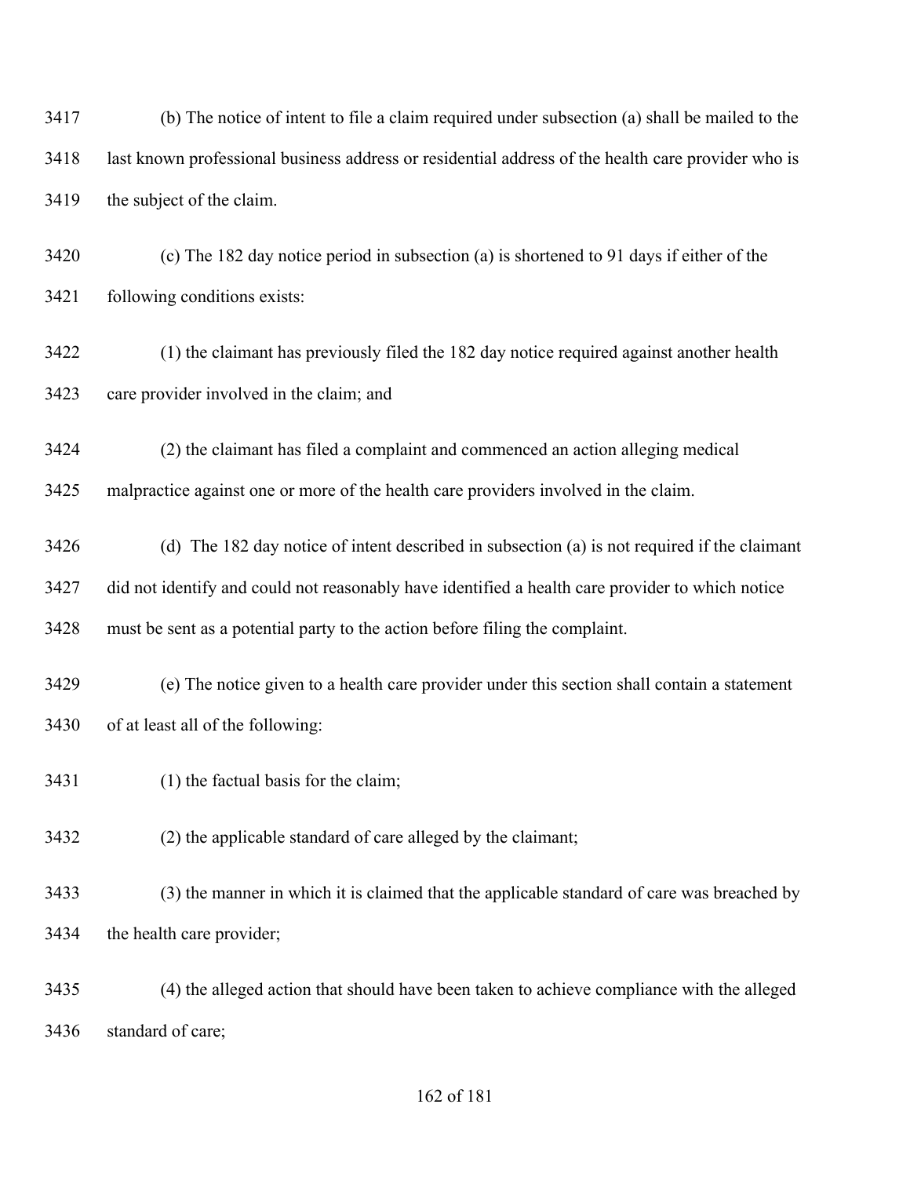(b) The notice of intent to file a claim required under subsection (a) shall be mailed to the last known professional business address or residential address of the health care provider who is the subject of the claim.

(c) The 182 day notice period in subsection (a) is shortened to 91 days if either of the following conditions exists:

(1) the claimant has previously filed the 182 day notice required against another health care provider involved in the claim; and

(2) the claimant has filed a complaint and commenced an action alleging medical malpractice against one or more of the health care providers involved in the claim.

(d) The 182 day notice of intent described in subsection (a) is not required if the claimant did not identify and could not reasonably have identified a health care provider to which notice must be sent as a potential party to the action before filing the complaint.

(e) The notice given to a health care provider under this section shall contain a statement of at least all of the following:

(1) the factual basis for the claim;

(2) the applicable standard of care alleged by the claimant;

(3) the manner in which it is claimed that the applicable standard of care was breached by the health care provider;

(4) the alleged action that should have been taken to achieve compliance with the alleged standard of care;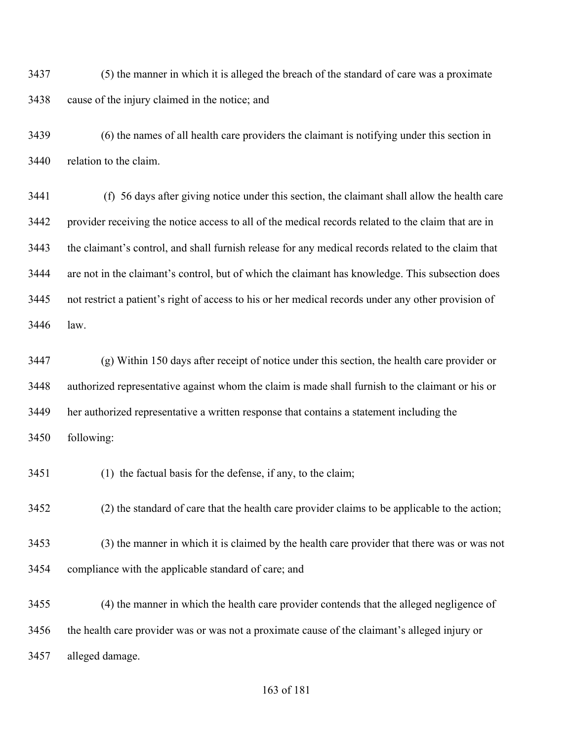(5) the manner in which it is alleged the breach of the standard of care was a proximate cause of the injury claimed in the notice; and

(6) the names of all health care providers the claimant is notifying under this section in relation to the claim.

(f) 56 days after giving notice under this section, the claimant shall allow the health care provider receiving the notice access to all of the medical records related to the claim that are in the claimant's control, and shall furnish release for any medical records related to the claim that are not in the claimant's control, but of which the claimant has knowledge. This subsection does not restrict a patient's right of access to his or her medical records under any other provision of law.

(g) Within 150 days after receipt of notice under this section, the health care provider or authorized representative against whom the claim is made shall furnish to the claimant or his or her authorized representative a written response that contains a statement including the following:

(1) the factual basis for the defense, if any, to the claim;

(2) the standard of care that the health care provider claims to be applicable to the action;

(3) the manner in which it is claimed by the health care provider that there was or was not compliance with the applicable standard of care; and

(4) the manner in which the health care provider contends that the alleged negligence of the health care provider was or was not a proximate cause of the claimant's alleged injury or alleged damage.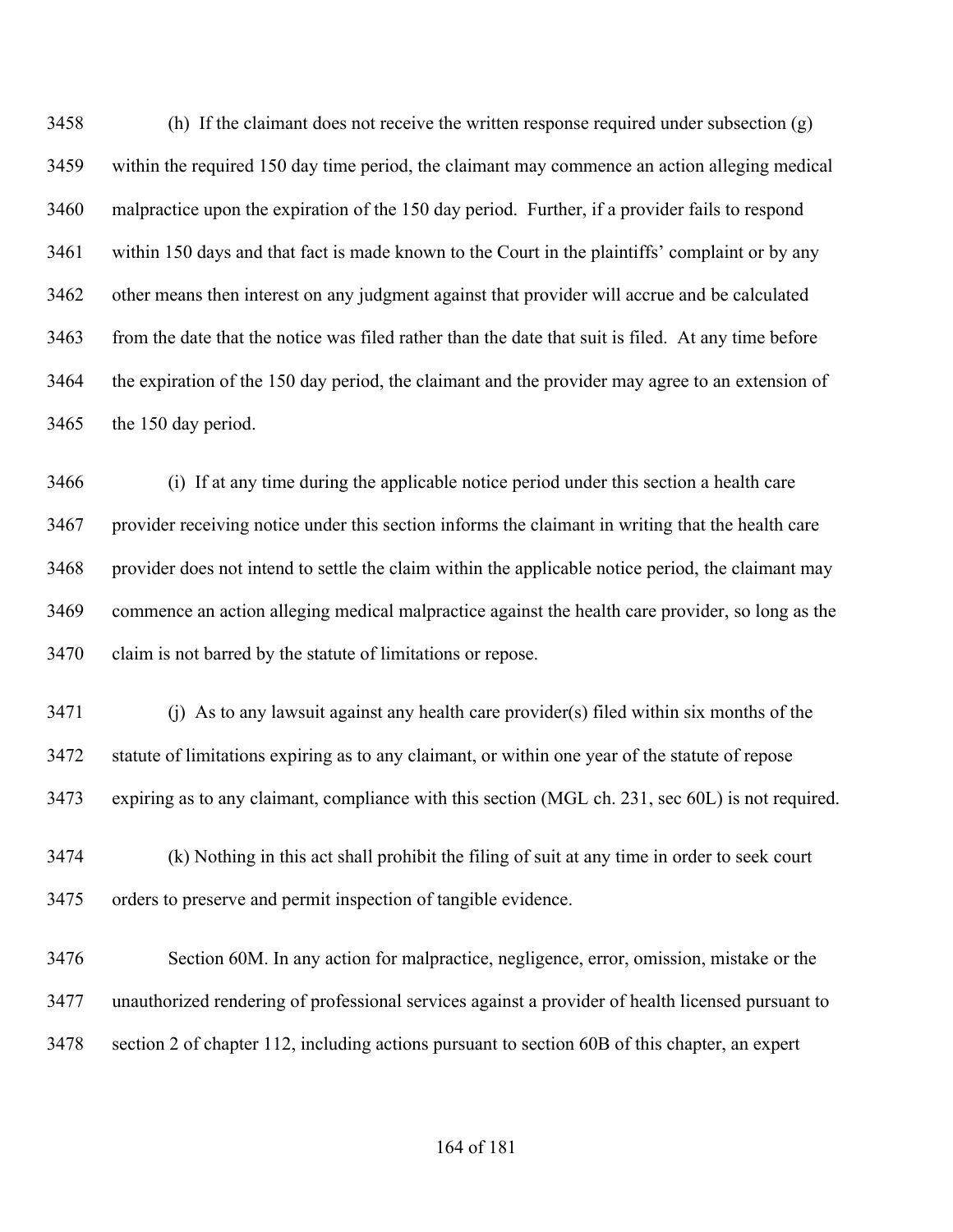(h) If the claimant does not receive the written response required under subsection (g) within the required 150 day time period, the claimant may commence an action alleging medical malpractice upon the expiration of the 150 day period. Further, if a provider fails to respond within 150 days and that fact is made known to the Court in the plaintiffs' complaint or by any other means then interest on any judgment against that provider will accrue and be calculated from the date that the notice was filed rather than the date that suit is filed. At any time before the expiration of the 150 day period, the claimant and the provider may agree to an extension of the 150 day period.

(i) If at any time during the applicable notice period under this section a health care provider receiving notice under this section informs the claimant in writing that the health care provider does not intend to settle the claim within the applicable notice period, the claimant may commence an action alleging medical malpractice against the health care provider, so long as the claim is not barred by the statute of limitations or repose.

(j) As to any lawsuit against any health care provider(s) filed within six months of the statute of limitations expiring as to any claimant, or within one year of the statute of repose expiring as to any claimant, compliance with this section (MGL ch. 231, sec 60L) is not required.

(k) Nothing in this act shall prohibit the filing of suit at any time in order to seek court orders to preserve and permit inspection of tangible evidence.

Section 60M. In any action for malpractice, negligence, error, omission, mistake or the unauthorized rendering of professional services against a provider of health licensed pursuant to section 2 of chapter 112, including actions pursuant to section 60B of this chapter, an expert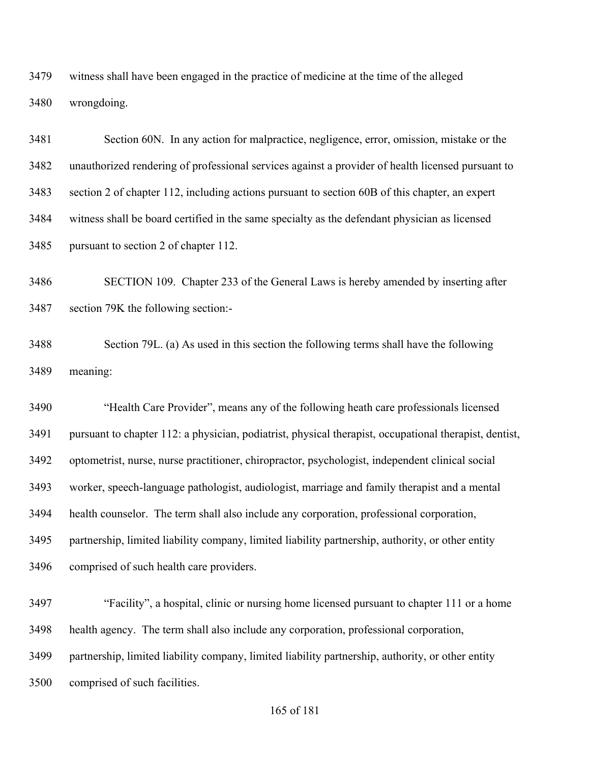3479 witness shall have been engaged in the practice of medicine at the time of the alleged
3480 wrongdoing.

3481 Section 60N. In any action for malpractice, negligence, error, omission, mistake or the
3482 unauthorized rendering of professional services against a provider of health licensed pursuant to
3483 section 2 of chapter 112, including actions pursuant to section 60B of this chapter, an expert
3484 witness shall be board certified in the same specialty as the defendant physician as licensed
3485 pursuant to section 2 of chapter 112.

3486 SECTION 109. Chapter 233 of the General Laws is hereby amended by inserting after
3487 section 79K the following section:-

3488 Section 79L. (a) As used in this section the following terms shall have the following
3489 meaning:

3490 "Health Care Provider", means any of the following heath care professionals licensed
3491 pursuant to chapter 112: a physician, podiatrist, physical therapist, occupational therapist, dentist,
3492 optometrist, nurse, nurse practitioner, chiropractor, psychologist, independent clinical social
3493 worker, speech-language pathologist, audiologist, marriage and family therapist and a mental
3494 health counselor. The term shall also include any corporation, professional corporation,
3495 partnership, limited liability company, limited liability partnership, authority, or other entity
3496 comprised of such health care providers.

3497 "Facility", a hospital, clinic or nursing home licensed pursuant to chapter 111 or a home
3498 health agency. The term shall also include any corporation, professional corporation,
3499 partnership, limited liability company, limited liability partnership, authority, or other entity
3500 comprised of such facilities.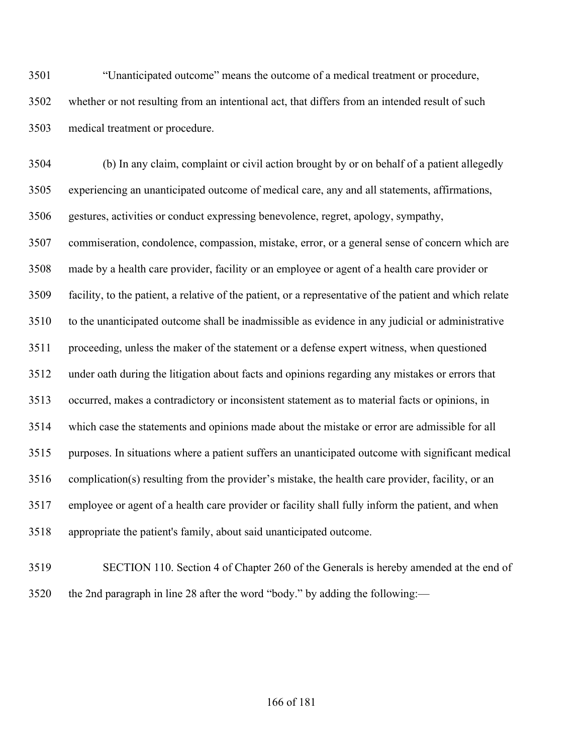"Unanticipated outcome" means the outcome of a medical treatment or procedure, whether or not resulting from an intentional act, that differs from an intended result of such medical treatment or procedure.

(b) In any claim, complaint or civil action brought by or on behalf of a patient allegedly experiencing an unanticipated outcome of medical care, any and all statements, affirmations, gestures, activities or conduct expressing benevolence, regret, apology, sympathy, commiseration, condolence, compassion, mistake, error, or a general sense of concern which are made by a health care provider, facility or an employee or agent of a health care provider or facility, to the patient, a relative of the patient, or a representative of the patient and which relate to the unanticipated outcome shall be inadmissible as evidence in any judicial or administrative proceeding, unless the maker of the statement or a defense expert witness, when questioned under oath during the litigation about facts and opinions regarding any mistakes or errors that occurred, makes a contradictory or inconsistent statement as to material facts or opinions, in which case the statements and opinions made about the mistake or error are admissible for all purposes. In situations where a patient suffers an unanticipated outcome with significant medical complication(s) resulting from the provider's mistake, the health care provider, facility, or an employee or agent of a health care provider or facility shall fully inform the patient, and when appropriate the patient's family, about said unanticipated outcome.

SECTION 110. Section 4 of Chapter 260 of the Generals is hereby amended at the end of the 2nd paragraph in line 28 after the word "body." by adding the following:—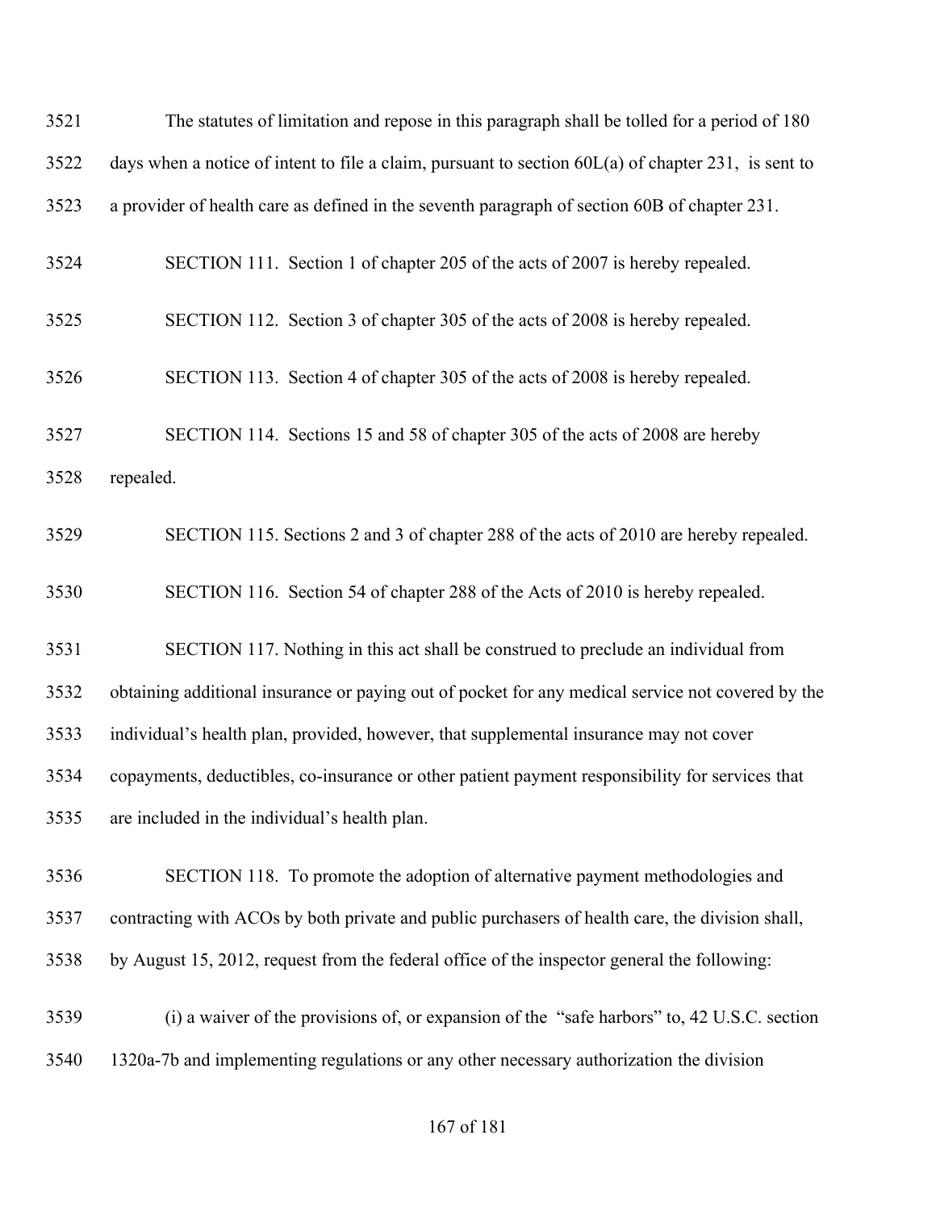The statutes of limitation and repose in this paragraph shall be tolled for a period of 180 days when a notice of intent to file a claim, pursuant to section 60L(a) of chapter 231, is sent to a provider of health care as defined in the seventh paragraph of section 60B of chapter 231.

SECTION 111. Section 1 of chapter 205 of the acts of 2007 is hereby repealed.

SECTION 112. Section 3 of chapter 305 of the acts of 2008 is hereby repealed.

SECTION 113. Section 4 of chapter 305 of the acts of 2008 is hereby repealed.

SECTION 114. Sections 15 and 58 of chapter 305 of the acts of 2008 are hereby repealed.

SECTION 115. Sections 2 and 3 of chapter 288 of the acts of 2010 are hereby repealed.

SECTION 116. Section 54 of chapter 288 of the Acts of 2010 is hereby repealed.

SECTION 117. Nothing in this act shall be construed to preclude an individual from obtaining additional insurance or paying out of pocket for any medical service not covered by the individual's health plan, provided, however, that supplemental insurance may not cover copayments, deductibles, co-insurance or other patient payment responsibility for services that are included in the individual's health plan.

SECTION 118. To promote the adoption of alternative payment methodologies and contracting with ACOs by both private and public purchasers of health care, the division shall, by August 15, 2012, request from the federal office of the inspector general the following:

(i) a waiver of the provisions of, or expansion of the "safe harbors" to, 42 U.S.C. section 1320a-7b and implementing regulations or any other necessary authorization the division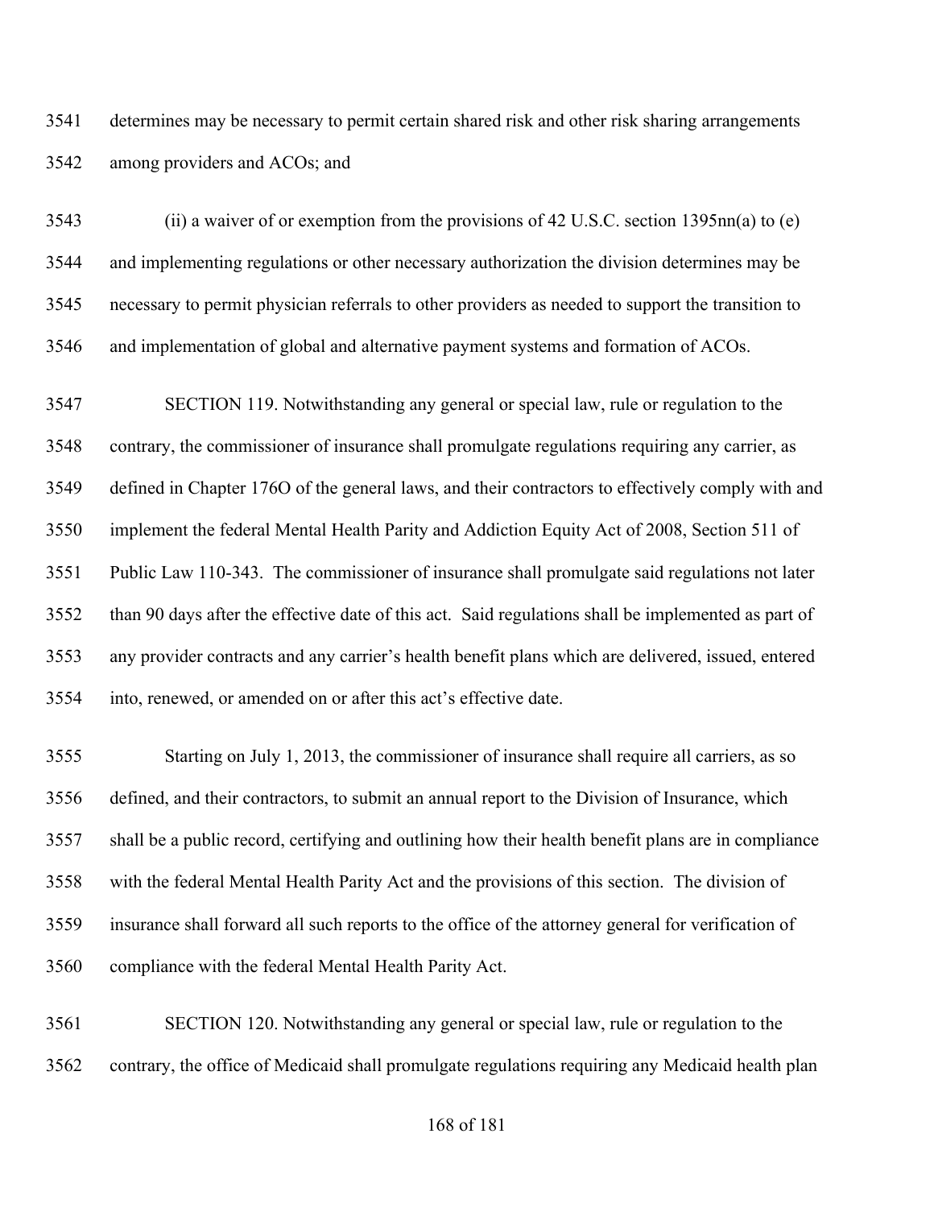determines may be necessary to permit certain shared risk and other risk sharing arrangements among providers and ACOs; and

(ii) a waiver of or exemption from the provisions of 42 U.S.C. section 1395nn(a) to (e) and implementing regulations or other necessary authorization the division determines may be necessary to permit physician referrals to other providers as needed to support the transition to and implementation of global and alternative payment systems and formation of ACOs.

SECTION 119. Notwithstanding any general or special law, rule or regulation to the contrary, the commissioner of insurance shall promulgate regulations requiring any carrier, as defined in Chapter 176O of the general laws, and their contractors to effectively comply with and implement the federal Mental Health Parity and Addiction Equity Act of 2008, Section 511 of Public Law 110-343. The commissioner of insurance shall promulgate said regulations not later than 90 days after the effective date of this act. Said regulations shall be implemented as part of any provider contracts and any carrier's health benefit plans which are delivered, issued, entered into, renewed, or amended on or after this act's effective date.

Starting on July 1, 2013, the commissioner of insurance shall require all carriers, as so defined, and their contractors, to submit an annual report to the Division of Insurance, which shall be a public record, certifying and outlining how their health benefit plans are in compliance with the federal Mental Health Parity Act and the provisions of this section. The division of insurance shall forward all such reports to the office of the attorney general for verification of compliance with the federal Mental Health Parity Act.

SECTION 120. Notwithstanding any general or special law, rule or regulation to the contrary, the office of Medicaid shall promulgate regulations requiring any Medicaid health plan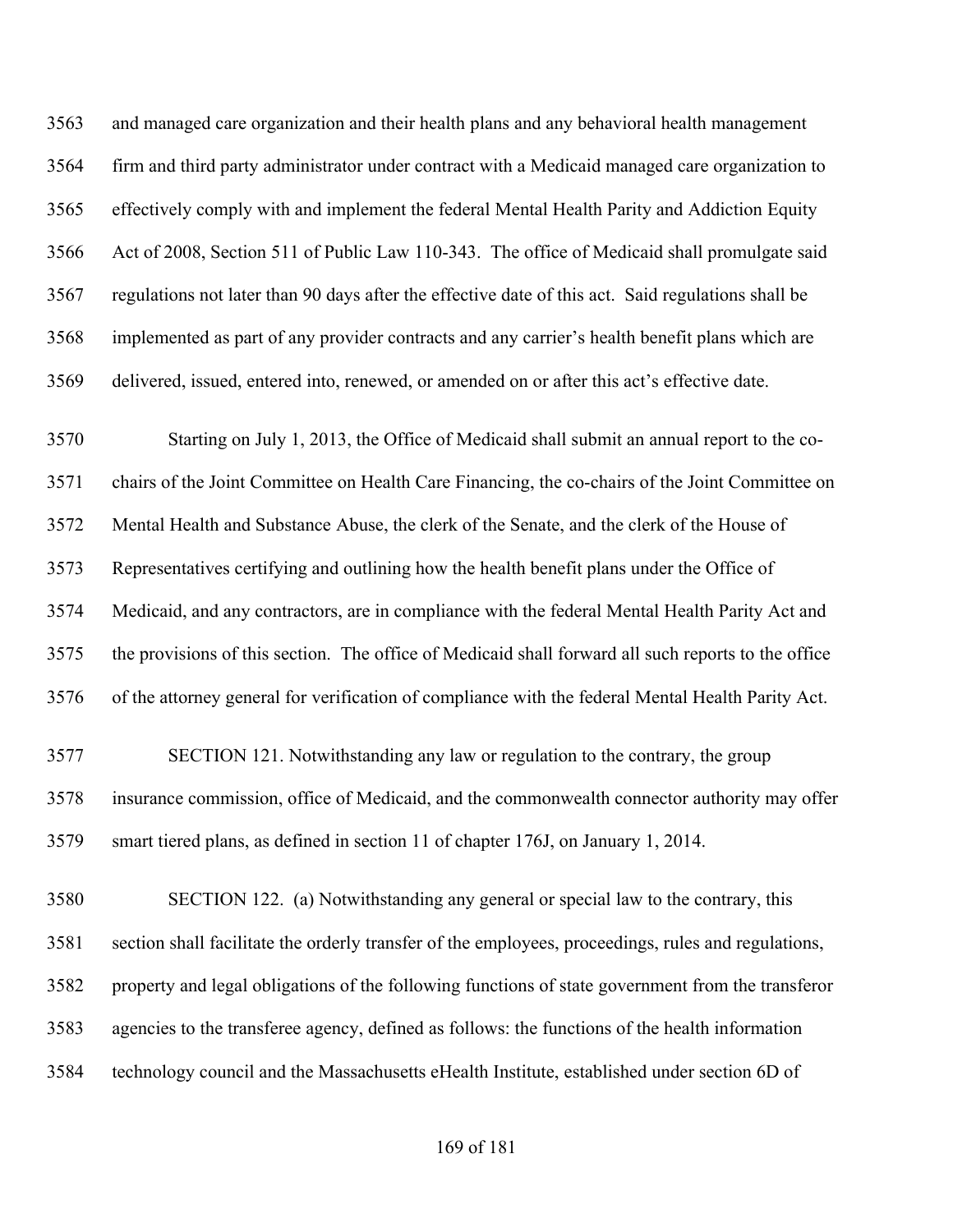and managed care organization and their health plans and any behavioral health management firm and third party administrator under contract with a Medicaid managed care organization to effectively comply with and implement the federal Mental Health Parity and Addiction Equity Act of 2008, Section 511 of Public Law 110-343. The office of Medicaid shall promulgate said regulations not later than 90 days after the effective date of this act. Said regulations shall be implemented as part of any provider contracts and any carrier's health benefit plans which are delivered, issued, entered into, renewed, or amended on or after this act's effective date.

Starting on July 1, 2013, the Office of Medicaid shall submit an annual report to the co-chairs of the Joint Committee on Health Care Financing, the co-chairs of the Joint Committee on Mental Health and Substance Abuse, the clerk of the Senate, and the clerk of the House of Representatives certifying and outlining how the health benefit plans under the Office of Medicaid, and any contractors, are in compliance with the federal Mental Health Parity Act and the provisions of this section. The office of Medicaid shall forward all such reports to the office of the attorney general for verification of compliance with the federal Mental Health Parity Act.

SECTION 121. Notwithstanding any law or regulation to the contrary, the group insurance commission, office of Medicaid, and the commonwealth connector authority may offer smart tiered plans, as defined in section 11 of chapter 176J, on January 1, 2014.

SECTION 122. (a) Notwithstanding any general or special law to the contrary, this section shall facilitate the orderly transfer of the employees, proceedings, rules and regulations, property and legal obligations of the following functions of state government from the transferor agencies to the transferee agency, defined as follows: the functions of the health information technology council and the Massachusetts eHealth Institute, established under section 6D of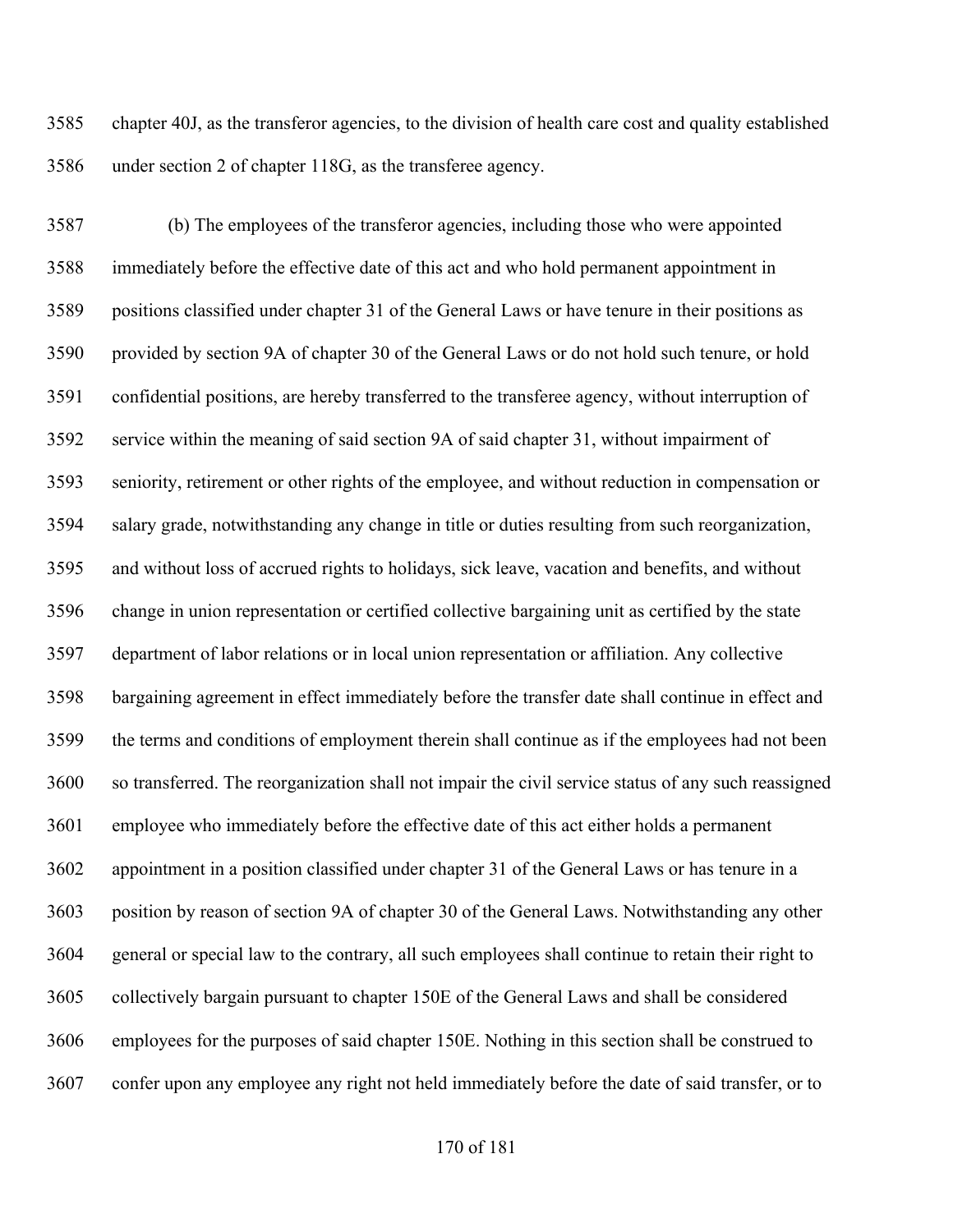chapter 40J, as the transferor agencies, to the division of health care cost and quality established under section 2 of chapter 118G, as the transferee agency.

(b) The employees of the transferor agencies, including those who were appointed immediately before the effective date of this act and who hold permanent appointment in positions classified under chapter 31 of the General Laws or have tenure in their positions as provided by section 9A of chapter 30 of the General Laws or do not hold such tenure, or hold confidential positions, are hereby transferred to the transferee agency, without interruption of service within the meaning of said section 9A of said chapter 31, without impairment of seniority, retirement or other rights of the employee, and without reduction in compensation or salary grade, notwithstanding any change in title or duties resulting from such reorganization, and without loss of accrued rights to holidays, sick leave, vacation and benefits, and without change in union representation or certified collective bargaining unit as certified by the state department of labor relations or in local union representation or affiliation. Any collective bargaining agreement in effect immediately before the transfer date shall continue in effect and the terms and conditions of employment therein shall continue as if the employees had not been so transferred. The reorganization shall not impair the civil service status of any such reassigned employee who immediately before the effective date of this act either holds a permanent appointment in a position classified under chapter 31 of the General Laws or has tenure in a position by reason of section 9A of chapter 30 of the General Laws. Notwithstanding any other general or special law to the contrary, all such employees shall continue to retain their right to collectively bargain pursuant to chapter 150E of the General Laws and shall be considered employees for the purposes of said chapter 150E. Nothing in this section shall be construed to confer upon any employee any right not held immediately before the date of said transfer, or to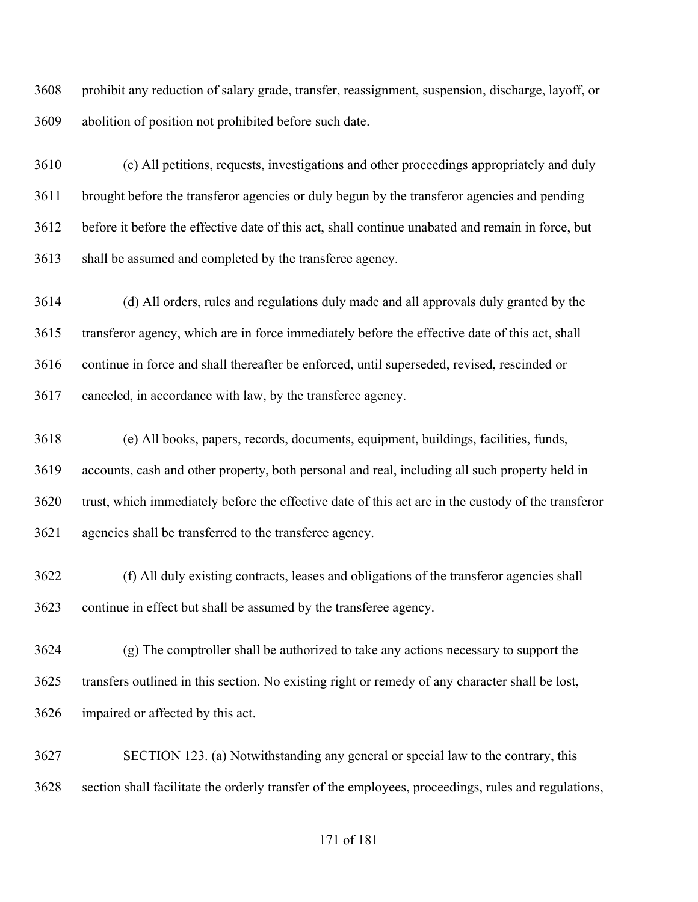prohibit any reduction of salary grade, transfer, reassignment, suspension, discharge, layoff, or abolition of position not prohibited before such date.

(c) All petitions, requests, investigations and other proceedings appropriately and duly brought before the transferor agencies or duly begun by the transferor agencies and pending before it before the effective date of this act, shall continue unabated and remain in force, but shall be assumed and completed by the transferee agency.

(d) All orders, rules and regulations duly made and all approvals duly granted by the transferor agency, which are in force immediately before the effective date of this act, shall continue in force and shall thereafter be enforced, until superseded, revised, rescinded or canceled, in accordance with law, by the transferee agency.

(e) All books, papers, records, documents, equipment, buildings, facilities, funds, accounts, cash and other property, both personal and real, including all such property held in trust, which immediately before the effective date of this act are in the custody of the transferor agencies shall be transferred to the transferee agency.

(f) All duly existing contracts, leases and obligations of the transferor agencies shall continue in effect but shall be assumed by the transferee agency.

(g) The comptroller shall be authorized to take any actions necessary to support the transfers outlined in this section. No existing right or remedy of any character shall be lost, impaired or affected by this act.

SECTION 123. (a) Notwithstanding any general or special law to the contrary, this section shall facilitate the orderly transfer of the employees, proceedings, rules and regulations,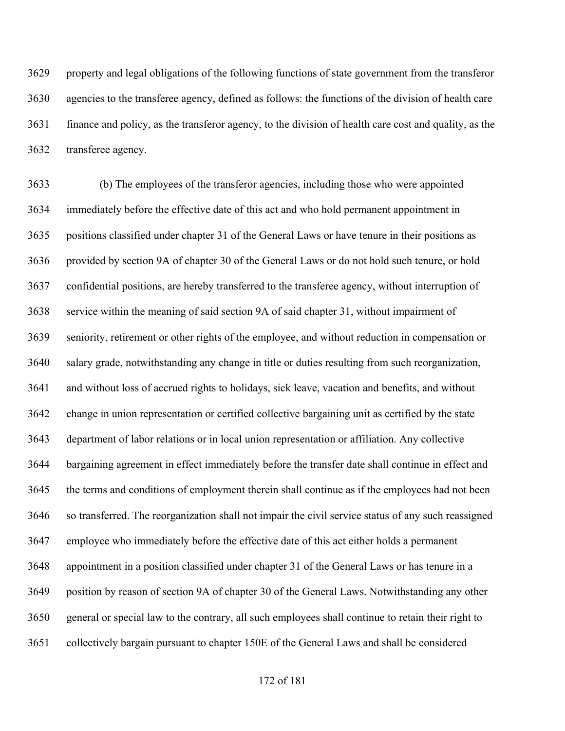property and legal obligations of the following functions of state government from the transferor agencies to the transferee agency, defined as follows: the functions of the division of health care finance and policy, as the transferor agency, to the division of health care cost and quality, as the transferee agency.

(b) The employees of the transferor agencies, including those who were appointed immediately before the effective date of this act and who hold permanent appointment in positions classified under chapter 31 of the General Laws or have tenure in their positions as provided by section 9A of chapter 30 of the General Laws or do not hold such tenure, or hold confidential positions, are hereby transferred to the transferee agency, without interruption of service within the meaning of said section 9A of said chapter 31, without impairment of seniority, retirement or other rights of the employee, and without reduction in compensation or salary grade, notwithstanding any change in title or duties resulting from such reorganization, and without loss of accrued rights to holidays, sick leave, vacation and benefits, and without change in union representation or certified collective bargaining unit as certified by the state department of labor relations or in local union representation or affiliation. Any collective bargaining agreement in effect immediately before the transfer date shall continue in effect and the terms and conditions of employment therein shall continue as if the employees had not been so transferred. The reorganization shall not impair the civil service status of any such reassigned employee who immediately before the effective date of this act either holds a permanent appointment in a position classified under chapter 31 of the General Laws or has tenure in a position by reason of section 9A of chapter 30 of the General Laws. Notwithstanding any other general or special law to the contrary, all such employees shall continue to retain their right to collectively bargain pursuant to chapter 150E of the General Laws and shall be considered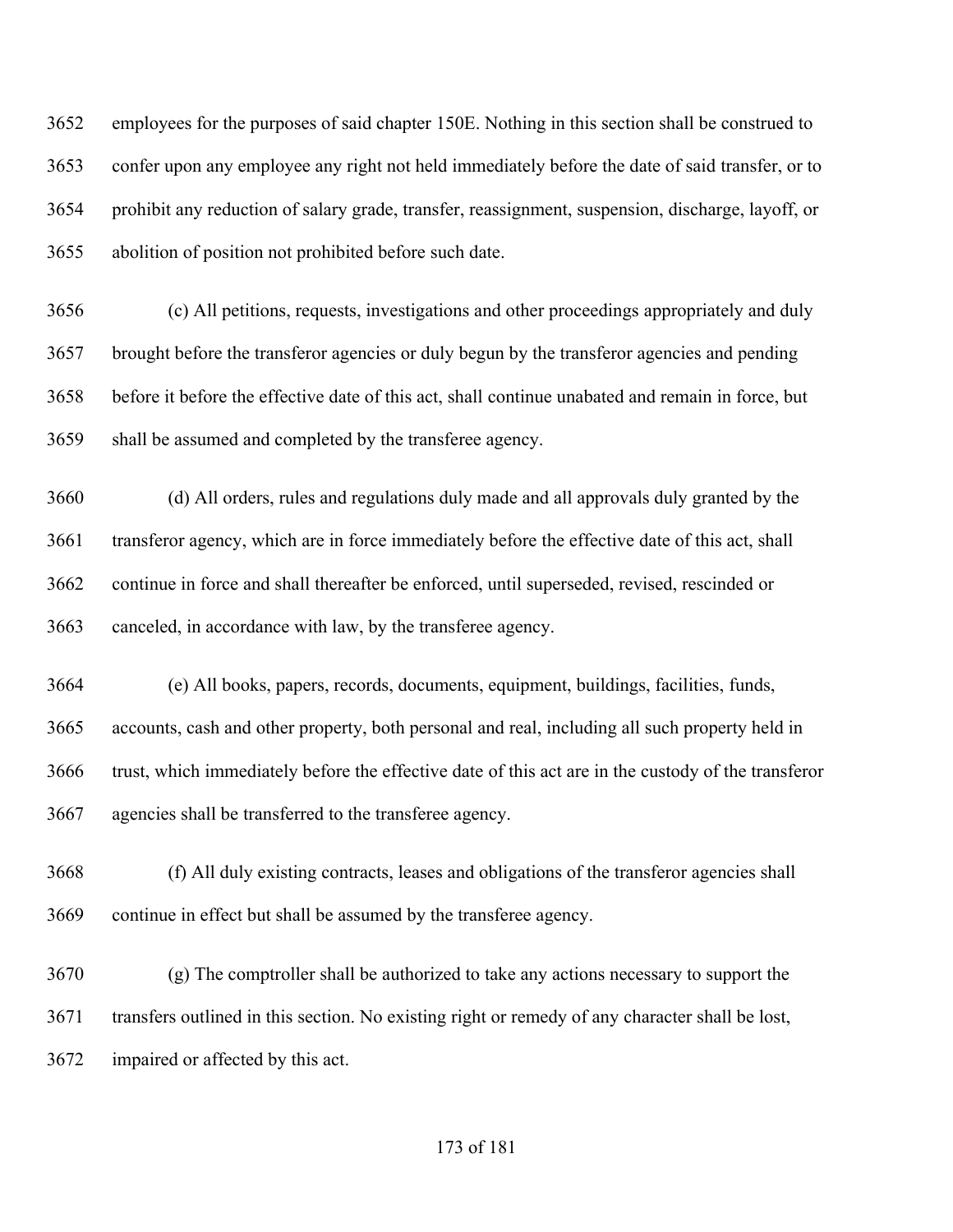employees for the purposes of said chapter 150E. Nothing in this section shall be construed to confer upon any employee any right not held immediately before the date of said transfer, or to prohibit any reduction of salary grade, transfer, reassignment, suspension, discharge, layoff, or abolition of position not prohibited before such date.

(c) All petitions, requests, investigations and other proceedings appropriately and duly brought before the transferor agencies or duly begun by the transferor agencies and pending before it before the effective date of this act, shall continue unabated and remain in force, but shall be assumed and completed by the transferee agency.

(d) All orders, rules and regulations duly made and all approvals duly granted by the transferor agency, which are in force immediately before the effective date of this act, shall continue in force and shall thereafter be enforced, until superseded, revised, rescinded or canceled, in accordance with law, by the transferee agency.

(e) All books, papers, records, documents, equipment, buildings, facilities, funds, accounts, cash and other property, both personal and real, including all such property held in trust, which immediately before the effective date of this act are in the custody of the transferor agencies shall be transferred to the transferee agency.

(f) All duly existing contracts, leases and obligations of the transferor agencies shall continue in effect but shall be assumed by the transferee agency.

(g) The comptroller shall be authorized to take any actions necessary to support the transfers outlined in this section. No existing right or remedy of any character shall be lost, impaired or affected by this act.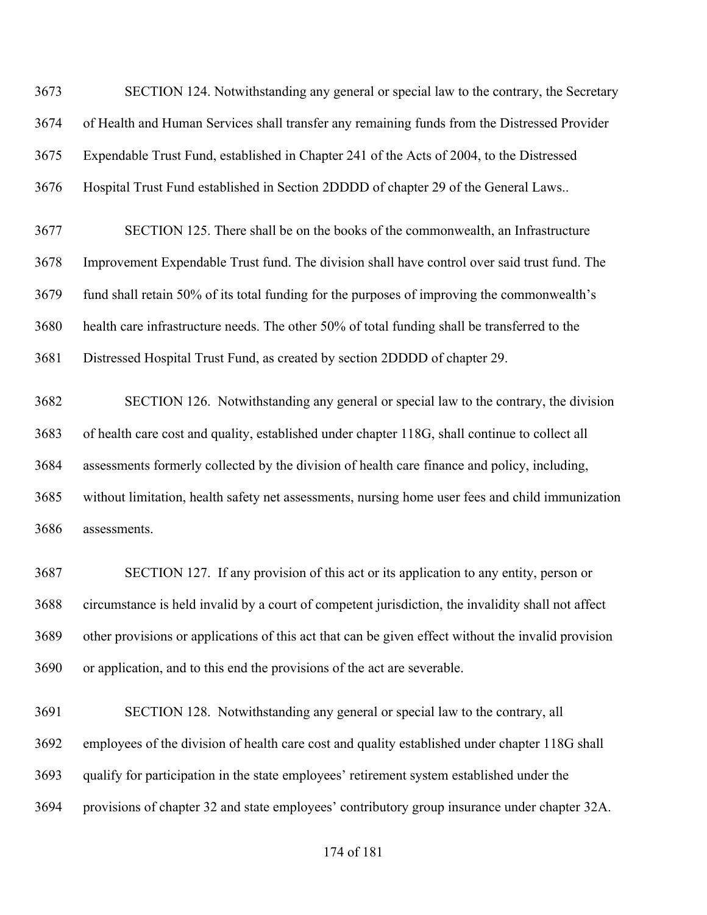SECTION 124. Notwithstanding any general or special law to the contrary, the Secretary of Health and Human Services shall transfer any remaining funds from the Distressed Provider Expendable Trust Fund, established in Chapter 241 of the Acts of 2004, to the Distressed Hospital Trust Fund established in Section 2DDDD of chapter 29 of the General Laws..

SECTION 125. There shall be on the books of the commonwealth, an Infrastructure Improvement Expendable Trust fund. The division shall have control over said trust fund. The fund shall retain 50% of its total funding for the purposes of improving the commonwealth's health care infrastructure needs. The other 50% of total funding shall be transferred to the Distressed Hospital Trust Fund, as created by section 2DDDD of chapter 29.

SECTION 126. Notwithstanding any general or special law to the contrary, the division of health care cost and quality, established under chapter 118G, shall continue to collect all assessments formerly collected by the division of health care finance and policy, including, without limitation, health safety net assessments, nursing home user fees and child immunization assessments.

SECTION 127. If any provision of this act or its application to any entity, person or circumstance is held invalid by a court of competent jurisdiction, the invalidity shall not affect other provisions or applications of this act that can be given effect without the invalid provision or application, and to this end the provisions of the act are severable.

SECTION 128. Notwithstanding any general or special law to the contrary, all employees of the division of health care cost and quality established under chapter 118G shall qualify for participation in the state employees' retirement system established under the provisions of chapter 32 and state employees' contributory group insurance under chapter 32A.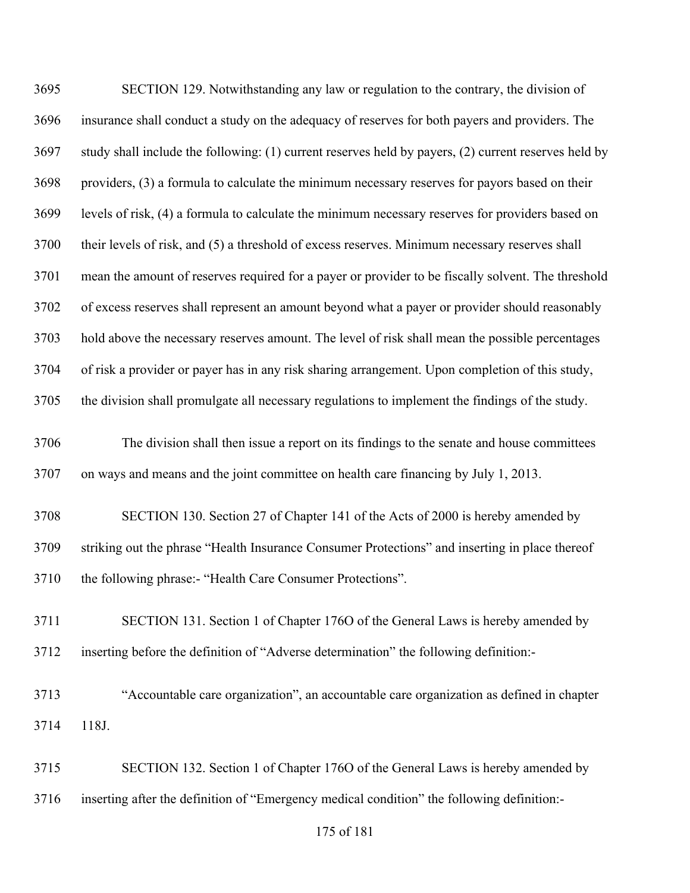SECTION 129. Notwithstanding any law or regulation to the contrary, the division of insurance shall conduct a study on the adequacy of reserves for both payers and providers. The study shall include the following: (1) current reserves held by payers, (2) current reserves held by providers, (3) a formula to calculate the minimum necessary reserves for payors based on their levels of risk, (4) a formula to calculate the minimum necessary reserves for providers based on their levels of risk, and (5) a threshold of excess reserves. Minimum necessary reserves shall mean the amount of reserves required for a payer or provider to be fiscally solvent. The threshold of excess reserves shall represent an amount beyond what a payer or provider should reasonably hold above the necessary reserves amount. The level of risk shall mean the possible percentages of risk a provider or payer has in any risk sharing arrangement. Upon completion of this study, the division shall promulgate all necessary regulations to implement the findings of the study.

The division shall then issue a report on its findings to the senate and house committees on ways and means and the joint committee on health care financing by July 1, 2013.

SECTION 130. Section 27 of Chapter 141 of the Acts of 2000 is hereby amended by striking out the phrase "Health Insurance Consumer Protections" and inserting in place thereof the following phrase:- "Health Care Consumer Protections".

SECTION 131. Section 1 of Chapter 176O of the General Laws is hereby amended by inserting before the definition of "Adverse determination" the following definition:-

"Accountable care organization", an accountable care organization as defined in chapter 118J.

SECTION 132. Section 1 of Chapter 176O of the General Laws is hereby amended by inserting after the definition of "Emergency medical condition" the following definition:-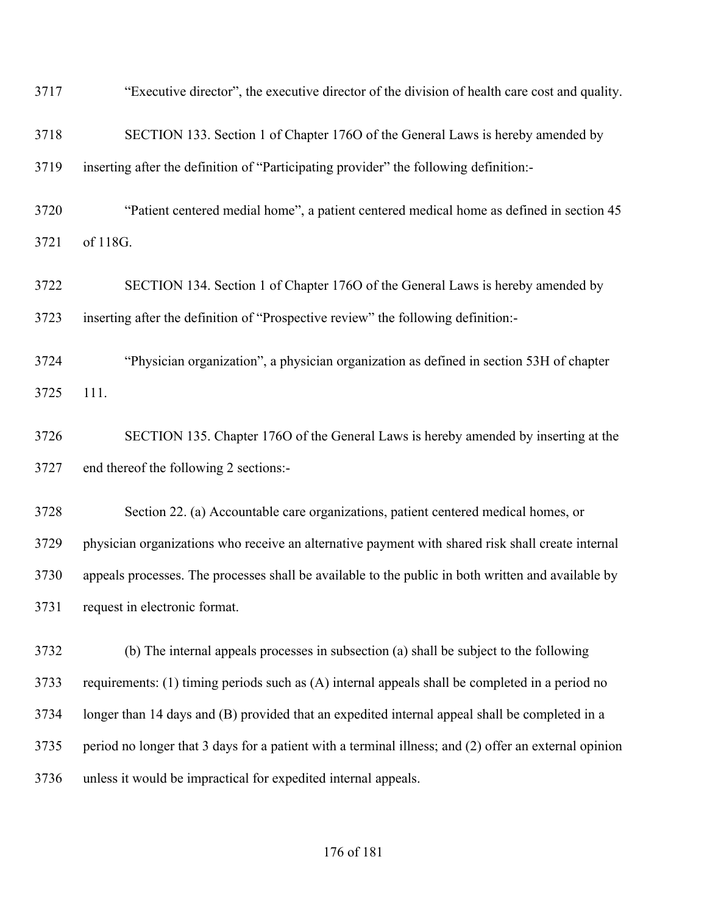"Executive director", the executive director of the division of health care cost and quality.

SECTION 133. Section 1 of Chapter 176O of the General Laws is hereby amended by inserting after the definition of "Participating provider" the following definition:-

"Patient centered medial home", a patient centered medical home as defined in section 45 of 118G.

SECTION 134. Section 1 of Chapter 176O of the General Laws is hereby amended by inserting after the definition of "Prospective review" the following definition:-

"Physician organization", a physician organization as defined in section 53H of chapter 111.

SECTION 135. Chapter 176O of the General Laws is hereby amended by inserting at the end thereof the following 2 sections:-

Section 22. (a) Accountable care organizations, patient centered medical homes, or physician organizations who receive an alternative payment with shared risk shall create internal appeals processes. The processes shall be available to the public in both written and available by request in electronic format.

(b) The internal appeals processes in subsection (a) shall be subject to the following requirements: (1) timing periods such as (A) internal appeals shall be completed in a period no longer than 14 days and (B) provided that an expedited internal appeal shall be completed in a period no longer that 3 days for a patient with a terminal illness; and (2) offer an external opinion unless it would be impractical for expedited internal appeals.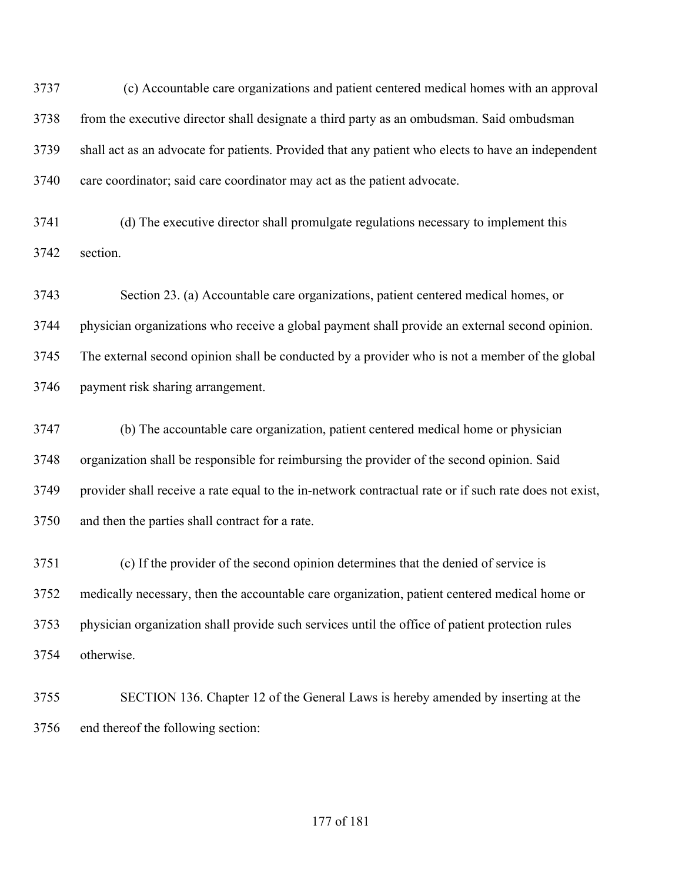(c) Accountable care organizations and patient centered medical homes with an approval from the executive director shall designate a third party as an ombudsman. Said ombudsman shall act as an advocate for patients. Provided that any patient who elects to have an independent care coordinator; said care coordinator may act as the patient advocate.

(d) The executive director shall promulgate regulations necessary to implement this section.

Section 23. (a) Accountable care organizations, patient centered medical homes, or physician organizations who receive a global payment shall provide an external second opinion. The external second opinion shall be conducted by a provider who is not a member of the global payment risk sharing arrangement.

(b) The accountable care organization, patient centered medical home or physician organization shall be responsible for reimbursing the provider of the second opinion. Said provider shall receive a rate equal to the in-network contractual rate or if such rate does not exist, and then the parties shall contract for a rate.

(c) If the provider of the second opinion determines that the denied of service is medically necessary, then the accountable care organization, patient centered medical home or physician organization shall provide such services until the office of patient protection rules otherwise.

SECTION 136. Chapter 12 of the General Laws is hereby amended by inserting at the end thereof the following section: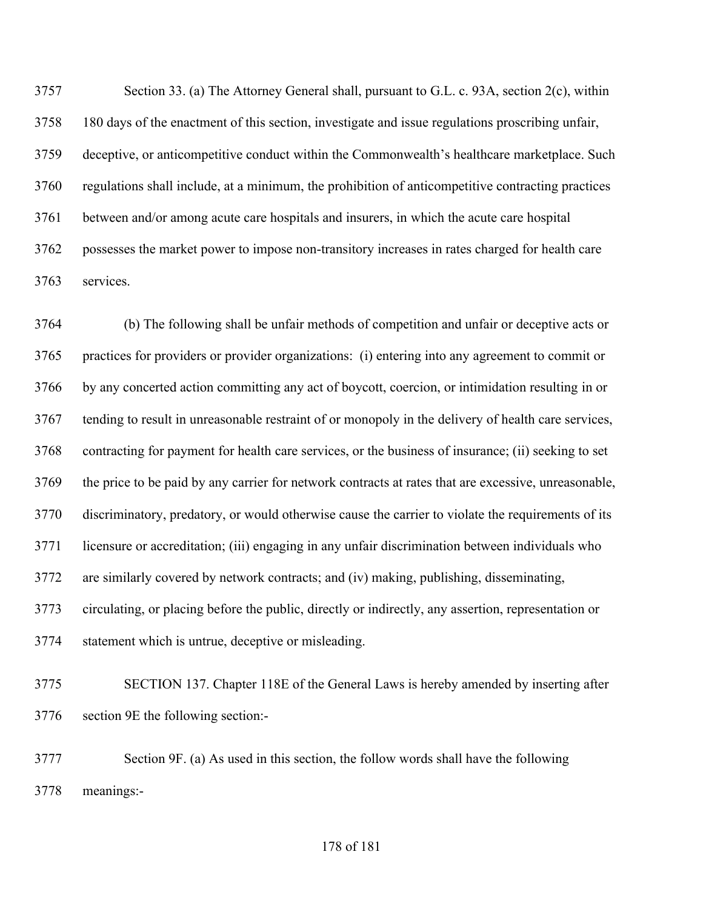Section 33. (a) The Attorney General shall, pursuant to G.L. c. 93A, section 2(c), within 180 days of the enactment of this section, investigate and issue regulations proscribing unfair, deceptive, or anticompetitive conduct within the Commonwealth's healthcare marketplace. Such regulations shall include, at a minimum, the prohibition of anticompetitive contracting practices between and/or among acute care hospitals and insurers, in which the acute care hospital possesses the market power to impose non-transitory increases in rates charged for health care services.

(b) The following shall be unfair methods of competition and unfair or deceptive acts or practices for providers or provider organizations: (i) entering into any agreement to commit or by any concerted action committing any act of boycott, coercion, or intimidation resulting in or tending to result in unreasonable restraint of or monopoly in the delivery of health care services, contracting for payment for health care services, or the business of insurance; (ii) seeking to set the price to be paid by any carrier for network contracts at rates that are excessive, unreasonable, discriminatory, predatory, or would otherwise cause the carrier to violate the requirements of its licensure or accreditation; (iii) engaging in any unfair discrimination between individuals who are similarly covered by network contracts; and (iv) making, publishing, disseminating, circulating, or placing before the public, directly or indirectly, any assertion, representation or statement which is untrue, deceptive or misleading.

SECTION 137. Chapter 118E of the General Laws is hereby amended by inserting after section 9E the following section:-

Section 9F. (a) As used in this section, the follow words shall have the following meanings:-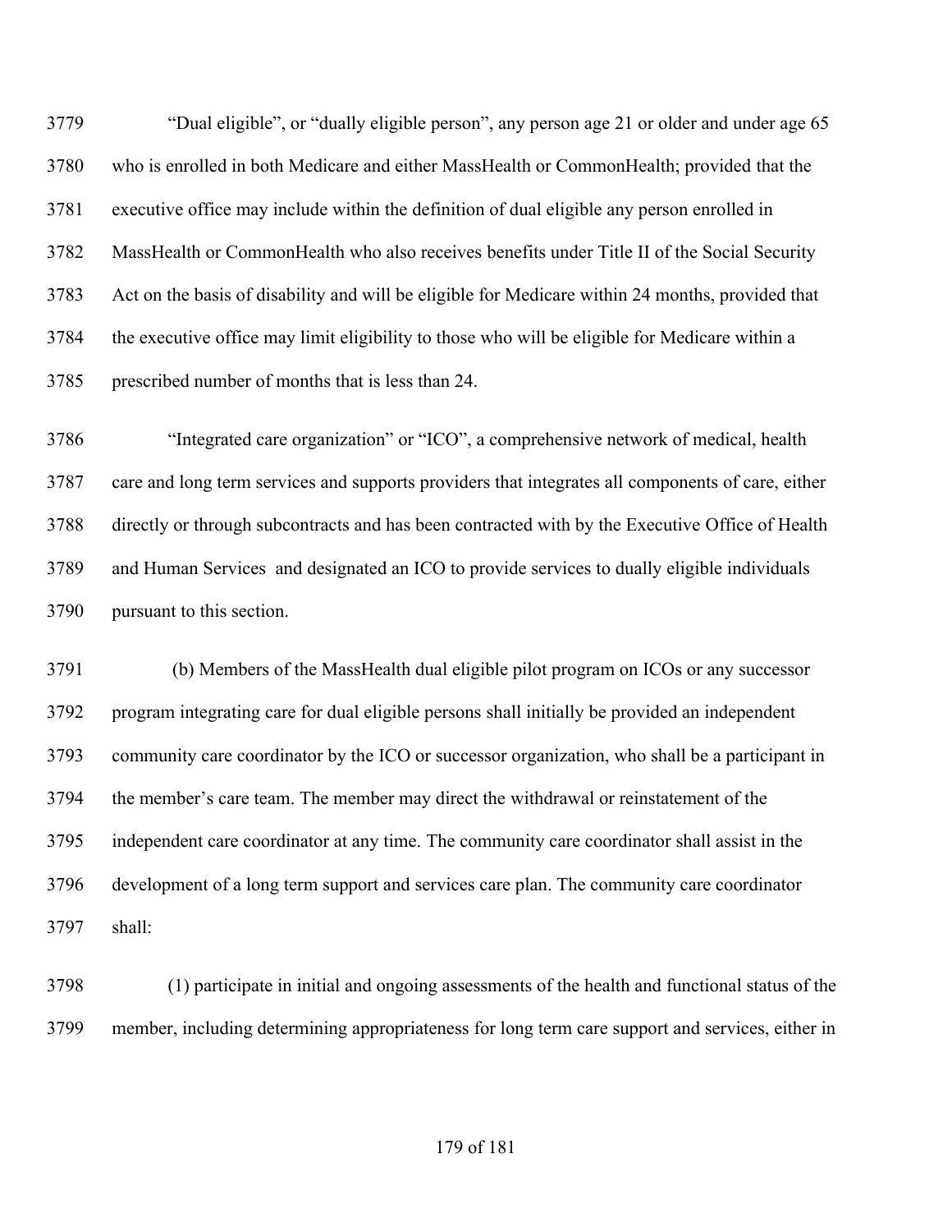"Dual eligible", or "dually eligible person", any person age 21 or older and under age 65 who is enrolled in both Medicare and either MassHealth or CommonHealth; provided that the executive office may include within the definition of dual eligible any person enrolled in MassHealth or CommonHealth who also receives benefits under Title II of the Social Security Act on the basis of disability and will be eligible for Medicare within 24 months, provided that the executive office may limit eligibility to those who will be eligible for Medicare within a prescribed number of months that is less than 24.

"Integrated care organization" or "ICO", a comprehensive network of medical, health care and long term services and supports providers that integrates all components of care, either directly or through subcontracts and has been contracted with by the Executive Office of Health and Human Services and designated an ICO to provide services to dually eligible individuals pursuant to this section.

(b) Members of the MassHealth dual eligible pilot program on ICOs or any successor program integrating care for dual eligible persons shall initially be provided an independent community care coordinator by the ICO or successor organization, who shall be a participant in the member's care team. The member may direct the withdrawal or reinstatement of the independent care coordinator at any time. The community care coordinator shall assist in the development of a long term support and services care plan. The community care coordinator shall:

(1) participate in initial and ongoing assessments of the health and functional status of the member, including determining appropriateness for long term care support and services, either in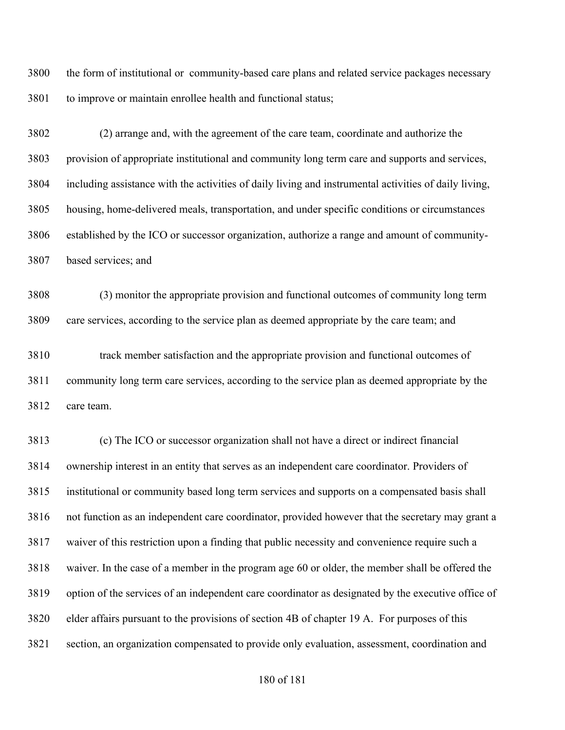the form of institutional or community-based care plans and related service packages necessary to improve or maintain enrollee health and functional status;

(2) arrange and, with the agreement of the care team, coordinate and authorize the provision of appropriate institutional and community long term care and supports and services, including assistance with the activities of daily living and instrumental activities of daily living, housing, home-delivered meals, transportation, and under specific conditions or circumstances established by the ICO or successor organization, authorize a range and amount of community-based services; and

(3) monitor the appropriate provision and functional outcomes of community long term care services, according to the service plan as deemed appropriate by the care team; and

track member satisfaction and the appropriate provision and functional outcomes of community long term care services, according to the service plan as deemed appropriate by the care team.

(c) The ICO or successor organization shall not have a direct or indirect financial ownership interest in an entity that serves as an independent care coordinator. Providers of institutional or community based long term services and supports on a compensated basis shall not function as an independent care coordinator, provided however that the secretary may grant a waiver of this restriction upon a finding that public necessity and convenience require such a waiver. In the case of a member in the program age 60 or older, the member shall be offered the option of the services of an independent care coordinator as designated by the executive office of elder affairs pursuant to the provisions of section 4B of chapter 19 A. For purposes of this section, an organization compensated to provide only evaluation, assessment, coordination and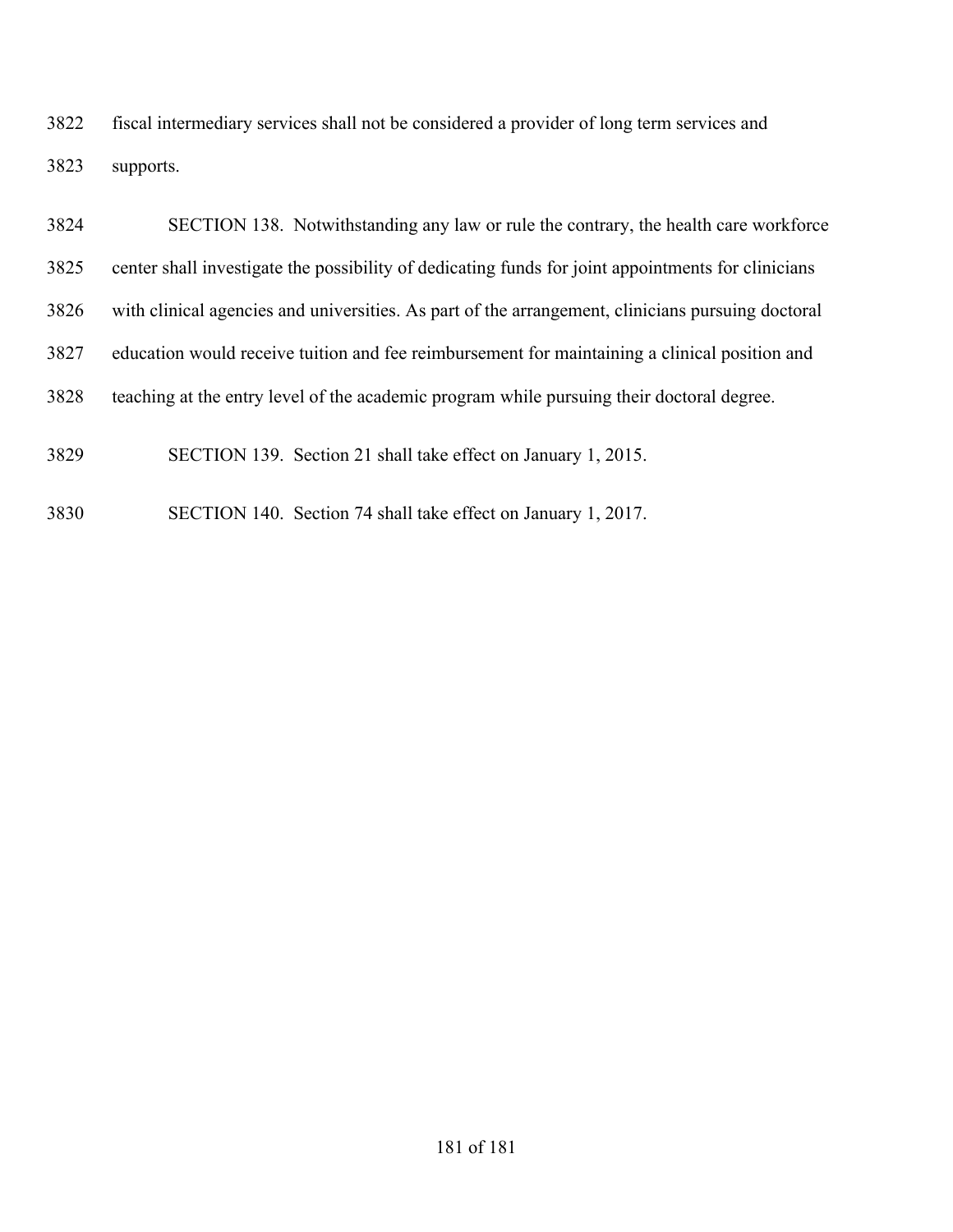fiscal intermediary services shall not be considered a provider of long term services and supports.

SECTION 138. Notwithstanding any law or rule the contrary, the health care workforce center shall investigate the possibility of dedicating funds for joint appointments for clinicians with clinical agencies and universities. As part of the arrangement, clinicians pursuing doctoral education would receive tuition and fee reimbursement for maintaining a clinical position and teaching at the entry level of the academic program while pursuing their doctoral degree.

SECTION 139. Section 21 shall take effect on January 1, 2015.

SECTION 140. Section 74 shall take effect on January 1, 2017.